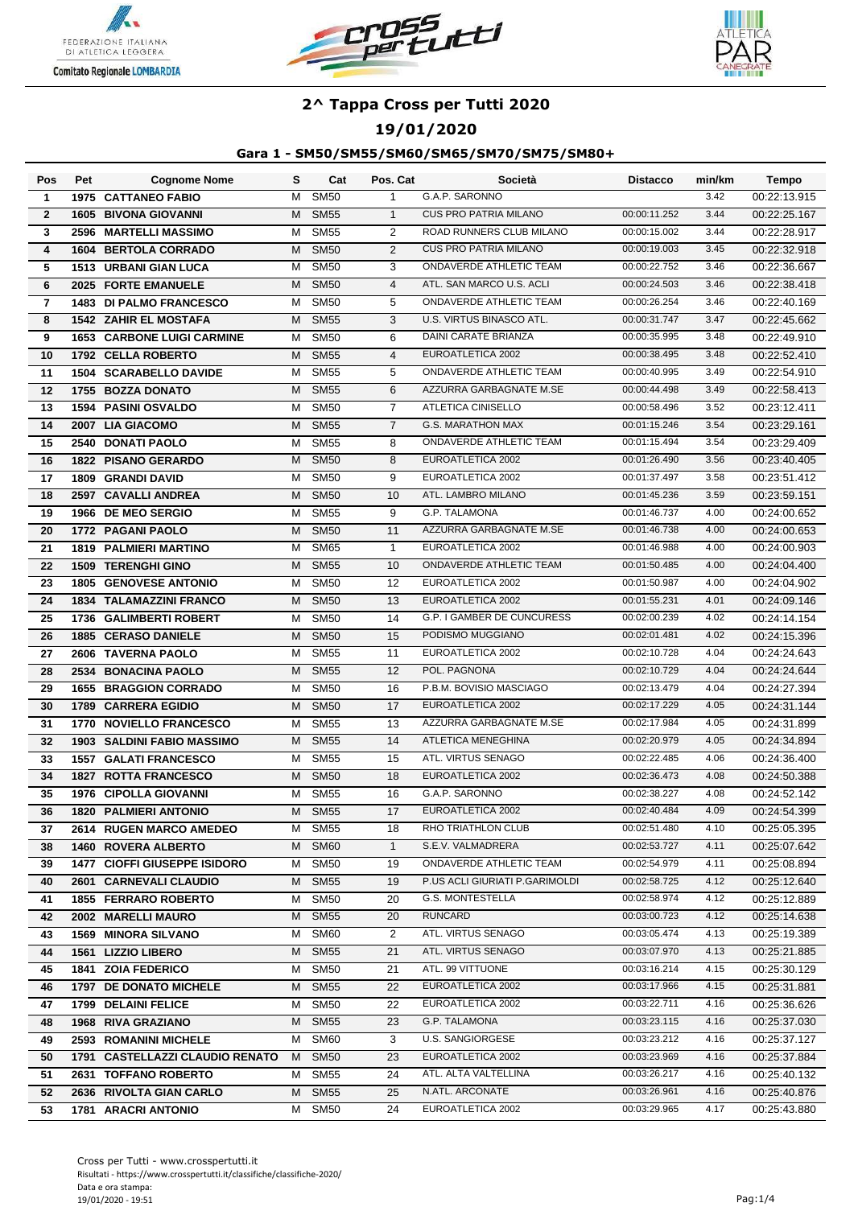# 2^ Tappa Cross per Tutti 2020

## 19/01/2020

### Gara 1 - SM50/SM55/SM60/SM65/SM70/SM75/SM80+

| Pos | Pet | Cognome Nome | S | Cat | Pos. Cat | Società | Distacco | min/km | Tempo |
|---|---|---|---|---|---|---|---|---|---|
| 1 | 1975 | CATTANEO FABIO | M | SM50 | 1 | G.A.P. SARONNO | | 3.42 | 00:22:13.915 |
| 2 | 1605 | BIVONA GIOVANNI | M | SM55 | 1 | CUS PRO PATRIA MILANO | 00:00:11.252 | 3.44 | 00:22:25.167 |
| 3 | 2596 | MARTELLI MASSIMO | M | SM55 | 2 | ROAD RUNNERS CLUB MILANO | 00:00:15.002 | 3.44 | 00:22:28.917 |
| 4 | 1604 | BERTOLA CORRADO | M | SM50 | 2 | CUS PRO PATRIA MILANO | 00:00:19.003 | 3.45 | 00:22:32.918 |
| 5 | 1513 | URBANI GIAN LUCA | M | SM50 | 3 | ONDAVERDE ATHLETIC TEAM | 00:00:22.752 | 3.46 | 00:22:36.667 |
| 6 | 2025 | FORTE EMANUELE | M | SM50 | 4 | ATL. SAN MARCO U.S. ACLI | 00:00:24.503 | 3.46 | 00:22:38.418 |
| 7 | 1483 | DI PALMO FRANCESCO | M | SM50 | 5 | ONDAVERDE ATHLETIC TEAM | 00:00:26.254 | 3.46 | 00:22:40.169 |
| 8 | 1542 | ZAHIR EL MOSTAFA | M | SM55 | 3 | U.S. VIRTUS BINASCO ATL. | 00:00:31.747 | 3.47 | 00:22:45.662 |
| 9 | 1653 | CARBONE LUIGI CARMINE | M | SM50 | 6 | DAINI CARATE BRIANZA | 00:00:35.995 | 3.48 | 00:22:49.910 |
| 10 | 1792 | CELLA ROBERTO | M | SM55 | 4 | EUROATLETICA 2002 | 00:00:38.495 | 3.48 | 00:22:52.410 |
| 11 | 1504 | SCARABELLO DAVIDE | M | SM55 | 5 | ONDAVERDE ATHLETIC TEAM | 00:00:40.995 | 3.49 | 00:22:54.910 |
| 12 | 1755 | BOZZA DONATO | M | SM55 | 6 | AZZURRA GARBAGNATE M.SE | 00:00:44.498 | 3.49 | 00:22:58.413 |
| 13 | 1594 | PASINI OSVALDO | M | SM50 | 7 | ATLETICA CINISELLO | 00:00:58.496 | 3.52 | 00:23:12.411 |
| 14 | 2007 | LIA GIACOMO | M | SM55 | 7 | G.S. MARATHON MAX | 00:01:15.246 | 3.54 | 00:23:29.161 |
| 15 | 2540 | DONATI PAOLO | M | SM55 | 8 | ONDAVERDE ATHLETIC TEAM | 00:01:15.494 | 3.54 | 00:23:29.409 |
| 16 | 1822 | PISANO GERARDO | M | SM50 | 8 | EUROATLETICA 2002 | 00:01:26.490 | 3.56 | 00:23:40.405 |
| 17 | 1809 | GRANDI DAVID | M | SM50 | 9 | EUROATLETICA 2002 | 00:01:37.497 | 3.58 | 00:23:51.412 |
| 18 | 2597 | CAVALLI ANDREA | M | SM50 | 10 | ATL. LAMBRO MILANO | 00:01:45.236 | 3.59 | 00:23:59.151 |
| 19 | 1966 | DE MEO SERGIO | M | SM55 | 9 | G.P. TALAMONA | 00:01:46.737 | 4.00 | 00:24:00.652 |
| 20 | 1772 | PAGANI PAOLO | M | SM50 | 11 | AZZURRA GARBAGNATE M.SE | 00:01:46.738 | 4.00 | 00:24:00.653 |
| 21 | 1819 | PALMIERI MARTINO | M | SM65 | 1 | EUROATLETICA 2002 | 00:01:46.988 | 4.00 | 00:24:00.903 |
| 22 | 1509 | TERENGHI GINO | M | SM55 | 10 | ONDAVERDE ATHLETIC TEAM | 00:01:50.485 | 4.00 | 00:24:04.400 |
| 23 | 1805 | GENOVESE ANTONIO | M | SM50 | 12 | EUROATLETICA 2002 | 00:01:50.987 | 4.00 | 00:24:04.902 |
| 24 | 1834 | TALAMAZZINI FRANCO | M | SM50 | 13 | EUROATLETICA 2002 | 00:01:55.231 | 4.01 | 00:24:09.146 |
| 25 | 1736 | GALIMBERTI ROBERT | M | SM50 | 14 | G.P. I GAMBER DE CUNCURESS | 00:02:00.239 | 4.02 | 00:24:14.154 |
| 26 | 1885 | CERASO DANIELE | M | SM50 | 15 | PODISMO MUGGIANO | 00:02:01.481 | 4.02 | 00:24:15.396 |
| 27 | 2606 | TAVERNA PAOLO | M | SM55 | 11 | EUROATLETICA 2002 | 00:02:10.728 | 4.04 | 00:24:24.643 |
| 28 | 2534 | BONACINA PAOLO | M | SM55 | 12 | POL. PAGNONA | 00:02:10.729 | 4.04 | 00:24:24.644 |
| 29 | 1655 | BRAGGION CORRADO | M | SM50 | 16 | P.B.M. BOVISIO MASCIAGO | 00:02:13.479 | 4.04 | 00:24:27.394 |
| 30 | 1789 | CARRERA EGIDIO | M | SM50 | 17 | EUROATLETICA 2002 | 00:02:17.229 | 4.05 | 00:24:31.144 |
| 31 | 1770 | NOVIELLO FRANCESCO | M | SM55 | 13 | AZZURRA GARBAGNATE M.SE | 00:02:17.984 | 4.05 | 00:24:31.899 |
| 32 | 1903 | SALDINI FABIO MASSIMO | M | SM55 | 14 | ATLETICA MENEGHINA | 00:02:20.979 | 4.05 | 00:24:34.894 |
| 33 | 1557 | GALATI FRANCESCO | M | SM55 | 15 | ATL. VIRTUS SENAGO | 00:02:22.485 | 4.06 | 00:24:36.400 |
| 34 | 1827 | ROTTA FRANCESCO | M | SM50 | 18 | EUROATLETICA 2002 | 00:02:36.473 | 4.08 | 00:24:50.388 |
| 35 | 1976 | CIPOLLA GIOVANNI | M | SM55 | 16 | G.A.P. SARONNO | 00:02:38.227 | 4.08 | 00:24:52.142 |
| 36 | 1820 | PALMIERI ANTONIO | M | SM55 | 17 | EUROATLETICA 2002 | 00:02:40.484 | 4.09 | 00:24:54.399 |
| 37 | 2614 | RUGEN MARCO AMEDEO | M | SM55 | 18 | RHO TRIATHLON CLUB | 00:02:51.480 | 4.10 | 00:25:05.395 |
| 38 | 1460 | ROVERA ALBERTO | M | SM60 | 1 | S.E.V. VALMADRERA | 00:02:53.727 | 4.11 | 00:25:07.642 |
| 39 | 1477 | CIOFFI GIUSEPPE ISIDORO | M | SM50 | 19 | ONDAVERDE ATHLETIC TEAM | 00:02:54.979 | 4.11 | 00:25:08.894 |
| 40 | 2601 | CARNEVALI CLAUDIO | M | SM55 | 19 | P.US ACLI GIURIATI P.GARIMOLDI | 00:02:58.725 | 4.12 | 00:25:12.640 |
| 41 | 1855 | FERRARO ROBERTO | M | SM50 | 20 | G.S. MONTESTELLA | 00:02:58.974 | 4.12 | 00:25:12.889 |
| 42 | 2002 | MARELLI MAURO | M | SM55 | 20 | RUNCARD | 00:03:00.723 | 4.12 | 00:25:14.638 |
| 43 | 1569 | MINORA SILVANO | M | SM60 | 2 | ATL. VIRTUS SENAGO | 00:03:05.474 | 4.13 | 00:25:19.389 |
| 44 | 1561 | LIZZIO LIBERO | M | SM55 | 21 | ATL. VIRTUS SENAGO | 00:03:07.970 | 4.13 | 00:25:21.885 |
| 45 | 1841 | ZOIA FEDERICO | M | SM50 | 21 | ATL. 99 VITTUONE | 00:03:16.214 | 4.15 | 00:25:30.129 |
| 46 | 1797 | DE DONATO MICHELE | M | SM55 | 22 | EUROATLETICA 2002 | 00:03:17.966 | 4.15 | 00:25:31.881 |
| 47 | 1799 | DELAINI FELICE | M | SM50 | 22 | EUROATLETICA 2002 | 00:03:22.711 | 4.16 | 00:25:36.626 |
| 48 | 1968 | RIVA GRAZIANO | M | SM55 | 23 | G.P. TALAMONA | 00:03:23.115 | 4.16 | 00:25:37.030 |
| 49 | 2593 | ROMANINI MICHELE | M | SM60 | 3 | U.S. SANGIORGESE | 00:03:23.212 | 4.16 | 00:25:37.127 |
| 50 | 1791 | CASTELLAZZI CLAUDIO RENATO | M | SM50 | 23 | EUROATLETICA 2002 | 00:03:23.969 | 4.16 | 00:25:37.884 |
| 51 | 2631 | TOFFANO ROBERTO | M | SM55 | 24 | ATL. ALTA VALTELLINA | 00:03:26.217 | 4.16 | 00:25:40.132 |
| 52 | 2636 | RIVOLTA GIAN CARLO | M | SM55 | 25 | N.ATL. ARCONATE | 00:03:26.961 | 4.16 | 00:25:40.876 |
| 53 | 1781 | ARACRI ANTONIO | M | SM50 | 24 | EUROATLETICA 2002 | 00:03:29.965 | 4.17 | 00:25:43.880 |

Cross per Tutti - www.crosspertutti.it
Risultati - https://www.crosspertutti.it/classifiche/classifiche-2020/
Data e ora stampa:
19/01/2020 - 19:51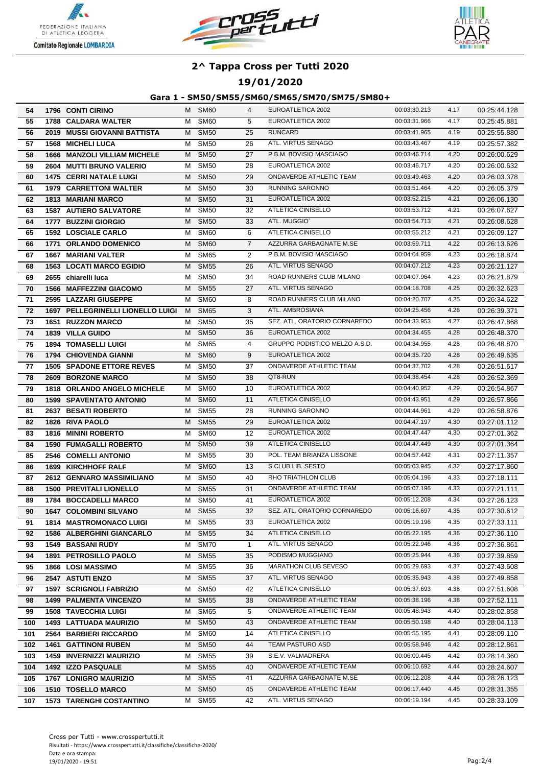# 2^ Tappa Cross per Tutti 2020

## 19/01/2020

### Gara 1 - SM50/SM55/SM60/SM65/SM70/SM75/SM80+

| | | | | | | | | | |
|---|---|---|---|---|---|---|---|---|---|
| 54 | 1796 | CONTI CIRINO | M | SM60 | 4 | EUROATLETICA 2002 | 00:03:30.213 | 4.17 | 00:25:44.128 |
| 55 | 1788 | CALDARA WALTER | M | SM60 | 5 | EUROATLETICA 2002 | 00:03:31.966 | 4.17 | 00:25:45.881 |
| 56 | 2019 | MUSSI GIOVANNI BATTISTA | M | SM50 | 25 | RUNCARD | 00:03:41.965 | 4.19 | 00:25:55.880 |
| 57 | 1568 | MICHELI LUCA | M | SM50 | 26 | ATL. VIRTUS SENAGO | 00:03:43.467 | 4.19 | 00:25:57.382 |
| 58 | 1666 | MANZOLI VILLIAM MICHELE | M | SM50 | 27 | P.B.M. BOVISIO MASCIAGO | 00:03:46.714 | 4.20 | 00:26:00.629 |
| 59 | 2604 | MUTTI BRUNO VALERIO | M | SM50 | 28 | EUROATLETICA 2002 | 00:03:46.717 | 4.20 | 00:26:00.632 |
| 60 | 1475 | CERRI NATALE LUIGI | M | SM50 | 29 | ONDAVERDE ATHLETIC TEAM | 00:03:49.463 | 4.20 | 00:26:03.378 |
| 61 | 1979 | CARRETTONI WALTER | M | SM50 | 30 | RUNNING SARONNO | 00:03:51.464 | 4.20 | 00:26:05.379 |
| 62 | 1813 | MARIANI MARCO | M | SM50 | 31 | EUROATLETICA 2002 | 00:03:52.215 | 4.21 | 00:26:06.130 |
| 63 | 1587 | AUTIERO SALVATORE | M | SM50 | 32 | ATLETICA CINISELLO | 00:03:53.712 | 4.21 | 00:26:07.627 |
| 64 | 1777 | BUZZINI GIORGIO | M | SM50 | 33 | ATL. MUGGIO` | 00:03:54.713 | 4.21 | 00:26:08.628 |
| 65 | 1592 | LOSCIALE CARLO | M | SM60 | 6 | ATLETICA CINISELLO | 00:03:55.212 | 4.21 | 00:26:09.127 |
| 66 | 1771 | ORLANDO DOMENICO | M | SM60 | 7 | AZZURRA GARBAGNATE M.SE | 00:03:59.711 | 4.22 | 00:26:13.626 |
| 67 | 1667 | MARIANI VALTER | M | SM65 | 2 | P.B.M. BOVISIO MASCIAGO | 00:04:04.959 | 4.23 | 00:26:18.874 |
| 68 | 1563 | LOCATI MARCO EGIDIO | M | SM55 | 26 | ATL. VIRTUS SENAGO | 00:04:07.212 | 4.23 | 00:26:21.127 |
| 69 | 2655 | chiarelli luca | M | SM50 | 34 | ROAD RUNNERS CLUB MILANO | 00:04:07.964 | 4.23 | 00:26:21.879 |
| 70 | 1566 | MAFFEZZINI GIACOMO | M | SM55 | 27 | ATL. VIRTUS SENAGO | 00:04:18.708 | 4.25 | 00:26:32.623 |
| 71 | 2595 | LAZZARI GIUSEPPE | M | SM60 | 8 | ROAD RUNNERS CLUB MILANO | 00:04:20.707 | 4.25 | 00:26:34.622 |
| 72 | 1697 | PELLEGRINELLI LIONELLO LUIGI | M | SM65 | 3 | ATL. AMBROSIANA | 00:04:25.456 | 4.26 | 00:26:39.371 |
| 73 | 1651 | RUZZON MARCO | M | SM50 | 35 | SEZ. ATL. ORATORIO CORNAREDO | 00:04:33.953 | 4.27 | 00:26:47.868 |
| 74 | 1839 | VILLA GUIDO | M | SM50 | 36 | EUROATLETICA 2002 | 00:04:34.455 | 4.28 | 00:26:48.370 |
| 75 | 1894 | TOMASELLI LUIGI | M | SM65 | 4 | GRUPPO PODISTICO MELZO A.S.D. | 00:04:34.955 | 4.28 | 00:26:48.870 |
| 76 | 1794 | CHIOVENDA GIANNI | M | SM60 | 9 | EUROATLETICA 2002 | 00:04:35.720 | 4.28 | 00:26:49.635 |
| 77 | 1505 | SPADONE ETTORE REVES | M | SM50 | 37 | ONDAVERDE ATHLETIC TEAM | 00:04:37.702 | 4.28 | 00:26:51.617 |
| 78 | 2609 | BORZONE MARCO | M | SM50 | 38 | QT8-RUN | 00:04:38.454 | 4.28 | 00:26:52.369 |
| 79 | 1818 | ORLANDO ANGELO MICHELE | M | SM60 | 10 | EUROATLETICA 2002 | 00:04:40.952 | 4.29 | 00:26:54.867 |
| 80 | 1599 | SPAVENTATO ANTONIO | M | SM60 | 11 | ATLETICA CINISELLO | 00:04:43.951 | 4.29 | 00:26:57.866 |
| 81 | 2637 | BESATI ROBERTO | M | SM55 | 28 | RUNNING SARONNO | 00:04:44.961 | 4.29 | 00:26:58.876 |
| 82 | 1826 | RIVA PAOLO | M | SM55 | 29 | EUROATLETICA 2002 | 00:04:47.197 | 4.30 | 00:27:01.112 |
| 83 | 1816 | MININI ROBERTO | M | SM60 | 12 | EUROATLETICA 2002 | 00:04:47.447 | 4.30 | 00:27:01.362 |
| 84 | 1590 | FUMAGALLI ROBERTO | M | SM50 | 39 | ATLETICA CINISELLO | 00:04:47.449 | 4.30 | 00:27:01.364 |
| 85 | 2546 | COMELLI ANTONIO | M | SM55 | 30 | POL. TEAM BRIANZA LISSONE | 00:04:57.442 | 4.31 | 00:27:11.357 |
| 86 | 1699 | KIRCHHOFF RALF | M | SM60 | 13 | S.CLUB LIB. SESTO | 00:05:03.945 | 4.32 | 00:27:17.860 |
| 87 | 2612 | GENNARO MASSIMILIANO | M | SM50 | 40 | RHO TRIATHLON CLUB | 00:05:04.196 | 4.33 | 00:27:18.111 |
| 88 | 1500 | PREVITALI LIONELLO | M | SM55 | 31 | ONDAVERDE ATHLETIC TEAM | 00:05:07.196 | 4.33 | 00:27:21.111 |
| 89 | 1784 | BOCCADELLI MARCO | M | SM50 | 41 | EUROATLETICA 2002 | 00:05:12.208 | 4.34 | 00:27:26.123 |
| 90 | 1647 | COLOMBINI SILVANO | M | SM55 | 32 | SEZ. ATL. ORATORIO CORNAREDO | 00:05:16.697 | 4.35 | 00:27:30.612 |
| 91 | 1814 | MASTROMONACO LUIGI | M | SM55 | 33 | EUROATLETICA 2002 | 00:05:19.196 | 4.35 | 00:27:33.111 |
| 92 | 1586 | ALBERGHINI GIANCARLO | M | SM55 | 34 | ATLETICA CINISELLO | 00:05:22.195 | 4.36 | 00:27:36.110 |
| 93 | 1549 | BASSANI RUDY | M | SM70 | 1 | ATL. VIRTUS SENAGO | 00:05:22.946 | 4.36 | 00:27:36.861 |
| 94 | 1891 | PETROSILLO PAOLO | M | SM55 | 35 | PODISMO MUGGIANO | 00:05:25.944 | 4.36 | 00:27:39.859 |
| 95 | 1866 | LOSI MASSIMO | M | SM55 | 36 | MARATHON CLUB SEVESO | 00:05:29.693 | 4.37 | 00:27:43.608 |
| 96 | 2547 | ASTUTI ENZO | M | SM55 | 37 | ATL. VIRTUS SENAGO | 00:05:35.943 | 4.38 | 00:27:49.858 |
| 97 | 1597 | SCRIGNOLI FABRIZIO | M | SM50 | 42 | ATLETICA CINISELLO | 00:05:37.693 | 4.38 | 00:27:51.608 |
| 98 | 1499 | PALMENTA VINCENZO | M | SM55 | 38 | ONDAVERDE ATHLETIC TEAM | 00:05:38.196 | 4.38 | 00:27:52.111 |
| 99 | 1508 | TAVECCHIA LUIGI | M | SM65 | 5 | ONDAVERDE ATHLETIC TEAM | 00:05:48.943 | 4.40 | 00:28:02.858 |
| 100 | 1493 | LATTUADA MAURIZIO | M | SM50 | 43 | ONDAVERDE ATHLETIC TEAM | 00:05:50.198 | 4.40 | 00:28:04.113 |
| 101 | 2564 | BARBIERI RICCARDO | M | SM60 | 14 | ATLETICA CINISELLO | 00:05:55.195 | 4.41 | 00:28:09.110 |
| 102 | 1461 | GATTINONI RUBEN | M | SM50 | 44 | TEAM PASTURO ASD | 00:05:58.946 | 4.42 | 00:28:12.861 |
| 103 | 1459 | INVERNIZZI MAURIZIO | M | SM55 | 39 | S.E.V. VALMADRERA | 00:06:00.445 | 4.42 | 00:28:14.360 |
| 104 | 1492 | IZZO PASQUALE | M | SM55 | 40 | ONDAVERDE ATHLETIC TEAM | 00:06:10.692 | 4.44 | 00:28:24.607 |
| 105 | 1767 | LONIGRO MAURIZIO | M | SM55 | 41 | AZZURRA GARBAGNATE M.SE | 00:06:12.208 | 4.44 | 00:28:26.123 |
| 106 | 1510 | TOSELLO MARCO | M | SM50 | 45 | ONDAVERDE ATHLETIC TEAM | 00:06:17.440 | 4.45 | 00:28:31.355 |
| 107 | 1573 | TARENGHI COSTANTINO | M | SM55 | 42 | ATL. VIRTUS SENAGO | 00:06:19.194 | 4.45 | 00:28:33.109 |

Cross per Tutti - www.crosspertutti.it
Risultati - https://www.crosspertutti.it/classifiche/classifiche-2020/
Data e ora stampa:
19/01/2020 - 19:51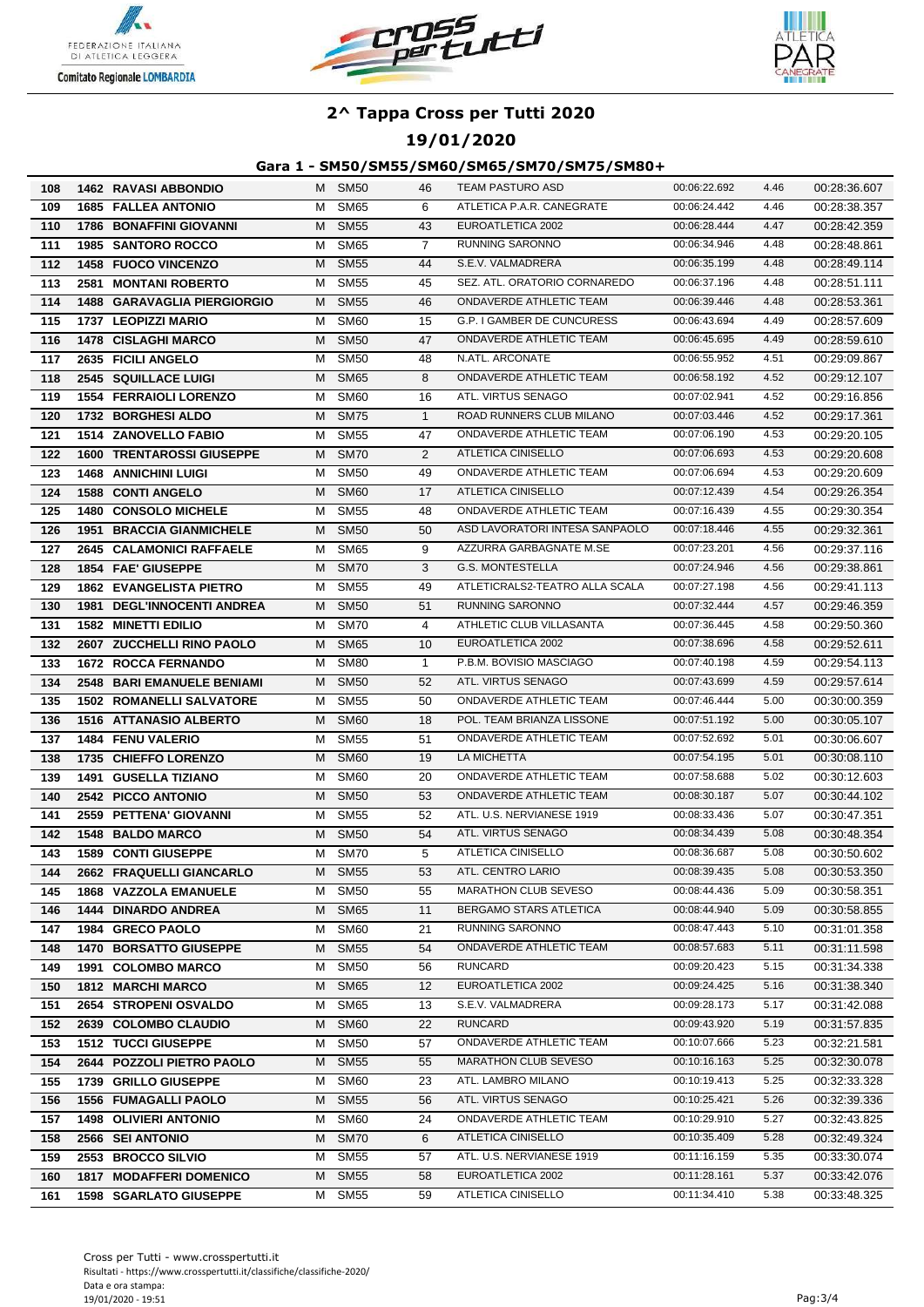# 2^ Tappa Cross per Tutti 2020

## 19/01/2020

### Gara 1 - SM50/SM55/SM60/SM65/SM70/SM75/SM80+

| | | | | | | | | | |
|---|---|---|---|---|---|---|---|---|---|
| 108 | 1462 | RAVASI ABBONDIO | M | SM50 | 46 | TEAM PASTURO ASD | 00:06:22.692 | 4.46 | 00:28:36.607 |
| 109 | 1685 | FALLEA ANTONIO | M | SM65 | 6 | ATLETICA P.A.R. CANEGRATE | 00:06:24.442 | 4.46 | 00:28:38.357 |
| 110 | 1786 | BONAFFINI GIOVANNI | M | SM55 | 43 | EUROATLETICA 2002 | 00:06:28.444 | 4.47 | 00:28:42.359 |
| 111 | 1985 | SANTORO ROCCO | M | SM65 | 7 | RUNNING SARONNO | 00:06:34.946 | 4.48 | 00:28:48.861 |
| 112 | 1458 | FUOCO VINCENZO | M | SM55 | 44 | S.E.V. VALMADRERA | 00:06:35.199 | 4.48 | 00:28:49.114 |
| 113 | 2581 | MONTANI ROBERTO | M | SM55 | 45 | SEZ. ATL. ORATORIO CORNAREDO | 00:06:37.196 | 4.48 | 00:28:51.111 |
| 114 | 1488 | GARAVAGLIA PIERGIORGIO | M | SM55 | 46 | ONDAVERDE ATHLETIC TEAM | 00:06:39.446 | 4.48 | 00:28:53.361 |
| 115 | 1737 | LEOPIZZI MARIO | M | SM60 | 15 | G.P. I GAMBER DE CUNCURESS | 00:06:43.694 | 4.49 | 00:28:57.609 |
| 116 | 1478 | CISLAGHI MARCO | M | SM50 | 47 | ONDAVERDE ATHLETIC TEAM | 00:06:45.695 | 4.49 | 00:28:59.610 |
| 117 | 2635 | FICILI ANGELO | M | SM50 | 48 | N.ATL. ARCONATE | 00:06:55.952 | 4.51 | 00:29:09.867 |
| 118 | 2545 | SQUILLACE LUIGI | M | SM65 | 8 | ONDAVERDE ATHLETIC TEAM | 00:06:58.192 | 4.52 | 00:29:12.107 |
| 119 | 1554 | FERRAIOLI LORENZO | M | SM60 | 16 | ATL. VIRTUS SENAGO | 00:07:02.941 | 4.52 | 00:29:16.856 |
| 120 | 1732 | BORGHESI ALDO | M | SM75 | 1 | ROAD RUNNERS CLUB MILANO | 00:07:03.446 | 4.52 | 00:29:17.361 |
| 121 | 1514 | ZANOVELLO FABIO | M | SM55 | 47 | ONDAVERDE ATHLETIC TEAM | 00:07:06.190 | 4.53 | 00:29:20.105 |
| 122 | 1600 | TRENTAROSSI GIUSEPPE | M | SM70 | 2 | ATLETICA CINISELLO | 00:07:06.693 | 4.53 | 00:29:20.608 |
| 123 | 1468 | ANNICHINI LUIGI | M | SM50 | 49 | ONDAVERDE ATHLETIC TEAM | 00:07:06.694 | 4.53 | 00:29:20.609 |
| 124 | 1588 | CONTI ANGELO | M | SM60 | 17 | ATLETICA CINISELLO | 00:07:12.439 | 4.54 | 00:29:26.354 |
| 125 | 1480 | CONSOLO MICHELE | M | SM55 | 48 | ONDAVERDE ATHLETIC TEAM | 00:07:16.439 | 4.55 | 00:29:30.354 |
| 126 | 1951 | BRACCIA GIANMICHELE | M | SM50 | 50 | ASD LAVORATORI INTESA SANPAOLO | 00:07:18.446 | 4.55 | 00:29:32.361 |
| 127 | 2645 | CALAMONICI RAFFAELE | M | SM65 | 9 | AZZURRA GARBAGNATE M.SE | 00:07:23.201 | 4.56 | 00:29:37.116 |
| 128 | 1854 | FAE' GIUSEPPE | M | SM70 | 3 | G.S. MONTESTELLA | 00:07:24.946 | 4.56 | 00:29:38.861 |
| 129 | 1862 | EVANGELISTA PIETRO | M | SM55 | 49 | ATLETICRALS2-TEATRO ALLA SCALA | 00:07:27.198 | 4.56 | 00:29:41.113 |
| 130 | 1981 | DEGL'INNOCENTI ANDREA | M | SM50 | 51 | RUNNING SARONNO | 00:07:32.444 | 4.57 | 00:29:46.359 |
| 131 | 1582 | MINETTI EDILIO | M | SM70 | 4 | ATHLETIC CLUB VILLASANTA | 00:07:36.445 | 4.58 | 00:29:50.360 |
| 132 | 2607 | ZUCCHELLI RINO PAOLO | M | SM65 | 10 | EUROATLETICA 2002 | 00:07:38.696 | 4.58 | 00:29:52.611 |
| 133 | 1672 | ROCCA FERNANDO | M | SM80 | 1 | P.B.M. BOVISIO MASCIAGO | 00:07:40.198 | 4.59 | 00:29:54.113 |
| 134 | 2548 | BARI EMANUELE BENIAMI | M | SM50 | 52 | ATL. VIRTUS SENAGO | 00:07:43.699 | 4.59 | 00:29:57.614 |
| 135 | 1502 | ROMANELLI SALVATORE | M | SM55 | 50 | ONDAVERDE ATHLETIC TEAM | 00:07:46.444 | 5.00 | 00:30:00.359 |
| 136 | 1516 | ATTANASIO ALBERTO | M | SM60 | 18 | POL. TEAM BRIANZA LISSONE | 00:07:51.192 | 5.00 | 00:30:05.107 |
| 137 | 1484 | FENU VALERIO | M | SM55 | 51 | ONDAVERDE ATHLETIC TEAM | 00:07:52.692 | 5.01 | 00:30:06.607 |
| 138 | 1735 | CHIEFFO LORENZO | M | SM60 | 19 | LA MICHETTA | 00:07:54.195 | 5.01 | 00:30:08.110 |
| 139 | 1491 | GUSELLA TIZIANO | M | SM60 | 20 | ONDAVERDE ATHLETIC TEAM | 00:07:58.688 | 5.02 | 00:30:12.603 |
| 140 | 2542 | PICCO ANTONIO | M | SM50 | 53 | ONDAVERDE ATHLETIC TEAM | 00:08:30.187 | 5.07 | 00:30:44.102 |
| 141 | 2559 | PETTENA' GIOVANNI | M | SM55 | 52 | ATL. U.S. NERVIANESE 1919 | 00:08:33.436 | 5.07 | 00:30:47.351 |
| 142 | 1548 | BALDO MARCO | M | SM50 | 54 | ATL. VIRTUS SENAGO | 00:08:34.439 | 5.08 | 00:30:48.354 |
| 143 | 1589 | CONTI GIUSEPPE | M | SM70 | 5 | ATLETICA CINISELLO | 00:08:36.687 | 5.08 | 00:30:50.602 |
| 144 | 2662 | FRAQUELLI GIANCARLO | M | SM55 | 53 | ATL. CENTRO LARIO | 00:08:39.435 | 5.08 | 00:30:53.350 |
| 145 | 1868 | VAZZOLA EMANUELE | M | SM50 | 55 | MARATHON CLUB SEVESO | 00:08:44.436 | 5.09 | 00:30:58.351 |
| 146 | 1444 | DINARDO ANDREA | M | SM65 | 11 | BERGAMO STARS ATLETICA | 00:08:44.940 | 5.09 | 00:30:58.855 |
| 147 | 1984 | GRECO PAOLO | M | SM60 | 21 | RUNNING SARONNO | 00:08:47.443 | 5.10 | 00:31:01.358 |
| 148 | 1470 | BORSATTO GIUSEPPE | M | SM55 | 54 | ONDAVERDE ATHLETIC TEAM | 00:08:57.683 | 5.11 | 00:31:11.598 |
| 149 | 1991 | COLOMBO MARCO | M | SM50 | 56 | RUNCARD | 00:09:20.423 | 5.15 | 00:31:34.338 |
| 150 | 1812 | MARCHI MARCO | M | SM65 | 12 | EUROATLETICA 2002 | 00:09:24.425 | 5.16 | 00:31:38.340 |
| 151 | 2654 | STROPENI OSVALDO | M | SM65 | 13 | S.E.V. VALMADRERA | 00:09:28.173 | 5.17 | 00:31:42.088 |
| 152 | 2639 | COLOMBO CLAUDIO | M | SM60 | 22 | RUNCARD | 00:09:43.920 | 5.19 | 00:31:57.835 |
| 153 | 1512 | TUCCI GIUSEPPE | M | SM50 | 57 | ONDAVERDE ATHLETIC TEAM | 00:10:07.666 | 5.23 | 00:32:21.581 |
| 154 | 2644 | POZZOLI PIETRO PAOLO | M | SM55 | 55 | MARATHON CLUB SEVESO | 00:10:16.163 | 5.25 | 00:32:30.078 |
| 155 | 1739 | GRILLO GIUSEPPE | M | SM60 | 23 | ATL. LAMBRO MILANO | 00:10:19.413 | 5.25 | 00:32:33.328 |
| 156 | 1556 | FUMAGALLI PAOLO | M | SM55 | 56 | ATL. VIRTUS SENAGO | 00:10:25.421 | 5.26 | 00:32:39.336 |
| 157 | 1498 | OLIVIERI ANTONIO | M | SM60 | 24 | ONDAVERDE ATHLETIC TEAM | 00:10:29.910 | 5.27 | 00:32:43.825 |
| 158 | 2566 | SEI ANTONIO | M | SM70 | 6 | ATLETICA CINISELLO | 00:10:35.409 | 5.28 | 00:32:49.324 |
| 159 | 2553 | BROCCO SILVIO | M | SM55 | 57 | ATL. U.S. NERVIANESE 1919 | 00:11:16.159 | 5.35 | 00:33:30.074 |
| 160 | 1817 | MODAFFERI DOMENICO | M | SM55 | 58 | EUROATLETICA 2002 | 00:11:28.161 | 5.37 | 00:33:42.076 |
| 161 | 1598 | SGARLATO GIUSEPPE | M | SM55 | 59 | ATLETICA CINISELLO | 00:11:34.410 | 5.38 | 00:33:48.325 |

Cross per Tutti - www.crosspertutti.it
Risultati - https://www.crosspertutti.it/classifiche/classifiche-2020/
Data e ora stampa:
19/01/2020 - 19:51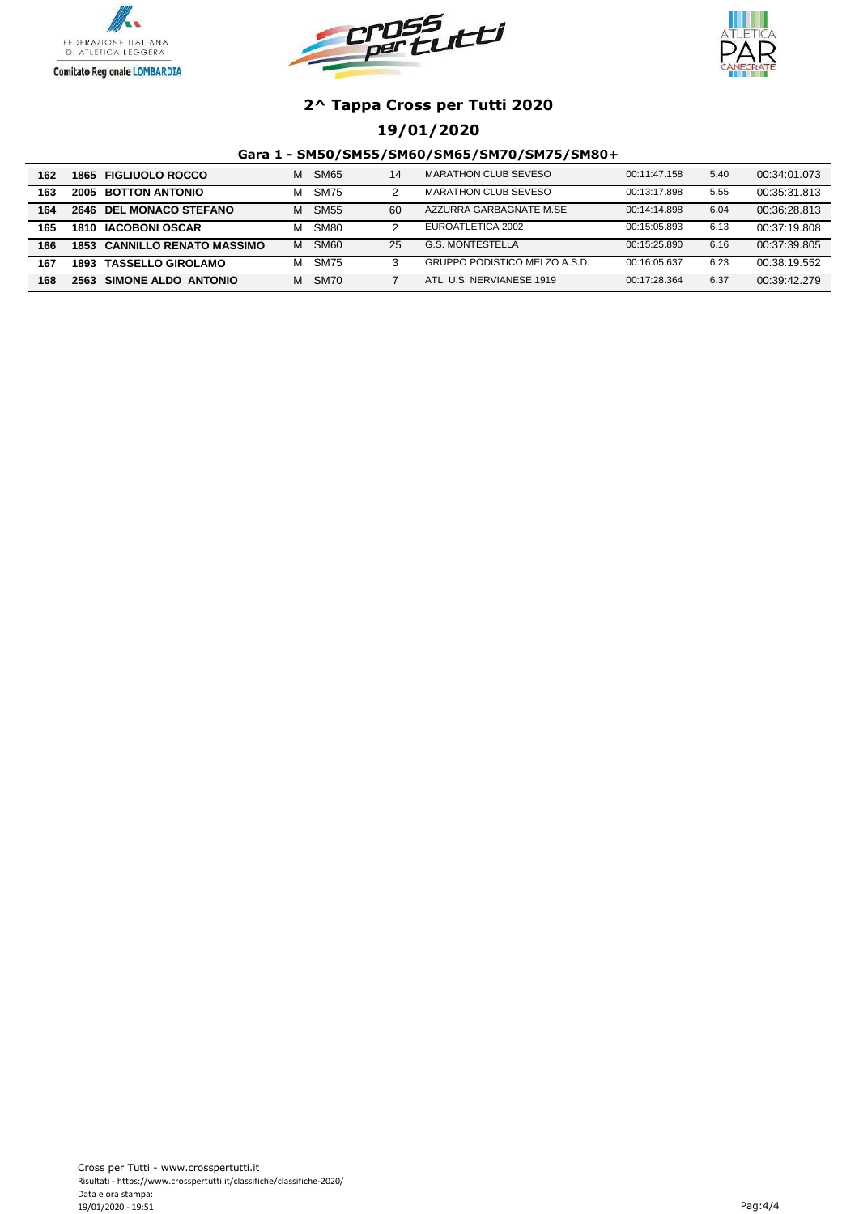# 2^ Tappa Cross per Tutti 2020

## 19/01/2020

### Gara 1 - SM50/SM55/SM60/SM65/SM70/SM75/SM80+

| | | | | | | | | | |
|---|---|---|---|---|---|---|---|---|---|
| 162 | 1865 | FIGLIUOLO ROCCO | M | SM65 | 14 | MARATHON CLUB SEVESO | 00:11:47.158 | 5.40 | 00:34:01.073 |
| 163 | 2005 | BOTTON ANTONIO | M | SM75 | 2 | MARATHON CLUB SEVESO | 00:13:17.898 | 5.55 | 00:35:31.813 |
| 164 | 2646 | DEL MONACO STEFANO | M | SM55 | 60 | AZZURRA GARBAGNATE M.SE | 00:14:14.898 | 6.04 | 00:36:28.813 |
| 165 | 1810 | IACOBONI OSCAR | M | SM80 | 2 | EUROATLETICA 2002 | 00:15:05.893 | 6.13 | 00:37:19.808 |
| 166 | 1853 | CANNILLO RENATO MASSIMO | M | SM60 | 25 | G.S. MONTESTELLA | 00:15:25.890 | 6.16 | 00:37:39.805 |
| 167 | 1893 | TASSELLO GIROLAMO | M | SM75 | 3 | GRUPPO PODISTICO MELZO A.S.D. | 00:16:05.637 | 6.23 | 00:38:19.552 |
| 168 | 2563 | SIMONE ALDO ANTONIO | M | SM70 | 7 | ATL. U.S. NERVIANESE 1919 | 00:17:28.364 | 6.37 | 00:39:42.279 |

Cross per Tutti - www.crosspertutti.it
Risultati - https://www.crosspertutti.it/classifiche/classifiche-2020/
Data e ora stampa:
19/01/2020 - 19:51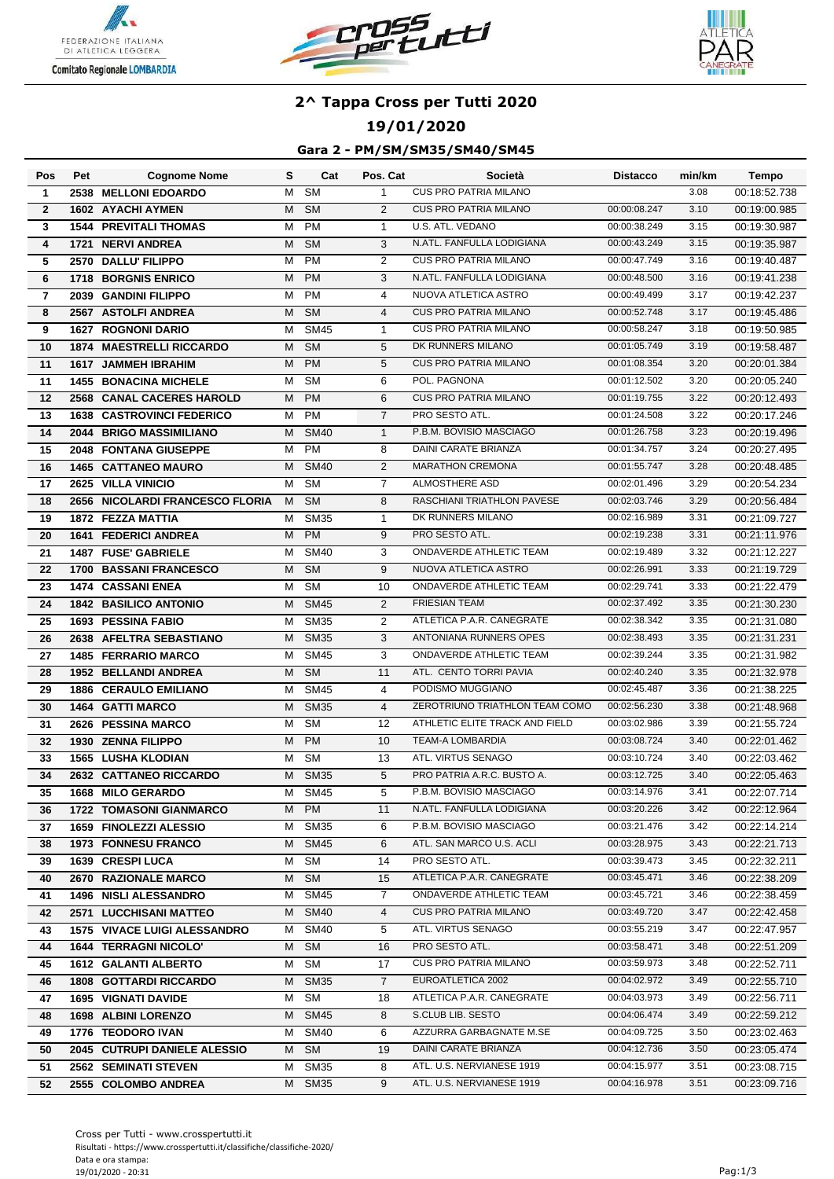# 2^ Tappa Cross per Tutti 2020

## 19/01/2020

### Gara 2 - PM/SM/SM35/SM40/SM45

| Pos | Pet | Cognome Nome | S | Cat | Pos. Cat | Società | Distacco | min/km | Tempo |
|---|---|---|---|---|---|---|---|---|---|
| 1 | 2538 | MELLONI EDOARDO | M | SM | 1 | CUS PRO PATRIA MILANO | | 3.08 | 00:18:52.738 |
| 2 | 1602 | AYACHI AYMEN | M | SM | 2 | CUS PRO PATRIA MILANO | 00:00:08.247 | 3.10 | 00:19:00.985 |
| 3 | 1544 | PREVITALI THOMAS | M | PM | 1 | U.S. ATL. VEDANO | 00:00:38.249 | 3.15 | 00:19:30.987 |
| 4 | 1721 | NERVI ANDREA | M | SM | 3 | N.ATL. FANFULLA LODIGIANA | 00:00:43.249 | 3.15 | 00:19:35.987 |
| 5 | 2570 | DALLU' FILIPPO | M | PM | 2 | CUS PRO PATRIA MILANO | 00:00:47.749 | 3.16 | 00:19:40.487 |
| 6 | 1718 | BORGNIS ENRICO | M | PM | 3 | N.ATL. FANFULLA LODIGIANA | 00:00:48.500 | 3.16 | 00:19:41.238 |
| 7 | 2039 | GANDINI FILIPPO | M | PM | 4 | NUOVA ATLETICA ASTRO | 00:00:49.499 | 3.17 | 00:19:42.237 |
| 8 | 2567 | ASTOLFI ANDREA | M | SM | 4 | CUS PRO PATRIA MILANO | 00:00:52.748 | 3.17 | 00:19:45.486 |
| 9 | 1627 | ROGNONI DARIO | M | SM45 | 1 | CUS PRO PATRIA MILANO | 00:00:58.247 | 3.18 | 00:19:50.985 |
| 10 | 1874 | MAESTRELLI RICCARDO | M | SM | 5 | DK RUNNERS MILANO | 00:01:05.749 | 3.19 | 00:19:58.487 |
| 11 | 1617 | JAMMEH IBRAHIM | M | PM | 5 | CUS PRO PATRIA MILANO | 00:01:08.354 | 3.20 | 00:20:01.384 |
| 11 | 1455 | BONACINA MICHELE | M | SM | 6 | POL. PAGNONA | 00:01:12.502 | 3.20 | 00:20:05.240 |
| 12 | 2568 | CANAL CACERES HAROLD | M | PM | 6 | CUS PRO PATRIA MILANO | 00:01:19.755 | 3.22 | 00:20:12.493 |
| 13 | 1638 | CASTROVINCI FEDERICO | M | PM | 7 | PRO SESTO ATL. | 00:01:24.508 | 3.22 | 00:20:17.246 |
| 14 | 2044 | BRIGO MASSIMILIANO | M | SM40 | 1 | P.B.M. BOVISIO MASCIAGO | 00:01:26.758 | 3.23 | 00:20:19.496 |
| 15 | 2048 | FONTANA GIUSEPPE | M | PM | 8 | DAINI CARATE BRIANZA | 00:01:34.757 | 3.24 | 00:20:27.495 |
| 16 | 1465 | CATTANEO MAURO | M | SM40 | 2 | MARATHON CREMONA | 00:01:55.747 | 3.28 | 00:20:48.485 |
| 17 | 2625 | VILLA VINICIO | M | SM | 7 | ALMOSTHERE ASD | 00:02:01.496 | 3.29 | 00:20:54.234 |
| 18 | 2656 | NICOLARDI FRANCESCO FLORIA | M | SM | 8 | RASCHIANI TRIATHLON PAVESE | 00:02:03.746 | 3.29 | 00:20:56.484 |
| 19 | 1872 | FEZZA MATTIA | M | SM35 | 1 | DK RUNNERS MILANO | 00:02:16.989 | 3.31 | 00:21:09.727 |
| 20 | 1641 | FEDERICI ANDREA | M | PM | 9 | PRO SESTO ATL. | 00:02:19.238 | 3.31 | 00:21:11.976 |
| 21 | 1487 | FUSE' GABRIELE | M | SM40 | 3 | ONDAVERDE ATHLETIC TEAM | 00:02:19.489 | 3.32 | 00:21:12.227 |
| 22 | 1700 | BASSANI FRANCESCO | M | SM | 9 | NUOVA ATLETICA ASTRO | 00:02:26.991 | 3.33 | 00:21:19.729 |
| 23 | 1474 | CASSANI ENEA | M | SM | 10 | ONDAVERDE ATHLETIC TEAM | 00:02:29.741 | 3.33 | 00:21:22.479 |
| 24 | 1842 | BASILICO ANTONIO | M | SM45 | 2 | FRIESIAN TEAM | 00:02:37.492 | 3.35 | 00:21:30.230 |
| 25 | 1693 | PESSINA FABIO | M | SM35 | 2 | ATLETICA P.A.R. CANEGRATE | 00:02:38.342 | 3.35 | 00:21:31.080 |
| 26 | 2638 | AFELTRA SEBASTIANO | M | SM35 | 3 | ANTONIANA RUNNERS OPES | 00:02:38.493 | 3.35 | 00:21:31.231 |
| 27 | 1485 | FERRARIO MARCO | M | SM45 | 3 | ONDAVERDE ATHLETIC TEAM | 00:02:39.244 | 3.35 | 00:21:31.982 |
| 28 | 1952 | BELLANDI ANDREA | M | SM | 11 | ATL. CENTO TORRI PAVIA | 00:02:40.240 | 3.35 | 00:21:32.978 |
| 29 | 1886 | CERAULO EMILIANO | M | SM45 | 4 | PODISMO MUGGIANO | 00:02:45.487 | 3.36 | 00:21:38.225 |
| 30 | 1464 | GATTI MARCO | M | SM35 | 4 | ZEROTRIUNO TRIATHLON TEAM COMO | 00:02:56.230 | 3.38 | 00:21:48.968 |
| 31 | 2626 | PESSINA MARCO | M | SM | 12 | ATHLETIC ELITE TRACK AND FIELD | 00:03:02.986 | 3.39 | 00:21:55.724 |
| 32 | 1930 | ZENNA FILIPPO | M | PM | 10 | TEAM-A LOMBARDIA | 00:03:08.724 | 3.40 | 00:22:01.462 |
| 33 | 1565 | LUSHA KLODIAN | M | SM | 13 | ATL. VIRTUS SENAGO | 00:03:10.724 | 3.40 | 00:22:03.462 |
| 34 | 2632 | CATTANEO RICCARDO | M | SM35 | 5 | PRO PATRIA A.R.C. BUSTO A. | 00:03:12.725 | 3.40 | 00:22:05.463 |
| 35 | 1668 | MILO GERARDO | M | SM45 | 5 | P.B.M. BOVISIO MASCIAGO | 00:03:14.976 | 3.41 | 00:22:07.714 |
| 36 | 1722 | TOMASONI GIANMARCO | M | PM | 11 | N.ATL. FANFULLA LODIGIANA | 00:03:20.226 | 3.42 | 00:22:12.964 |
| 37 | 1659 | FINOLEZZI ALESSIO | M | SM35 | 6 | P.B.M. BOVISIO MASCIAGO | 00:03:21.476 | 3.42 | 00:22:14.214 |
| 38 | 1973 | FONNESU FRANCO | M | SM45 | 6 | ATL. SAN MARCO U.S. ACLI | 00:03:28.975 | 3.43 | 00:22:21.713 |
| 39 | 1639 | CRESPI LUCA | M | SM | 14 | PRO SESTO ATL. | 00:03:39.473 | 3.45 | 00:22:32.211 |
| 40 | 2670 | RAZIONALE MARCO | M | SM | 15 | ATLETICA P.A.R. CANEGRATE | 00:03:45.471 | 3.46 | 00:22:38.209 |
| 41 | 1496 | NISLI ALESSANDRO | M | SM45 | 7 | ONDAVERDE ATHLETIC TEAM | 00:03:45.721 | 3.46 | 00:22:38.459 |
| 42 | 2571 | LUCCHISANI MATTEO | M | SM40 | 4 | CUS PRO PATRIA MILANO | 00:03:49.720 | 3.47 | 00:22:42.458 |
| 43 | 1575 | VIVACE LUIGI ALESSANDRO | M | SM40 | 5 | ATL. VIRTUS SENAGO | 00:03:55.219 | 3.47 | 00:22:47.957 |
| 44 | 1644 | TERRAGNI NICOLO' | M | SM | 16 | PRO SESTO ATL. | 00:03:58.471 | 3.48 | 00:22:51.209 |
| 45 | 1612 | GALANTI ALBERTO | M | SM | 17 | CUS PRO PATRIA MILANO | 00:03:59.973 | 3.48 | 00:22:52.711 |
| 46 | 1808 | GOTTARDI RICCARDO | M | SM35 | 7 | EUROATLETICA 2002 | 00:04:02.972 | 3.49 | 00:22:55.710 |
| 47 | 1695 | VIGNATI DAVIDE | M | SM | 18 | ATLETICA P.A.R. CANEGRATE | 00:04:03.973 | 3.49 | 00:22:56.711 |
| 48 | 1698 | ALBINI LORENZO | M | SM45 | 8 | S.CLUB LIB. SESTO | 00:04:06.474 | 3.49 | 00:22:59.212 |
| 49 | 1776 | TEODORO IVAN | M | SM40 | 6 | AZZURRA GARBAGNATE M.SE | 00:04:09.725 | 3.50 | 00:23:02.463 |
| 50 | 2045 | CUTRUPI DANIELE ALESSIO | M | SM | 19 | DAINI CARATE BRIANZA | 00:04:12.736 | 3.50 | 00:23:05.474 |
| 51 | 2562 | SEMINATI STEVEN | M | SM35 | 8 | ATL. U.S. NERVIANESE 1919 | 00:04:15.977 | 3.51 | 00:23:08.715 |
| 52 | 2555 | COLOMBO ANDREA | M | SM35 | 9 | ATL. U.S. NERVIANESE 1919 | 00:04:16.978 | 3.51 | 00:23:09.716 |

Cross per Tutti - www.crosspertutti.it
Risultati - https://www.crosspertutti.it/classifiche/classifiche-2020/
Data e ora stampa:
19/01/2020 - 20:31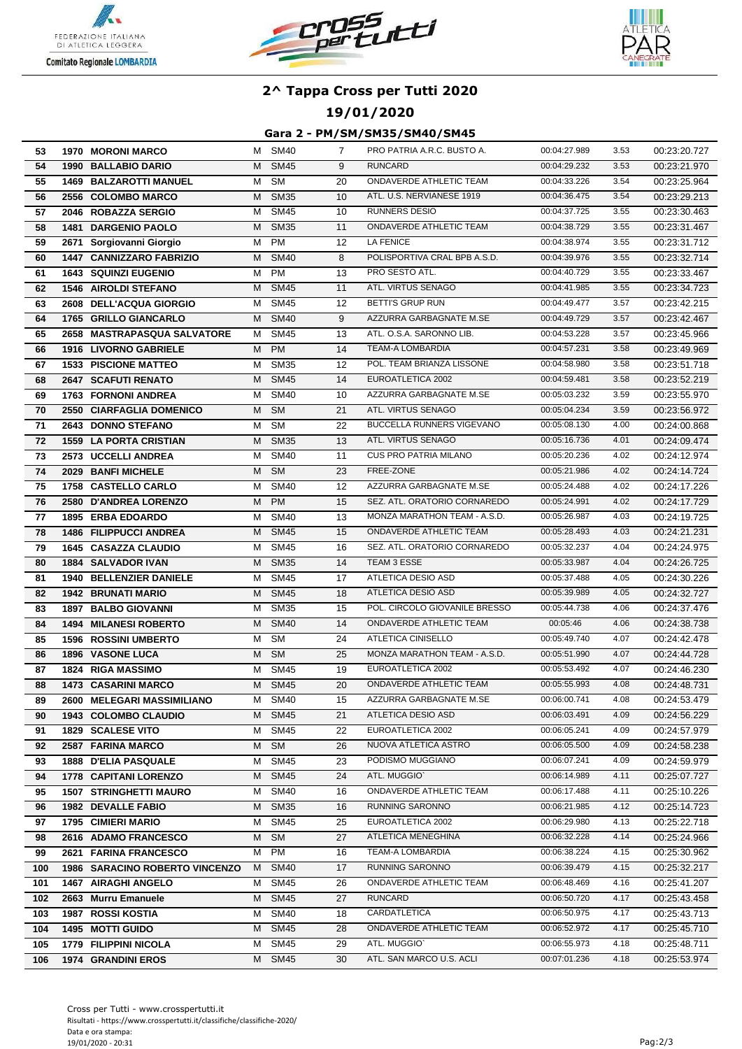## 2^ Tappa Cross per Tutti 2020

### 19/01/2020

### Gara 2 - PM/SM/SM35/SM40/SM45

| | | | | | | | | | |
|---|---|---|---|---|---|---|---|---|---|
| 53 | 1970 | MORONI MARCO | M | SM40 | 7 | PRO PATRIA A.R.C. BUSTO A. | 00:04:27.989 | 3.53 | 00:23:20.727 |
| 54 | 1990 | BALLABIO DARIO | M | SM45 | 9 | RUNCARD | 00:04:29.232 | 3.53 | 00:23:21.970 |
| 55 | 1469 | BALZAROTTI MANUEL | M | SM | 20 | ONDAVERDE ATHLETIC TEAM | 00:04:33.226 | 3.54 | 00:23:25.964 |
| 56 | 2556 | COLOMBO MARCO | M | SM35 | 10 | ATL. U.S. NERVIANESE 1919 | 00:04:36.475 | 3.54 | 00:23:29.213 |
| 57 | 2046 | ROBAZZA SERGIO | M | SM45 | 10 | RUNNERS DESIO | 00:04:37.725 | 3.55 | 00:23:30.463 |
| 58 | 1481 | DARGENIO PAOLO | M | SM35 | 11 | ONDAVERDE ATHLETIC TEAM | 00:04:38.729 | 3.55 | 00:23:31.467 |
| 59 | 2671 | Sorgiovanni Giorgio | M | PM | 12 | LA FENICE | 00:04:38.974 | 3.55 | 00:23:31.712 |
| 60 | 1447 | CANNIZZARO FABRIZIO | M | SM40 | 8 | POLISPORTIVA CRAL BPB A.S.D. | 00:04:39.976 | 3.55 | 00:23:32.714 |
| 61 | 1643 | SQUINZI EUGENIO | M | PM | 13 | PRO SESTO ATL. | 00:04:40.729 | 3.55 | 00:23:33.467 |
| 62 | 1546 | AIROLDI STEFANO | M | SM45 | 11 | ATL. VIRTUS SENAGO | 00:04:41.985 | 3.55 | 00:23:34.723 |
| 63 | 2608 | DELL'ACQUA GIORGIO | M | SM45 | 12 | BETTI'S GRUP RUN | 00:04:49.477 | 3.57 | 00:23:42.215 |
| 64 | 1765 | GRILLO GIANCARLO | M | SM40 | 9 | AZZURRA GARBAGNATE M.SE | 00:04:49.729 | 3.57 | 00:23:42.467 |
| 65 | 2658 | MASTRAPASQUA SALVATORE | M | SM45 | 13 | ATL. O.S.A. SARONNO LIB. | 00:04:53.228 | 3.57 | 00:23:45.966 |
| 66 | 1916 | LIVORNO GABRIELE | M | PM | 14 | TEAM-A LOMBARDIA | 00:04:57.231 | 3.58 | 00:23:49.969 |
| 67 | 1533 | PISCIONE MATTEO | M | SM35 | 12 | POL. TEAM BRIANZA LISSONE | 00:04:58.980 | 3.58 | 00:23:51.718 |
| 68 | 2647 | SCAFUTI RENATO | M | SM45 | 14 | EUROATLETICA 2002 | 00:04:59.481 | 3.58 | 00:23:52.219 |
| 69 | 1763 | FORNONI ANDREA | M | SM40 | 10 | AZZURRA GARBAGNATE M.SE | 00:05:03.232 | 3.59 | 00:23:55.970 |
| 70 | 2550 | CIARFAGLIA DOMENICO | M | SM | 21 | ATL. VIRTUS SENAGO | 00:05:04.234 | 3.59 | 00:23:56.972 |
| 71 | 2643 | DONNO STEFANO | M | SM | 22 | BUCCELLA RUNNERS VIGEVANO | 00:05:08.130 | 4.00 | 00:24:00.868 |
| 72 | 1559 | LA PORTA CRISTIAN | M | SM35 | 13 | ATL. VIRTUS SENAGO | 00:05:16.736 | 4.01 | 00:24:09.474 |
| 73 | 2573 | UCCELLI ANDREA | M | SM40 | 11 | CUS PRO PATRIA MILANO | 00:05:20.236 | 4.02 | 00:24:12.974 |
| 74 | 2029 | BANFI MICHELE | M | SM | 23 | FREE-ZONE | 00:05:21.986 | 4.02 | 00:24:14.724 |
| 75 | 1758 | CASTELLO CARLO | M | SM40 | 12 | AZZURRA GARBAGNATE M.SE | 00:05:24.488 | 4.02 | 00:24:17.226 |
| 76 | 2580 | D'ANDREA LORENZO | M | PM | 15 | SEZ. ATL. ORATORIO CORNAREDO | 00:05:24.991 | 4.02 | 00:24:17.729 |
| 77 | 1895 | ERBA EDOARDO | M | SM40 | 13 | MONZA MARATHON TEAM - A.S.D. | 00:05:26.987 | 4.03 | 00:24:19.725 |
| 78 | 1486 | FILIPPUCCI ANDREA | M | SM45 | 15 | ONDAVERDE ATHLETIC TEAM | 00:05:28.493 | 4.03 | 00:24:21.231 |
| 79 | 1645 | CASAZZA CLAUDIO | M | SM45 | 16 | SEZ. ATL. ORATORIO CORNAREDO | 00:05:32.237 | 4.04 | 00:24:24.975 |
| 80 | 1884 | SALVADOR IVAN | M | SM35 | 14 | TEAM 3 ESSE | 00:05:33.987 | 4.04 | 00:24:26.725 |
| 81 | 1940 | BELLENZIER DANIELE | M | SM45 | 17 | ATLETICA DESIO ASD | 00:05:37.488 | 4.05 | 00:24:30.226 |
| 82 | 1942 | BRUNATI MARIO | M | SM45 | 18 | ATLETICA DESIO ASD | 00:05:39.989 | 4.05 | 00:24:32.727 |
| 83 | 1897 | BALBO GIOVANNI | M | SM35 | 15 | POL. CIRCOLO GIOVANILE BRESSO | 00:05:44.738 | 4.06 | 00:24:37.476 |
| 84 | 1494 | MILANESI ROBERTO | M | SM40 | 14 | ONDAVERDE ATHLETIC TEAM | 00:05:46 | 4.06 | 00:24:38.738 |
| 85 | 1596 | ROSSINI UMBERTO | M | SM | 24 | ATLETICA CINISELLO | 00:05:49.740 | 4.07 | 00:24:42.478 |
| 86 | 1896 | VASONE LUCA | M | SM | 25 | MONZA MARATHON TEAM - A.S.D. | 00:05:51.990 | 4.07 | 00:24:44.728 |
| 87 | 1824 | RIGA MASSIMO | M | SM45 | 19 | EUROATLETICA 2002 | 00:05:53.492 | 4.07 | 00:24:46.230 |
| 88 | 1473 | CASARINI MARCO | M | SM45 | 20 | ONDAVERDE ATHLETIC TEAM | 00:05:55.993 | 4.08 | 00:24:48.731 |
| 89 | 2600 | MELEGARI MASSIMILIANO | M | SM40 | 15 | AZZURRA GARBAGNATE M.SE | 00:06:00.741 | 4.08 | 00:24:53.479 |
| 90 | 1943 | COLOMBO CLAUDIO | M | SM45 | 21 | ATLETICA DESIO ASD | 00:06:03.491 | 4.09 | 00:24:56.229 |
| 91 | 1829 | SCALESE VITO | M | SM45 | 22 | EUROATLETICA 2002 | 00:06:05.241 | 4.09 | 00:24:57.979 |
| 92 | 2587 | FARINA MARCO | M | SM | 26 | NUOVA ATLETICA ASTRO | 00:06:05.500 | 4.09 | 00:24:58.238 |
| 93 | 1888 | D'ELIA PASQUALE | M | SM45 | 23 | PODISMO MUGGIANO | 00:06:07.241 | 4.09 | 00:24:59.979 |
| 94 | 1778 | CAPITANI LORENZO | M | SM45 | 24 | ATL. MUGGIO` | 00:06:14.989 | 4.11 | 00:25:07.727 |
| 95 | 1507 | STRINGHETTI MAURO | M | SM40 | 16 | ONDAVERDE ATHLETIC TEAM | 00:06:17.488 | 4.11 | 00:25:10.226 |
| 96 | 1982 | DEVALLE FABIO | M | SM35 | 16 | RUNNING SARONNO | 00:06:21.985 | 4.12 | 00:25:14.723 |
| 97 | 1795 | CIMIERI MARIO | M | SM45 | 25 | EUROATLETICA 2002 | 00:06:29.980 | 4.13 | 00:25:22.718 |
| 98 | 2616 | ADAMO FRANCESCO | M | SM | 27 | ATLETICA MENEGHINA | 00:06:32.228 | 4.14 | 00:25:24.966 |
| 99 | 2621 | FARINA FRANCESCO | M | PM | 16 | TEAM-A LOMBARDIA | 00:06:38.224 | 4.15 | 00:25:30.962 |
| 100 | 1986 | SARACINO ROBERTO VINCENZO | M | SM40 | 17 | RUNNING SARONNO | 00:06:39.479 | 4.15 | 00:25:32.217 |
| 101 | 1467 | AIRAGHI ANGELO | M | SM45 | 26 | ONDAVERDE ATHLETIC TEAM | 00:06:48.469 | 4.16 | 00:25:41.207 |
| 102 | 2663 | Murru Emanuele | M | SM45 | 27 | RUNCARD | 00:06:50.720 | 4.17 | 00:25:43.458 |
| 103 | 1987 | ROSSI KOSTIA | M | SM40 | 18 | CARDATLETICA | 00:06:50.975 | 4.17 | 00:25:43.713 |
| 104 | 1495 | MOTTI GUIDO | M | SM45 | 28 | ONDAVERDE ATHLETIC TEAM | 00:06:52.972 | 4.17 | 00:25:45.710 |
| 105 | 1779 | FILIPPINI NICOLA | M | SM45 | 29 | ATL. MUGGIO` | 00:06:55.973 | 4.18 | 00:25:48.711 |
| 106 | 1974 | GRANDINI EROS | M | SM45 | 30 | ATL. SAN MARCO U.S. ACLI | 00:07:01.236 | 4.18 | 00:25:53.974 |

Cross per Tutti - www.crosspertutti.it
Risultati - https://www.crosspertutti.it/classifiche/classifiche-2020/
Data e ora stampa:
19/01/2020 - 20:31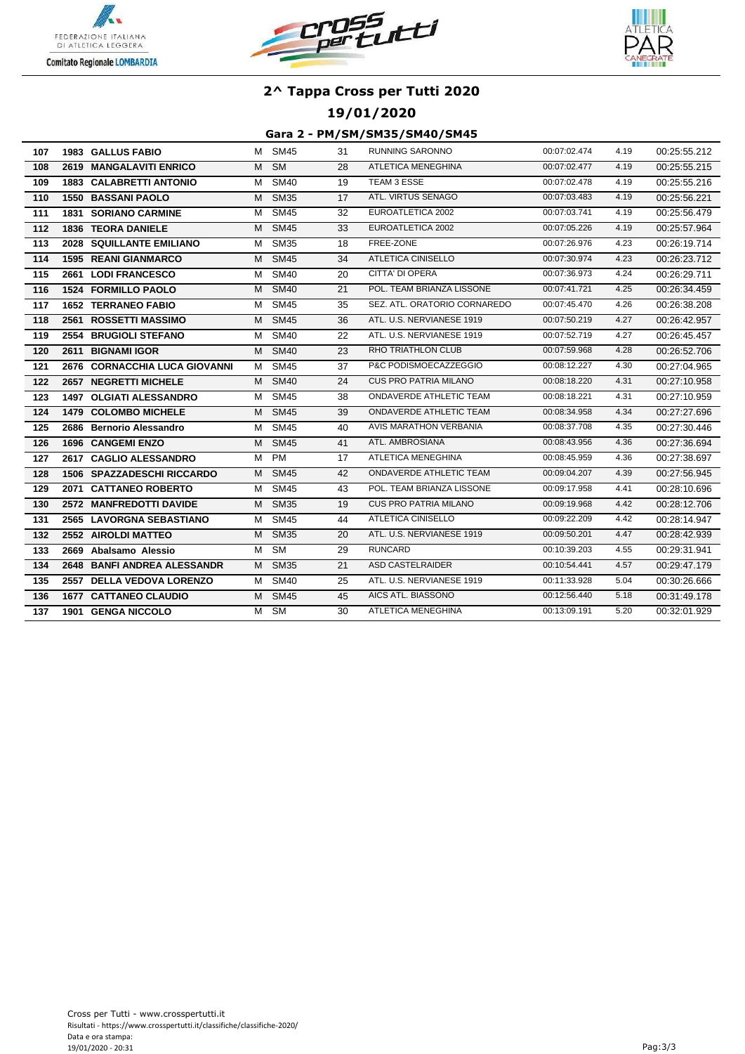## 2^ Tappa Cross per Tutti 2020

## 19/01/2020

### Gara 2 - PM/SM/SM35/SM40/SM45

| | | | | | | | | | |
|---|---|---|---|---|---|---|---|---|---|
| 107 | 1983 | GALLUS FABIO | M | SM45 | 31 | RUNNING SARONNO | 00:07:02.474 | 4.19 | 00:25:55.212 |
| 108 | 2619 | MANGALAVITI ENRICO | M | SM | 28 | ATLETICA MENEGHINA | 00:07:02.477 | 4.19 | 00:25:55.215 |
| 109 | 1883 | CALABRETTI ANTONIO | M | SM40 | 19 | TEAM 3 ESSE | 00:07:02.478 | 4.19 | 00:25:55.216 |
| 110 | 1550 | BASSANI PAOLO | M | SM35 | 17 | ATL. VIRTUS SENAGO | 00:07:03.483 | 4.19 | 00:25:56.221 |
| 111 | 1831 | SORIANO CARMINE | M | SM45 | 32 | EUROATLETICA 2002 | 00:07:03.741 | 4.19 | 00:25:56.479 |
| 112 | 1836 | TEORA DANIELE | M | SM45 | 33 | EUROATLETICA 2002 | 00:07:05.226 | 4.19 | 00:25:57.964 |
| 113 | 2028 | SQUILLANTE EMILIANO | M | SM35 | 18 | FREE-ZONE | 00:07:26.976 | 4.23 | 00:26:19.714 |
| 114 | 1595 | REANI GIANMARCO | M | SM45 | 34 | ATLETICA CINISELLO | 00:07:30.974 | 4.23 | 00:26:23.712 |
| 115 | 2661 | LODI FRANCESCO | M | SM40 | 20 | CITTA' DI OPERA | 00:07:36.973 | 4.24 | 00:26:29.711 |
| 116 | 1524 | FORMILLO PAOLO | M | SM40 | 21 | POL. TEAM BRIANZA LISSONE | 00:07:41.721 | 4.25 | 00:26:34.459 |
| 117 | 1652 | TERRANEO FABIO | M | SM45 | 35 | SEZ. ATL. ORATORIO CORNAREDO | 00:07:45.470 | 4.26 | 00:26:38.208 |
| 118 | 2561 | ROSSETTI MASSIMO | M | SM45 | 36 | ATL. U.S. NERVIANESE 1919 | 00:07:50.219 | 4.27 | 00:26:42.957 |
| 119 | 2554 | BRUGIOLI STEFANO | M | SM40 | 22 | ATL. U.S. NERVIANESE 1919 | 00:07:52.719 | 4.27 | 00:26:45.457 |
| 120 | 2611 | BIGNAMI IGOR | M | SM40 | 23 | RHO TRIATHLON CLUB | 00:07:59.968 | 4.28 | 00:26:52.706 |
| 121 | 2676 | CORNACCHIA LUCA GIOVANNI | M | SM45 | 37 | P&C PODISMOECAZZEGGIO | 00:08:12.227 | 4.30 | 00:27:04.965 |
| 122 | 2657 | NEGRETTI MICHELE | M | SM40 | 24 | CUS PRO PATRIA MILANO | 00:08:18.220 | 4.31 | 00:27:10.958 |
| 123 | 1497 | OLGIATI ALESSANDRO | M | SM45 | 38 | ONDAVERDE ATHLETIC TEAM | 00:08:18.221 | 4.31 | 00:27:10.959 |
| 124 | 1479 | COLOMBO MICHELE | M | SM45 | 39 | ONDAVERDE ATHLETIC TEAM | 00:08:34.958 | 4.34 | 00:27:27.696 |
| 125 | 2686 | Bernorio Alessandro | M | SM45 | 40 | AVIS MARATHON VERBANIA | 00:08:37.708 | 4.35 | 00:27:30.446 |
| 126 | 1696 | CANGEMI ENZO | M | SM45 | 41 | ATL. AMBROSIANA | 00:08:43.956 | 4.36 | 00:27:36.694 |
| 127 | 2617 | CAGLIO ALESSANDRO | M | PM | 17 | ATLETICA MENEGHINA | 00:08:45.959 | 4.36 | 00:27:38.697 |
| 128 | 1506 | SPAZZADESCHI RICCARDO | M | SM45 | 42 | ONDAVERDE ATHLETIC TEAM | 00:09:04.207 | 4.39 | 00:27:56.945 |
| 129 | 2071 | CATTANEO ROBERTO | M | SM45 | 43 | POL. TEAM BRIANZA LISSONE | 00:09:17.958 | 4.41 | 00:28:10.696 |
| 130 | 2572 | MANFREDOTTI DAVIDE | M | SM35 | 19 | CUS PRO PATRIA MILANO | 00:09:19.968 | 4.42 | 00:28:12.706 |
| 131 | 2565 | LAVORGNA SEBASTIANO | M | SM45 | 44 | ATLETICA CINISELLO | 00:09:22.209 | 4.42 | 00:28:14.947 |
| 132 | 2552 | AIROLDI MATTEO | M | SM35 | 20 | ATL. U.S. NERVIANESE 1919 | 00:09:50.201 | 4.47 | 00:28:42.939 |
| 133 | 2669 | Abalsamo Alessio | M | SM | 29 | RUNCARD | 00:10:39.203 | 4.55 | 00:29:31.941 |
| 134 | 2648 | BANFI ANDREA ALESSANDR | M | SM35 | 21 | ASD CASTELRAIDER | 00:10:54.441 | 4.57 | 00:29:47.179 |
| 135 | 2557 | DELLA VEDOVA LORENZO | M | SM40 | 25 | ATL. U.S. NERVIANESE 1919 | 00:11:33.928 | 5.04 | 00:30:26.666 |
| 136 | 1677 | CATTANEO CLAUDIO | M | SM45 | 45 | AICS ATL. BIASSONO | 00:12:56.440 | 5.18 | 00:31:49.178 |
| 137 | 1901 | GENGA NICCOLO | M | SM | 30 | ATLETICA MENEGHINA | 00:13:09.191 | 5.20 | 00:32:01.929 |

Cross per Tutti - www.crosspertutti.it
Risultati - https://www.crosspertutti.it/classifiche/classifiche-2020/
Data e ora stampa:
19/01/2020 - 20:31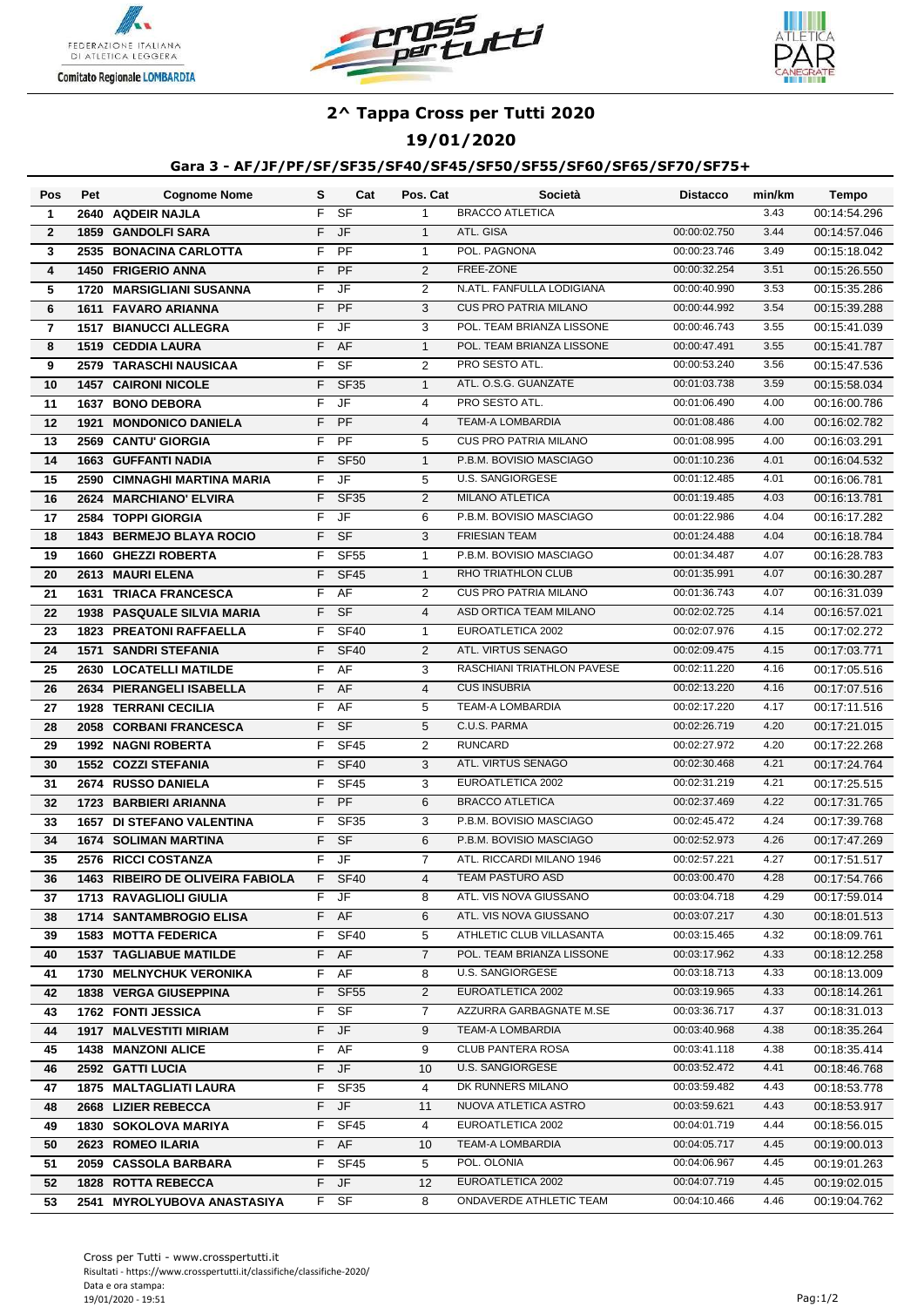## 2^ Tappa Cross per Tutti 2020

## 19/01/2020

### Gara 3 - AF/JF/PF/SF/SF35/SF40/SF45/SF50/SF55/SF60/SF65/SF70/SF75+

| Pos | Pet | Cognome Nome | S | Cat | Pos. Cat | Società | Distacco | min/km | Tempo |
|---|---|---|---|---|---|---|---|---|---|
| 1 | 2640 | AQDEIR NAJLA | F | SF | 1 | BRACCO ATLETICA | | 3.43 | 00:14:54.296 |
| 2 | 1859 | GANDOLFI SARA | F | JF | 1 | ATL. GISA | 00:00:02.750 | 3.44 | 00:14:57.046 |
| 3 | 2535 | BONACINA CARLOTTA | F | PF | 1 | POL. PAGNONA | 00:00:23.746 | 3.49 | 00:15:18.042 |
| 4 | 1450 | FRIGERIO ANNA | F | PF | 2 | FREE-ZONE | 00:00:32.254 | 3.51 | 00:15:26.550 |
| 5 | 1720 | MARSIGLIANI SUSANNA | F | JF | 2 | N.ATL. FANFULLA LODIGIANA | 00:00:40.990 | 3.53 | 00:15:35.286 |
| 6 | 1611 | FAVARO ARIANNA | F | PF | 3 | CUS PRO PATRIA MILANO | 00:00:44.992 | 3.54 | 00:15:39.288 |
| 7 | 1517 | BIANUCCI ALLEGRA | F | JF | 3 | POL. TEAM BRIANZA LISSONE | 00:00:46.743 | 3.55 | 00:15:41.039 |
| 8 | 1519 | CEDDIA LAURA | F | AF | 1 | POL. TEAM BRIANZA LISSONE | 00:00:47.491 | 3.55 | 00:15:41.787 |
| 9 | 2579 | TARASCHI NAUSICAA | F | SF | 2 | PRO SESTO ATL. | 00:00:53.240 | 3.56 | 00:15:47.536 |
| 10 | 1457 | CAIRONI NICOLE | F | SF35 | 1 | ATL. O.S.G. GUANZATE | 00:01:03.738 | 3.59 | 00:15:58.034 |
| 11 | 1637 | BONO DEBORA | F | JF | 4 | PRO SESTO ATL. | 00:01:06.490 | 4.00 | 00:16:00.786 |
| 12 | 1921 | MONDONICO DANIELA | F | PF | 4 | TEAM-A LOMBARDIA | 00:01:08.486 | 4.00 | 00:16:02.782 |
| 13 | 2569 | CANTU' GIORGIA | F | PF | 5 | CUS PRO PATRIA MILANO | 00:01:08.995 | 4.00 | 00:16:03.291 |
| 14 | 1663 | GUFFANTI NADIA | F | SF50 | 1 | P.B.M. BOVISIO MASCIAGO | 00:01:10.236 | 4.01 | 00:16:04.532 |
| 15 | 2590 | CIMNAGHI MARTINA MARIA | F | JF | 5 | U.S. SANGIORGESE | 00:01:12.485 | 4.01 | 00:16:06.781 |
| 16 | 2624 | MARCHIANO' ELVIRA | F | SF35 | 2 | MILANO ATLETICA | 00:01:19.485 | 4.03 | 00:16:13.781 |
| 17 | 2584 | TOPPI GIORGIA | F | JF | 6 | P.B.M. BOVISIO MASCIAGO | 00:01:22.986 | 4.04 | 00:16:17.282 |
| 18 | 1843 | BERMEJO BLAYA ROCIO | F | SF | 3 | FRIESIAN TEAM | 00:01:24.488 | 4.04 | 00:16:18.784 |
| 19 | 1660 | GHEZZI ROBERTA | F | SF55 | 1 | P.B.M. BOVISIO MASCIAGO | 00:01:34.487 | 4.07 | 00:16:28.783 |
| 20 | 2613 | MAURI ELENA | F | SF45 | 1 | RHO TRIATHLON CLUB | 00:01:35.991 | 4.07 | 00:16:30.287 |
| 21 | 1631 | TRIACA FRANCESCA | F | AF | 2 | CUS PRO PATRIA MILANO | 00:01:36.743 | 4.07 | 00:16:31.039 |
| 22 | 1938 | PASQUALE SILVIA MARIA | F | SF | 4 | ASD ORTICA TEAM MILANO | 00:02:02.725 | 4.14 | 00:16:57.021 |
| 23 | 1823 | PREATONI RAFFAELLA | F | SF40 | 1 | EUROATLETICA 2002 | 00:02:07.976 | 4.15 | 00:17:02.272 |
| 24 | 1571 | SANDRI STEFANIA | F | SF40 | 2 | ATL. VIRTUS SENAGO | 00:02:09.475 | 4.15 | 00:17:03.771 |
| 25 | 2630 | LOCATELLI MATILDE | F | AF | 3 | RASCHIANI TRIATHLON PAVESE | 00:02:11.220 | 4.16 | 00:17:05.516 |
| 26 | 2634 | PIERANGELI ISABELLA | F | AF | 4 | CUS INSUBRIA | 00:02:13.220 | 4.16 | 00:17:07.516 |
| 27 | 1928 | TERRANI CECILIA | F | AF | 5 | TEAM-A LOMBARDIA | 00:02:17.220 | 4.17 | 00:17:11.516 |
| 28 | 2058 | CORBANI FRANCESCA | F | SF | 5 | C.U.S. PARMA | 00:02:26.719 | 4.20 | 00:17:21.015 |
| 29 | 1992 | NAGNI ROBERTA | F | SF45 | 2 | RUNCARD | 00:02:27.972 | 4.20 | 00:17:22.268 |
| 30 | 1552 | COZZI STEFANIA | F | SF40 | 3 | ATL. VIRTUS SENAGO | 00:02:30.468 | 4.21 | 00:17:24.764 |
| 31 | 2674 | RUSSO DANIELA | F | SF45 | 3 | EUROATLETICA 2002 | 00:02:31.219 | 4.21 | 00:17:25.515 |
| 32 | 1723 | BARBIERI ARIANNA | F | PF | 6 | BRACCO ATLETICA | 00:02:37.469 | 4.22 | 00:17:31.765 |
| 33 | 1657 | DI STEFANO VALENTINA | F | SF35 | 3 | P.B.M. BOVISIO MASCIAGO | 00:02:45.472 | 4.24 | 00:17:39.768 |
| 34 | 1674 | SOLIMAN MARTINA | F | SF | 6 | P.B.M. BOVISIO MASCIAGO | 00:02:52.973 | 4.26 | 00:17:47.269 |
| 35 | 2576 | RICCI COSTANZA | F | JF | 7 | ATL. RICCARDI MILANO 1946 | 00:02:57.221 | 4.27 | 00:17:51.517 |
| 36 | 1463 | RIBEIRO DE OLIVEIRA FABIOLA | F | SF40 | 4 | TEAM PASTURO ASD | 00:03:00.470 | 4.28 | 00:17:54.766 |
| 37 | 1713 | RAVAGLIOLI GIULIA | F | JF | 8 | ATL. VIS NOVA GIUSSANO | 00:03:04.718 | 4.29 | 00:17:59.014 |
| 38 | 1714 | SANTAMBROGIO ELISA | F | AF | 6 | ATL. VIS NOVA GIUSSANO | 00:03:07.217 | 4.30 | 00:18:01.513 |
| 39 | 1583 | MOTTA FEDERICA | F | SF40 | 5 | ATHLETIC CLUB VILLASANTA | 00:03:15.465 | 4.32 | 00:18:09.761 |
| 40 | 1537 | TAGLIABUE MATILDE | F | AF | 7 | POL. TEAM BRIANZA LISSONE | 00:03:17.962 | 4.33 | 00:18:12.258 |
| 41 | 1730 | MELNYCHUK VERONIKA | F | AF | 8 | U.S. SANGIORGESE | 00:03:18.713 | 4.33 | 00:18:13.009 |
| 42 | 1838 | VERGA GIUSEPPINA | F | SF55 | 2 | EUROATLETICA 2002 | 00:03:19.965 | 4.33 | 00:18:14.261 |
| 43 | 1762 | FONTI JESSICA | F | SF | 7 | AZZURRA GARBAGNATE M.SE | 00:03:36.717 | 4.37 | 00:18:31.013 |
| 44 | 1917 | MALVESTITI MIRIAM | F | JF | 9 | TEAM-A LOMBARDIA | 00:03:40.968 | 4.38 | 00:18:35.264 |
| 45 | 1438 | MANZONI ALICE | F | AF | 9 | CLUB PANTERA ROSA | 00:03:41.118 | 4.38 | 00:18:35.414 |
| 46 | 2592 | GATTI LUCIA | F | JF | 10 | U.S. SANGIORGESE | 00:03:52.472 | 4.41 | 00:18:46.768 |
| 47 | 1875 | MALTAGLIATI LAURA | F | SF35 | 4 | DK RUNNERS MILANO | 00:03:59.482 | 4.43 | 00:18:53.778 |
| 48 | 2668 | LIZIER REBECCA | F | JF | 11 | NUOVA ATLETICA ASTRO | 00:03:59.621 | 4.43 | 00:18:53.917 |
| 49 | 1830 | SOKOLOVA MARIYA | F | SF45 | 4 | EUROATLETICA 2002 | 00:04:01.719 | 4.44 | 00:18:56.015 |
| 50 | 2623 | ROMEO ILARIA | F | AF | 10 | TEAM-A LOMBARDIA | 00:04:05.717 | 4.45 | 00:19:00.013 |
| 51 | 2059 | CASSOLA BARBARA | F | SF45 | 5 | POL. OLONIA | 00:04:06.967 | 4.45 | 00:19:01.263 |
| 52 | 1828 | ROTTA REBECCA | F | JF | 12 | EUROATLETICA 2002 | 00:04:07.719 | 4.45 | 00:19:02.015 |
| 53 | 2541 | MYROLYUBOVA ANASTASIYA | F | SF | 8 | ONDAVERDE ATHLETIC TEAM | 00:04:10.466 | 4.46 | 00:19:04.762 |

Cross per Tutti - www.crosspertutti.it
Risultati - https://www.crosspertutti.it/classifiche/classifiche-2020/
Data e ora stampa:
19/01/2020 - 19:51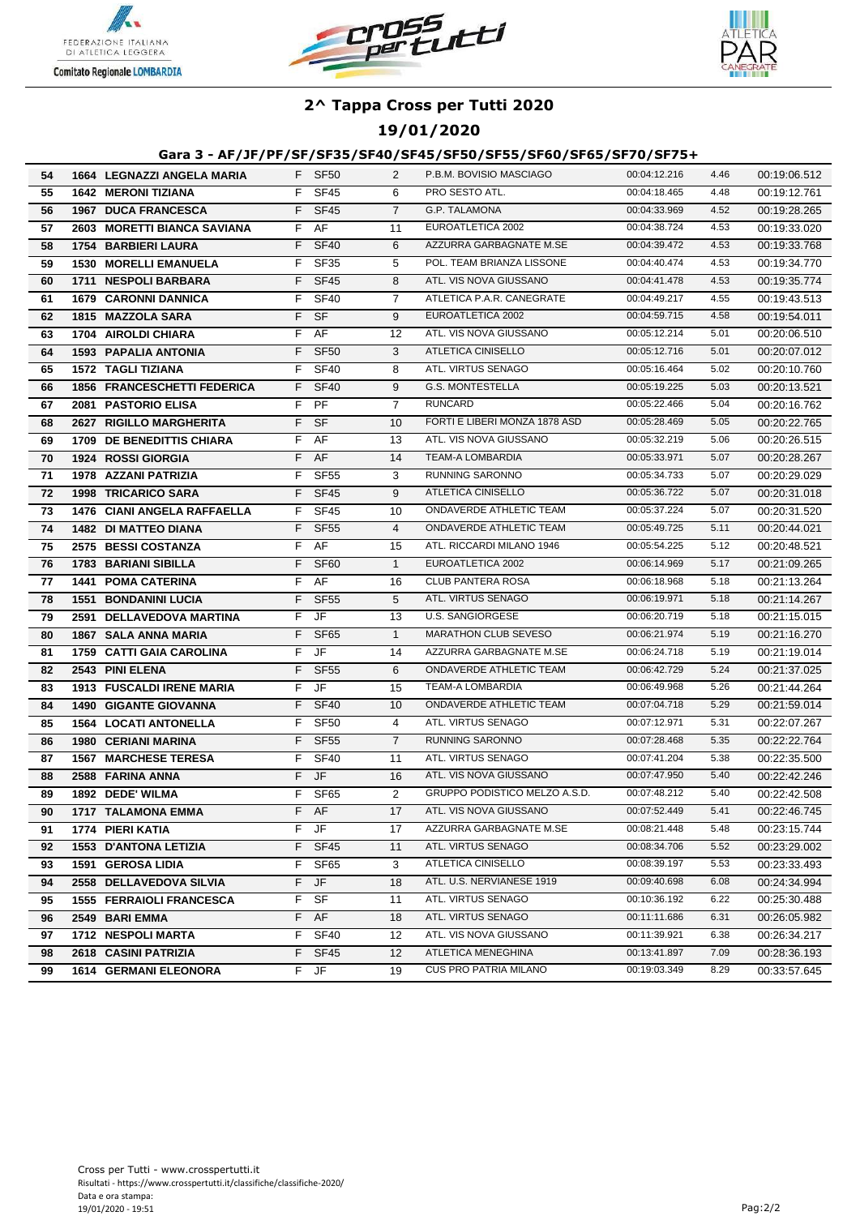## 2^ Tappa Cross per Tutti 2020

### 19/01/2020

#### Gara 3 - AF/JF/PF/SF/SF35/SF40/SF45/SF50/SF55/SF60/SF65/SF70/SF75+

| | | | | | | | | | |
|---|---|---|---|---|---|---|---|---|---|
| 54 | 1664 | LEGNAZZI ANGELA MARIA | F | SF50 | 2 | P.B.M. BOVISIO MASCIAGO | 00:04:12.216 | 4.46 | 00:19:06.512 |
| 55 | 1642 | MERONI TIZIANA | F | SF45 | 6 | PRO SESTO ATL. | 00:04:18.465 | 4.48 | 00:19:12.761 |
| 56 | 1967 | DUCA FRANCESCA | F | SF45 | 7 | G.P. TALAMONA | 00:04:33.969 | 4.52 | 00:19:28.265 |
| 57 | 2603 | MORETTI BIANCA SAVIANA | F | AF | 11 | EUROATLETICA 2002 | 00:04:38.724 | 4.53 | 00:19:33.020 |
| 58 | 1754 | BARBIERI LAURA | F | SF40 | 6 | AZZURRA GARBAGNATE M.SE | 00:04:39.472 | 4.53 | 00:19:33.768 |
| 59 | 1530 | MORELLI EMANUELA | F | SF35 | 5 | POL. TEAM BRIANZA LISSONE | 00:04:40.474 | 4.53 | 00:19:34.770 |
| 60 | 1711 | NESPOLI BARBARA | F | SF45 | 8 | ATL. VIS NOVA GIUSSANO | 00:04:41.478 | 4.53 | 00:19:35.774 |
| 61 | 1679 | CARONNI DANNICA | F | SF40 | 7 | ATLETICA P.A.R. CANEGRATE | 00:04:49.217 | 4.55 | 00:19:43.513 |
| 62 | 1815 | MAZZOLA SARA | F | SF | 9 | EUROATLETICA 2002 | 00:04:59.715 | 4.58 | 00:19:54.011 |
| 63 | 1704 | AIROLDI CHIARA | F | AF | 12 | ATL. VIS NOVA GIUSSANO | 00:05:12.214 | 5.01 | 00:20:06.510 |
| 64 | 1593 | PAPALIA ANTONIA | F | SF50 | 3 | ATLETICA CINISELLO | 00:05:12.716 | 5.01 | 00:20:07.012 |
| 65 | 1572 | TAGLI TIZIANA | F | SF40 | 8 | ATL. VIRTUS SENAGO | 00:05:16.464 | 5.02 | 00:20:10.760 |
| 66 | 1856 | FRANCESCHETTI FEDERICA | F | SF40 | 9 | G.S. MONTESTELLA | 00:05:19.225 | 5.03 | 00:20:13.521 |
| 67 | 2081 | PASTORIO ELISA | F | PF | 7 | RUNCARD | 00:05:22.466 | 5.04 | 00:20:16.762 |
| 68 | 2627 | RIGILLO MARGHERITA | F | SF | 10 | FORTI E LIBERI MONZA 1878 ASD | 00:05:28.469 | 5.05 | 00:20:22.765 |
| 69 | 1709 | DE BENEDITTIS CHIARA | F | AF | 13 | ATL. VIS NOVA GIUSSANO | 00:05:32.219 | 5.06 | 00:20:26.515 |
| 70 | 1924 | ROSSI GIORGIA | F | AF | 14 | TEAM-A LOMBARDIA | 00:05:33.971 | 5.07 | 00:20:28.267 |
| 71 | 1978 | AZZANI PATRIZIA | F | SF55 | 3 | RUNNING SARONNO | 00:05:34.733 | 5.07 | 00:20:29.029 |
| 72 | 1998 | TRICARICO SARA | F | SF45 | 9 | ATLETICA CINISELLO | 00:05:36.722 | 5.07 | 00:20:31.018 |
| 73 | 1476 | CIANI ANGELA RAFFAELLA | F | SF45 | 10 | ONDAVERDE ATHLETIC TEAM | 00:05:37.224 | 5.07 | 00:20:31.520 |
| 74 | 1482 | DI MATTEO DIANA | F | SF55 | 4 | ONDAVERDE ATHLETIC TEAM | 00:05:49.725 | 5.11 | 00:20:44.021 |
| 75 | 2575 | BESSI COSTANZA | F | AF | 15 | ATL. RICCARDI MILANO 1946 | 00:05:54.225 | 5.12 | 00:20:48.521 |
| 76 | 1783 | BARIANI SIBILLA | F | SF60 | 1 | EUROATLETICA 2002 | 00:06:14.969 | 5.17 | 00:21:09.265 |
| 77 | 1441 | POMA CATERINA | F | AF | 16 | CLUB PANTERA ROSA | 00:06:18.968 | 5.18 | 00:21:13.264 |
| 78 | 1551 | BONDANINI LUCIA | F | SF55 | 5 | ATL. VIRTUS SENAGO | 00:06:19.971 | 5.18 | 00:21:14.267 |
| 79 | 2591 | DELLAVEDOVA MARTINA | F | JF | 13 | U.S. SANGIORGESE | 00:06:20.719 | 5.18 | 00:21:15.015 |
| 80 | 1867 | SALA ANNA MARIA | F | SF65 | 1 | MARATHON CLUB SEVESO | 00:06:21.974 | 5.19 | 00:21:16.270 |
| 81 | 1759 | CATTI GAIA CAROLINA | F | JF | 14 | AZZURRA GARBAGNATE M.SE | 00:06:24.718 | 5.19 | 00:21:19.014 |
| 82 | 2543 | PINI ELENA | F | SF55 | 6 | ONDAVERDE ATHLETIC TEAM | 00:06:42.729 | 5.24 | 00:21:37.025 |
| 83 | 1913 | FUSCALDI IRENE MARIA | F | JF | 15 | TEAM-A LOMBARDIA | 00:06:49.968 | 5.26 | 00:21:44.264 |
| 84 | 1490 | GIGANTE GIOVANNA | F | SF40 | 10 | ONDAVERDE ATHLETIC TEAM | 00:07:04.718 | 5.29 | 00:21:59.014 |
| 85 | 1564 | LOCATI ANTONELLA | F | SF50 | 4 | ATL. VIRTUS SENAGO | 00:07:12.971 | 5.31 | 00:22:07.267 |
| 86 | 1980 | CERIANI MARINA | F | SF55 | 7 | RUNNING SARONNO | 00:07:28.468 | 5.35 | 00:22:22.764 |
| 87 | 1567 | MARCHESE TERESA | F | SF40 | 11 | ATL. VIRTUS SENAGO | 00:07:41.204 | 5.38 | 00:22:35.500 |
| 88 | 2588 | FARINA ANNA | F | JF | 16 | ATL. VIS NOVA GIUSSANO | 00:07:47.950 | 5.40 | 00:22:42.246 |
| 89 | 1892 | DEDE' WILMA | F | SF65 | 2 | GRUPPO PODISTICO MELZO A.S.D. | 00:07:48.212 | 5.40 | 00:22:42.508 |
| 90 | 1717 | TALAMONA EMMA | F | AF | 17 | ATL. VIS NOVA GIUSSANO | 00:07:52.449 | 5.41 | 00:22:46.745 |
| 91 | 1774 | PIERI KATIA | F | JF | 17 | AZZURRA GARBAGNATE M.SE | 00:08:21.448 | 5.48 | 00:23:15.744 |
| 92 | 1553 | D'ANTONA LETIZIA | F | SF45 | 11 | ATL. VIRTUS SENAGO | 00:08:34.706 | 5.52 | 00:23:29.002 |
| 93 | 1591 | GEROSA LIDIA | F | SF65 | 3 | ATLETICA CINISELLO | 00:08:39.197 | 5.53 | 00:23:33.493 |
| 94 | 2558 | DELLAVEDOVA SILVIA | F | JF | 18 | ATL. U.S. NERVIANESE 1919 | 00:09:40.698 | 6.08 | 00:24:34.994 |
| 95 | 1555 | FERRAIOLI FRANCESCA | F | SF | 11 | ATL. VIRTUS SENAGO | 00:10:36.192 | 6.22 | 00:25:30.488 |
| 96 | 2549 | BARI EMMA | F | AF | 18 | ATL. VIRTUS SENAGO | 00:11:11.686 | 6.31 | 00:26:05.982 |
| 97 | 1712 | NESPOLI MARTA | F | SF40 | 12 | ATL. VIS NOVA GIUSSANO | 00:11:39.921 | 6.38 | 00:26:34.217 |
| 98 | 2618 | CASINI PATRIZIA | F | SF45 | 12 | ATLETICA MENEGHINA | 00:13:41.897 | 7.09 | 00:28:36.193 |
| 99 | 1614 | GERMANI ELEONORA | F | JF | 19 | CUS PRO PATRIA MILANO | 00:19:03.349 | 8.29 | 00:33:57.645 |

Cross per Tutti - www.crosspertutti.it
Risultati - https://www.crosspertutti.it/classifiche/classifiche-2020/
Data e ora stampa:
19/01/2020 - 19:51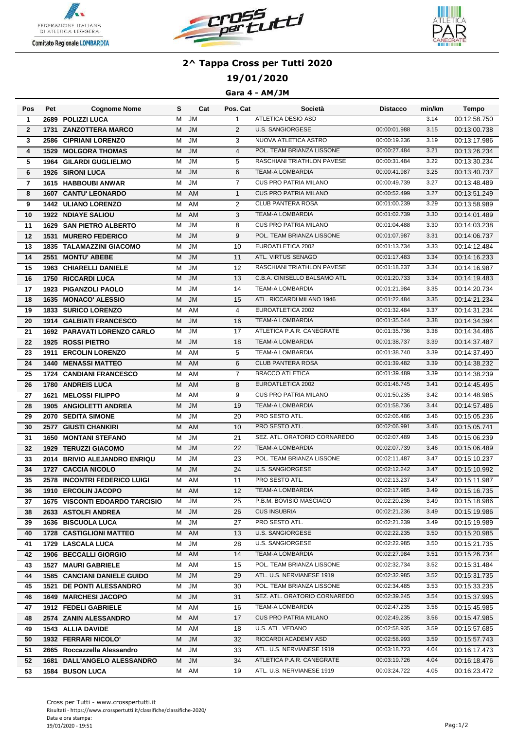# 2^ Tappa Cross per Tutti 2020

## 19/01/2020

### Gara 4 - AM/JM

| Pos | Pet | Cognome Nome | S | Cat | Pos. Cat | Società | Distacco | min/km | Tempo |
|---|---|---|---|---|---|---|---|---|---|
| 1 | 2689 | POLIZZI LUCA | M | JM | 1 | ATLETICA DESIO ASD | | 3.14 | 00:12:58.750 |
| 2 | 1731 | ZANZOTTERA MARCO | M | JM | 2 | U.S. SANGIORGESE | 00:00:01.988 | 3.15 | 00:13:00.738 |
| 3 | 2586 | CIPRIANI LORENZO | M | JM | 3 | NUOVA ATLETICA ASTRO | 00:00:19.236 | 3.19 | 00:13:17.986 |
| 4 | 1529 | MOLGORA THOMAS | M | JM | 4 | POL. TEAM BRIANZA LISSONE | 00:00:27.484 | 3.21 | 00:13:26.234 |
| 5 | 1964 | GILARDI GUGLIELMO | M | JM | 5 | RASCHIANI TRIATHLON PAVESE | 00:00:31.484 | 3.22 | 00:13:30.234 |
| 6 | 1926 | SIRONI LUCA | M | JM | 6 | TEAM-A LOMBARDIA | 00:00:41.987 | 3.25 | 00:13:40.737 |
| 7 | 1615 | HABBOUBI ANWAR | M | JM | 7 | CUS PRO PATRIA MILANO | 00:00:49.739 | 3.27 | 00:13:48.489 |
| 8 | 1607 | CANTU' LEONARDO | M | AM | 1 | CUS PRO PATRIA MILANO | 00:00:52.499 | 3.27 | 00:13:51.249 |
| 9 | 1442 | ULIANO LORENZO | M | AM | 2 | CLUB PANTERA ROSA | 00:01:00.239 | 3.29 | 00:13:58.989 |
| 10 | 1922 | NDIAYE SALIOU | M | AM | 3 | TEAM-A LOMBARDIA | 00:01:02.739 | 3.30 | 00:14:01.489 |
| 11 | 1629 | SAN PIETRO ALBERTO | M | JM | 8 | CUS PRO PATRIA MILANO | 00:01:04.488 | 3.30 | 00:14:03.238 |
| 12 | 1531 | MURERO FEDERICO | M | JM | 9 | POL. TEAM BRIANZA LISSONE | 00:01:07.987 | 3.31 | 00:14:06.737 |
| 13 | 1835 | TALAMAZZINI GIACOMO | M | JM | 10 | EUROATLETICA 2002 | 00:01:13.734 | 3.33 | 00:14:12.484 |
| 14 | 2551 | MONTU' ABEBE | M | JM | 11 | ATL. VIRTUS SENAGO | 00:01:17.483 | 3.34 | 00:14:16.233 |
| 15 | 1963 | CHIARELLI DANIELE | M | JM | 12 | RASCHIANI TRIATHLON PAVESE | 00:01:18.237 | 3.34 | 00:14:16.987 |
| 16 | 1750 | RICCARDI LUCA | M | JM | 13 | C.B.A. CINISELLO BALSAMO ATL. | 00:01:20.733 | 3.34 | 00:14:19.483 |
| 17 | 1923 | PIGANZOLI PAOLO | M | JM | 14 | TEAM-A LOMBARDIA | 00:01:21.984 | 3.35 | 00:14:20.734 |
| 18 | 1635 | MONACO' ALESSIO | M | JM | 15 | ATL. RICCARDI MILANO 1946 | 00:01:22.484 | 3.35 | 00:14:21.234 |
| 19 | 1833 | SURICO LORENZO | M | AM | 4 | EUROATLETICA 2002 | 00:01:32.484 | 3.37 | 00:14:31.234 |
| 20 | 1914 | GALBIATI FRANCESCO | M | JM | 16 | TEAM-A LOMBARDIA | 00:01:35.644 | 3.38 | 00:14:34.394 |
| 21 | 1692 | PARAVATI LORENZO CARLO | M | JM | 17 | ATLETICA P.A.R. CANEGRATE | 00:01:35.736 | 3.38 | 00:14:34.486 |
| 22 | 1925 | ROSSI PIETRO | M | JM | 18 | TEAM-A LOMBARDIA | 00:01:38.737 | 3.39 | 00:14:37.487 |
| 23 | 1911 | ERCOLIN LORENZO | M | AM | 5 | TEAM-A LOMBARDIA | 00:01:38.740 | 3.39 | 00:14:37.490 |
| 24 | 1440 | MENASSI MATTEO | M | AM | 6 | CLUB PANTERA ROSA | 00:01:39.482 | 3.39 | 00:14:38.232 |
| 25 | 1724 | CANDIANI FRANCESCO | M | AM | 7 | BRACCO ATLETICA | 00:01:39.489 | 3.39 | 00:14:38.239 |
| 26 | 1780 | ANDREIS LUCA | M | AM | 8 | EUROATLETICA 2002 | 00:01:46.745 | 3.41 | 00:14:45.495 |
| 27 | 1621 | MELOSSI FILIPPO | M | AM | 9 | CUS PRO PATRIA MILANO | 00:01:50.235 | 3.42 | 00:14:48.985 |
| 28 | 1905 | ANGIOLETTI ANDREA | M | JM | 19 | TEAM-A LOMBARDIA | 00:01:58.736 | 3.44 | 00:14:57.486 |
| 29 | 2070 | SEDITA SIMONE | M | JM | 20 | PRO SESTO ATL. | 00:02:06.486 | 3.46 | 00:15:05.236 |
| 30 | 2577 | GIUSTI CHANKIRI | M | AM | 10 | PRO SESTO ATL. | 00:02:06.991 | 3.46 | 00:15:05.741 |
| 31 | 1650 | MONTANI STEFANO | M | JM | 21 | SEZ. ATL. ORATORIO CORNAREDO | 00:02:07.489 | 3.46 | 00:15:06.239 |
| 32 | 1929 | TERUZZI GIACOMO | M | JM | 22 | TEAM-A LOMBARDIA | 00:02:07.739 | 3.46 | 00:15:06.489 |
| 33 | 2014 | BRIVIO ALEJANDRO ENRIQU | M | JM | 23 | POL. TEAM BRIANZA LISSONE | 00:02:11.487 | 3.47 | 00:15:10.237 |
| 34 | 1727 | CACCIA NICOLO | M | JM | 24 | U.S. SANGIORGESE | 00:02:12.242 | 3.47 | 00:15:10.992 |
| 35 | 2578 | INCONTRI FEDERICO LUIGI | M | AM | 11 | PRO SESTO ATL. | 00:02:13.237 | 3.47 | 00:15:11.987 |
| 36 | 1910 | ERCOLIN JACOPO | M | AM | 12 | TEAM-A LOMBARDIA | 00:02:17.985 | 3.49 | 00:15:16.735 |
| 37 | 1675 | VISCONTI EDOARDO TARCISIO | M | JM | 25 | P.B.M. BOVISIO MASCIAGO | 00:02:20.236 | 3.49 | 00:15:18.986 |
| 38 | 2633 | ASTOLFI ANDREA | M | JM | 26 | CUS INSUBRIA | 00:02:21.236 | 3.49 | 00:15:19.986 |
| 39 | 1636 | BISCUOLA LUCA | M | JM | 27 | PRO SESTO ATL. | 00:02:21.239 | 3.49 | 00:15:19.989 |
| 40 | 1728 | CASTIGLIONI MATTEO | M | AM | 13 | U.S. SANGIORGESE | 00:02:22.235 | 3.50 | 00:15:20.985 |
| 41 | 1729 | LASCALA LUCA | M | JM | 28 | U.S. SANGIORGESE | 00:02:22.985 | 3.50 | 00:15:21.735 |
| 42 | 1906 | BECCALLI GIORGIO | M | AM | 14 | TEAM-A LOMBARDIA | 00:02:27.984 | 3.51 | 00:15:26.734 |
| 43 | 1527 | MAURI GABRIELE | M | AM | 15 | POL. TEAM BRIANZA LISSONE | 00:02:32.734 | 3.52 | 00:15:31.484 |
| 44 | 1585 | CANCIANI DANIELE GUIDO | M | JM | 29 | ATL. U.S. NERVIANESE 1919 | 00:02:32.985 | 3.52 | 00:15:31.735 |
| 45 | 1521 | DE PONTI ALESSANDRO | M | JM | 30 | POL. TEAM BRIANZA LISSONE | 00:02:34.485 | 3.53 | 00:15:33.235 |
| 46 | 1649 | MARCHESI JACOPO | M | JM | 31 | SEZ. ATL. ORATORIO CORNAREDO | 00:02:39.245 | 3.54 | 00:15:37.995 |
| 47 | 1912 | FEDELI GABRIELE | M | AM | 16 | TEAM-A LOMBARDIA | 00:02:47.235 | 3.56 | 00:15:45.985 |
| 48 | 2574 | ZANIN ALESSANDRO | M | AM | 17 | CUS PRO PATRIA MILANO | 00:02:49.235 | 3.56 | 00:15:47.985 |
| 49 | 1543 | ALLIA DAVIDE | M | AM | 18 | U.S. ATL. VEDANO | 00:02:58.935 | 3.59 | 00:15:57.685 |
| 50 | 1932 | FERRARI NICOLO' | M | JM | 32 | RICCARDI ACADEMY ASD | 00:02:58.993 | 3.59 | 00:15:57.743 |
| 51 | 2665 | Roccazzella Alessandro | M | JM | 33 | ATL. U.S. NERVIANESE 1919 | 00:03:18.723 | 4.04 | 00:16:17.473 |
| 52 | 1681 | DALL'ANGELO ALESSANDRO | M | JM | 34 | ATLETICA P.A.R. CANEGRATE | 00:03:19.726 | 4.04 | 00:16:18.476 |
| 53 | 1584 | BUSON LUCA | M | AM | 19 | ATL. U.S. NERVIANESE 1919 | 00:03:24.722 | 4.05 | 00:16:23.472 |

Cross per Tutti - www.crosspertutti.it
Risultati - https://www.crosspertutti.it/classifiche/classifiche-2020/
Data e ora stampa:
19/01/2020 - 19:51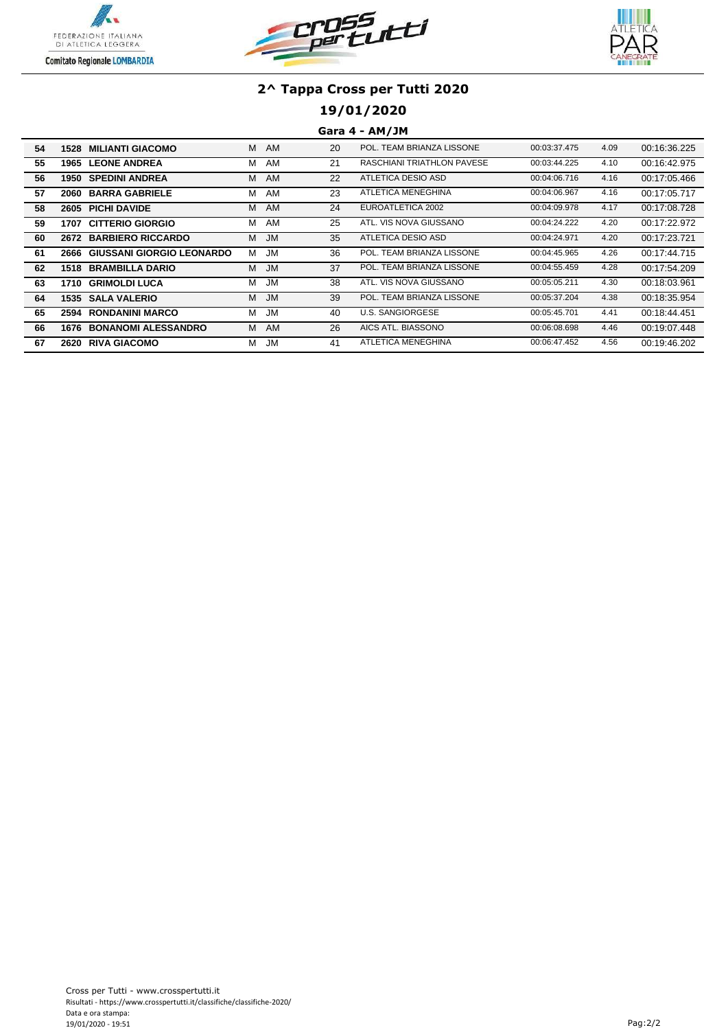# 2^ Tappa Cross per Tutti 2020

## 19/01/2020

### Gara 4 - AM/JM

| | | | | | | | | | |
|---|---|---|---|---|---|---|---|---|---|
| 54 | 1528 | MILIANTI GIACOMO | M | AM | 20 | POL. TEAM BRIANZA LISSONE | 00:03:37.475 | 4.09 | 00:16:36.225 |
| 55 | 1965 | LEONE ANDREA | M | AM | 21 | RASCHIANI TRIATHLON PAVESE | 00:03:44.225 | 4.10 | 00:16:42.975 |
| 56 | 1950 | SPEDINI ANDREA | M | AM | 22 | ATLETICA DESIO ASD | 00:04:06.716 | 4.16 | 00:17:05.466 |
| 57 | 2060 | BARRA GABRIELE | M | AM | 23 | ATLETICA MENEGHINA | 00:04:06.967 | 4.16 | 00:17:05.717 |
| 58 | 2605 | PICHI DAVIDE | M | AM | 24 | EUROATLETICA 2002 | 00:04:09.978 | 4.17 | 00:17:08.728 |
| 59 | 1707 | CITTERIO GIORGIO | M | AM | 25 | ATL. VIS NOVA GIUSSANO | 00:04:24.222 | 4.20 | 00:17:22.972 |
| 60 | 2672 | BARBIERO RICCARDO | M | JM | 35 | ATLETICA DESIO ASD | 00:04:24.971 | 4.20 | 00:17:23.721 |
| 61 | 2666 | GIUSSANI GIORGIO LEONARDO | M | JM | 36 | POL. TEAM BRIANZA LISSONE | 00:04:45.965 | 4.26 | 00:17:44.715 |
| 62 | 1518 | BRAMBILLA DARIO | M | JM | 37 | POL. TEAM BRIANZA LISSONE | 00:04:55.459 | 4.28 | 00:17:54.209 |
| 63 | 1710 | GRIMOLDI LUCA | M | JM | 38 | ATL. VIS NOVA GIUSSANO | 00:05:05.211 | 4.30 | 00:18:03.961 |
| 64 | 1535 | SALA VALERIO | M | JM | 39 | POL. TEAM BRIANZA LISSONE | 00:05:37.204 | 4.38 | 00:18:35.954 |
| 65 | 2594 | RONDANINI MARCO | M | JM | 40 | U.S. SANGIORGESE | 00:05:45.701 | 4.41 | 00:18:44.451 |
| 66 | 1676 | BONANOMI ALESSANDRO | M | AM | 26 | AICS ATL. BIASSONO | 00:06:08.698 | 4.46 | 00:19:07.448 |
| 67 | 2620 | RIVA GIACOMO | M | JM | 41 | ATLETICA MENEGHINA | 00:06:47.452 | 4.56 | 00:19:46.202 |

Cross per Tutti - www.crosspertutti.it
Risultati - https://www.crosspertutti.it/classifiche/classifiche-2020/
Data e ora stampa:
19/01/2020 - 19:51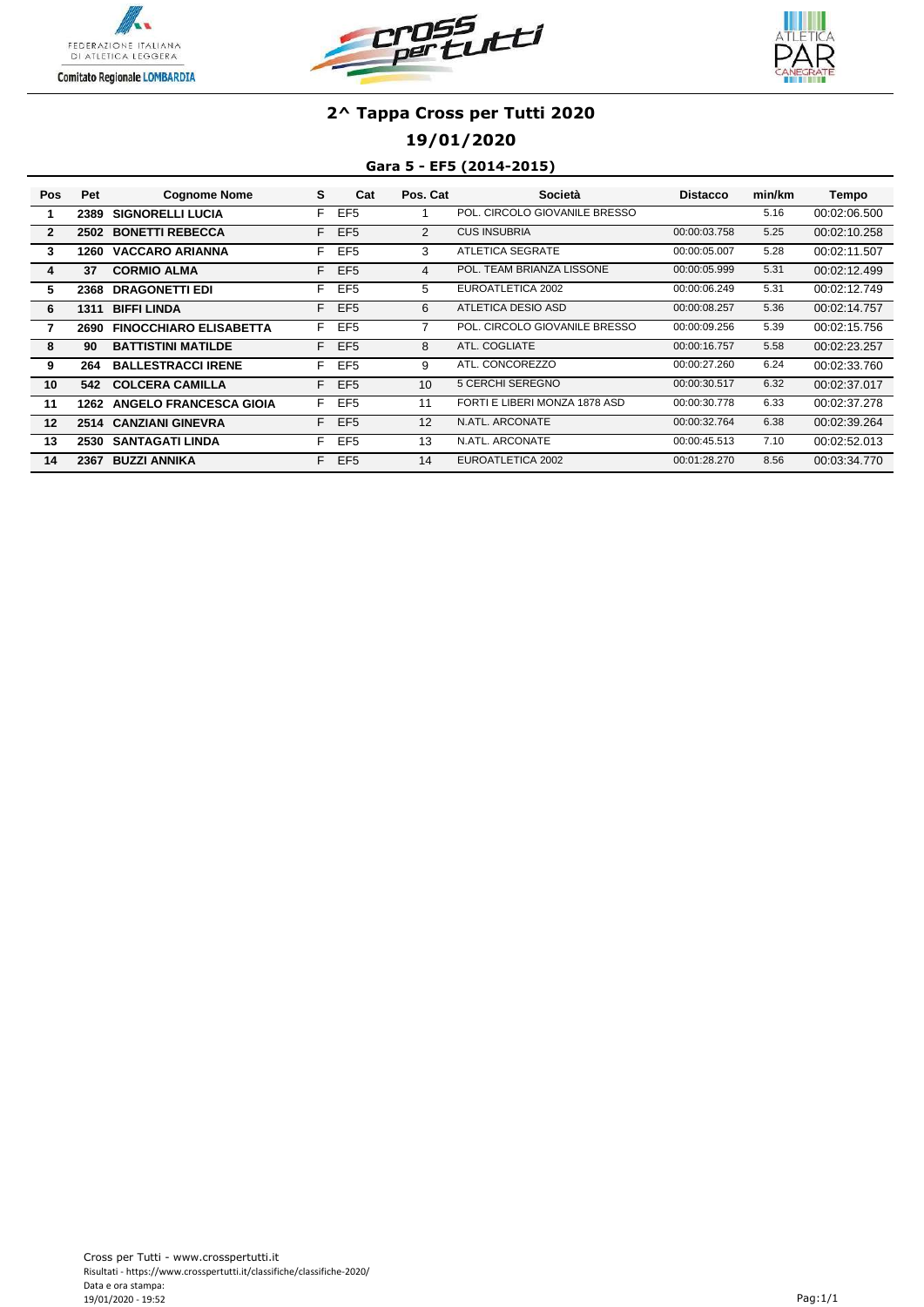# 2^ Tappa Cross per Tutti 2020

## 19/01/2020

### Gara 5 - EF5 (2014-2015)

| Pos | Pet | Cognome Nome | S | Cat | Pos. Cat | Società | Distacco | min/km | Tempo |
|---|---|---|---|---|---|---|---|---|---|
| 1 | 2389 | SIGNORELLI LUCIA | F | EF5 | 1 | POL. CIRCOLO GIOVANILE BRESSO | | 5.16 | 00:02:06.500 |
| 2 | 2502 | BONETTI REBECCA | F | EF5 | 2 | CUS INSUBRIA | 00:00:03.758 | 5.25 | 00:02:10.258 |
| 3 | 1260 | VACCARO ARIANNA | F | EF5 | 3 | ATLETICA SEGRATE | 00:00:05.007 | 5.28 | 00:02:11.507 |
| 4 | 37 | CORMIO ALMA | F | EF5 | 4 | POL. TEAM BRIANZA LISSONE | 00:00:05.999 | 5.31 | 00:02:12.499 |
| 5 | 2368 | DRAGONETTI EDI | F | EF5 | 5 | EUROATLETICA 2002 | 00:00:06.249 | 5.31 | 00:02:12.749 |
| 6 | 1311 | BIFFI LINDA | F | EF5 | 6 | ATLETICA DESIO ASD | 00:00:08.257 | 5.36 | 00:02:14.757 |
| 7 | 2690 | FINOCCHIARO ELISABETTA | F | EF5 | 7 | POL. CIRCOLO GIOVANILE BRESSO | 00:00:09.256 | 5.39 | 00:02:15.756 |
| 8 | 90 | BATTISTINI MATILDE | F | EF5 | 8 | ATL. COGLIATE | 00:00:16.757 | 5.58 | 00:02:23.257 |
| 9 | 264 | BALLESTRACCI IRENE | F | EF5 | 9 | ATL. CONCOREZZO | 00:00:27.260 | 6.24 | 00:02:33.760 |
| 10 | 542 | COLCERA CAMILLA | F | EF5 | 10 | 5 CERCHI SEREGNO | 00:00:30.517 | 6.32 | 00:02:37.017 |
| 11 | 1262 | ANGELO FRANCESCA GIOIA | F | EF5 | 11 | FORTI E LIBERI MONZA 1878 ASD | 00:00:30.778 | 6.33 | 00:02:37.278 |
| 12 | 2514 | CANZIANI GINEVRA | F | EF5 | 12 | N.ATL. ARCONATE | 00:00:32.764 | 6.38 | 00:02:39.264 |
| 13 | 2530 | SANTAGATI LINDA | F | EF5 | 13 | N.ATL. ARCONATE | 00:00:45.513 | 7.10 | 00:02:52.013 |
| 14 | 2367 | BUZZI ANNIKA | F | EF5 | 14 | EUROATLETICA 2002 | 00:01:28.270 | 8.56 | 00:03:34.770 |

Cross per Tutti - www.crosspertutti.it
Risultati - https://www.crosspertutti.it/classifiche/classifiche-2020/
Data e ora stampa:
19/01/2020 - 19:52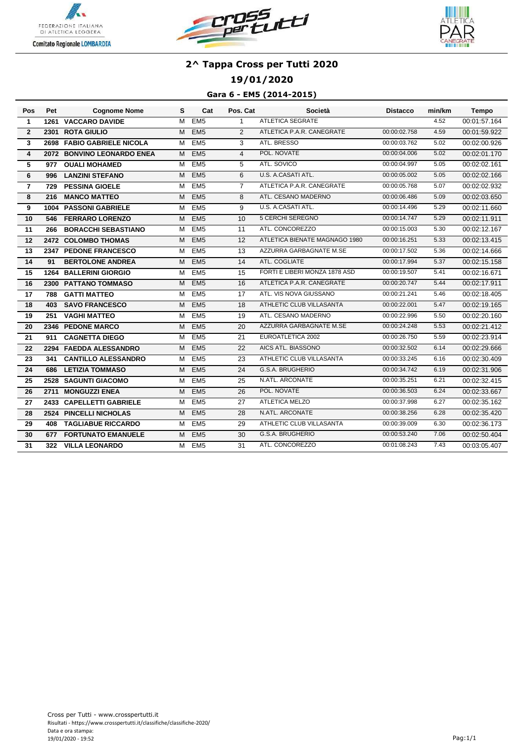# 2^ Tappa Cross per Tutti 2020

## 19/01/2020

### Gara 6 - EM5 (2014-2015)

| Pos | Pet | Cognome Nome | S | Cat | Pos. Cat | Società | Distacco | min/km | Tempo |
|---|---|---|---|---|---|---|---|---|---|
| 1 | 1261 | VACCARO DAVIDE | M | EM5 | 1 | ATLETICA SEGRATE | | 4.52 | 00:01:57.164 |
| 2 | 2301 | ROTA GIULIO | M | EM5 | 2 | ATLETICA P.A.R. CANEGRATE | 00:00:02.758 | 4.59 | 00:01:59.922 |
| 3 | 2698 | FABIO GABRIELE NICOLA | M | EM5 | 3 | ATL. BRESSO | 00:00:03.762 | 5.02 | 00:02:00.926 |
| 4 | 2072 | BONVINO LEONARDO ENEA | M | EM5 | 4 | POL. NOVATE | 00:00:04.006 | 5.02 | 00:02:01.170 |
| 5 | 977 | OUALI MOHAMED | M | EM5 | 5 | ATL. SOVICO | 00:00:04.997 | 5.05 | 00:02:02.161 |
| 6 | 996 | LANZINI STEFANO | M | EM5 | 6 | U.S. A.CASATI ATL. | 00:00:05.002 | 5.05 | 00:02:02.166 |
| 7 | 729 | PESSINA GIOELE | M | EM5 | 7 | ATLETICA P.A.R. CANEGRATE | 00:00:05.768 | 5.07 | 00:02:02.932 |
| 8 | 216 | MANCO MATTEO | M | EM5 | 8 | ATL. CESANO MADERNO | 00:00:06.486 | 5.09 | 00:02:03.650 |
| 9 | 1004 | PASSONI GABRIELE | M | EM5 | 9 | U.S. A.CASATI ATL. | 00:00:14.496 | 5.29 | 00:02:11.660 |
| 10 | 546 | FERRARO LORENZO | M | EM5 | 10 | 5 CERCHI SEREGNO | 00:00:14.747 | 5.29 | 00:02:11.911 |
| 11 | 266 | BORACCHI SEBASTIANO | M | EM5 | 11 | ATL. CONCOREZZO | 00:00:15.003 | 5.30 | 00:02:12.167 |
| 12 | 2472 | COLOMBO THOMAS | M | EM5 | 12 | ATLETICA BIENATE MAGNAGO 1980 | 00:00:16.251 | 5.33 | 00:02:13.415 |
| 13 | 2347 | PEDONE FRANCESCO | M | EM5 | 13 | AZZURRA GARBAGNATE M.SE | 00:00:17.502 | 5.36 | 00:02:14.666 |
| 14 | 91 | BERTOLONE ANDREA | M | EM5 | 14 | ATL. COGLIATE | 00:00:17.994 | 5.37 | 00:02:15.158 |
| 15 | 1264 | BALLERINI GIORGIO | M | EM5 | 15 | FORTI E LIBERI MONZA 1878 ASD | 00:00:19.507 | 5.41 | 00:02:16.671 |
| 16 | 2300 | PATTANO TOMMASO | M | EM5 | 16 | ATLETICA P.A.R. CANEGRATE | 00:00:20.747 | 5.44 | 00:02:17.911 |
| 17 | 788 | GATTI MATTEO | M | EM5 | 17 | ATL. VIS NOVA GIUSSANO | 00:00:21.241 | 5.46 | 00:02:18.405 |
| 18 | 403 | SAVO FRANCESCO | M | EM5 | 18 | ATHLETIC CLUB VILLASANTA | 00:00:22.001 | 5.47 | 00:02:19.165 |
| 19 | 251 | VAGHI MATTEO | M | EM5 | 19 | ATL. CESANO MADERNO | 00:00:22.996 | 5.50 | 00:02:20.160 |
| 20 | 2346 | PEDONE MARCO | M | EM5 | 20 | AZZURRA GARBAGNATE M.SE | 00:00:24.248 | 5.53 | 00:02:21.412 |
| 21 | 911 | CAGNETTA DIEGO | M | EM5 | 21 | EUROATLETICA 2002 | 00:00:26.750 | 5.59 | 00:02:23.914 |
| 22 | 2294 | FAEDDA ALESSANDRO | M | EM5 | 22 | AICS ATL. BIASSONO | 00:00:32.502 | 6.14 | 00:02:29.666 |
| 23 | 341 | CANTILLO ALESSANDRO | M | EM5 | 23 | ATHLETIC CLUB VILLASANTA | 00:00:33.245 | 6.16 | 00:02:30.409 |
| 24 | 686 | LETIZIA TOMMASO | M | EM5 | 24 | G.S.A. BRUGHERIO | 00:00:34.742 | 6.19 | 00:02:31.906 |
| 25 | 2528 | SAGUNTI GIACOMO | M | EM5 | 25 | N.ATL. ARCONATE | 00:00:35.251 | 6.21 | 00:02:32.415 |
| 26 | 2711 | MONGUZZI ENEA | M | EM5 | 26 | POL. NOVATE | 00:00:36.503 | 6.24 | 00:02:33.667 |
| 27 | 2433 | CAPELLETTI GABRIELE | M | EM5 | 27 | ATLETICA MELZO | 00:00:37.998 | 6.27 | 00:02:35.162 |
| 28 | 2524 | PINCELLI NICHOLAS | M | EM5 | 28 | N.ATL. ARCONATE | 00:00:38.256 | 6.28 | 00:02:35.420 |
| 29 | 408 | TAGLIABUE RICCARDO | M | EM5 | 29 | ATHLETIC CLUB VILLASANTA | 00:00:39.009 | 6.30 | 00:02:36.173 |
| 30 | 677 | FORTUNATO EMANUELE | M | EM5 | 30 | G.S.A. BRUGHERIO | 00:00:53.240 | 7.06 | 00:02:50.404 |
| 31 | 322 | VILLA LEONARDO | M | EM5 | 31 | ATL. CONCOREZZO | 00:01:08.243 | 7.43 | 00:03:05.407 |

Cross per Tutti - www.crosspertutti.it
Risultati - https://www.crosspertutti.it/classifiche/classifiche-2020/
Data e ora stampa:
19/01/2020 - 19:52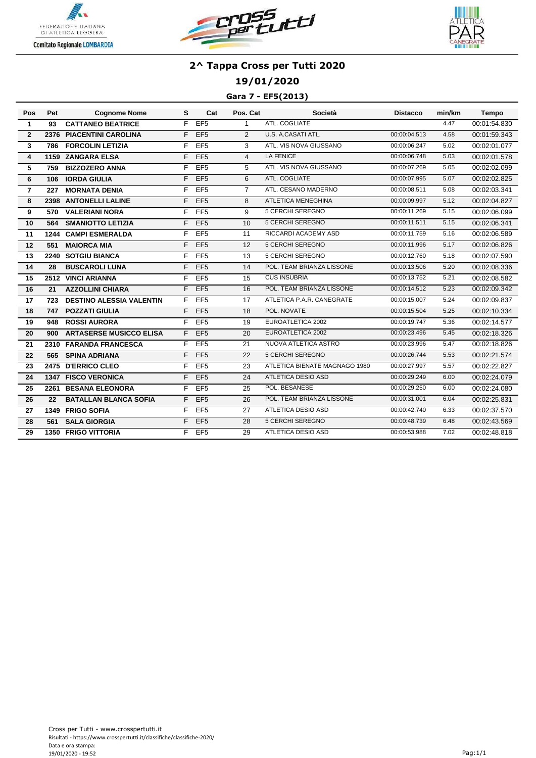# 2^ Tappa Cross per Tutti 2020

## 19/01/2020

### Gara 7 - EF5(2013)

| Pos | Pet | Cognome Nome | S | Cat | Pos. Cat | Società | Distacco | min/km | Tempo |
|---|---|---|---|---|---|---|---|---|---|
| 1 | 93 | CATTANEO BEATRICE | F | EF5 | 1 | ATL. COGLIATE | | 4.47 | 00:01:54.830 |
| 2 | 2376 | PIACENTINI CAROLINA | F | EF5 | 2 | U.S. A.CASATI ATL. | 00:00:04.513 | 4.58 | 00:01:59.343 |
| 3 | 786 | FORCOLIN LETIZIA | F | EF5 | 3 | ATL. VIS NOVA GIUSSANO | 00:00:06.247 | 5.02 | 00:02:01.077 |
| 4 | 1159 | ZANGARA ELSA | F | EF5 | 4 | LA FENICE | 00:00:06.748 | 5.03 | 00:02:01.578 |
| 5 | 759 | BIZZOZERO ANNA | F | EF5 | 5 | ATL. VIS NOVA GIUSSANO | 00:00:07.269 | 5.05 | 00:02:02.099 |
| 6 | 106 | IORDA GIULIA | F | EF5 | 6 | ATL. COGLIATE | 00:00:07.995 | 5.07 | 00:02:02.825 |
| 7 | 227 | MORNATA DENIA | F | EF5 | 7 | ATL. CESANO MADERNO | 00:00:08.511 | 5.08 | 00:02:03.341 |
| 8 | 2398 | ANTONELLI LALINE | F | EF5 | 8 | ATLETICA MENEGHINA | 00:00:09.997 | 5.12 | 00:02:04.827 |
| 9 | 570 | VALERIANI NORA | F | EF5 | 9 | 5 CERCHI SEREGNO | 00:00:11.269 | 5.15 | 00:02:06.099 |
| 10 | 564 | SMANIOTTO LETIZIA | F | EF5 | 10 | 5 CERCHI SEREGNO | 00:00:11.511 | 5.15 | 00:02:06.341 |
| 11 | 1244 | CAMPI ESMERALDA | F | EF5 | 11 | RICCARDI ACADEMY ASD | 00:00:11.759 | 5.16 | 00:02:06.589 |
| 12 | 551 | MAIORCA MIA | F | EF5 | 12 | 5 CERCHI SEREGNO | 00:00:11.996 | 5.17 | 00:02:06.826 |
| 13 | 2240 | SOTGIU BIANCA | F | EF5 | 13 | 5 CERCHI SEREGNO | 00:00:12.760 | 5.18 | 00:02:07.590 |
| 14 | 28 | BUSCAROLI LUNA | F | EF5 | 14 | POL. TEAM BRIANZA LISSONE | 00:00:13.506 | 5.20 | 00:02:08.336 |
| 15 | 2512 | VINCI ARIANNA | F | EF5 | 15 | CUS INSUBRIA | 00:00:13.752 | 5.21 | 00:02:08.582 |
| 16 | 21 | AZZOLLINI CHIARA | F | EF5 | 16 | POL. TEAM BRIANZA LISSONE | 00:00:14.512 | 5.23 | 00:02:09.342 |
| 17 | 723 | DESTINO ALESSIA VALENTIN | F | EF5 | 17 | ATLETICA P.A.R. CANEGRATE | 00:00:15.007 | 5.24 | 00:02:09.837 |
| 18 | 747 | POZZATI GIULIA | F | EF5 | 18 | POL. NOVATE | 00:00:15.504 | 5.25 | 00:02:10.334 |
| 19 | 948 | ROSSI AURORA | F | EF5 | 19 | EUROATLETICA 2002 | 00:00:19.747 | 5.36 | 00:02:14.577 |
| 20 | 900 | ARTASERSE MUSICCO ELISA | F | EF5 | 20 | EUROATLETICA 2002 | 00:00:23.496 | 5.45 | 00:02:18.326 |
| 21 | 2310 | FARANDA FRANCESCA | F | EF5 | 21 | NUOVA ATLETICA ASTRO | 00:00:23.996 | 5.47 | 00:02:18.826 |
| 22 | 565 | SPINA ADRIANA | F | EF5 | 22 | 5 CERCHI SEREGNO | 00:00:26.744 | 5.53 | 00:02:21.574 |
| 23 | 2475 | D'ERRICO CLEO | F | EF5 | 23 | ATLETICA BIENATE MAGNAGO 1980 | 00:00:27.997 | 5.57 | 00:02:22.827 |
| 24 | 1347 | FISCO VERONICA | F | EF5 | 24 | ATLETICA DESIO ASD | 00:00:29.249 | 6.00 | 00:02:24.079 |
| 25 | 2261 | BESANA ELEONORA | F | EF5 | 25 | POL. BESANESE | 00:00:29.250 | 6.00 | 00:02:24.080 |
| 26 | 22 | BATALLAN BLANCA SOFIA | F | EF5 | 26 | POL. TEAM BRIANZA LISSONE | 00:00:31.001 | 6.04 | 00:02:25.831 |
| 27 | 1349 | FRIGO SOFIA | F | EF5 | 27 | ATLETICA DESIO ASD | 00:00:42.740 | 6.33 | 00:02:37.570 |
| 28 | 561 | SALA GIORGIA | F | EF5 | 28 | 5 CERCHI SEREGNO | 00:00:48.739 | 6.48 | 00:02:43.569 |
| 29 | 1350 | FRIGO VITTORIA | F | EF5 | 29 | ATLETICA DESIO ASD | 00:00:53.988 | 7.02 | 00:02:48.818 |

Cross per Tutti - www.crosspertutti.it
Risultati - https://www.crosspertutti.it/classifiche/classifiche-2020/
Data e ora stampa:
19/01/2020 - 19:52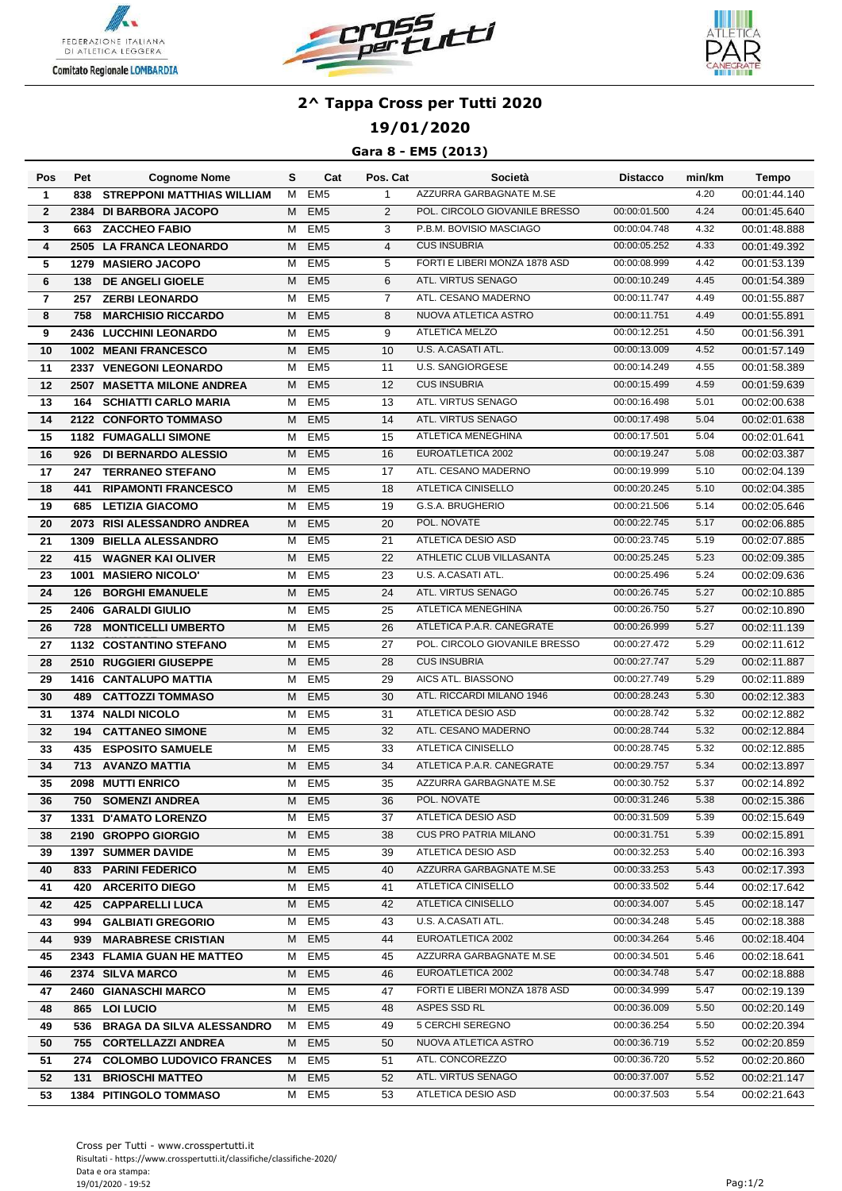# 2^ Tappa Cross per Tutti 2020

## 19/01/2020

### Gara 8 - EM5 (2013)

| Pos | Pet | Cognome Nome | S | Cat | Pos. Cat | Società | Distacco | min/km | Tempo |
|---|---|---|---|---|---|---|---|---|---|
| 1 | 838 | STREPPONI MATTHIAS WILLIAM | M | EM5 | 1 | AZZURRA GARBAGNATE M.SE | | 4.20 | 00:01:44.140 |
| 2 | 2384 | DI BARBORA JACOPO | M | EM5 | 2 | POL. CIRCOLO GIOVANILE BRESSO | 00:00:01.500 | 4.24 | 00:01:45.640 |
| 3 | 663 | ZACCHEO FABIO | M | EM5 | 3 | P.B.M. BOVISIO MASCIAGO | 00:00:04.748 | 4.32 | 00:01:48.888 |
| 4 | 2505 | LA FRANCA LEONARDO | M | EM5 | 4 | CUS INSUBRIA | 00:00:05.252 | 4.33 | 00:01:49.392 |
| 5 | 1279 | MASIERO JACOPO | M | EM5 | 5 | FORTI E LIBERI MONZA 1878 ASD | 00:00:08.999 | 4.42 | 00:01:53.139 |
| 6 | 138 | DE ANGELI GIOELE | M | EM5 | 6 | ATL. VIRTUS SENAGO | 00:00:10.249 | 4.45 | 00:01:54.389 |
| 7 | 257 | ZERBI LEONARDO | M | EM5 | 7 | ATL. CESANO MADERNO | 00:00:11.747 | 4.49 | 00:01:55.887 |
| 8 | 758 | MARCHISIO RICCARDO | M | EM5 | 8 | NUOVA ATLETICA ASTRO | 00:00:11.751 | 4.49 | 00:01:55.891 |
| 9 | 2436 | LUCCHINI LEONARDO | M | EM5 | 9 | ATLETICA MELZO | 00:00:12.251 | 4.50 | 00:01:56.391 |
| 10 | 1002 | MEANI FRANCESCO | M | EM5 | 10 | U.S. A.CASATI ATL. | 00:00:13.009 | 4.52 | 00:01:57.149 |
| 11 | 2337 | VENEGONI LEONARDO | M | EM5 | 11 | U.S. SANGIORGESE | 00:00:14.249 | 4.55 | 00:01:58.389 |
| 12 | 2507 | MASETTA MILONE ANDREA | M | EM5 | 12 | CUS INSUBRIA | 00:00:15.499 | 4.59 | 00:01:59.639 |
| 13 | 164 | SCHIATTI CARLO MARIA | M | EM5 | 13 | ATL. VIRTUS SENAGO | 00:00:16.498 | 5.01 | 00:02:00.638 |
| 14 | 2122 | CONFORTO TOMMASO | M | EM5 | 14 | ATL. VIRTUS SENAGO | 00:00:17.498 | 5.04 | 00:02:01.638 |
| 15 | 1182 | FUMAGALLI SIMONE | M | EM5 | 15 | ATLETICA MENEGHINA | 00:00:17.501 | 5.04 | 00:02:01.641 |
| 16 | 926 | DI BERNARDO ALESSIO | M | EM5 | 16 | EUROATLETICA 2002 | 00:00:19.247 | 5.08 | 00:02:03.387 |
| 17 | 247 | TERRANEO STEFANO | M | EM5 | 17 | ATL. CESANO MADERNO | 00:00:19.999 | 5.10 | 00:02:04.139 |
| 18 | 441 | RIPAMONTI FRANCESCO | M | EM5 | 18 | ATLETICA CINISELLO | 00:00:20.245 | 5.10 | 00:02:04.385 |
| 19 | 685 | LETIZIA GIACOMO | M | EM5 | 19 | G.S.A. BRUGHERIO | 00:00:21.506 | 5.14 | 00:02:05.646 |
| 20 | 2073 | RISI ALESSANDRO ANDREA | M | EM5 | 20 | POL. NOVATE | 00:00:22.745 | 5.17 | 00:02:06.885 |
| 21 | 1309 | BIELLA ALESSANDRO | M | EM5 | 21 | ATLETICA DESIO ASD | 00:00:23.745 | 5.19 | 00:02:07.885 |
| 22 | 415 | WAGNER KAI OLIVER | M | EM5 | 22 | ATHLETIC CLUB VILLASANTA | 00:00:25.245 | 5.23 | 00:02:09.385 |
| 23 | 1001 | MASIERO NICOLO' | M | EM5 | 23 | U.S. A.CASATI ATL. | 00:00:25.496 | 5.24 | 00:02:09.636 |
| 24 | 126 | BORGHI EMANUELE | M | EM5 | 24 | ATL. VIRTUS SENAGO | 00:00:26.745 | 5.27 | 00:02:10.885 |
| 25 | 2406 | GARALDI GIULIO | M | EM5 | 25 | ATLETICA MENEGHINA | 00:00:26.750 | 5.27 | 00:02:10.890 |
| 26 | 728 | MONTICELLI UMBERTO | M | EM5 | 26 | ATLETICA P.A.R. CANEGRATE | 00:00:26.999 | 5.27 | 00:02:11.139 |
| 27 | 1132 | COSTANTINO STEFANO | M | EM5 | 27 | POL. CIRCOLO GIOVANILE BRESSO | 00:00:27.472 | 5.29 | 00:02:11.612 |
| 28 | 2510 | RUGGIERI GIUSEPPE | M | EM5 | 28 | CUS INSUBRIA | 00:00:27.747 | 5.29 | 00:02:11.887 |
| 29 | 1416 | CANTALUPO MATTIA | M | EM5 | 29 | AICS ATL. BIASSONO | 00:00:27.749 | 5.29 | 00:02:11.889 |
| 30 | 489 | CATTOZZI TOMMASO | M | EM5 | 30 | ATL. RICCARDI MILANO 1946 | 00:00:28.243 | 5.30 | 00:02:12.383 |
| 31 | 1374 | NALDI NICOLO | M | EM5 | 31 | ATLETICA DESIO ASD | 00:00:28.742 | 5.32 | 00:02:12.882 |
| 32 | 194 | CATTANEO SIMONE | M | EM5 | 32 | ATL. CESANO MADERNO | 00:00:28.744 | 5.32 | 00:02:12.884 |
| 33 | 435 | ESPOSITO SAMUELE | M | EM5 | 33 | ATLETICA CINISELLO | 00:00:28.745 | 5.32 | 00:02:12.885 |
| 34 | 713 | AVANZO MATTIA | M | EM5 | 34 | ATLETICA P.A.R. CANEGRATE | 00:00:29.757 | 5.34 | 00:02:13.897 |
| 35 | 2098 | MUTTI ENRICO | M | EM5 | 35 | AZZURRA GARBAGNATE M.SE | 00:00:30.752 | 5.37 | 00:02:14.892 |
| 36 | 750 | SOMENZI ANDREA | M | EM5 | 36 | POL. NOVATE | 00:00:31.246 | 5.38 | 00:02:15.386 |
| 37 | 1331 | D'AMATO LORENZO | M | EM5 | 37 | ATLETICA DESIO ASD | 00:00:31.509 | 5.39 | 00:02:15.649 |
| 38 | 2190 | GROPPO GIORGIO | M | EM5 | 38 | CUS PRO PATRIA MILANO | 00:00:31.751 | 5.39 | 00:02:15.891 |
| 39 | 1397 | SUMMER DAVIDE | M | EM5 | 39 | ATLETICA DESIO ASD | 00:00:32.253 | 5.40 | 00:02:16.393 |
| 40 | 833 | PARINI FEDERICO | M | EM5 | 40 | AZZURRA GARBAGNATE M.SE | 00:00:33.253 | 5.43 | 00:02:17.393 |
| 41 | 420 | ARCERITO DIEGO | M | EM5 | 41 | ATLETICA CINISELLO | 00:00:33.502 | 5.44 | 00:02:17.642 |
| 42 | 425 | CAPPARELLI LUCA | M | EM5 | 42 | ATLETICA CINISELLO | 00:00:34.007 | 5.45 | 00:02:18.147 |
| 43 | 994 | GALBIATI GREGORIO | M | EM5 | 43 | U.S. A.CASATI ATL. | 00:00:34.248 | 5.45 | 00:02:18.388 |
| 44 | 939 | MARABRESE CRISTIAN | M | EM5 | 44 | EUROATLETICA 2002 | 00:00:34.264 | 5.46 | 00:02:18.404 |
| 45 | 2343 | FLAMIA GUAN HE MATTEO | M | EM5 | 45 | AZZURRA GARBAGNATE M.SE | 00:00:34.501 | 5.46 | 00:02:18.641 |
| 46 | 2374 | SILVA MARCO | M | EM5 | 46 | EUROATLETICA 2002 | 00:00:34.748 | 5.47 | 00:02:18.888 |
| 47 | 2460 | GIANASCHI MARCO | M | EM5 | 47 | FORTI E LIBERI MONZA 1878 ASD | 00:00:34.999 | 5.47 | 00:02:19.139 |
| 48 | 865 | LOI LUCIO | M | EM5 | 48 | ASPES SSD RL | 00:00:36.009 | 5.50 | 00:02:20.149 |
| 49 | 536 | BRAGA DA SILVA ALESSANDRO | M | EM5 | 49 | 5 CERCHI SEREGNO | 00:00:36.254 | 5.50 | 00:02:20.394 |
| 50 | 755 | CORTELLAZZI ANDREA | M | EM5 | 50 | NUOVA ATLETICA ASTRO | 00:00:36.719 | 5.52 | 00:02:20.859 |
| 51 | 274 | COLOMBO LUDOVICO FRANCES | M | EM5 | 51 | ATL. CONCOREZZO | 00:00:36.720 | 5.52 | 00:02:20.860 |
| 52 | 131 | BRIOSCHI MATTEO | M | EM5 | 52 | ATL. VIRTUS SENAGO | 00:00:37.007 | 5.52 | 00:02:21.147 |
| 53 | 1384 | PITINGOLO TOMMASO | M | EM5 | 53 | ATLETICA DESIO ASD | 00:00:37.503 | 5.54 | 00:02:21.643 |

Cross per Tutti - www.crosspertutti.it
Risultati - https://www.crosspertutti.it/classifiche/classifiche-2020/
Data e ora stampa:
19/01/2020 - 19:52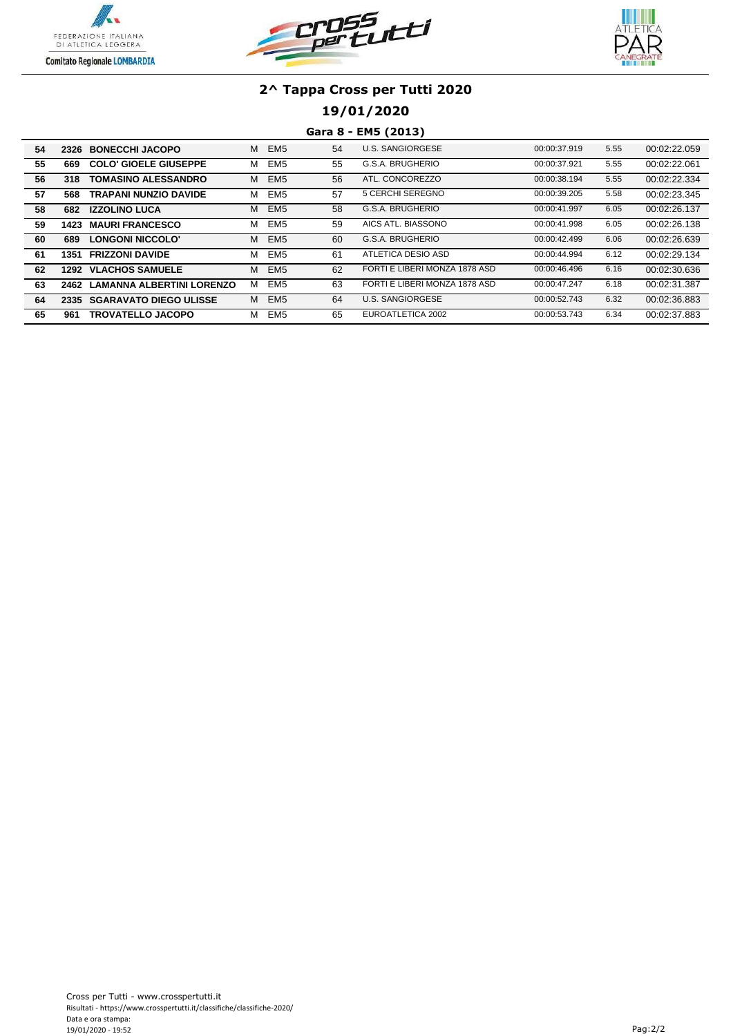## 2^ Tappa Cross per Tutti 2020

### 19/01/2020

### Gara 8 - EM5 (2013)

| | | | | | | | | | |
|---|---|---|---|---|---|---|---|---|---|
| 54 | 2326 | BONECCHI JACOPO | M | EM5 | 54 | U.S. SANGIORGESE | 00:00:37.919 | 5.55 | 00:02:22.059 |
| 55 | 669 | COLO' GIOELE GIUSEPPE | M | EM5 | 55 | G.S.A. BRUGHERIO | 00:00:37.921 | 5.55 | 00:02:22.061 |
| 56 | 318 | TOMASINO ALESSANDRO | M | EM5 | 56 | ATL. CONCOREZZO | 00:00:38.194 | 5.55 | 00:02:22.334 |
| 57 | 568 | TRAPANI NUNZIO DAVIDE | M | EM5 | 57 | 5 CERCHI SEREGNO | 00:00:39.205 | 5.58 | 00:02:23.345 |
| 58 | 682 | IZZOLINO LUCA | M | EM5 | 58 | G.S.A. BRUGHERIO | 00:00:41.997 | 6.05 | 00:02:26.137 |
| 59 | 1423 | MAURI FRANCESCO | M | EM5 | 59 | AICS ATL. BIASSONO | 00:00:41.998 | 6.05 | 00:02:26.138 |
| 60 | 689 | LONGONI NICCOLO' | M | EM5 | 60 | G.S.A. BRUGHERIO | 00:00:42.499 | 6.06 | 00:02:26.639 |
| 61 | 1351 | FRIZZONI DAVIDE | M | EM5 | 61 | ATLETICA DESIO ASD | 00:00:44.994 | 6.12 | 00:02:29.134 |
| 62 | 1292 | VLACHOS SAMUELE | M | EM5 | 62 | FORTI E LIBERI MONZA 1878 ASD | 00:00:46.496 | 6.16 | 00:02:30.636 |
| 63 | 2462 | LAMANNA ALBERTINI LORENZO | M | EM5 | 63 | FORTI E LIBERI MONZA 1878 ASD | 00:00:47.247 | 6.18 | 00:02:31.387 |
| 64 | 2335 | SGARAVATO DIEGO ULISSE | M | EM5 | 64 | U.S. SANGIORGESE | 00:00:52.743 | 6.32 | 00:02:36.883 |
| 65 | 961 | TROVATELLO JACOPO | M | EM5 | 65 | EUROATLETICA 2002 | 00:00:53.743 | 6.34 | 00:02:37.883 |

Cross per Tutti - www.crosspertutti.it
Risultati - https://www.crosspertutti.it/classifiche/classifiche-2020/
Data e ora stampa:
19/01/2020 - 19:52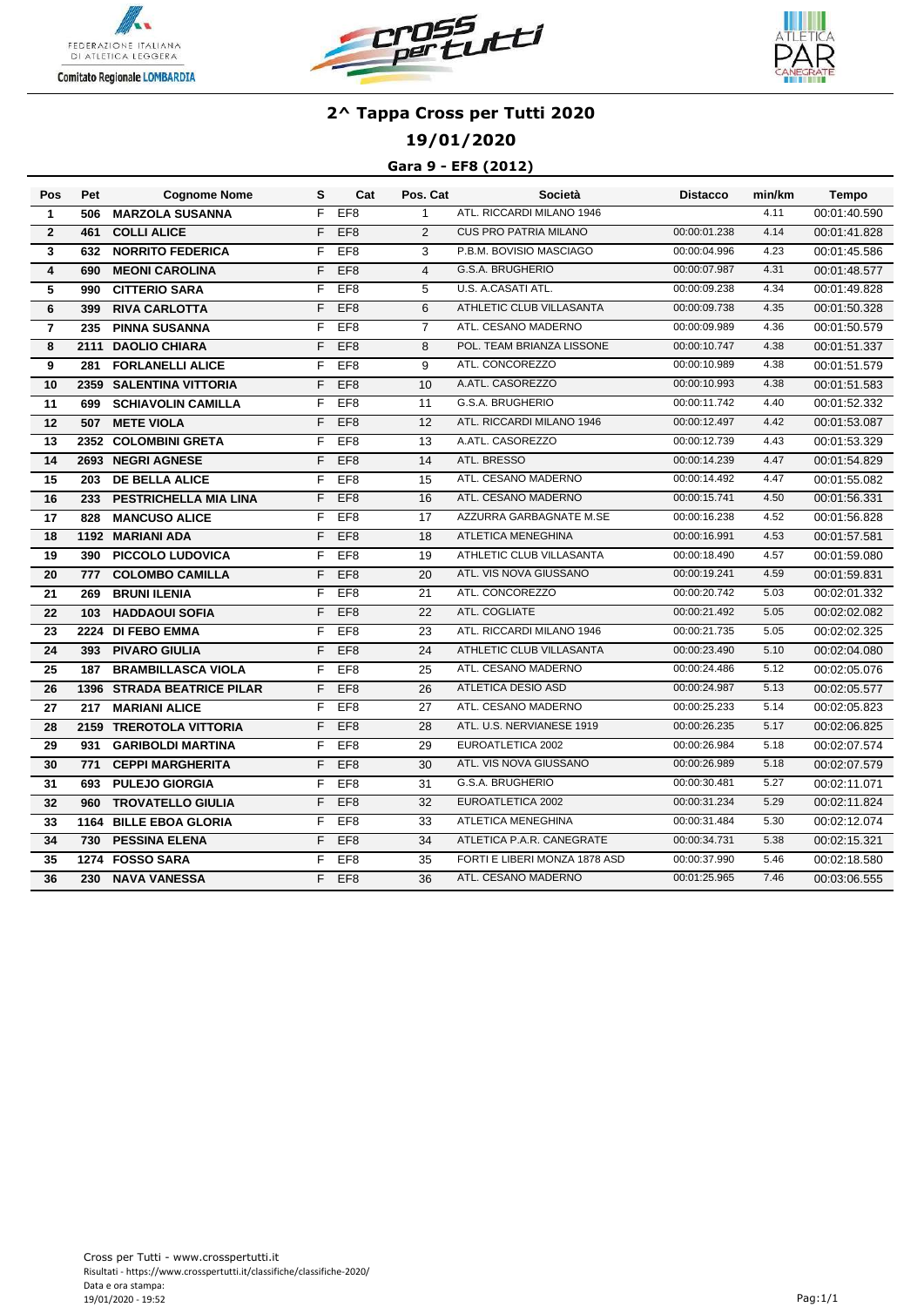## 2^ Tappa Cross per Tutti 2020

### 19/01/2020

### Gara 9 - EF8 (2012)

| Pos | Pet | Cognome Nome | S | Cat | Pos. Cat | Società | Distacco | min/km | Tempo |
|---|---|---|---|---|---|---|---|---|---|
| 1 | 506 | MARZOLA SUSANNA | F | EF8 | 1 | ATL. RICCARDI MILANO 1946 | | 4.11 | 00:01:40.590 |
| 2 | 461 | COLLI ALICE | F | EF8 | 2 | CUS PRO PATRIA MILANO | 00:00:01.238 | 4.14 | 00:01:41.828 |
| 3 | 632 | NORRITO FEDERICA | F | EF8 | 3 | P.B.M. BOVISIO MASCIAGO | 00:00:04.996 | 4.23 | 00:01:45.586 |
| 4 | 690 | MEONI CAROLINA | F | EF8 | 4 | G.S.A. BRUGHERIO | 00:00:07.987 | 4.31 | 00:01:48.577 |
| 5 | 990 | CITTERIO SARA | F | EF8 | 5 | U.S. A.CASATI ATL. | 00:00:09.238 | 4.34 | 00:01:49.828 |
| 6 | 399 | RIVA CARLOTTA | F | EF8 | 6 | ATHLETIC CLUB VILLASANTA | 00:00:09.738 | 4.35 | 00:01:50.328 |
| 7 | 235 | PINNA SUSANNA | F | EF8 | 7 | ATL. CESANO MADERNO | 00:00:09.989 | 4.36 | 00:01:50.579 |
| 8 | 2111 | DAOLIO CHIARA | F | EF8 | 8 | POL. TEAM BRIANZA LISSONE | 00:00:10.747 | 4.38 | 00:01:51.337 |
| 9 | 281 | FORLANELLI ALICE | F | EF8 | 9 | ATL. CONCOREZZO | 00:00:10.989 | 4.38 | 00:01:51.579 |
| 10 | 2359 | SALENTINA VITTORIA | F | EF8 | 10 | A.ATL. CASOREZZO | 00:00:10.993 | 4.38 | 00:01:51.583 |
| 11 | 699 | SCHIAVOLIN CAMILLA | F | EF8 | 11 | G.S.A. BRUGHERIO | 00:00:11.742 | 4.40 | 00:01:52.332 |
| 12 | 507 | METE VIOLA | F | EF8 | 12 | ATL. RICCARDI MILANO 1946 | 00:00:12.497 | 4.42 | 00:01:53.087 |
| 13 | 2352 | COLOMBINI GRETA | F | EF8 | 13 | A.ATL. CASOREZZO | 00:00:12.739 | 4.43 | 00:01:53.329 |
| 14 | 2693 | NEGRI AGNESE | F | EF8 | 14 | ATL. BRESSO | 00:00:14.239 | 4.47 | 00:01:54.829 |
| 15 | 203 | DE BELLA ALICE | F | EF8 | 15 | ATL. CESANO MADERNO | 00:00:14.492 | 4.47 | 00:01:55.082 |
| 16 | 233 | PESTRICHELLA MIA LINA | F | EF8 | 16 | ATL. CESANO MADERNO | 00:00:15.741 | 4.50 | 00:01:56.331 |
| 17 | 828 | MANCUSO ALICE | F | EF8 | 17 | AZZURRA GARBAGNATE M.SE | 00:00:16.238 | 4.52 | 00:01:56.828 |
| 18 | 1192 | MARIANI ADA | F | EF8 | 18 | ATLETICA MENEGHINA | 00:00:16.991 | 4.53 | 00:01:57.581 |
| 19 | 390 | PICCOLO LUDOVICA | F | EF8 | 19 | ATHLETIC CLUB VILLASANTA | 00:00:18.490 | 4.57 | 00:01:59.080 |
| 20 | 777 | COLOMBO CAMILLA | F | EF8 | 20 | ATL. VIS NOVA GIUSSANO | 00:00:19.241 | 4.59 | 00:01:59.831 |
| 21 | 269 | BRUNI ILENIA | F | EF8 | 21 | ATL. CONCOREZZO | 00:00:20.742 | 5.03 | 00:02:01.332 |
| 22 | 103 | HADDAOUI SOFIA | F | EF8 | 22 | ATL. COGLIATE | 00:00:21.492 | 5.05 | 00:02:02.082 |
| 23 | 2224 | DI FEBO EMMA | F | EF8 | 23 | ATL. RICCARDI MILANO 1946 | 00:00:21.735 | 5.05 | 00:02:02.325 |
| 24 | 393 | PIVARO GIULIA | F | EF8 | 24 | ATHLETIC CLUB VILLASANTA | 00:00:23.490 | 5.10 | 00:02:04.080 |
| 25 | 187 | BRAMBILLASCA VIOLA | F | EF8 | 25 | ATL. CESANO MADERNO | 00:00:24.486 | 5.12 | 00:02:05.076 |
| 26 | 1396 | STRADA BEATRICE PILAR | F | EF8 | 26 | ATLETICA DESIO ASD | 00:00:24.987 | 5.13 | 00:02:05.577 |
| 27 | 217 | MARIANI ALICE | F | EF8 | 27 | ATL. CESANO MADERNO | 00:00:25.233 | 5.14 | 00:02:05.823 |
| 28 | 2159 | TREROTOLA VITTORIA | F | EF8 | 28 | ATL. U.S. NERVIANESE 1919 | 00:00:26.235 | 5.17 | 00:02:06.825 |
| 29 | 931 | GARIBOLDI MARTINA | F | EF8 | 29 | EUROATLETICA 2002 | 00:00:26.984 | 5.18 | 00:02:07.574 |
| 30 | 771 | CEPPI MARGHERITA | F | EF8 | 30 | ATL. VIS NOVA GIUSSANO | 00:00:26.989 | 5.18 | 00:02:07.579 |
| 31 | 693 | PULEJO GIORGIA | F | EF8 | 31 | G.S.A. BRUGHERIO | 00:00:30.481 | 5.27 | 00:02:11.071 |
| 32 | 960 | TROVATELLO GIULIA | F | EF8 | 32 | EUROATLETICA 2002 | 00:00:31.234 | 5.29 | 00:02:11.824 |
| 33 | 1164 | BILLE EBOA GLORIA | F | EF8 | 33 | ATLETICA MENEGHINA | 00:00:31.484 | 5.30 | 00:02:12.074 |
| 34 | 730 | PESSINA ELENA | F | EF8 | 34 | ATLETICA P.A.R. CANEGRATE | 00:00:34.731 | 5.38 | 00:02:15.321 |
| 35 | 1274 | FOSSO SARA | F | EF8 | 35 | FORTI E LIBERI MONZA 1878 ASD | 00:00:37.990 | 5.46 | 00:02:18.580 |
| 36 | 230 | NAVA VANESSA | F | EF8 | 36 | ATL. CESANO MADERNO | 00:01:25.965 | 7.46 | 00:03:06.555 |

Cross per Tutti - www.crosspertutti.it
Risultati - https://www.crosspertutti.it/classifiche/classifiche-2020/
Data e ora stampa:
19/01/2020 - 19:52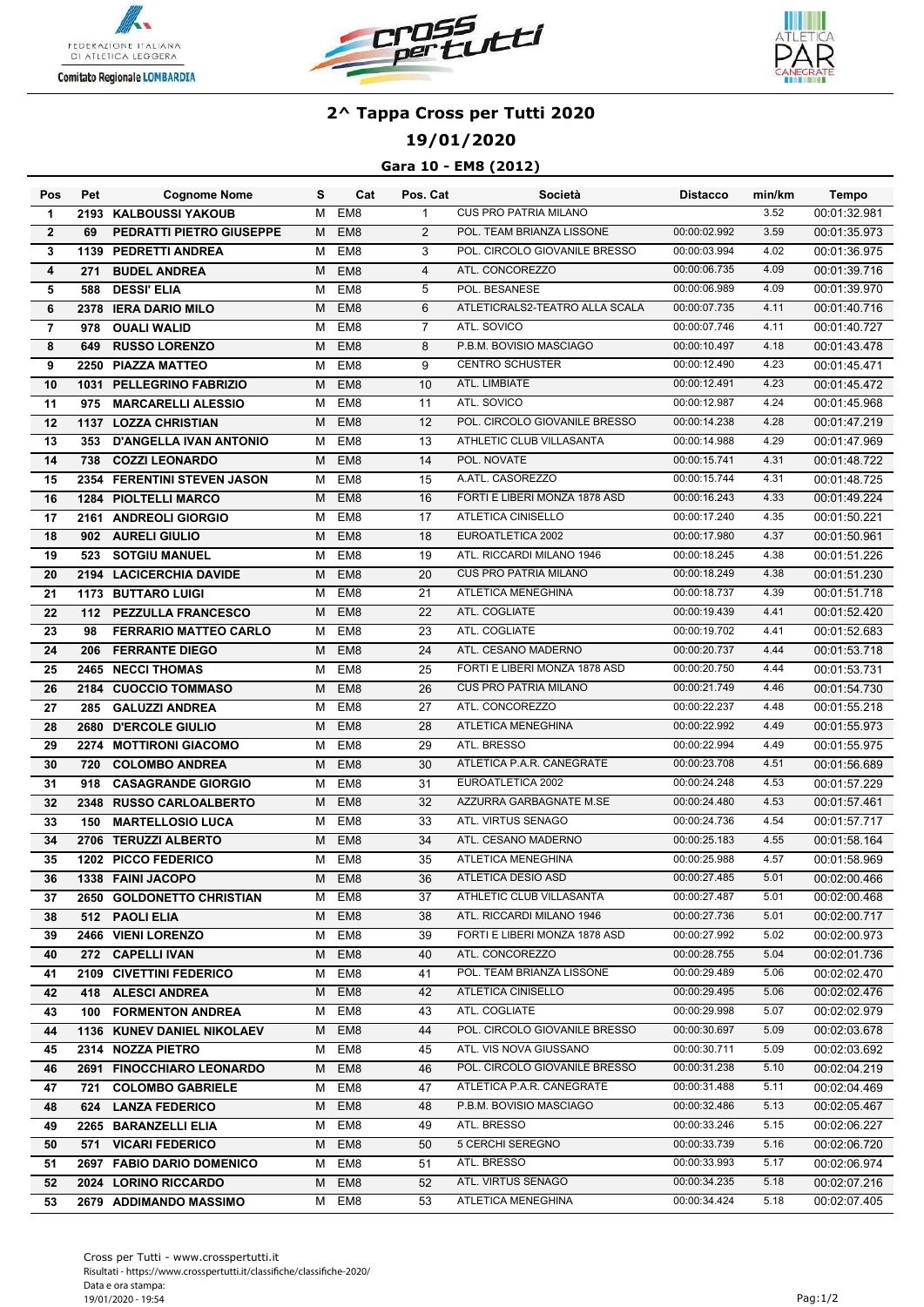# 2^ Tappa Cross per Tutti 2020

## 19/01/2020

### Gara 10 - EM8 (2012)

| Pos | Pet | Cognome Nome | S | Cat | Pos. Cat | Società | Distacco | min/km | Tempo |
|---|---|---|---|---|---|---|---|---|---|
| 1 | 2193 | KALBOUSSI YAKOUB | M | EM8 | 1 | CUS PRO PATRIA MILANO | | 3.52 | 00:01:32.981 |
| 2 | 69 | PEDRATTI PIETRO GIUSEPPE | M | EM8 | 2 | POL. TEAM BRIANZA LISSONE | 00:00:02.992 | 3.59 | 00:01:35.973 |
| 3 | 1139 | PEDRETTI ANDREA | M | EM8 | 3 | POL. CIRCOLO GIOVANILE BRESSO | 00:00:03.994 | 4.02 | 00:01:36.975 |
| 4 | 271 | BUDEL ANDREA | M | EM8 | 4 | ATL. CONCOREZZO | 00:00:06.735 | 4.09 | 00:01:39.716 |
| 5 | 588 | DESSI' ELIA | M | EM8 | 5 | POL. BESANESE | 00:00:06.989 | 4.09 | 00:01:39.970 |
| 6 | 2378 | IERA DARIO MILO | M | EM8 | 6 | ATLETICRALS2-TEATRO ALLA SCALA | 00:00:07.735 | 4.11 | 00:01:40.716 |
| 7 | 978 | OUALI WALID | M | EM8 | 7 | ATL. SOVICO | 00:00:07.746 | 4.11 | 00:01:40.727 |
| 8 | 649 | RUSSO LORENZO | M | EM8 | 8 | P.B.M. BOVISIO MASCIAGO | 00:00:10.497 | 4.18 | 00:01:43.478 |
| 9 | 2250 | PIAZZA MATTEO | M | EM8 | 9 | CENTRO SCHUSTER | 00:00:12.490 | 4.23 | 00:01:45.471 |
| 10 | 1031 | PELLEGRINO FABRIZIO | M | EM8 | 10 | ATL. LIMBIATE | 00:00:12.491 | 4.23 | 00:01:45.472 |
| 11 | 975 | MARCARELLI ALESSIO | M | EM8 | 11 | ATL. SOVICO | 00:00:12.987 | 4.24 | 00:01:45.968 |
| 12 | 1137 | LOZZA CHRISTIAN | M | EM8 | 12 | POL. CIRCOLO GIOVANILE BRESSO | 00:00:14.238 | 4.28 | 00:01:47.219 |
| 13 | 353 | D'ANGELLA IVAN ANTONIO | M | EM8 | 13 | ATHLETIC CLUB VILLASANTA | 00:00:14.988 | 4.29 | 00:01:47.969 |
| 14 | 738 | COZZI LEONARDO | M | EM8 | 14 | POL. NOVATE | 00:00:15.741 | 4.31 | 00:01:48.722 |
| 15 | 2354 | FERENTINI STEVEN JASON | M | EM8 | 15 | A.ATL. CASOREZZO | 00:00:15.744 | 4.31 | 00:01:48.725 |
| 16 | 1284 | PIOLTELLI MARCO | M | EM8 | 16 | FORTI E LIBERI MONZA 1878 ASD | 00:00:16.243 | 4.33 | 00:01:49.224 |
| 17 | 2161 | ANDREOLI GIORGIO | M | EM8 | 17 | ATLETICA CINISELLO | 00:00:17.240 | 4.35 | 00:01:50.221 |
| 18 | 902 | AURELI GIULIO | M | EM8 | 18 | EUROATLETICA 2002 | 00:00:17.980 | 4.37 | 00:01:50.961 |
| 19 | 523 | SOTGIU MANUEL | M | EM8 | 19 | ATL. RICCARDI MILANO 1946 | 00:00:18.245 | 4.38 | 00:01:51.226 |
| 20 | 2194 | LACICERCHIA DAVIDE | M | EM8 | 20 | CUS PRO PATRIA MILANO | 00:00:18.249 | 4.38 | 00:01:51.230 |
| 21 | 1173 | BUTTARO LUIGI | M | EM8 | 21 | ATLETICA MENEGHINA | 00:00:18.737 | 4.39 | 00:01:51.718 |
| 22 | 112 | PEZZULLA FRANCESCO | M | EM8 | 22 | ATL. COGLIATE | 00:00:19.439 | 4.41 | 00:01:52.420 |
| 23 | 98 | FERRARIO MATTEO CARLO | M | EM8 | 23 | ATL. COGLIATE | 00:00:19.702 | 4.41 | 00:01:52.683 |
| 24 | 206 | FERRANTE DIEGO | M | EM8 | 24 | ATL. CESANO MADERNO | 00:00:20.737 | 4.44 | 00:01:53.718 |
| 25 | 2465 | NECCI THOMAS | M | EM8 | 25 | FORTI E LIBERI MONZA 1878 ASD | 00:00:20.750 | 4.44 | 00:01:53.731 |
| 26 | 2184 | CUOCCIO TOMMASO | M | EM8 | 26 | CUS PRO PATRIA MILANO | 00:00:21.749 | 4.46 | 00:01:54.730 |
| 27 | 285 | GALUZZI ANDREA | M | EM8 | 27 | ATL. CONCOREZZO | 00:00:22.237 | 4.48 | 00:01:55.218 |
| 28 | 2680 | D'ERCOLE GIULIO | M | EM8 | 28 | ATLETICA MENEGHINA | 00:00:22.992 | 4.49 | 00:01:55.973 |
| 29 | 2274 | MOTTIRONI GIACOMO | M | EM8 | 29 | ATL. BRESSO | 00:00:22.994 | 4.49 | 00:01:55.975 |
| 30 | 720 | COLOMBO ANDREA | M | EM8 | 30 | ATLETICA P.A.R. CANEGRATE | 00:00:23.708 | 4.51 | 00:01:56.689 |
| 31 | 918 | CASAGRANDE GIORGIO | M | EM8 | 31 | EUROATLETICA 2002 | 00:00:24.248 | 4.53 | 00:01:57.229 |
| 32 | 2348 | RUSSO CARLOALBERTO | M | EM8 | 32 | AZZURRA GARBAGNATE M.SE | 00:00:24.480 | 4.53 | 00:01:57.461 |
| 33 | 150 | MARTELLOSIO LUCA | M | EM8 | 33 | ATL. VIRTUS SENAGO | 00:00:24.736 | 4.54 | 00:01:57.717 |
| 34 | 2706 | TERUZZI ALBERTO | M | EM8 | 34 | ATL. CESANO MADERNO | 00:00:25.183 | 4.55 | 00:01:58.164 |
| 35 | 1202 | PICCO FEDERICO | M | EM8 | 35 | ATLETICA MENEGHINA | 00:00:25.988 | 4.57 | 00:01:58.969 |
| 36 | 1338 | FAINI JACOPO | M | EM8 | 36 | ATLETICA DESIO ASD | 00:00:27.485 | 5.01 | 00:02:00.466 |
| 37 | 2650 | GOLDONETTO CHRISTIAN | M | EM8 | 37 | ATHLETIC CLUB VILLASANTA | 00:00:27.487 | 5.01 | 00:02:00.468 |
| 38 | 512 | PAOLI ELIA | M | EM8 | 38 | ATL. RICCARDI MILANO 1946 | 00:00:27.736 | 5.01 | 00:02:00.717 |
| 39 | 2466 | VIENI LORENZO | M | EM8 | 39 | FORTI E LIBERI MONZA 1878 ASD | 00:00:27.992 | 5.02 | 00:02:00.973 |
| 40 | 272 | CAPELLI IVAN | M | EM8 | 40 | ATL. CONCOREZZO | 00:00:28.755 | 5.04 | 00:02:01.736 |
| 41 | 2109 | CIVETTINI FEDERICO | M | EM8 | 41 | POL. TEAM BRIANZA LISSONE | 00:00:29.489 | 5.06 | 00:02:02.470 |
| 42 | 418 | ALESCI ANDREA | M | EM8 | 42 | ATLETICA CINISELLO | 00:00:29.495 | 5.06 | 00:02:02.476 |
| 43 | 100 | FORMENTON ANDREA | M | EM8 | 43 | ATL. COGLIATE | 00:00:29.998 | 5.07 | 00:02:02.979 |
| 44 | 1136 | KUNEV DANIEL NIKOLAEV | M | EM8 | 44 | POL. CIRCOLO GIOVANILE BRESSO | 00:00:30.697 | 5.09 | 00:02:03.678 |
| 45 | 2314 | NOZZA PIETRO | M | EM8 | 45 | ATL. VIS NOVA GIUSSANO | 00:00:30.711 | 5.09 | 00:02:03.692 |
| 46 | 2691 | FINOCCHIARO LEONARDO | M | EM8 | 46 | POL. CIRCOLO GIOVANILE BRESSO | 00:00:31.238 | 5.10 | 00:02:04.219 |
| 47 | 721 | COLOMBO GABRIELE | M | EM8 | 47 | ATLETICA P.A.R. CANEGRATE | 00:00:31.488 | 5.11 | 00:02:04.469 |
| 48 | 624 | LANZA FEDERICO | M | EM8 | 48 | P.B.M. BOVISIO MASCIAGO | 00:00:32.486 | 5.13 | 00:02:05.467 |
| 49 | 2265 | BARANZELLI ELIA | M | EM8 | 49 | ATL. BRESSO | 00:00:33.246 | 5.15 | 00:02:06.227 |
| 50 | 571 | VICARI FEDERICO | M | EM8 | 50 | 5 CERCHI SEREGNO | 00:00:33.739 | 5.16 | 00:02:06.720 |
| 51 | 2697 | FABIO DARIO DOMENICO | M | EM8 | 51 | ATL. BRESSO | 00:00:33.993 | 5.17 | 00:02:06.974 |
| 52 | 2024 | LORINO RICCARDO | M | EM8 | 52 | ATL. VIRTUS SENAGO | 00:00:34.235 | 5.18 | 00:02:07.216 |
| 53 | 2679 | ADDIMANDO MASSIMO | M | EM8 | 53 | ATLETICA MENEGHINA | 00:00:34.424 | 5.18 | 00:02:07.405 |

Cross per Tutti - www.crosspertutti.it
Risultati - https://www.crosspertutti.it/classifiche/classifiche-2020/
Data e ora stampa:
19/01/2020 - 19:54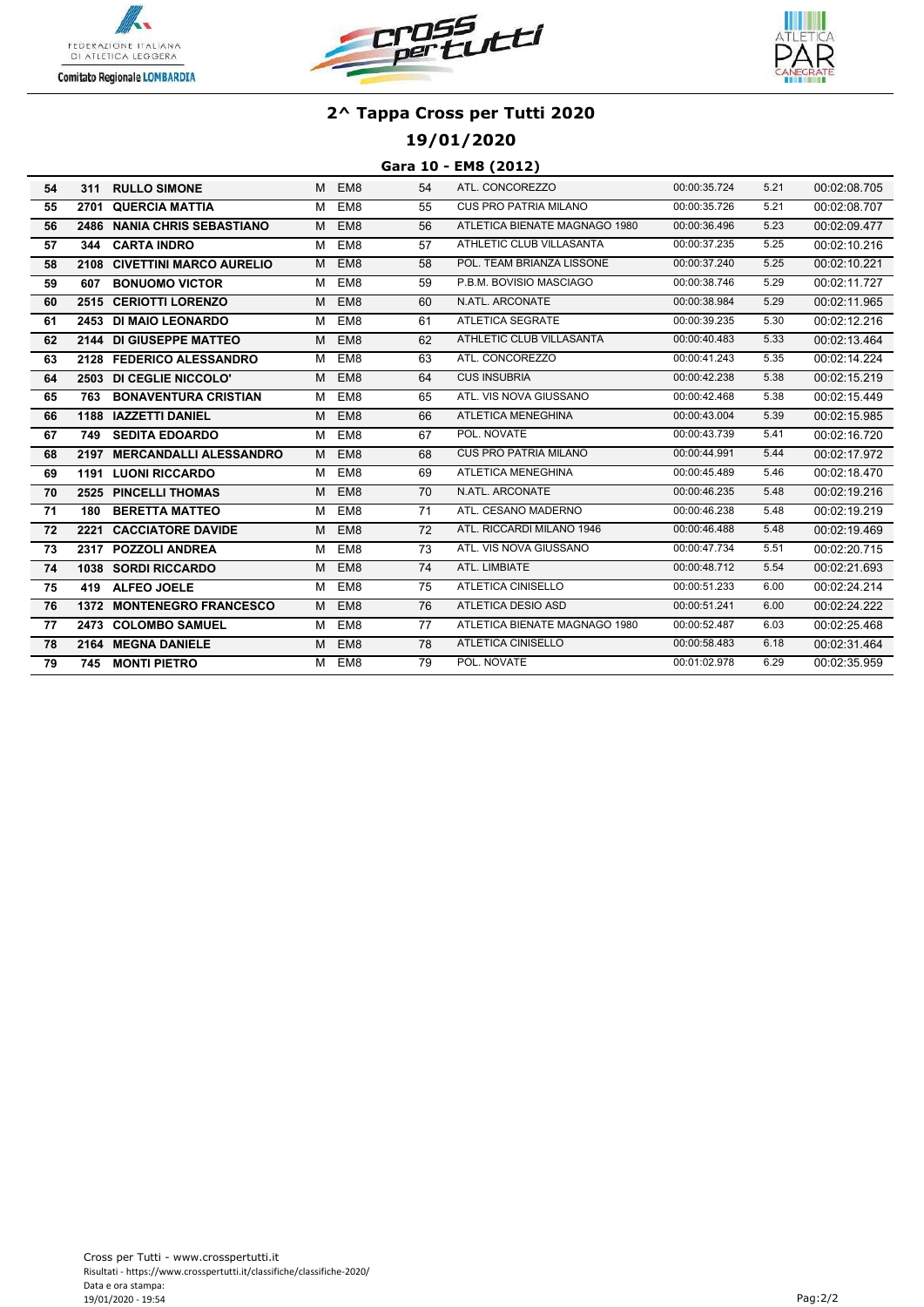# 2^ Tappa Cross per Tutti 2020

## 19/01/2020

### Gara 10 - EM8 (2012)

| | | | | | | | | | |
|---|---|---|---|---|---|---|---|---|---|
| 54 | 311 | **RULLO SIMONE** | M | EM8 | 54 | ATL. CONCOREZZO | 00:00:35.724 | 5.21 | 00:02:08.705 |
| 55 | 2701 | **QUERCIA MATTIA** | M | EM8 | 55 | CUS PRO PATRIA MILANO | 00:00:35.726 | 5.21 | 00:02:08.707 |
| 56 | 2486 | **NANIA CHRIS SEBASTIANO** | M | EM8 | 56 | ATLETICA BIENATE MAGNAGO 1980 | 00:00:36.496 | 5.23 | 00:02:09.477 |
| 57 | 344 | **CARTA INDRO** | M | EM8 | 57 | ATHLETIC CLUB VILLASANTA | 00:00:37.235 | 5.25 | 00:02:10.216 |
| 58 | 2108 | **CIVETTINI MARCO AURELIO** | M | EM8 | 58 | POL. TEAM BRIANZA LISSONE | 00:00:37.240 | 5.25 | 00:02:10.221 |
| 59 | 607 | **BONUOMO VICTOR** | M | EM8 | 59 | P.B.M. BOVISIO MASCIAGO | 00:00:38.746 | 5.29 | 00:02:11.727 |
| 60 | 2515 | **CERIOTTI LORENZO** | M | EM8 | 60 | N.ATL. ARCONATE | 00:00:38.984 | 5.29 | 00:02:11.965 |
| 61 | 2453 | **DI MAIO LEONARDO** | M | EM8 | 61 | ATLETICA SEGRATE | 00:00:39.235 | 5.30 | 00:02:12.216 |
| 62 | 2144 | **DI GIUSEPPE MATTEO** | M | EM8 | 62 | ATHLETIC CLUB VILLASANTA | 00:00:40.483 | 5.33 | 00:02:13.464 |
| 63 | 2128 | **FEDERICO ALESSANDRO** | M | EM8 | 63 | ATL. CONCOREZZO | 00:00:41.243 | 5.35 | 00:02:14.224 |
| 64 | 2503 | **DI CEGLIE NICCOLO'** | M | EM8 | 64 | CUS INSUBRIA | 00:00:42.238 | 5.38 | 00:02:15.219 |
| 65 | 763 | **BONAVENTURA CRISTIAN** | M | EM8 | 65 | ATL. VIS NOVA GIUSSANO | 00:00:42.468 | 5.38 | 00:02:15.449 |
| 66 | 1188 | **IAZZETTI DANIEL** | M | EM8 | 66 | ATLETICA MENEGHINA | 00:00:43.004 | 5.39 | 00:02:15.985 |
| 67 | 749 | **SEDITA EDOARDO** | M | EM8 | 67 | POL. NOVATE | 00:00:43.739 | 5.41 | 00:02:16.720 |
| 68 | 2197 | **MERCANDALLI ALESSANDRO** | M | EM8 | 68 | CUS PRO PATRIA MILANO | 00:00:44.991 | 5.44 | 00:02:17.972 |
| 69 | 1191 | **LUONI RICCARDO** | M | EM8 | 69 | ATLETICA MENEGHINA | 00:00:45.489 | 5.46 | 00:02:18.470 |
| 70 | 2525 | **PINCELLI THOMAS** | M | EM8 | 70 | N.ATL. ARCONATE | 00:00:46.235 | 5.48 | 00:02:19.216 |
| 71 | 180 | **BERETTA MATTEO** | M | EM8 | 71 | ATL. CESANO MADERNO | 00:00:46.238 | 5.48 | 00:02:19.219 |
| 72 | 2221 | **CACCIATORE DAVIDE** | M | EM8 | 72 | ATL. RICCARDI MILANO 1946 | 00:00:46.488 | 5.48 | 00:02:19.469 |
| 73 | 2317 | **POZZOLI ANDREA** | M | EM8 | 73 | ATL. VIS NOVA GIUSSANO | 00:00:47.734 | 5.51 | 00:02:20.715 |
| 74 | 1038 | **SORDI RICCARDO** | M | EM8 | 74 | ATL. LIMBIATE | 00:00:48.712 | 5.54 | 00:02:21.693 |
| 75 | 419 | **ALFEO JOELE** | M | EM8 | 75 | ATLETICA CINISELLO | 00:00:51.233 | 6.00 | 00:02:24.214 |
| 76 | 1372 | **MONTENEGRO FRANCESCO** | M | EM8 | 76 | ATLETICA DESIO ASD | 00:00:51.241 | 6.00 | 00:02:24.222 |
| 77 | 2473 | **COLOMBO SAMUEL** | M | EM8 | 77 | ATLETICA BIENATE MAGNAGO 1980 | 00:00:52.487 | 6.03 | 00:02:25.468 |
| 78 | 2164 | **MEGNA DANIELE** | M | EM8 | 78 | ATLETICA CINISELLO | 00:00:58.483 | 6.18 | 00:02:31.464 |
| 79 | 745 | **MONTI PIETRO** | M | EM8 | 79 | POL. NOVATE | 00:01:02.978 | 6.29 | 00:02:35.959 |

Cross per Tutti - www.crosspertutti.it
Risultati - https://www.crosspertutti.it/classifiche/classifiche-2020/
Data e ora stampa:
19/01/2020 - 19:54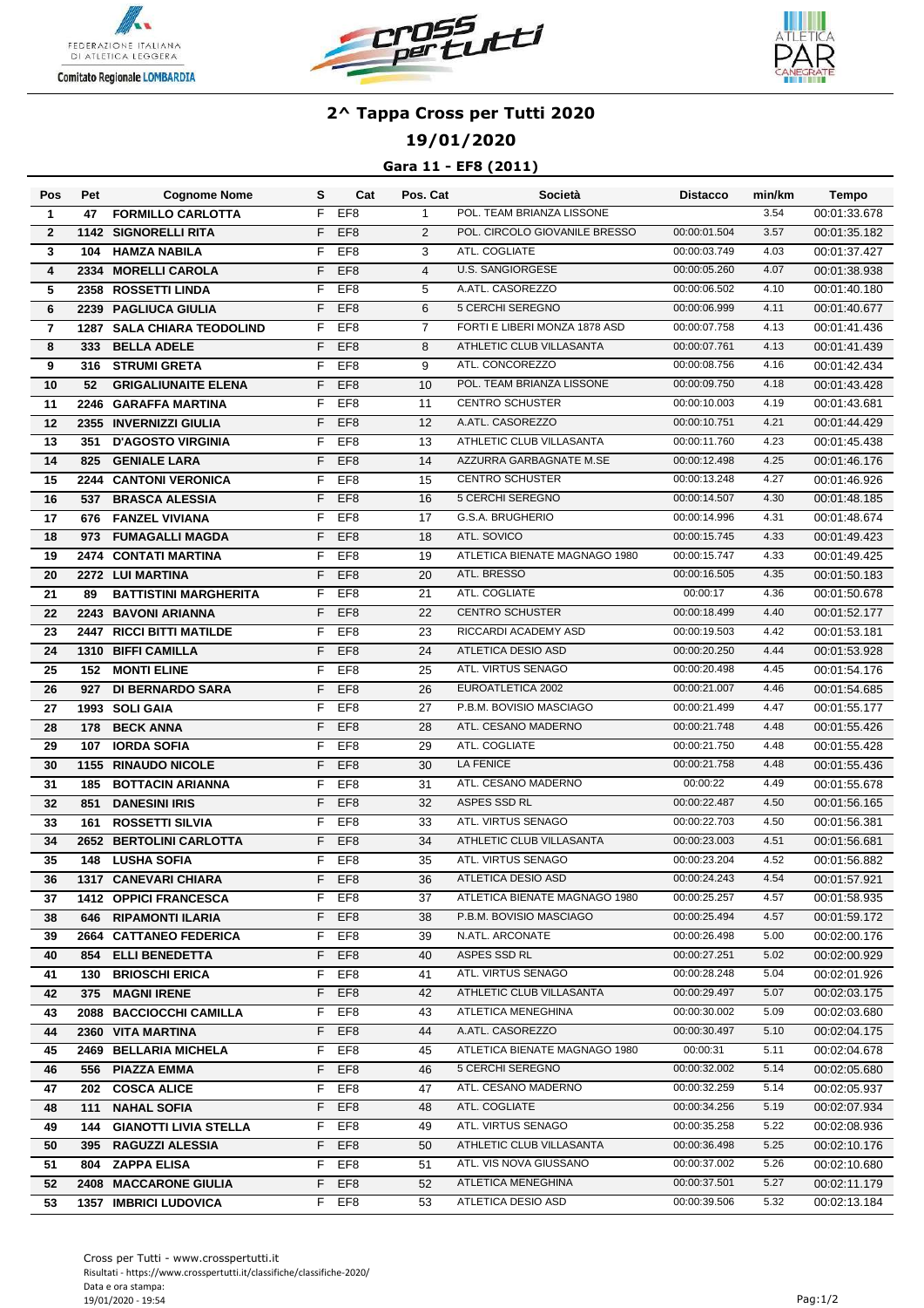# 2^ Tappa Cross per Tutti 2020

## 19/01/2020

### Gara 11 - EF8 (2011)

| Pos | Pet | Cognome Nome | S | Cat | Pos. Cat | Società | Distacco | min/km | Tempo |
|---|---|---|---|---|---|---|---|---|---|
| 1 | 47 | FORMILLO CARLOTTA | F | EF8 | 1 | POL. TEAM BRIANZA LISSONE | | 3.54 | 00:01:33.678 |
| 2 | 1142 | SIGNORELLI RITA | F | EF8 | 2 | POL. CIRCOLO GIOVANILE BRESSO | 00:00:01.504 | 3.57 | 00:01:35.182 |
| 3 | 104 | HAMZA NABILA | F | EF8 | 3 | ATL. COGLIATE | 00:00:03.749 | 4.03 | 00:01:37.427 |
| 4 | 2334 | MORELLI CAROLA | F | EF8 | 4 | U.S. SANGIORGESE | 00:00:05.260 | 4.07 | 00:01:38.938 |
| 5 | 2358 | ROSSETTI LINDA | F | EF8 | 5 | A.ATL. CASOREZZO | 00:00:06.502 | 4.10 | 00:01:40.180 |
| 6 | 2239 | PAGLIUCA GIULIA | F | EF8 | 6 | 5 CERCHI SEREGNO | 00:00:06.999 | 4.11 | 00:01:40.677 |
| 7 | 1287 | SALA CHIARA TEODOLIND | F | EF8 | 7 | FORTI E LIBERI MONZA 1878 ASD | 00:00:07.758 | 4.13 | 00:01:41.436 |
| 8 | 333 | BELLA ADELE | F | EF8 | 8 | ATHLETIC CLUB VILLASANTA | 00:00:07.761 | 4.13 | 00:01:41.439 |
| 9 | 316 | STRUMI GRETA | F | EF8 | 9 | ATL. CONCOREZZO | 00:00:08.756 | 4.16 | 00:01:42.434 |
| 10 | 52 | GRIGALIUNAITE ELENA | F | EF8 | 10 | POL. TEAM BRIANZA LISSONE | 00:00:09.750 | 4.18 | 00:01:43.428 |
| 11 | 2246 | GARAFFA MARTINA | F | EF8 | 11 | CENTRO SCHUSTER | 00:00:10.003 | 4.19 | 00:01:43.681 |
| 12 | 2355 | INVERNIZZI GIULIA | F | EF8 | 12 | A.ATL. CASOREZZO | 00:00:10.751 | 4.21 | 00:01:44.429 |
| 13 | 351 | D'AGOSTO VIRGINIA | F | EF8 | 13 | ATHLETIC CLUB VILLASANTA | 00:00:11.760 | 4.23 | 00:01:45.438 |
| 14 | 825 | GENIALE LARA | F | EF8 | 14 | AZZURRA GARBAGNATE M.SE | 00:00:12.498 | 4.25 | 00:01:46.176 |
| 15 | 2244 | CANTONI VERONICA | F | EF8 | 15 | CENTRO SCHUSTER | 00:00:13.248 | 4.27 | 00:01:46.926 |
| 16 | 537 | BRASCA ALESSIA | F | EF8 | 16 | 5 CERCHI SEREGNO | 00:00:14.507 | 4.30 | 00:01:48.185 |
| 17 | 676 | FANZEL VIVIANA | F | EF8 | 17 | G.S.A. BRUGHERIO | 00:00:14.996 | 4.31 | 00:01:48.674 |
| 18 | 973 | FUMAGALLI MAGDA | F | EF8 | 18 | ATL. SOVICO | 00:00:15.745 | 4.33 | 00:01:49.423 |
| 19 | 2474 | CONTATI MARTINA | F | EF8 | 19 | ATLETICA BIENATE MAGNAGO 1980 | 00:00:15.747 | 4.33 | 00:01:49.425 |
| 20 | 2272 | LUI MARTINA | F | EF8 | 20 | ATL. BRESSO | 00:00:16.505 | 4.35 | 00:01:50.183 |
| 21 | 89 | BATTISTINI MARGHERITA | F | EF8 | 21 | ATL. COGLIATE | 00:00:17 | 4.36 | 00:01:50.678 |
| 22 | 2243 | BAVONI ARIANNA | F | EF8 | 22 | CENTRO SCHUSTER | 00:00:18.499 | 4.40 | 00:01:52.177 |
| 23 | 2447 | RICCI BITTI MATILDE | F | EF8 | 23 | RICCARDI ACADEMY ASD | 00:00:19.503 | 4.42 | 00:01:53.181 |
| 24 | 1310 | BIFFI CAMILLA | F | EF8 | 24 | ATLETICA DESIO ASD | 00:00:20.250 | 4.44 | 00:01:53.928 |
| 25 | 152 | MONTI ELINE | F | EF8 | 25 | ATL. VIRTUS SENAGO | 00:00:20.498 | 4.45 | 00:01:54.176 |
| 26 | 927 | DI BERNARDO SARA | F | EF8 | 26 | EUROATLETICA 2002 | 00:00:21.007 | 4.46 | 00:01:54.685 |
| 27 | 1993 | SOLI GAIA | F | EF8 | 27 | P.B.M. BOVISIO MASCIAGO | 00:00:21.499 | 4.47 | 00:01:55.177 |
| 28 | 178 | BECK ANNA | F | EF8 | 28 | ATL. CESANO MADERNO | 00:00:21.748 | 4.48 | 00:01:55.426 |
| 29 | 107 | IORDA SOFIA | F | EF8 | 29 | ATL. COGLIATE | 00:00:21.750 | 4.48 | 00:01:55.428 |
| 30 | 1155 | RINAUDO NICOLE | F | EF8 | 30 | LA FENICE | 00:00:21.758 | 4.48 | 00:01:55.436 |
| 31 | 185 | BOTTACIN ARIANNA | F | EF8 | 31 | ATL. CESANO MADERNO | 00:00:22 | 4.49 | 00:01:55.678 |
| 32 | 851 | DANESINI IRIS | F | EF8 | 32 | ASPES SSD RL | 00:00:22.487 | 4.50 | 00:01:56.165 |
| 33 | 161 | ROSSETTI SILVIA | F | EF8 | 33 | ATL. VIRTUS SENAGO | 00:00:22.703 | 4.50 | 00:01:56.381 |
| 34 | 2652 | BERTOLINI CARLOTTA | F | EF8 | 34 | ATHLETIC CLUB VILLASANTA | 00:00:23.003 | 4.51 | 00:01:56.681 |
| 35 | 148 | LUSHA SOFIA | F | EF8 | 35 | ATL. VIRTUS SENAGO | 00:00:23.204 | 4.52 | 00:01:56.882 |
| 36 | 1317 | CANEVARI CHIARA | F | EF8 | 36 | ATLETICA DESIO ASD | 00:00:24.243 | 4.54 | 00:01:57.921 |
| 37 | 1412 | OPPICI FRANCESCA | F | EF8 | 37 | ATLETICA BIENATE MAGNAGO 1980 | 00:00:25.257 | 4.57 | 00:01:58.935 |
| 38 | 646 | RIPAMONTI ILARIA | F | EF8 | 38 | P.B.M. BOVISIO MASCIAGO | 00:00:25.494 | 4.57 | 00:01:59.172 |
| 39 | 2664 | CATTANEO FEDERICA | F | EF8 | 39 | N.ATL. ARCONATE | 00:00:26.498 | 5.00 | 00:02:00.176 |
| 40 | 854 | ELLI BENEDETTA | F | EF8 | 40 | ASPES SSD RL | 00:00:27.251 | 5.02 | 00:02:00.929 |
| 41 | 130 | BRIOSCHI ERICA | F | EF8 | 41 | ATL. VIRTUS SENAGO | 00:00:28.248 | 5.04 | 00:02:01.926 |
| 42 | 375 | MAGNI IRENE | F | EF8 | 42 | ATHLETIC CLUB VILLASANTA | 00:00:29.497 | 5.07 | 00:02:03.175 |
| 43 | 2088 | BACCIOCCHI CAMILLA | F | EF8 | 43 | ATLETICA MENEGHINA | 00:00:30.002 | 5.09 | 00:02:03.680 |
| 44 | 2360 | VITA MARTINA | F | EF8 | 44 | A.ATL. CASOREZZO | 00:00:30.497 | 5.10 | 00:02:04.175 |
| 45 | 2469 | BELLARIA MICHELA | F | EF8 | 45 | ATLETICA BIENATE MAGNAGO 1980 | 00:00:31 | 5.11 | 00:02:04.678 |
| 46 | 556 | PIAZZA EMMA | F | EF8 | 46 | 5 CERCHI SEREGNO | 00:00:32.002 | 5.14 | 00:02:05.680 |
| 47 | 202 | COSCA ALICE | F | EF8 | 47 | ATL. CESANO MADERNO | 00:00:32.259 | 5.14 | 00:02:05.937 |
| 48 | 111 | NAHAL SOFIA | F | EF8 | 48 | ATL. COGLIATE | 00:00:34.256 | 5.19 | 00:02:07.934 |
| 49 | 144 | GIANOTTI LIVIA STELLA | F | EF8 | 49 | ATL. VIRTUS SENAGO | 00:00:35.258 | 5.22 | 00:02:08.936 |
| 50 | 395 | RAGUZZI ALESSIA | F | EF8 | 50 | ATHLETIC CLUB VILLASANTA | 00:00:36.498 | 5.25 | 00:02:10.176 |
| 51 | 804 | ZAPPA ELISA | F | EF8 | 51 | ATL. VIS NOVA GIUSSANO | 00:00:37.002 | 5.26 | 00:02:10.680 |
| 52 | 2408 | MACCARONE GIULIA | F | EF8 | 52 | ATLETICA MENEGHINA | 00:00:37.501 | 5.27 | 00:02:11.179 |
| 53 | 1357 | IMBRICI LUDOVICA | F | EF8 | 53 | ATLETICA DESIO ASD | 00:00:39.506 | 5.32 | 00:02:13.184 |

Cross per Tutti - www.crosspertutti.it
Risultati - https://www.crosspertutti.it/classifiche/classifiche-2020/
Data e ora stampa:
19/01/2020 - 19:54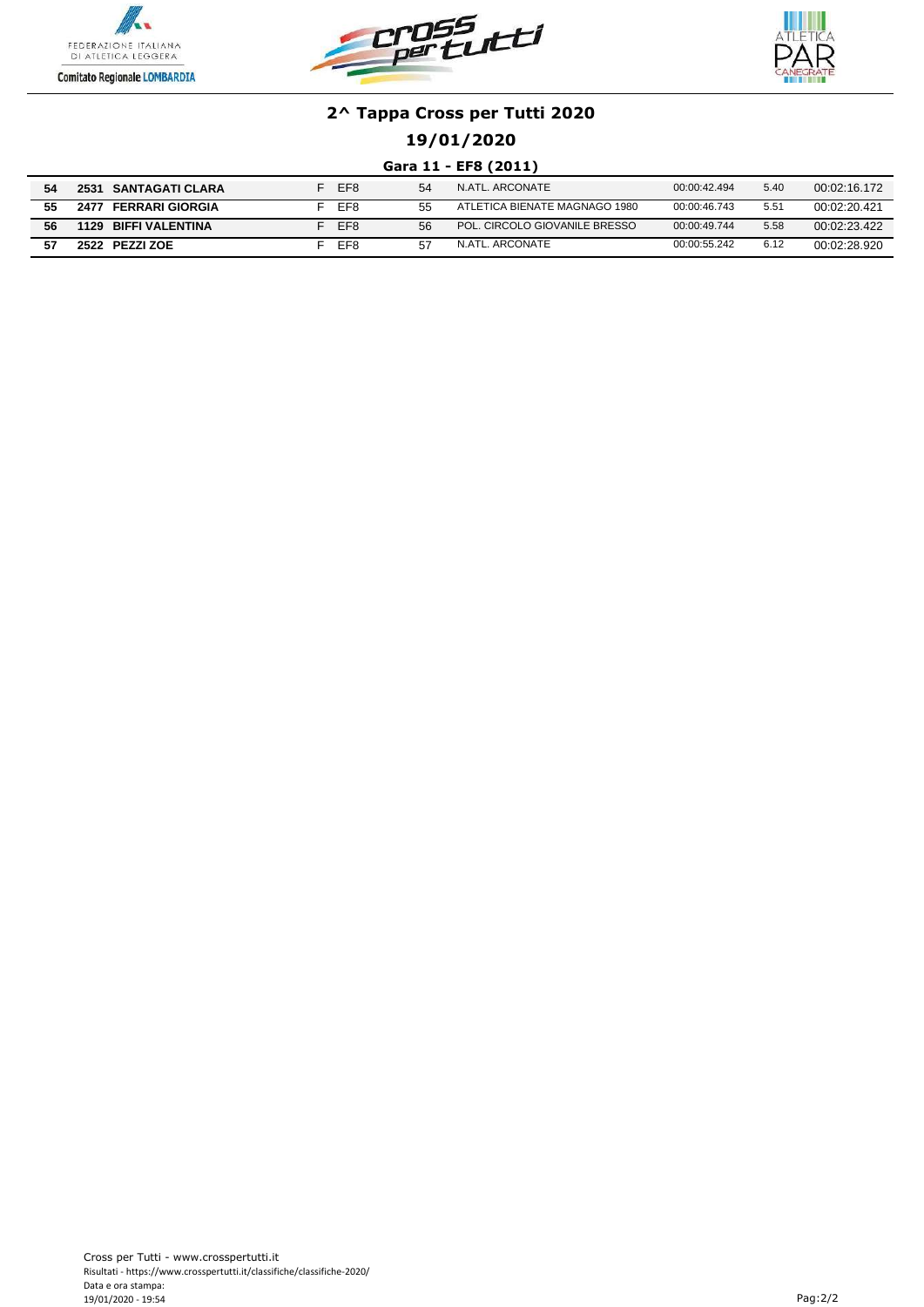## 2^ Tappa Cross per Tutti 2020

### 19/01/2020

### Gara 11 - EF8 (2011)

| | | | | | | | | | |
|---|---|---|---|---|---|---|---|---|---|
| **54** | **2531** | **SANTAGATI CLARA** | F | EF8 | 54 | N.ATL. ARCONATE | 00:00:42.494 | 5.40 | 00:02:16.172 |
| **55** | **2477** | **FERRARI GIORGIA** | F | EF8 | 55 | ATLETICA BIENATE MAGNAGO 1980 | 00:00:46.743 | 5.51 | 00:02:20.421 |
| **56** | **1129** | **BIFFI VALENTINA** | F | EF8 | 56 | POL. CIRCOLO GIOVANILE BRESSO | 00:00:49.744 | 5.58 | 00:02:23.422 |
| **57** | **2522** | **PEZZI ZOE** | F | EF8 | 57 | N.ATL. ARCONATE | 00:00:55.242 | 6.12 | 00:02:28.920 |

Cross per Tutti - www.crosspertutti.it
Risultati - https://www.crosspertutti.it/classifiche/classifiche-2020/
Data e ora stampa:
19/01/2020 - 19:54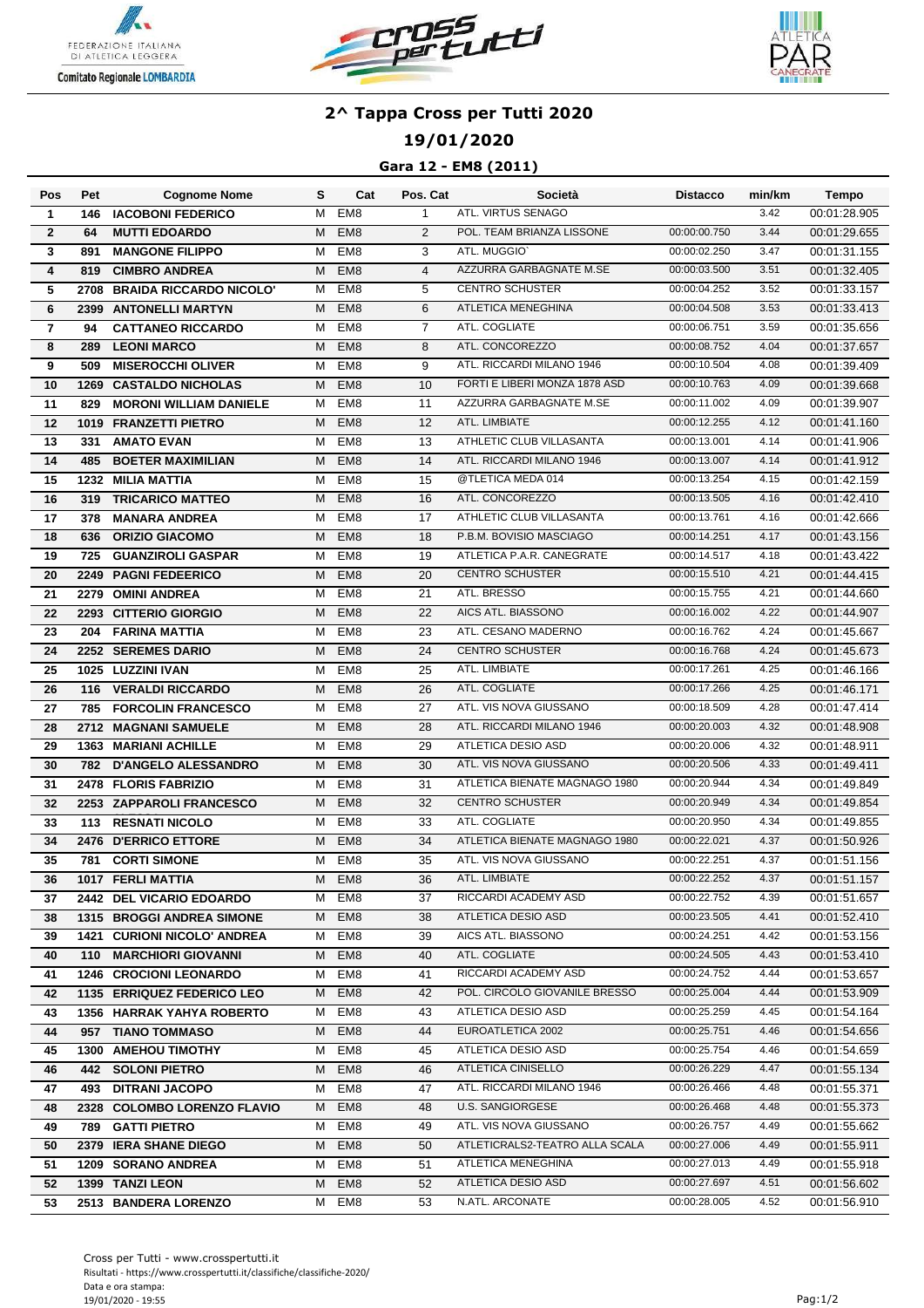# 2^ Tappa Cross per Tutti 2020

## 19/01/2020

### Gara 12 - EM8 (2011)

| Pos | Pet | Cognome Nome | S | Cat | Pos. Cat | Società | Distacco | min/km | Tempo |
|---|---|---|---|---|---|---|---|---|---|
| 1 | 146 | IACOBONI FEDERICO | M | EM8 | 1 | ATL. VIRTUS SENAGO | | 3.42 | 00:01:28.905 |
| 2 | 64 | MUTTI EDOARDO | M | EM8 | 2 | POL. TEAM BRIANZA LISSONE | 00:00:00.750 | 3.44 | 00:01:29.655 |
| 3 | 891 | MANGONE FILIPPO | M | EM8 | 3 | ATL. MUGGIO` | 00:00:02.250 | 3.47 | 00:01:31.155 |
| 4 | 819 | CIMBRO ANDREA | M | EM8 | 4 | AZZURRA GARBAGNATE M.SE | 00:00:03.500 | 3.51 | 00:01:32.405 |
| 5 | 2708 | BRAIDA RICCARDO NICOLO' | M | EM8 | 5 | CENTRO SCHUSTER | 00:00:04.252 | 3.52 | 00:01:33.157 |
| 6 | 2399 | ANTONELLI MARTYN | M | EM8 | 6 | ATLETICA MENEGHINA | 00:00:04.508 | 3.53 | 00:01:33.413 |
| 7 | 94 | CATTANEO RICCARDO | M | EM8 | 7 | ATL. COGLIATE | 00:00:06.751 | 3.59 | 00:01:35.656 |
| 8 | 289 | LEONI MARCO | M | EM8 | 8 | ATL. CONCOREZZO | 00:00:08.752 | 4.04 | 00:01:37.657 |
| 9 | 509 | MISEROCCHI OLIVER | M | EM8 | 9 | ATL. RICCARDI MILANO 1946 | 00:00:10.504 | 4.08 | 00:01:39.409 |
| 10 | 1269 | CASTALDO NICHOLAS | M | EM8 | 10 | FORTI E LIBERI MONZA 1878 ASD | 00:00:10.763 | 4.09 | 00:01:39.668 |
| 11 | 829 | MORONI WILLIAM DANIELE | M | EM8 | 11 | AZZURRA GARBAGNATE M.SE | 00:00:11.002 | 4.09 | 00:01:39.907 |
| 12 | 1019 | FRANZETTI PIETRO | M | EM8 | 12 | ATL. LIMBIATE | 00:00:12.255 | 4.12 | 00:01:41.160 |
| 13 | 331 | AMATO EVAN | M | EM8 | 13 | ATHLETIC CLUB VILLASANTA | 00:00:13.001 | 4.14 | 00:01:41.906 |
| 14 | 485 | BOETER MAXIMILIAN | M | EM8 | 14 | ATL. RICCARDI MILANO 1946 | 00:00:13.007 | 4.14 | 00:01:41.912 |
| 15 | 1232 | MILIA MATTIA | M | EM8 | 15 | @TLETICA MEDA 014 | 00:00:13.254 | 4.15 | 00:01:42.159 |
| 16 | 319 | TRICARICO MATTEO | M | EM8 | 16 | ATL. CONCOREZZO | 00:00:13.505 | 4.16 | 00:01:42.410 |
| 17 | 378 | MANARA ANDREA | M | EM8 | 17 | ATHLETIC CLUB VILLASANTA | 00:00:13.761 | 4.16 | 00:01:42.666 |
| 18 | 636 | ORIZIO GIACOMO | M | EM8 | 18 | P.B.M. BOVISIO MASCIAGO | 00:00:14.251 | 4.17 | 00:01:43.156 |
| 19 | 725 | GUANZIROLI GASPAR | M | EM8 | 19 | ATLETICA P.A.R. CANEGRATE | 00:00:14.517 | 4.18 | 00:01:43.422 |
| 20 | 2249 | PAGNI FEDEERICO | M | EM8 | 20 | CENTRO SCHUSTER | 00:00:15.510 | 4.21 | 00:01:44.415 |
| 21 | 2279 | OMINI ANDREA | M | EM8 | 21 | ATL. BRESSO | 00:00:15.755 | 4.21 | 00:01:44.660 |
| 22 | 2293 | CITTERIO GIORGIO | M | EM8 | 22 | AICS ATL. BIASSONO | 00:00:16.002 | 4.22 | 00:01:44.907 |
| 23 | 204 | FARINA MATTIA | M | EM8 | 23 | ATL. CESANO MADERNO | 00:00:16.762 | 4.24 | 00:01:45.667 |
| 24 | 2252 | SEREMES DARIO | M | EM8 | 24 | CENTRO SCHUSTER | 00:00:16.768 | 4.24 | 00:01:45.673 |
| 25 | 1025 | LUZZINI IVAN | M | EM8 | 25 | ATL. LIMBIATE | 00:00:17.261 | 4.25 | 00:01:46.166 |
| 26 | 116 | VERALDI RICCARDO | M | EM8 | 26 | ATL. COGLIATE | 00:00:17.266 | 4.25 | 00:01:46.171 |
| 27 | 785 | FORCOLIN FRANCESCO | M | EM8 | 27 | ATL. VIS NOVA GIUSSANO | 00:00:18.509 | 4.28 | 00:01:47.414 |
| 28 | 2712 | MAGNANI SAMUELE | M | EM8 | 28 | ATL. RICCARDI MILANO 1946 | 00:00:20.003 | 4.32 | 00:01:48.908 |
| 29 | 1363 | MARIANI ACHILLE | M | EM8 | 29 | ATLETICA DESIO ASD | 00:00:20.006 | 4.32 | 00:01:48.911 |
| 30 | 782 | D'ANGELO ALESSANDRO | M | EM8 | 30 | ATL. VIS NOVA GIUSSANO | 00:00:20.506 | 4.33 | 00:01:49.411 |
| 31 | 2478 | FLORIS FABRIZIO | M | EM8 | 31 | ATLETICA BIENATE MAGNAGO 1980 | 00:00:20.944 | 4.34 | 00:01:49.849 |
| 32 | 2253 | ZAPPAROLI FRANCESCO | M | EM8 | 32 | CENTRO SCHUSTER | 00:00:20.949 | 4.34 | 00:01:49.854 |
| 33 | 113 | RESNATI NICOLO | M | EM8 | 33 | ATL. COGLIATE | 00:00:20.950 | 4.34 | 00:01:49.855 |
| 34 | 2476 | D'ERRICO ETTORE | M | EM8 | 34 | ATLETICA BIENATE MAGNAGO 1980 | 00:00:22.021 | 4.37 | 00:01:50.926 |
| 35 | 781 | CORTI SIMONE | M | EM8 | 35 | ATL. VIS NOVA GIUSSANO | 00:00:22.251 | 4.37 | 00:01:51.156 |
| 36 | 1017 | FERLI MATTIA | M | EM8 | 36 | ATL. LIMBIATE | 00:00:22.252 | 4.37 | 00:01:51.157 |
| 37 | 2442 | DEL VICARIO EDOARDO | M | EM8 | 37 | RICCARDI ACADEMY ASD | 00:00:22.752 | 4.39 | 00:01:51.657 |
| 38 | 1315 | BROGGI ANDREA SIMONE | M | EM8 | 38 | ATLETICA DESIO ASD | 00:00:23.505 | 4.41 | 00:01:52.410 |
| 39 | 1421 | CURIONI NICOLO' ANDREA | M | EM8 | 39 | AICS ATL. BIASSONO | 00:00:24.251 | 4.42 | 00:01:53.156 |
| 40 | 110 | MARCHIORI GIOVANNI | M | EM8 | 40 | ATL. COGLIATE | 00:00:24.505 | 4.43 | 00:01:53.410 |
| 41 | 1246 | CROCIONI LEONARDO | M | EM8 | 41 | RICCARDI ACADEMY ASD | 00:00:24.752 | 4.44 | 00:01:53.657 |
| 42 | 1135 | ERRIQUEZ FEDERICO LEO | M | EM8 | 42 | POL. CIRCOLO GIOVANILE BRESSO | 00:00:25.004 | 4.44 | 00:01:53.909 |
| 43 | 1356 | HARRAK YAHYA ROBERTO | M | EM8 | 43 | ATLETICA DESIO ASD | 00:00:25.259 | 4.45 | 00:01:54.164 |
| 44 | 957 | TIANO TOMMASO | M | EM8 | 44 | EUROATLETICA 2002 | 00:00:25.751 | 4.46 | 00:01:54.656 |
| 45 | 1300 | AMEHOU TIMOTHY | M | EM8 | 45 | ATLETICA DESIO ASD | 00:00:25.754 | 4.46 | 00:01:54.659 |
| 46 | 442 | SOLONI PIETRO | M | EM8 | 46 | ATLETICA CINISELLO | 00:00:26.229 | 4.47 | 00:01:55.134 |
| 47 | 493 | DITRANI JACOPO | M | EM8 | 47 | ATL. RICCARDI MILANO 1946 | 00:00:26.466 | 4.48 | 00:01:55.371 |
| 48 | 2328 | COLOMBO LORENZO FLAVIO | M | EM8 | 48 | U.S. SANGIORGESE | 00:00:26.468 | 4.48 | 00:01:55.373 |
| 49 | 789 | GATTI PIETRO | M | EM8 | 49 | ATL. VIS NOVA GIUSSANO | 00:00:26.757 | 4.49 | 00:01:55.662 |
| 50 | 2379 | IERA SHANE DIEGO | M | EM8 | 50 | ATLETICRALS2-TEATRO ALLA SCALA | 00:00:27.006 | 4.49 | 00:01:55.911 |
| 51 | 1209 | SORANO ANDREA | M | EM8 | 51 | ATLETICA MENEGHINA | 00:00:27.013 | 4.49 | 00:01:55.918 |
| 52 | 1399 | TANZI LEON | M | EM8 | 52 | ATLETICA DESIO ASD | 00:00:27.697 | 4.51 | 00:01:56.602 |
| 53 | 2513 | BANDERA LORENZO | M | EM8 | 53 | N.ATL. ARCONATE | 00:00:28.005 | 4.52 | 00:01:56.910 |

Cross per Tutti - www.crosspertutti.it
Risultati - https://www.crosspertutti.it/classifiche/classifiche-2020/
Data e ora stampa:
19/01/2020 - 19:55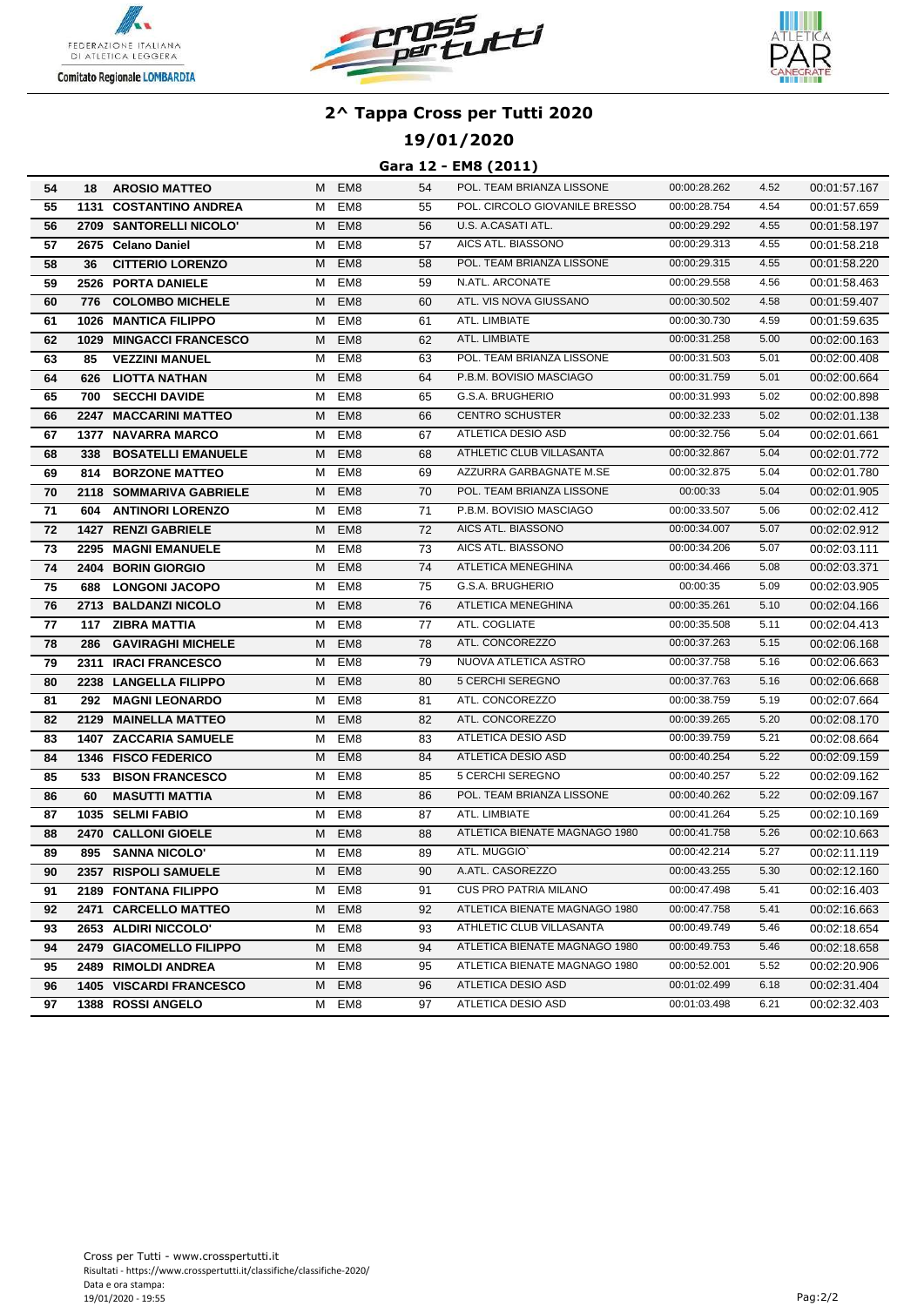# 2^ Tappa Cross per Tutti 2020

## 19/01/2020

### Gara 12 - EM8 (2011)

| | | | | | | | | | |
|---|---|---|---|---|---|---|---|---|---|
| 54 | 18 | **AROSIO MATTEO** | M | EM8 | 54 | POL. TEAM BRIANZA LISSONE | 00:00:28.262 | 4.52 | 00:01:57.167 |
| 55 | 1131 | **COSTANTINO ANDREA** | M | EM8 | 55 | POL. CIRCOLO GIOVANILE BRESSO | 00:00:28.754 | 4.54 | 00:01:57.659 |
| 56 | 2709 | **SANTORELLI NICOLO'** | M | EM8 | 56 | U.S. A.CASATI ATL. | 00:00:29.292 | 4.55 | 00:01:58.197 |
| 57 | 2675 | **Celano Daniel** | M | EM8 | 57 | AICS ATL. BIASSONO | 00:00:29.313 | 4.55 | 00:01:58.218 |
| 58 | 36 | **CITTERIO LORENZO** | M | EM8 | 58 | POL. TEAM BRIANZA LISSONE | 00:00:29.315 | 4.55 | 00:01:58.220 |
| 59 | 2526 | **PORTA DANIELE** | M | EM8 | 59 | N.ATL. ARCONATE | 00:00:29.558 | 4.56 | 00:01:58.463 |
| 60 | 776 | **COLOMBO MICHELE** | M | EM8 | 60 | ATL. VIS NOVA GIUSSANO | 00:00:30.502 | 4.58 | 00:01:59.407 |
| 61 | 1026 | **MANTICA FILIPPO** | M | EM8 | 61 | ATL. LIMBIATE | 00:00:30.730 | 4.59 | 00:01:59.635 |
| 62 | 1029 | **MINGACCI FRANCESCO** | M | EM8 | 62 | ATL. LIMBIATE | 00:00:31.258 | 5.00 | 00:02:00.163 |
| 63 | 85 | **VEZZINI MANUEL** | M | EM8 | 63 | POL. TEAM BRIANZA LISSONE | 00:00:31.503 | 5.01 | 00:02:00.408 |
| 64 | 626 | **LIOTTA NATHAN** | M | EM8 | 64 | P.B.M. BOVISIO MASCIAGO | 00:00:31.759 | 5.01 | 00:02:00.664 |
| 65 | 700 | **SECCHI DAVIDE** | M | EM8 | 65 | G.S.A. BRUGHERIO | 00:00:31.993 | 5.02 | 00:02:00.898 |
| 66 | 2247 | **MACCARINI MATTEO** | M | EM8 | 66 | CENTRO SCHUSTER | 00:00:32.233 | 5.02 | 00:02:01.138 |
| 67 | 1377 | **NAVARRA MARCO** | M | EM8 | 67 | ATLETICA DESIO ASD | 00:00:32.756 | 5.04 | 00:02:01.661 |
| 68 | 338 | **BOSATELLI EMANUELE** | M | EM8 | 68 | ATHLETIC CLUB VILLASANTA | 00:00:32.867 | 5.04 | 00:02:01.772 |
| 69 | 814 | **BORZONE MATTEO** | M | EM8 | 69 | AZZURRA GARBAGNATE M.SE | 00:00:32.875 | 5.04 | 00:02:01.780 |
| 70 | 2118 | **SOMMARIVA GABRIELE** | M | EM8 | 70 | POL. TEAM BRIANZA LISSONE | 00:00:33 | 5.04 | 00:02:01.905 |
| 71 | 604 | **ANTINORI LORENZO** | M | EM8 | 71 | P.B.M. BOVISIO MASCIAGO | 00:00:33.507 | 5.06 | 00:02:02.412 |
| 72 | 1427 | **RENZI GABRIELE** | M | EM8 | 72 | AICS ATL. BIASSONO | 00:00:34.007 | 5.07 | 00:02:02.912 |
| 73 | 2295 | **MAGNI EMANUELE** | M | EM8 | 73 | AICS ATL. BIASSONO | 00:00:34.206 | 5.07 | 00:02:03.111 |
| 74 | 2404 | **BORIN GIORGIO** | M | EM8 | 74 | ATLETICA MENEGHINA | 00:00:34.466 | 5.08 | 00:02:03.371 |
| 75 | 688 | **LONGONI JACOPO** | M | EM8 | 75 | G.S.A. BRUGHERIO | 00:00:35 | 5.09 | 00:02:03.905 |
| 76 | 2713 | **BALDANZI NICOLO** | M | EM8 | 76 | ATLETICA MENEGHINA | 00:00:35.261 | 5.10 | 00:02:04.166 |
| 77 | 117 | **ZIBRA MATTIA** | M | EM8 | 77 | ATL. COGLIATE | 00:00:35.508 | 5.11 | 00:02:04.413 |
| 78 | 286 | **GAVIRAGHI MICHELE** | M | EM8 | 78 | ATL. CONCOREZZO | 00:00:37.263 | 5.15 | 00:02:06.168 |
| 79 | 2311 | **IRACI FRANCESCO** | M | EM8 | 79 | NUOVA ATLETICA ASTRO | 00:00:37.758 | 5.16 | 00:02:06.663 |
| 80 | 2238 | **LANGELLA FILIPPO** | M | EM8 | 80 | 5 CERCHI SEREGNO | 00:00:37.763 | 5.16 | 00:02:06.668 |
| 81 | 292 | **MAGNI LEONARDO** | M | EM8 | 81 | ATL. CONCOREZZO | 00:00:38.759 | 5.19 | 00:02:07.664 |
| 82 | 2129 | **MAINELLA MATTEO** | M | EM8 | 82 | ATL. CONCOREZZO | 00:00:39.265 | 5.20 | 00:02:08.170 |
| 83 | 1407 | **ZACCARIA SAMUELE** | M | EM8 | 83 | ATLETICA DESIO ASD | 00:00:39.759 | 5.21 | 00:02:08.664 |
| 84 | 1346 | **FISCO FEDERICO** | M | EM8 | 84 | ATLETICA DESIO ASD | 00:00:40.254 | 5.22 | 00:02:09.159 |
| 85 | 533 | **BISON FRANCESCO** | M | EM8 | 85 | 5 CERCHI SEREGNO | 00:00:40.257 | 5.22 | 00:02:09.162 |
| 86 | 60 | **MASUTTI MATTIA** | M | EM8 | 86 | POL. TEAM BRIANZA LISSONE | 00:00:40.262 | 5.22 | 00:02:09.167 |
| 87 | 1035 | **SELMI FABIO** | M | EM8 | 87 | ATL. LIMBIATE | 00:00:41.264 | 5.25 | 00:02:10.169 |
| 88 | 2470 | **CALLONI GIOELE** | M | EM8 | 88 | ATLETICA BIENATE MAGNAGO 1980 | 00:00:41.758 | 5.26 | 00:02:10.663 |
| 89 | 895 | **SANNA NICOLO'** | M | EM8 | 89 | ATL. MUGGIO` | 00:00:42.214 | 5.27 | 00:02:11.119 |
| 90 | 2357 | **RISPOLI SAMUELE** | M | EM8 | 90 | A.ATL. CASOREZZO | 00:00:43.255 | 5.30 | 00:02:12.160 |
| 91 | 2189 | **FONTANA FILIPPO** | M | EM8 | 91 | CUS PRO PATRIA MILANO | 00:00:47.498 | 5.41 | 00:02:16.403 |
| 92 | 2471 | **CARCELLO MATTEO** | M | EM8 | 92 | ATLETICA BIENATE MAGNAGO 1980 | 00:00:47.758 | 5.41 | 00:02:16.663 |
| 93 | 2653 | **ALDIRI NICCOLO'** | M | EM8 | 93 | ATHLETIC CLUB VILLASANTA | 00:00:49.749 | 5.46 | 00:02:18.654 |
| 94 | 2479 | **GIACOMELLO FILIPPO** | M | EM8 | 94 | ATLETICA BIENATE MAGNAGO 1980 | 00:00:49.753 | 5.46 | 00:02:18.658 |
| 95 | 2489 | **RIMOLDI ANDREA** | M | EM8 | 95 | ATLETICA BIENATE MAGNAGO 1980 | 00:00:52.001 | 5.52 | 00:02:20.906 |
| 96 | 1405 | **VISCARDI FRANCESCO** | M | EM8 | 96 | ATLETICA DESIO ASD | 00:01:02.499 | 6.18 | 00:02:31.404 |
| 97 | 1388 | **ROSSI ANGELO** | M | EM8 | 97 | ATLETICA DESIO ASD | 00:01:03.498 | 6.21 | 00:02:32.403 |

Cross per Tutti - www.crosspertutti.it
Risultati - https://www.crosspertutti.it/classifiche/classifiche-2020/
Data e ora stampa:
19/01/2020 - 19:55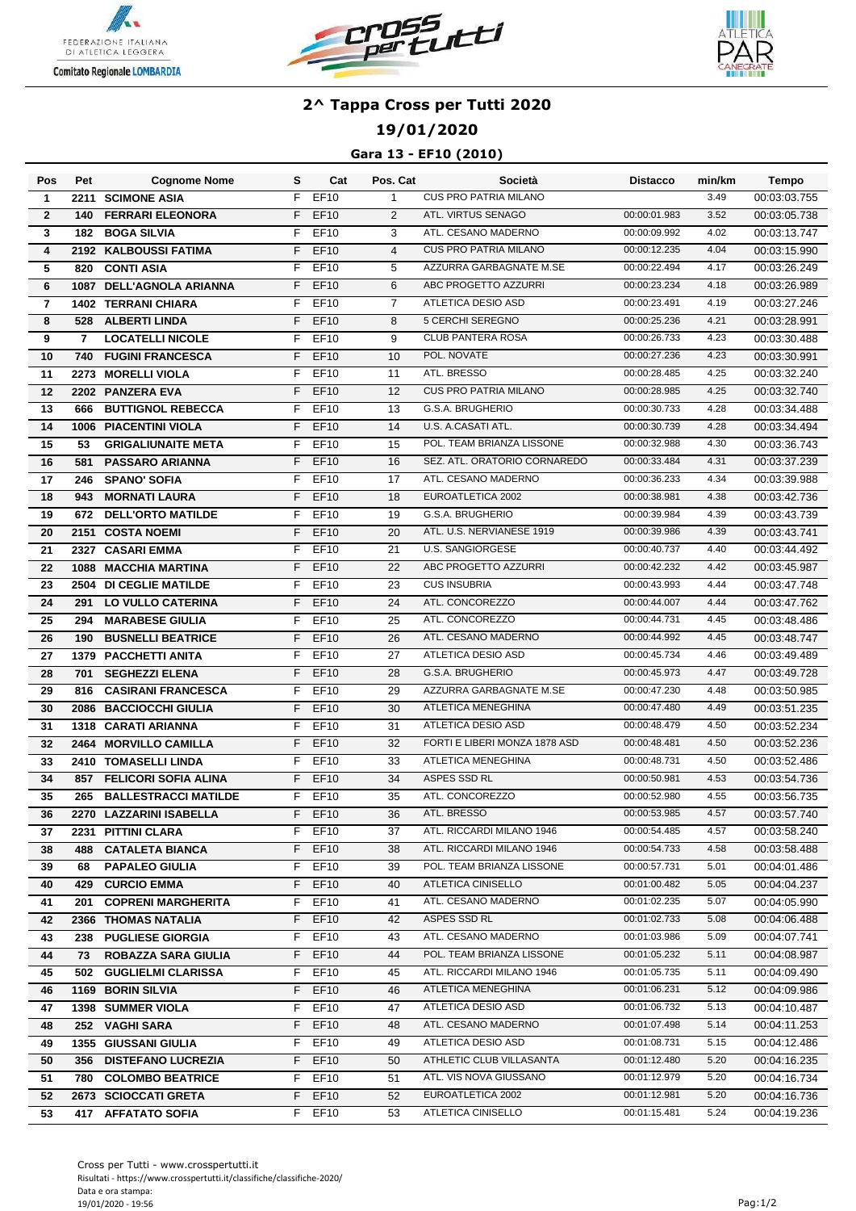# 2^ Tappa Cross per Tutti 2020

## 19/01/2020

### Gara 13 - EF10 (2010)

| Pos | Pet | Cognome Nome | S | Cat | Pos. Cat | Società | Distacco | min/km | Tempo |
|---|---|---|---|---|---|---|---|---|---|
| 1 | 2211 | SCIMONE ASIA | F | EF10 | 1 | CUS PRO PATRIA MILANO | | 3.49 | 00:03:03.755 |
| 2 | 140 | FERRARI ELEONORA | F | EF10 | 2 | ATL. VIRTUS SENAGO | 00:00:01.983 | 3.52 | 00:03:05.738 |
| 3 | 182 | BOGA SILVIA | F | EF10 | 3 | ATL. CESANO MADERNO | 00:00:09.992 | 4.02 | 00:03:13.747 |
| 4 | 2192 | KALBOUSSI FATIMA | F | EF10 | 4 | CUS PRO PATRIA MILANO | 00:00:12.235 | 4.04 | 00:03:15.990 |
| 5 | 820 | CONTI ASIA | F | EF10 | 5 | AZZURRA GARBAGNATE M.SE | 00:00:22.494 | 4.17 | 00:03:26.249 |
| 6 | 1087 | DELL'AGNOLA ARIANNA | F | EF10 | 6 | ABC PROGETTO AZZURRI | 00:00:23.234 | 4.18 | 00:03:26.989 |
| 7 | 1402 | TERRANI CHIARA | F | EF10 | 7 | ATLETICA DESIO ASD | 00:00:23.491 | 4.19 | 00:03:27.246 |
| 8 | 528 | ALBERTI LINDA | F | EF10 | 8 | 5 CERCHI SEREGNO | 00:00:25.236 | 4.21 | 00:03:28.991 |
| 9 | 7 | LOCATELLI NICOLE | F | EF10 | 9 | CLUB PANTERA ROSA | 00:00:26.733 | 4.23 | 00:03:30.488 |
| 10 | 740 | FUGINI FRANCESCA | F | EF10 | 10 | POL. NOVATE | 00:00:27.236 | 4.23 | 00:03:30.991 |
| 11 | 2273 | MORELLI VIOLA | F | EF10 | 11 | ATL. BRESSO | 00:00:28.485 | 4.25 | 00:03:32.240 |
| 12 | 2202 | PANZERA EVA | F | EF10 | 12 | CUS PRO PATRIA MILANO | 00:00:28.985 | 4.25 | 00:03:32.740 |
| 13 | 666 | BUTTIGNOL REBECCA | F | EF10 | 13 | G.S.A. BRUGHERIO | 00:00:30.733 | 4.28 | 00:03:34.488 |
| 14 | 1006 | PIACENTINI VIOLA | F | EF10 | 14 | U.S. A.CASATI ATL. | 00:00:30.739 | 4.28 | 00:03:34.494 |
| 15 | 53 | GRIGALIUNAITE META | F | EF10 | 15 | POL. TEAM BRIANZA LISSONE | 00:00:32.988 | 4.30 | 00:03:36.743 |
| 16 | 581 | PASSARO ARIANNA | F | EF10 | 16 | SEZ. ATL. ORATORIO CORNAREDO | 00:00:33.484 | 4.31 | 00:03:37.239 |
| 17 | 246 | SPANO' SOFIA | F | EF10 | 17 | ATL. CESANO MADERNO | 00:00:36.233 | 4.34 | 00:03:39.988 |
| 18 | 943 | MORNATI LAURA | F | EF10 | 18 | EUROATLETICA 2002 | 00:00:38.981 | 4.38 | 00:03:42.736 |
| 19 | 672 | DELL'ORTO MATILDE | F | EF10 | 19 | G.S.A. BRUGHERIO | 00:00:39.984 | 4.39 | 00:03:43.739 |
| 20 | 2151 | COSTA NOEMI | F | EF10 | 20 | ATL. U.S. NERVIANESE 1919 | 00:00:39.986 | 4.39 | 00:03:43.741 |
| 21 | 2327 | CASARI EMMA | F | EF10 | 21 | U.S. SANGIORGESE | 00:00:40.737 | 4.40 | 00:03:44.492 |
| 22 | 1088 | MACCHIA MARTINA | F | EF10 | 22 | ABC PROGETTO AZZURRI | 00:00:42.232 | 4.42 | 00:03:45.987 |
| 23 | 2504 | DI CEGLIE MATILDE | F | EF10 | 23 | CUS INSUBRIA | 00:00:43.993 | 4.44 | 00:03:47.748 |
| 24 | 291 | LO VULLO CATERINA | F | EF10 | 24 | ATL. CONCOREZZO | 00:00:44.007 | 4.44 | 00:03:47.762 |
| 25 | 294 | MARABESE GIULIA | F | EF10 | 25 | ATL. CONCOREZZO | 00:00:44.731 | 4.45 | 00:03:48.486 |
| 26 | 190 | BUSNELLI BEATRICE | F | EF10 | 26 | ATL. CESANO MADERNO | 00:00:44.992 | 4.45 | 00:03:48.747 |
| 27 | 1379 | PACCHETTI ANITA | F | EF10 | 27 | ATLETICA DESIO ASD | 00:00:45.734 | 4.46 | 00:03:49.489 |
| 28 | 701 | SEGHEZZI ELENA | F | EF10 | 28 | G.S.A. BRUGHERIO | 00:00:45.973 | 4.47 | 00:03:49.728 |
| 29 | 816 | CASIRANI FRANCESCA | F | EF10 | 29 | AZZURRA GARBAGNATE M.SE | 00:00:47.230 | 4.48 | 00:03:50.985 |
| 30 | 2086 | BACCIOCCHI GIULIA | F | EF10 | 30 | ATLETICA MENEGHINA | 00:00:47.480 | 4.49 | 00:03:51.235 |
| 31 | 1318 | CARATI ARIANNA | F | EF10 | 31 | ATLETICA DESIO ASD | 00:00:48.479 | 4.50 | 00:03:52.234 |
| 32 | 2464 | MORVILLO CAMILLA | F | EF10 | 32 | FORTI E LIBERI MONZA 1878 ASD | 00:00:48.481 | 4.50 | 00:03:52.236 |
| 33 | 2410 | TOMASELLI LINDA | F | EF10 | 33 | ATLETICA MENEGHINA | 00:00:48.731 | 4.50 | 00:03:52.486 |
| 34 | 857 | FELICORI SOFIA ALINA | F | EF10 | 34 | ASPES SSD RL | 00:00:50.981 | 4.53 | 00:03:54.736 |
| 35 | 265 | BALLESTRACCI MATILDE | F | EF10 | 35 | ATL. CONCOREZZO | 00:00:52.980 | 4.55 | 00:03:56.735 |
| 36 | 2270 | LAZZARINI ISABELLA | F | EF10 | 36 | ATL. BRESSO | 00:00:53.985 | 4.57 | 00:03:57.740 |
| 37 | 2231 | PITTINI CLARA | F | EF10 | 37 | ATL. RICCARDI MILANO 1946 | 00:00:54.485 | 4.57 | 00:03:58.240 |
| 38 | 488 | CATALETA BIANCA | F | EF10 | 38 | ATL. RICCARDI MILANO 1946 | 00:00:54.733 | 4.58 | 00:03:58.488 |
| 39 | 68 | PAPALEO GIULIA | F | EF10 | 39 | POL. TEAM BRIANZA LISSONE | 00:00:57.731 | 5.01 | 00:04:01.486 |
| 40 | 429 | CURCIO EMMA | F | EF10 | 40 | ATLETICA CINISELLO | 00:01:00.482 | 5.05 | 00:04:04.237 |
| 41 | 201 | COPRENI MARGHERITA | F | EF10 | 41 | ATL. CESANO MADERNO | 00:01:02.235 | 5.07 | 00:04:05.990 |
| 42 | 2366 | THOMAS NATALIA | F | EF10 | 42 | ASPES SSD RL | 00:01:02.733 | 5.08 | 00:04:06.488 |
| 43 | 238 | PUGLIESE GIORGIA | F | EF10 | 43 | ATL. CESANO MADERNO | 00:01:03.986 | 5.09 | 00:04:07.741 |
| 44 | 73 | ROBAZZA SARA GIULIA | F | EF10 | 44 | POL. TEAM BRIANZA LISSONE | 00:01:05.232 | 5.11 | 00:04:08.987 |
| 45 | 502 | GUGLIELMI CLARISSA | F | EF10 | 45 | ATL. RICCARDI MILANO 1946 | 00:01:05.735 | 5.11 | 00:04:09.490 |
| 46 | 1169 | BORIN SILVIA | F | EF10 | 46 | ATLETICA MENEGHINA | 00:01:06.231 | 5.12 | 00:04:09.986 |
| 47 | 1398 | SUMMER VIOLA | F | EF10 | 47 | ATLETICA DESIO ASD | 00:01:06.732 | 5.13 | 00:04:10.487 |
| 48 | 252 | VAGHI SARA | F | EF10 | 48 | ATL. CESANO MADERNO | 00:01:07.498 | 5.14 | 00:04:11.253 |
| 49 | 1355 | GIUSSANI GIULIA | F | EF10 | 49 | ATLETICA DESIO ASD | 00:01:08.731 | 5.15 | 00:04:12.486 |
| 50 | 356 | DISTEFANO LUCREZIA | F | EF10 | 50 | ATHLETIC CLUB VILLASANTA | 00:01:12.480 | 5.20 | 00:04:16.235 |
| 51 | 780 | COLOMBO BEATRICE | F | EF10 | 51 | ATL. VIS NOVA GIUSSANO | 00:01:12.979 | 5.20 | 00:04:16.734 |
| 52 | 2673 | SCIOCCATI GRETA | F | EF10 | 52 | EUROATLETICA 2002 | 00:01:12.981 | 5.20 | 00:04:16.736 |
| 53 | 417 | AFFATATO SOFIA | F | EF10 | 53 | ATLETICA CINISELLO | 00:01:15.481 | 5.24 | 00:04:19.236 |

Cross per Tutti - www.crosspertutti.it
Risultati - https://www.crosspertutti.it/classifiche/classifiche-2020/
Data e ora stampa:
19/01/2020 - 19:56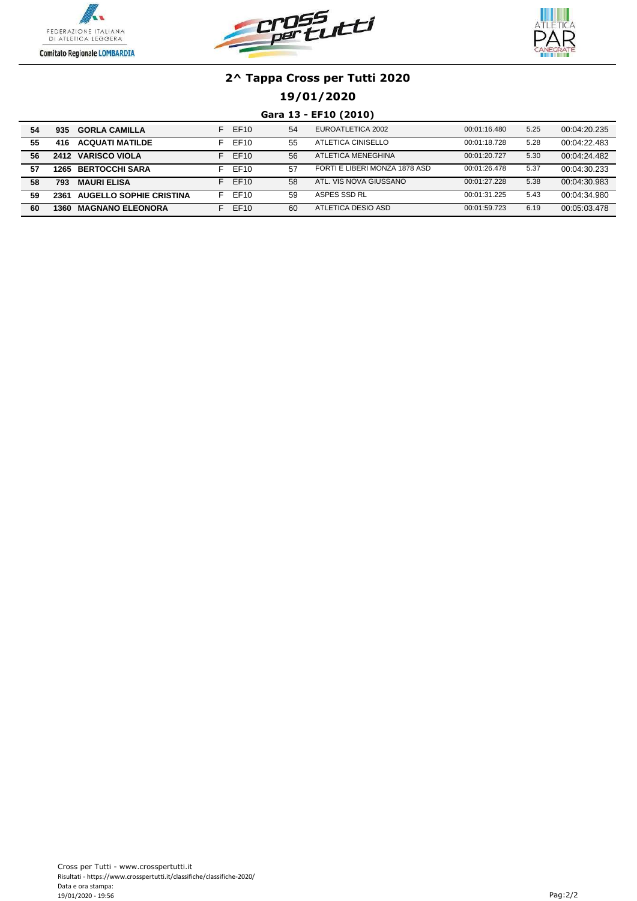## 2^ Tappa Cross per Tutti 2020

### 19/01/2020

### Gara 13 - EF10 (2010)

| | | | | | | | | | |
|---|---|---|---|---|---|---|---|---|---|
| **54** | **935** | **GORLA CAMILLA** | F | EF10 | 54 | EUROATLETICA 2002 | 00:01:16.480 | 5.25 | 00:04:20.235 |
| **55** | **416** | **ACQUATI MATILDE** | F | EF10 | 55 | ATLETICA CINISELLO | 00:01:18.728 | 5.28 | 00:04:22.483 |
| **56** | **2412** | **VARISCO VIOLA** | F | EF10 | 56 | ATLETICA MENEGHINA | 00:01:20.727 | 5.30 | 00:04:24.482 |
| **57** | **1265** | **BERTOCCHI SARA** | F | EF10 | 57 | FORTI E LIBERI MONZA 1878 ASD | 00:01:26.478 | 5.37 | 00:04:30.233 |
| **58** | **793** | **MAURI ELISA** | F | EF10 | 58 | ATL. VIS NOVA GIUSSANO | 00:01:27.228 | 5.38 | 00:04:30.983 |
| **59** | **2361** | **AUGELLO SOPHIE CRISTINA** | F | EF10 | 59 | ASPES SSD RL | 00:01:31.225 | 5.43 | 00:04:34.980 |
| **60** | **1360** | **MAGNANO ELEONORA** | F | EF10 | 60 | ATLETICA DESIO ASD | 00:01:59.723 | 6.19 | 00:05:03.478 |

Cross per Tutti - www.crosspertutti.it
Risultati - https://www.crosspertutti.it/classifiche/classifiche-2020/
Data e ora stampa:
19/01/2020 - 19:56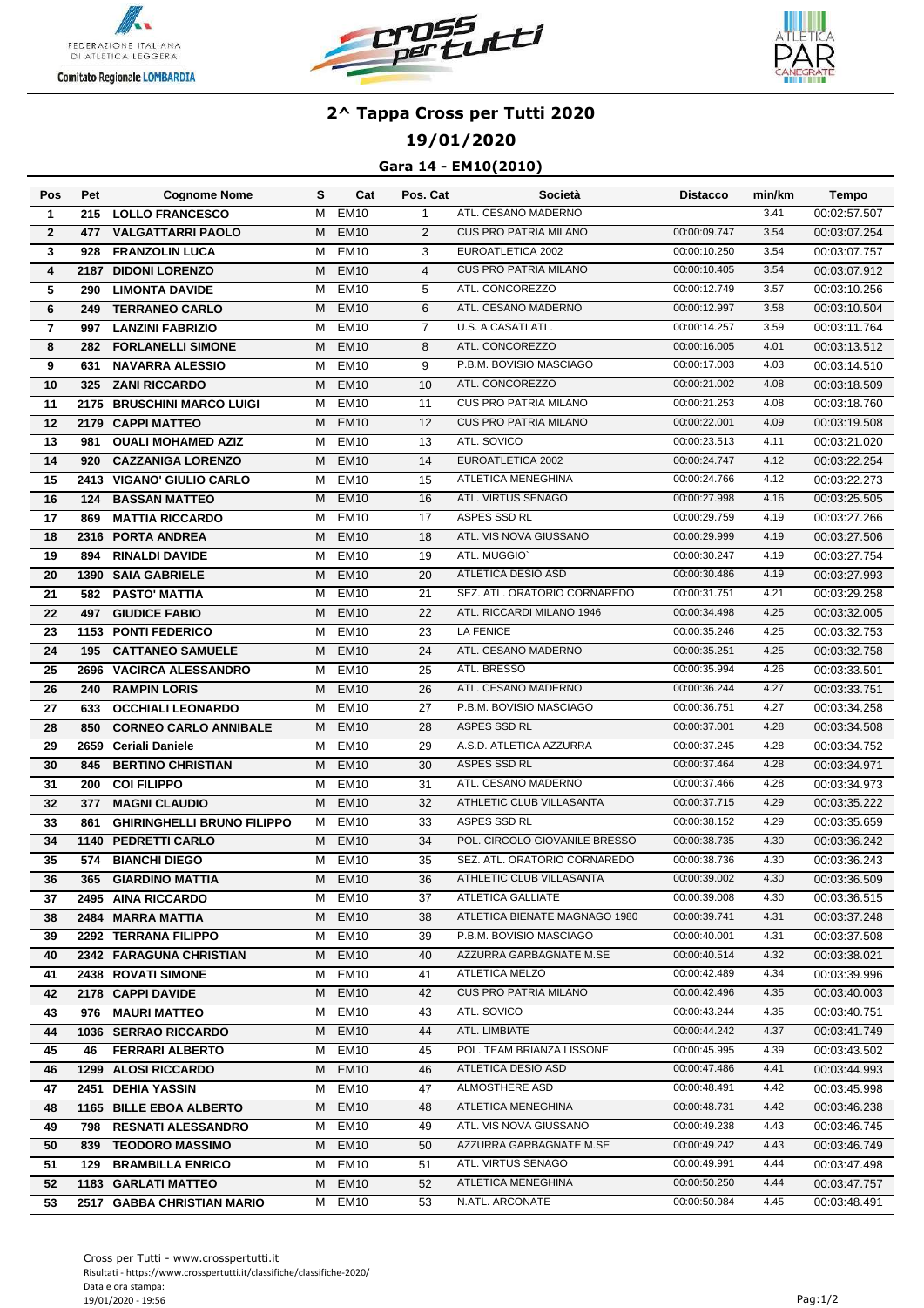## 2^ Tappa Cross per Tutti 2020

### 19/01/2020

### Gara 14 - EM10(2010)

| Pos | Pet | Cognome Nome | S | Cat | Pos. Cat | Società | Distacco | min/km | Tempo |
|---|---|---|---|---|---|---|---|---|---|
| 1 | 215 | **LOLLO FRANCESCO** | M | EM10 | 1 | ATL. CESANO MADERNO | | 3.41 | 00:02:57.507 |
| 2 | 477 | **VALGATTARRI PAOLO** | M | EM10 | 2 | CUS PRO PATRIA MILANO | 00:00:09.747 | 3.54 | 00:03:07.254 |
| 3 | 928 | **FRANZOLIN LUCA** | M | EM10 | 3 | EUROATLETICA 2002 | 00:00:10.250 | 3.54 | 00:03:07.757 |
| 4 | 2187 | **DIDONI LORENZO** | M | EM10 | 4 | CUS PRO PATRIA MILANO | 00:00:10.405 | 3.54 | 00:03:07.912 |
| 5 | 290 | **LIMONTA DAVIDE** | M | EM10 | 5 | ATL. CONCOREZZO | 00:00:12.749 | 3.57 | 00:03:10.256 |
| 6 | 249 | **TERRANEO CARLO** | M | EM10 | 6 | ATL. CESANO MADERNO | 00:00:12.997 | 3.58 | 00:03:10.504 |
| 7 | 997 | **LANZINI FABRIZIO** | M | EM10 | 7 | U.S. A.CASATI ATL. | 00:00:14.257 | 3.59 | 00:03:11.764 |
| 8 | 282 | **FORLANELLI SIMONE** | M | EM10 | 8 | ATL. CONCOREZZO | 00:00:16.005 | 4.01 | 00:03:13.512 |
| 9 | 631 | **NAVARRA ALESSIO** | M | EM10 | 9 | P.B.M. BOVISIO MASCIAGO | 00:00:17.003 | 4.03 | 00:03:14.510 |
| 10 | 325 | **ZANI RICCARDO** | M | EM10 | 10 | ATL. CONCOREZZO | 00:00:21.002 | 4.08 | 00:03:18.509 |
| 11 | 2175 | **BRUSCHINI MARCO LUIGI** | M | EM10 | 11 | CUS PRO PATRIA MILANO | 00:00:21.253 | 4.08 | 00:03:18.760 |
| 12 | 2179 | **CAPPI MATTEO** | M | EM10 | 12 | CUS PRO PATRIA MILANO | 00:00:22.001 | 4.09 | 00:03:19.508 |
| 13 | 981 | **OUALI MOHAMED AZIZ** | M | EM10 | 13 | ATL. SOVICO | 00:00:23.513 | 4.11 | 00:03:21.020 |
| 14 | 920 | **CAZZANIGA LORENZO** | M | EM10 | 14 | EUROATLETICA 2002 | 00:00:24.747 | 4.12 | 00:03:22.254 |
| 15 | 2413 | **VIGANO' GIULIO CARLO** | M | EM10 | 15 | ATLETICA MENEGHINA | 00:00:24.766 | 4.12 | 00:03:22.273 |
| 16 | 124 | **BASSAN MATTEO** | M | EM10 | 16 | ATL. VIRTUS SENAGO | 00:00:27.998 | 4.16 | 00:03:25.505 |
| 17 | 869 | **MATTIA RICCARDO** | M | EM10 | 17 | ASPES SSD RL | 00:00:29.759 | 4.19 | 00:03:27.266 |
| 18 | 2316 | **PORTA ANDREA** | M | EM10 | 18 | ATL. VIS NOVA GIUSSANO | 00:00:29.999 | 4.19 | 00:03:27.506 |
| 19 | 894 | **RINALDI DAVIDE** | M | EM10 | 19 | ATL. MUGGIO` | 00:00:30.247 | 4.19 | 00:03:27.754 |
| 20 | 1390 | **SAIA GABRIELE** | M | EM10 | 20 | ATLETICA DESIO ASD | 00:00:30.486 | 4.19 | 00:03:27.993 |
| 21 | 582 | **PASTO' MATTIA** | M | EM10 | 21 | SEZ. ATL. ORATORIO CORNAREDO | 00:00:31.751 | 4.21 | 00:03:29.258 |
| 22 | 497 | **GIUDICE FABIO** | M | EM10 | 22 | ATL. RICCARDI MILANO 1946 | 00:00:34.498 | 4.25 | 00:03:32.005 |
| 23 | 1153 | **PONTI FEDERICO** | M | EM10 | 23 | LA FENICE | 00:00:35.246 | 4.25 | 00:03:32.753 |
| 24 | 195 | **CATTANEO SAMUELE** | M | EM10 | 24 | ATL. CESANO MADERNO | 00:00:35.251 | 4.25 | 00:03:32.758 |
| 25 | 2696 | **VACIRCA ALESSANDRO** | M | EM10 | 25 | ATL. BRESSO | 00:00:35.994 | 4.26 | 00:03:33.501 |
| 26 | 240 | **RAMPIN LORIS** | M | EM10 | 26 | ATL. CESANO MADERNO | 00:00:36.244 | 4.27 | 00:03:33.751 |
| 27 | 633 | **OCCHIALI LEONARDO** | M | EM10 | 27 | P.B.M. BOVISIO MASCIAGO | 00:00:36.751 | 4.27 | 00:03:34.258 |
| 28 | 850 | **CORNEO CARLO ANNIBALE** | M | EM10 | 28 | ASPES SSD RL | 00:00:37.001 | 4.28 | 00:03:34.508 |
| 29 | 2659 | **Ceriali Daniele** | M | EM10 | 29 | A.S.D. ATLETICA AZZURRA | 00:00:37.245 | 4.28 | 00:03:34.752 |
| 30 | 845 | **BERTINO CHRISTIAN** | M | EM10 | 30 | ASPES SSD RL | 00:00:37.464 | 4.28 | 00:03:34.971 |
| 31 | 200 | **COI FILIPPO** | M | EM10 | 31 | ATL. CESANO MADERNO | 00:00:37.466 | 4.28 | 00:03:34.973 |
| 32 | 377 | **MAGNI CLAUDIO** | M | EM10 | 32 | ATHLETIC CLUB VILLASANTA | 00:00:37.715 | 4.29 | 00:03:35.222 |
| 33 | 861 | **GHIRINGHELLI BRUNO FILIPPO** | M | EM10 | 33 | ASPES SSD RL | 00:00:38.152 | 4.29 | 00:03:35.659 |
| 34 | 1140 | **PEDRETTI CARLO** | M | EM10 | 34 | POL. CIRCOLO GIOVANILE BRESSO | 00:00:38.735 | 4.30 | 00:03:36.242 |
| 35 | 574 | **BIANCHI DIEGO** | M | EM10 | 35 | SEZ. ATL. ORATORIO CORNAREDO | 00:00:38.736 | 4.30 | 00:03:36.243 |
| 36 | 365 | **GIARDINO MATTIA** | M | EM10 | 36 | ATHLETIC CLUB VILLASANTA | 00:00:39.002 | 4.30 | 00:03:36.509 |
| 37 | 2495 | **AINA RICCARDO** | M | EM10 | 37 | ATLETICA GALLIATE | 00:00:39.008 | 4.30 | 00:03:36.515 |
| 38 | 2484 | **MARRA MATTIA** | M | EM10 | 38 | ATLETICA BIENATE MAGNAGO 1980 | 00:00:39.741 | 4.31 | 00:03:37.248 |
| 39 | 2292 | **TERRANA FILIPPO** | M | EM10 | 39 | P.B.M. BOVISIO MASCIAGO | 00:00:40.001 | 4.31 | 00:03:37.508 |
| 40 | 2342 | **FARAGUNA CHRISTIAN** | M | EM10 | 40 | AZZURRA GARBAGNATE M.SE | 00:00:40.514 | 4.32 | 00:03:38.021 |
| 41 | 2438 | **ROVATI SIMONE** | M | EM10 | 41 | ATLETICA MELZO | 00:00:42.489 | 4.34 | 00:03:39.996 |
| 42 | 2178 | **CAPPI DAVIDE** | M | EM10 | 42 | CUS PRO PATRIA MILANO | 00:00:42.496 | 4.35 | 00:03:40.003 |
| 43 | 976 | **MAURI MATTEO** | M | EM10 | 43 | ATL. SOVICO | 00:00:43.244 | 4.35 | 00:03:40.751 |
| 44 | 1036 | **SERRAO RICCARDO** | M | EM10 | 44 | ATL. LIMBIATE | 00:00:44.242 | 4.37 | 00:03:41.749 |
| 45 | 46 | **FERRARI ALBERTO** | M | EM10 | 45 | POL. TEAM BRIANZA LISSONE | 00:00:45.995 | 4.39 | 00:03:43.502 |
| 46 | 1299 | **ALOSI RICCARDO** | M | EM10 | 46 | ATLETICA DESIO ASD | 00:00:47.486 | 4.41 | 00:03:44.993 |
| 47 | 2451 | **DEHIA YASSIN** | M | EM10 | 47 | ALMOSTHERE ASD | 00:00:48.491 | 4.42 | 00:03:45.998 |
| 48 | 1165 | **BILLE EBOA ALBERTO** | M | EM10 | 48 | ATLETICA MENEGHINA | 00:00:48.731 | 4.42 | 00:03:46.238 |
| 49 | 798 | **RESNATI ALESSANDRO** | M | EM10 | 49 | ATL. VIS NOVA GIUSSANO | 00:00:49.238 | 4.43 | 00:03:46.745 |
| 50 | 839 | **TEODORO MASSIMO** | M | EM10 | 50 | AZZURRA GARBAGNATE M.SE | 00:00:49.242 | 4.43 | 00:03:46.749 |
| 51 | 129 | **BRAMBILLA ENRICO** | M | EM10 | 51 | ATL. VIRTUS SENAGO | 00:00:49.991 | 4.44 | 00:03:47.498 |
| 52 | 1183 | **GARLATI MATTEO** | M | EM10 | 52 | ATLETICA MENEGHINA | 00:00:50.250 | 4.44 | 00:03:47.757 |
| 53 | 2517 | **GABBA CHRISTIAN MARIO** | M | EM10 | 53 | N.ATL. ARCONATE | 00:00:50.984 | 4.45 | 00:03:48.491 |

Cross per Tutti - www.crosspertutti.it
Risultati - https://www.crosspertutti.it/classifiche/classifiche-2020/
Data e ora stampa:
19/01/2020 - 19:56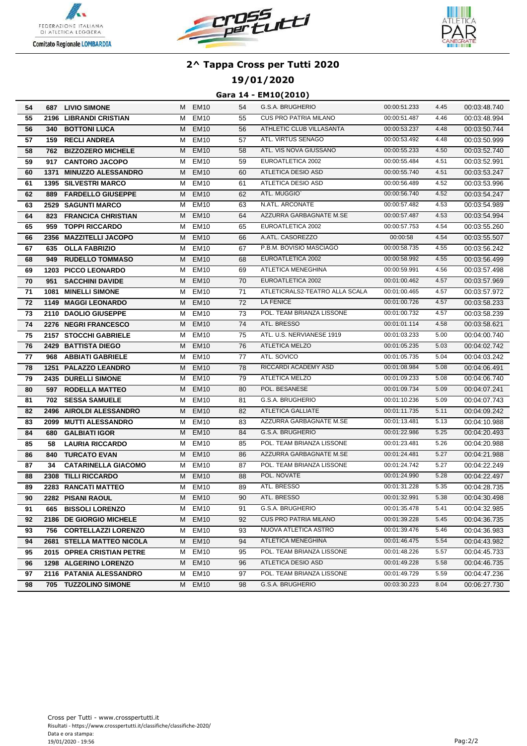## 2^ Tappa Cross per Tutti 2020

### 19/01/2020

### Gara 14 - EM10(2010)

| | | | | | | | | | |
|---|---|---|---|---|---|---|---|---|---|
| 54 | 687 | LIVIO SIMONE | M | EM10 | 54 | G.S.A. BRUGHERIO | 00:00:51.233 | 4.45 | 00:03:48.740 |
| 55 | 2196 | LIBRANDI CRISTIAN | M | EM10 | 55 | CUS PRO PATRIA MILANO | 00:00:51.487 | 4.46 | 00:03:48.994 |
| 56 | 340 | BOTTONI LUCA | M | EM10 | 56 | ATHLETIC CLUB VILLASANTA | 00:00:53.237 | 4.48 | 00:03:50.744 |
| 57 | 159 | RECLI ANDREA | M | EM10 | 57 | ATL. VIRTUS SENAGO | 00:00:53.492 | 4.48 | 00:03:50.999 |
| 58 | 762 | BIZZOZERO MICHELE | M | EM10 | 58 | ATL. VIS NOVA GIUSSANO | 00:00:55.233 | 4.50 | 00:03:52.740 |
| 59 | 917 | CANTORO JACOPO | M | EM10 | 59 | EUROATLETICA 2002 | 00:00:55.484 | 4.51 | 00:03:52.991 |
| 60 | 1371 | MINUZZO ALESSANDRO | M | EM10 | 60 | ATLETICA DESIO ASD | 00:00:55.740 | 4.51 | 00:03:53.247 |
| 61 | 1395 | SILVESTRI MARCO | M | EM10 | 61 | ATLETICA DESIO ASD | 00:00:56.489 | 4.52 | 00:03:53.996 |
| 62 | 889 | FARDELLO GIUSEPPE | M | EM10 | 62 | ATL. MUGGIO` | 00:00:56.740 | 4.52 | 00:03:54.247 |
| 63 | 2529 | SAGUNTI MARCO | M | EM10 | 63 | N.ATL. ARCONATE | 00:00:57.482 | 4.53 | 00:03:54.989 |
| 64 | 823 | FRANCICA CHRISTIAN | M | EM10 | 64 | AZZURRA GARBAGNATE M.SE | 00:00:57.487 | 4.53 | 00:03:54.994 |
| 65 | 959 | TOPPI RICCARDO | M | EM10 | 65 | EUROATLETICA 2002 | 00:00:57.753 | 4.54 | 00:03:55.260 |
| 66 | 2356 | MAZZITELLI JACOPO | M | EM10 | 66 | A.ATL. CASOREZZO | 00:00:58 | 4.54 | 00:03:55.507 |
| 67 | 635 | OLLA FABRIZIO | M | EM10 | 67 | P.B.M. BOVISIO MASCIAGO | 00:00:58.735 | 4.55 | 00:03:56.242 |
| 68 | 949 | RUDELLO TOMMASO | M | EM10 | 68 | EUROATLETICA 2002 | 00:00:58.992 | 4.55 | 00:03:56.499 |
| 69 | 1203 | PICCO LEONARDO | M | EM10 | 69 | ATLETICA MENEGHINA | 00:00:59.991 | 4.56 | 00:03:57.498 |
| 70 | 951 | SACCHINI DAVIDE | M | EM10 | 70 | EUROATLETICA 2002 | 00:01:00.462 | 4.57 | 00:03:57.969 |
| 71 | 1081 | MINELLI SIMONE | M | EM10 | 71 | ATLETICRALS2-TEATRO ALLA SCALA | 00:01:00.465 | 4.57 | 00:03:57.972 |
| 72 | 1149 | MAGGI LEONARDO | M | EM10 | 72 | LA FENICE | 00:01:00.726 | 4.57 | 00:03:58.233 |
| 73 | 2110 | DAOLIO GIUSEPPE | M | EM10 | 73 | POL. TEAM BRIANZA LISSONE | 00:01:00.732 | 4.57 | 00:03:58.239 |
| 74 | 2276 | NEGRI FRANCESCO | M | EM10 | 74 | ATL. BRESSO | 00:01:01.114 | 4.58 | 00:03:58.621 |
| 75 | 2157 | STOCCHI GABRIELE | M | EM10 | 75 | ATL. U.S. NERVIANESE 1919 | 00:01:03.233 | 5.00 | 00:04:00.740 |
| 76 | 2429 | BATTISTA DIEGO | M | EM10 | 76 | ATLETICA MELZO | 00:01:05.235 | 5.03 | 00:04:02.742 |
| 77 | 968 | ABBIATI GABRIELE | M | EM10 | 77 | ATL. SOVICO | 00:01:05.735 | 5.04 | 00:04:03.242 |
| 78 | 1251 | PALAZZO LEANDRO | M | EM10 | 78 | RICCARDI ACADEMY ASD | 00:01:08.984 | 5.08 | 00:04:06.491 |
| 79 | 2435 | DURELLI SIMONE | M | EM10 | 79 | ATLETICA MELZO | 00:01:09.233 | 5.08 | 00:04:06.740 |
| 80 | 597 | RODELLA MATTEO | M | EM10 | 80 | POL. BESANESE | 00:01:09.734 | 5.09 | 00:04:07.241 |
| 81 | 702 | SESSA SAMUELE | M | EM10 | 81 | G.S.A. BRUGHERIO | 00:01:10.236 | 5.09 | 00:04:07.743 |
| 82 | 2496 | AIROLDI ALESSANDRO | M | EM10 | 82 | ATLETICA GALLIATE | 00:01:11.735 | 5.11 | 00:04:09.242 |
| 83 | 2099 | MUTTI ALESSANDRO | M | EM10 | 83 | AZZURRA GARBAGNATE M.SE | 00:01:13.481 | 5.13 | 00:04:10.988 |
| 84 | 680 | GALBIATI IGOR | M | EM10 | 84 | G.S.A. BRUGHERIO | 00:01:22.986 | 5.25 | 00:04:20.493 |
| 85 | 58 | LAURIA RICCARDO | M | EM10 | 85 | POL. TEAM BRIANZA LISSONE | 00:01:23.481 | 5.26 | 00:04:20.988 |
| 86 | 840 | TURCATO EVAN | M | EM10 | 86 | AZZURRA GARBAGNATE M.SE | 00:01:24.481 | 5.27 | 00:04:21.988 |
| 87 | 34 | CATARINELLA GIACOMO | M | EM10 | 87 | POL. TEAM BRIANZA LISSONE | 00:01:24.742 | 5.27 | 00:04:22.249 |
| 88 | 2308 | TILLI RICCARDO | M | EM10 | 88 | POL. NOVATE | 00:01:24.990 | 5.28 | 00:04:22.497 |
| 89 | 2283 | RANCATI MATTEO | M | EM10 | 89 | ATL. BRESSO | 00:01:31.228 | 5.35 | 00:04:28.735 |
| 90 | 2282 | PISANI RAOUL | M | EM10 | 90 | ATL. BRESSO | 00:01:32.991 | 5.38 | 00:04:30.498 |
| 91 | 665 | BISSOLI LORENZO | M | EM10 | 91 | G.S.A. BRUGHERIO | 00:01:35.478 | 5.41 | 00:04:32.985 |
| 92 | 2186 | DE GIORGIO MICHELE | M | EM10 | 92 | CUS PRO PATRIA MILANO | 00:01:39.228 | 5.45 | 00:04:36.735 |
| 93 | 756 | CORTELLAZZI LORENZO | M | EM10 | 93 | NUOVA ATLETICA ASTRO | 00:01:39.476 | 5.46 | 00:04:36.983 |
| 94 | 2681 | STELLA MATTEO NICOLA | M | EM10 | 94 | ATLETICA MENEGHINA | 00:01:46.475 | 5.54 | 00:04:43.982 |
| 95 | 2015 | OPREA CRISTIAN PETRE | M | EM10 | 95 | POL. TEAM BRIANZA LISSONE | 00:01:48.226 | 5.57 | 00:04:45.733 |
| 96 | 1298 | ALGERINO LORENZO | M | EM10 | 96 | ATLETICA DESIO ASD | 00:01:49.228 | 5.58 | 00:04:46.735 |
| 97 | 2116 | PATANIA ALESSANDRO | M | EM10 | 97 | POL. TEAM BRIANZA LISSONE | 00:01:49.729 | 5.59 | 00:04:47.236 |
| 98 | 705 | TUZZOLINO SIMONE | M | EM10 | 98 | G.S.A. BRUGHERIO | 00:03:30.223 | 8.04 | 00:06:27.730 |

Cross per Tutti - www.crosspertutti.it
Risultati - https://www.crosspertutti.it/classifiche/classifiche-2020/
Data e ora stampa:
19/01/2020 - 19:56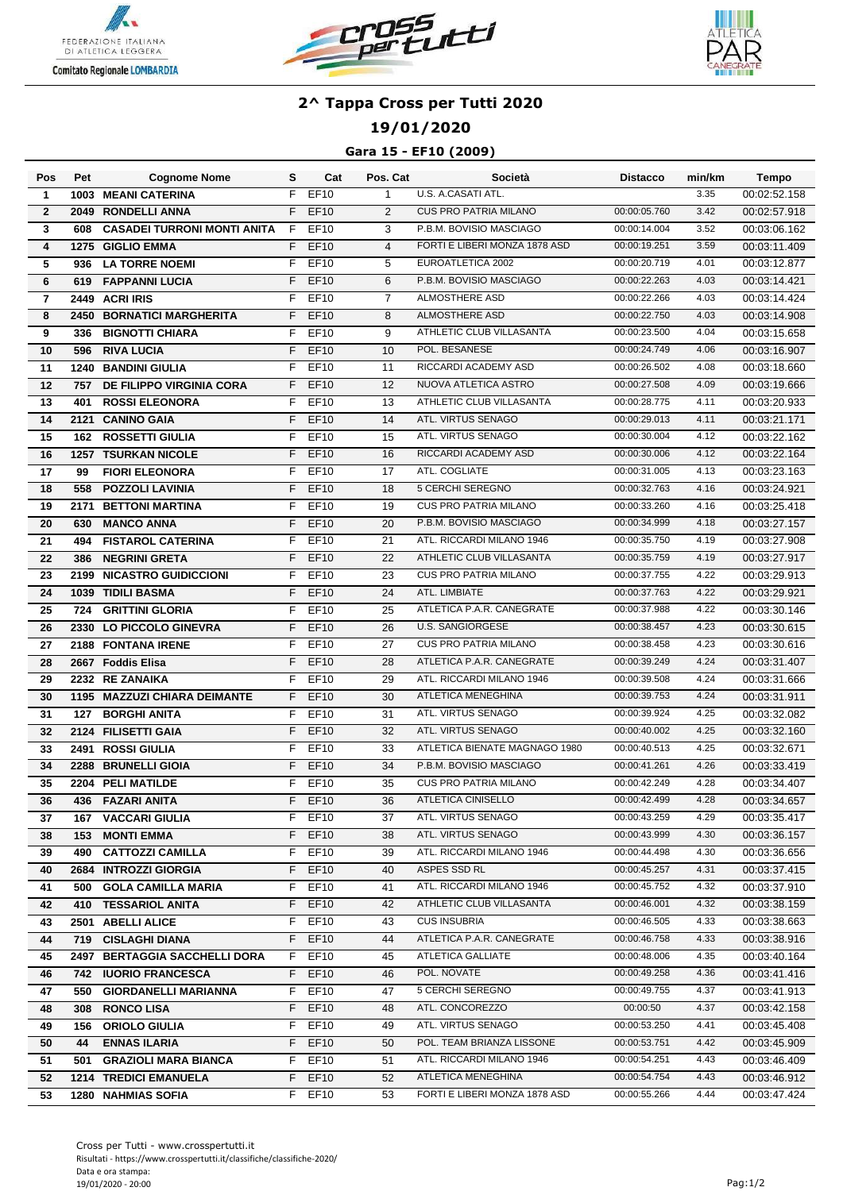# 2^ Tappa Cross per Tutti 2020

## 19/01/2020

### Gara 15 - EF10 (2009)

| Pos | Pet | Cognome Nome | S | Cat | Pos. Cat | Società | Distacco | min/km | Tempo |
|---|---|---|---|---|---|---|---|---|---|
| 1 | 1003 | MEANI CATERINA | F | EF10 | 1 | U.S. A.CASATI ATL. | | 3.35 | 00:02:52.158 |
| 2 | 2049 | RONDELLI ANNA | F | EF10 | 2 | CUS PRO PATRIA MILANO | 00:00:05.760 | 3.42 | 00:02:57.918 |
| 3 | 608 | CASADEI TURRONI MONTI ANITA | F | EF10 | 3 | P.B.M. BOVISIO MASCIAGO | 00:00:14.004 | 3.52 | 00:03:06.162 |
| 4 | 1275 | GIGLIO EMMA | F | EF10 | 4 | FORTI E LIBERI MONZA 1878 ASD | 00:00:19.251 | 3.59 | 00:03:11.409 |
| 5 | 936 | LA TORRE NOEMI | F | EF10 | 5 | EUROATLETICA 2002 | 00:00:20.719 | 4.01 | 00:03:12.877 |
| 6 | 619 | FAPPANNI LUCIA | F | EF10 | 6 | P.B.M. BOVISIO MASCIAGO | 00:00:22.263 | 4.03 | 00:03:14.421 |
| 7 | 2449 | ACRI IRIS | F | EF10 | 7 | ALMOSTHERE ASD | 00:00:22.266 | 4.03 | 00:03:14.424 |
| 8 | 2450 | BORNATICI MARGHERITA | F | EF10 | 8 | ALMOSTHERE ASD | 00:00:22.750 | 4.03 | 00:03:14.908 |
| 9 | 336 | BIGNOTTI CHIARA | F | EF10 | 9 | ATHLETIC CLUB VILLASANTA | 00:00:23.500 | 4.04 | 00:03:15.658 |
| 10 | 596 | RIVA LUCIA | F | EF10 | 10 | POL. BESANESE | 00:00:24.749 | 4.06 | 00:03:16.907 |
| 11 | 1240 | BANDINI GIULIA | F | EF10 | 11 | RICCARDI ACADEMY ASD | 00:00:26.502 | 4.08 | 00:03:18.660 |
| 12 | 757 | DE FILIPPO VIRGINIA CORA | F | EF10 | 12 | NUOVA ATLETICA ASTRO | 00:00:27.508 | 4.09 | 00:03:19.666 |
| 13 | 401 | ROSSI ELEONORA | F | EF10 | 13 | ATHLETIC CLUB VILLASANTA | 00:00:28.775 | 4.11 | 00:03:20.933 |
| 14 | 2121 | CANINO GAIA | F | EF10 | 14 | ATL. VIRTUS SENAGO | 00:00:29.013 | 4.11 | 00:03:21.171 |
| 15 | 162 | ROSSETTI GIULIA | F | EF10 | 15 | ATL. VIRTUS SENAGO | 00:00:30.004 | 4.12 | 00:03:22.162 |
| 16 | 1257 | TSURKAN NICOLE | F | EF10 | 16 | RICCARDI ACADEMY ASD | 00:00:30.006 | 4.12 | 00:03:22.164 |
| 17 | 99 | FIORI ELEONORA | F | EF10 | 17 | ATL. COGLIATE | 00:00:31.005 | 4.13 | 00:03:23.163 |
| 18 | 558 | POZZOLI LAVINIA | F | EF10 | 18 | 5 CERCHI SEREGNO | 00:00:32.763 | 4.16 | 00:03:24.921 |
| 19 | 2171 | BETTONI MARTINA | F | EF10 | 19 | CUS PRO PATRIA MILANO | 00:00:33.260 | 4.16 | 00:03:25.418 |
| 20 | 630 | MANCO ANNA | F | EF10 | 20 | P.B.M. BOVISIO MASCIAGO | 00:00:34.999 | 4.18 | 00:03:27.157 |
| 21 | 494 | FISTAROL CATERINA | F | EF10 | 21 | ATL. RICCARDI MILANO 1946 | 00:00:35.750 | 4.19 | 00:03:27.908 |
| 22 | 386 | NEGRINI GRETA | F | EF10 | 22 | ATHLETIC CLUB VILLASANTA | 00:00:35.759 | 4.19 | 00:03:27.917 |
| 23 | 2199 | NICASTRO GUIDICCIONI | F | EF10 | 23 | CUS PRO PATRIA MILANO | 00:00:37.755 | 4.22 | 00:03:29.913 |
| 24 | 1039 | TIDILI BASMA | F | EF10 | 24 | ATL. LIMBIATE | 00:00:37.763 | 4.22 | 00:03:29.921 |
| 25 | 724 | GRITTINI GLORIA | F | EF10 | 25 | ATLETICA P.A.R. CANEGRATE | 00:00:37.988 | 4.22 | 00:03:30.146 |
| 26 | 2330 | LO PICCOLO GINEVRA | F | EF10 | 26 | U.S. SANGIORGESE | 00:00:38.457 | 4.23 | 00:03:30.615 |
| 27 | 2188 | FONTANA IRENE | F | EF10 | 27 | CUS PRO PATRIA MILANO | 00:00:38.458 | 4.23 | 00:03:30.616 |
| 28 | 2667 | Foddis Elisa | F | EF10 | 28 | ATLETICA P.A.R. CANEGRATE | 00:00:39.249 | 4.24 | 00:03:31.407 |
| 29 | 2232 | RE ZANAIKA | F | EF10 | 29 | ATL. RICCARDI MILANO 1946 | 00:00:39.508 | 4.24 | 00:03:31.666 |
| 30 | 1195 | MAZZUZI CHIARA DEIMANTE | F | EF10 | 30 | ATLETICA MENEGHINA | 00:00:39.753 | 4.24 | 00:03:31.911 |
| 31 | 127 | BORGHI ANITA | F | EF10 | 31 | ATL. VIRTUS SENAGO | 00:00:39.924 | 4.25 | 00:03:32.082 |
| 32 | 2124 | FILISETTI GAIA | F | EF10 | 32 | ATL. VIRTUS SENAGO | 00:00:40.002 | 4.25 | 00:03:32.160 |
| 33 | 2491 | ROSSI GIULIA | F | EF10 | 33 | ATLETICA BIENATE MAGNAGO 1980 | 00:00:40.513 | 4.25 | 00:03:32.671 |
| 34 | 2288 | BRUNELLI GIOIA | F | EF10 | 34 | P.B.M. BOVISIO MASCIAGO | 00:00:41.261 | 4.26 | 00:03:33.419 |
| 35 | 2204 | PELI MATILDE | F | EF10 | 35 | CUS PRO PATRIA MILANO | 00:00:42.249 | 4.28 | 00:03:34.407 |
| 36 | 436 | FAZARI ANITA | F | EF10 | 36 | ATLETICA CINISELLO | 00:00:42.499 | 4.28 | 00:03:34.657 |
| 37 | 167 | VACCARI GIULIA | F | EF10 | 37 | ATL. VIRTUS SENAGO | 00:00:43.259 | 4.29 | 00:03:35.417 |
| 38 | 153 | MONTI EMMA | F | EF10 | 38 | ATL. VIRTUS SENAGO | 00:00:43.999 | 4.30 | 00:03:36.157 |
| 39 | 490 | CATTOZZI CAMILLA | F | EF10 | 39 | ATL. RICCARDI MILANO 1946 | 00:00:44.498 | 4.30 | 00:03:36.656 |
| 40 | 2684 | INTROZZI GIORGIA | F | EF10 | 40 | ASPES SSD RL | 00:00:45.257 | 4.31 | 00:03:37.415 |
| 41 | 500 | GOLA CAMILLA MARIA | F | EF10 | 41 | ATL. RICCARDI MILANO 1946 | 00:00:45.752 | 4.32 | 00:03:37.910 |
| 42 | 410 | TESSARIOL ANITA | F | EF10 | 42 | ATHLETIC CLUB VILLASANTA | 00:00:46.001 | 4.32 | 00:03:38.159 |
| 43 | 2501 | ABELLI ALICE | F | EF10 | 43 | CUS INSUBRIA | 00:00:46.505 | 4.33 | 00:03:38.663 |
| 44 | 719 | CISLAGHI DIANA | F | EF10 | 44 | ATLETICA P.A.R. CANEGRATE | 00:00:46.758 | 4.33 | 00:03:38.916 |
| 45 | 2497 | BERTAGGIA SACCHELLI DORA | F | EF10 | 45 | ATLETICA GALLIATE | 00:00:48.006 | 4.35 | 00:03:40.164 |
| 46 | 742 | IUORIO FRANCESCA | F | EF10 | 46 | POL. NOVATE | 00:00:49.258 | 4.36 | 00:03:41.416 |
| 47 | 550 | GIORDANELLI MARIANNA | F | EF10 | 47 | 5 CERCHI SEREGNO | 00:00:49.755 | 4.37 | 00:03:41.913 |
| 48 | 308 | RONCO LISA | F | EF10 | 48 | ATL. CONCOREZZO | 00:00:50 | 4.37 | 00:03:42.158 |
| 49 | 156 | ORIOLO GIULIA | F | EF10 | 49 | ATL. VIRTUS SENAGO | 00:00:53.250 | 4.41 | 00:03:45.408 |
| 50 | 44 | ENNAS ILARIA | F | EF10 | 50 | POL. TEAM BRIANZA LISSONE | 00:00:53.751 | 4.42 | 00:03:45.909 |
| 51 | 501 | GRAZIOLI MARA BIANCA | F | EF10 | 51 | ATL. RICCARDI MILANO 1946 | 00:00:54.251 | 4.43 | 00:03:46.409 |
| 52 | 1214 | TREDICI EMANUELA | F | EF10 | 52 | ATLETICA MENEGHINA | 00:00:54.754 | 4.43 | 00:03:46.912 |
| 53 | 1280 | NAHMIAS SOFIA | F | EF10 | 53 | FORTI E LIBERI MONZA 1878 ASD | 00:00:55.266 | 4.44 | 00:03:47.424 |

Cross per Tutti - www.crosspertutti.it
Risultati - https://www.crosspertutti.it/classifiche/classifiche-2020/
Data e ora stampa:
19/01/2020 - 20:00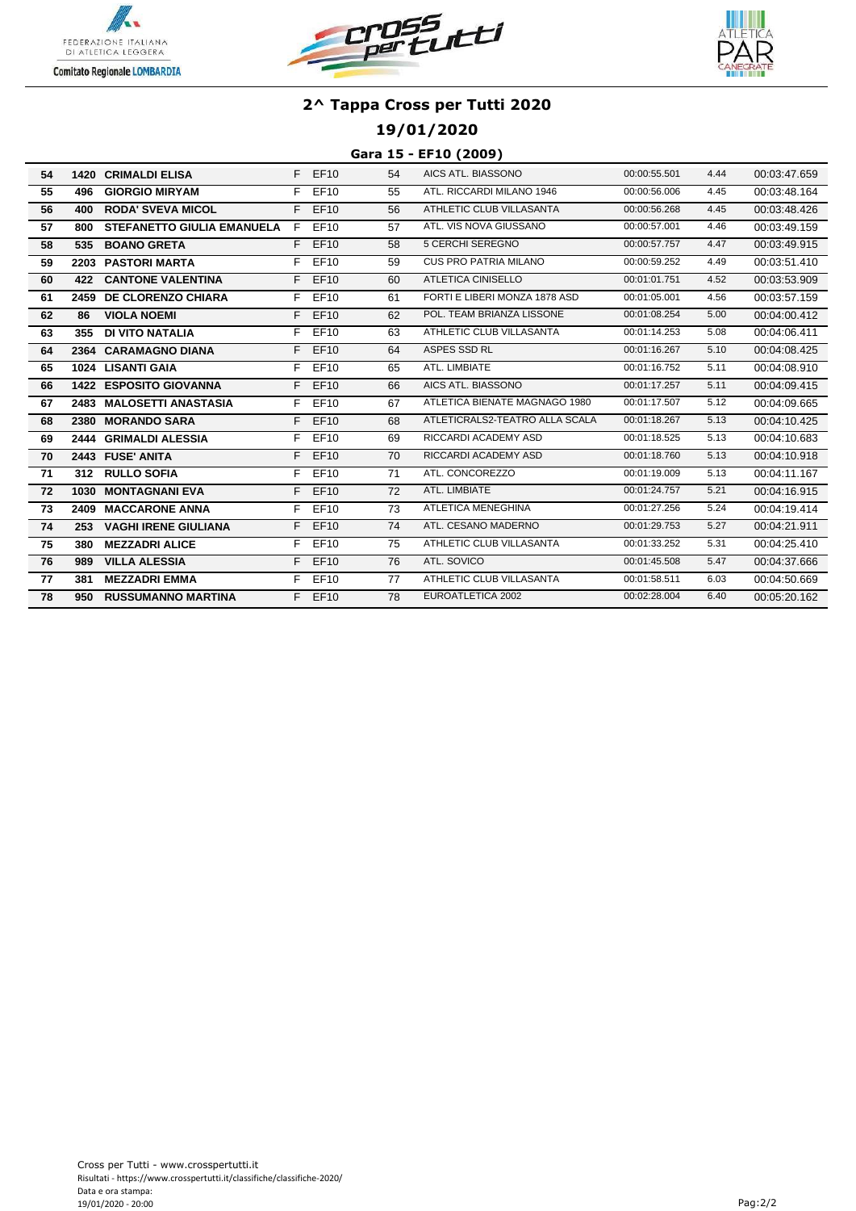# 2^ Tappa Cross per Tutti 2020

## 19/01/2020

### Gara 15 - EF10 (2009)

| | | | | | | | | | |
|---|---|---|---|---|---|---|---|---|---|
| 54 | 1420 | CRIMALDI ELISA | F | EF10 | 54 | AICS ATL. BIASSONO | 00:00:55.501 | 4.44 | 00:03:47.659 |
| 55 | 496 | GIORGIO MIRYAM | F | EF10 | 55 | ATL. RICCARDI MILANO 1946 | 00:00:56.006 | 4.45 | 00:03:48.164 |
| 56 | 400 | RODA' SVEVA MICOL | F | EF10 | 56 | ATHLETIC CLUB VILLASANTA | 00:00:56.268 | 4.45 | 00:03:48.426 |
| 57 | 800 | STEFANETTO GIULIA EMANUELA | F | EF10 | 57 | ATL. VIS NOVA GIUSSANO | 00:00:57.001 | 4.46 | 00:03:49.159 |
| 58 | 535 | BOANO GRETA | F | EF10 | 58 | 5 CERCHI SEREGNO | 00:00:57.757 | 4.47 | 00:03:49.915 |
| 59 | 2203 | PASTORI MARTA | F | EF10 | 59 | CUS PRO PATRIA MILANO | 00:00:59.252 | 4.49 | 00:03:51.410 |
| 60 | 422 | CANTONE VALENTINA | F | EF10 | 60 | ATLETICA CINISELLO | 00:01:01.751 | 4.52 | 00:03:53.909 |
| 61 | 2459 | DE CLORENZO CHIARA | F | EF10 | 61 | FORTI E LIBERI MONZA 1878 ASD | 00:01:05.001 | 4.56 | 00:03:57.159 |
| 62 | 86 | VIOLA NOEMI | F | EF10 | 62 | POL. TEAM BRIANZA LISSONE | 00:01:08.254 | 5.00 | 00:04:00.412 |
| 63 | 355 | DI VITO NATALIA | F | EF10 | 63 | ATHLETIC CLUB VILLASANTA | 00:01:14.253 | 5.08 | 00:04:06.411 |
| 64 | 2364 | CARAMAGNO DIANA | F | EF10 | 64 | ASPES SSD RL | 00:01:16.267 | 5.10 | 00:04:08.425 |
| 65 | 1024 | LISANTI GAIA | F | EF10 | 65 | ATL. LIMBIATE | 00:01:16.752 | 5.11 | 00:04:08.910 |
| 66 | 1422 | ESPOSITO GIOVANNA | F | EF10 | 66 | AICS ATL. BIASSONO | 00:01:17.257 | 5.11 | 00:04:09.415 |
| 67 | 2483 | MALOSETTI ANASTASIA | F | EF10 | 67 | ATLETICA BIENATE MAGNAGO 1980 | 00:01:17.507 | 5.12 | 00:04:09.665 |
| 68 | 2380 | MORANDO SARA | F | EF10 | 68 | ATLETICRALS2-TEATRO ALLA SCALA | 00:01:18.267 | 5.13 | 00:04:10.425 |
| 69 | 2444 | GRIMALDI ALESSIA | F | EF10 | 69 | RICCARDI ACADEMY ASD | 00:01:18.525 | 5.13 | 00:04:10.683 |
| 70 | 2443 | FUSE' ANITA | F | EF10 | 70 | RICCARDI ACADEMY ASD | 00:01:18.760 | 5.13 | 00:04:10.918 |
| 71 | 312 | RULLO SOFIA | F | EF10 | 71 | ATL. CONCOREZZO | 00:01:19.009 | 5.13 | 00:04:11.167 |
| 72 | 1030 | MONTAGNANI EVA | F | EF10 | 72 | ATL. LIMBIATE | 00:01:24.757 | 5.21 | 00:04:16.915 |
| 73 | 2409 | MACCARONE ANNA | F | EF10 | 73 | ATLETICA MENEGHINA | 00:01:27.256 | 5.24 | 00:04:19.414 |
| 74 | 253 | VAGHI IRENE GIULIANA | F | EF10 | 74 | ATL. CESANO MADERNO | 00:01:29.753 | 5.27 | 00:04:21.911 |
| 75 | 380 | MEZZADRI ALICE | F | EF10 | 75 | ATHLETIC CLUB VILLASANTA | 00:01:33.252 | 5.31 | 00:04:25.410 |
| 76 | 989 | VILLA ALESSIA | F | EF10 | 76 | ATL. SOVICO | 00:01:45.508 | 5.47 | 00:04:37.666 |
| 77 | 381 | MEZZADRI EMMA | F | EF10 | 77 | ATHLETIC CLUB VILLASANTA | 00:01:58.511 | 6.03 | 00:04:50.669 |
| 78 | 950 | RUSSUMANNO MARTINA | F | EF10 | 78 | EUROATLETICA 2002 | 00:02:28.004 | 6.40 | 00:05:20.162 |

Cross per Tutti - www.crosspertutti.it
Risultati - https://www.crosspertutti.it/classifiche/classifiche-2020/
Data e ora stampa:
19/01/2020 - 20:00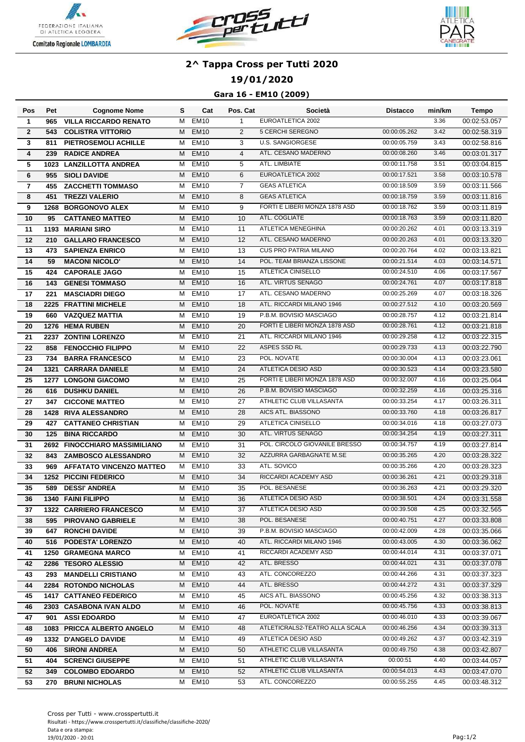## 2^ Tappa Cross per Tutti 2020

### 19/01/2020

### Gara 16 - EM10 (2009)

| Pos | Pet | Cognome Nome | S | Cat | Pos. Cat | Società | Distacco | min/km | Tempo |
|---|---|---|---|---|---|---|---|---|---|
| 1 | 965 | VILLA RICCARDO RENATO | M | EM10 | 1 | EUROATLETICA 2002 | | 3.36 | 00:02:53.057 |
| 2 | 543 | COLISTRA VITTORIO | M | EM10 | 2 | 5 CERCHI SEREGNO | 00:00:05.262 | 3.42 | 00:02:58.319 |
| 3 | 811 | PIETROSEMOLI ACHILLE | M | EM10 | 3 | U.S. SANGIORGESE | 00:00:05.759 | 3.43 | 00:02:58.816 |
| 4 | 239 | RADICE ANDREA | M | EM10 | 4 | ATL. CESANO MADERNO | 00:00:08.260 | 3.46 | 00:03:01.317 |
| 5 | 1023 | LANZILLOTTA ANDREA | M | EM10 | 5 | ATL. LIMBIATE | 00:00:11.758 | 3.51 | 00:03:04.815 |
| 6 | 955 | SIOLI DAVIDE | M | EM10 | 6 | EUROATLETICA 2002 | 00:00:17.521 | 3.58 | 00:03:10.578 |
| 7 | 455 | ZACCHETTI TOMMASO | M | EM10 | 7 | GEAS ATLETICA | 00:00:18.509 | 3.59 | 00:03:11.566 |
| 8 | 451 | TREZZI VALERIO | M | EM10 | 8 | GEAS ATLETICA | 00:00:18.759 | 3.59 | 00:03:11.816 |
| 9 | 1268 | BORGONOVO ALEX | M | EM10 | 9 | FORTI E LIBERI MONZA 1878 ASD | 00:00:18.762 | 3.59 | 00:03:11.819 |
| 10 | 95 | CATTANEO MATTEO | M | EM10 | 10 | ATL. COGLIATE | 00:00:18.763 | 3.59 | 00:03:11.820 |
| 11 | 1193 | MARIANI SIRO | M | EM10 | 11 | ATLETICA MENEGHINA | 00:00:20.262 | 4.01 | 00:03:13.319 |
| 12 | 210 | GALLARO FRANCESCO | M | EM10 | 12 | ATL. CESANO MADERNO | 00:00:20.263 | 4.01 | 00:03:13.320 |
| 13 | 473 | SAPIENZA ENRICO | M | EM10 | 13 | CUS PRO PATRIA MILANO | 00:00:20.764 | 4.02 | 00:03:13.821 |
| 14 | 59 | MACONI NICOLO' | M | EM10 | 14 | POL. TEAM BRIANZA LISSONE | 00:00:21.514 | 4.03 | 00:03:14.571 |
| 15 | 424 | CAPORALE JAGO | M | EM10 | 15 | ATLETICA CINISELLO | 00:00:24.510 | 4.06 | 00:03:17.567 |
| 16 | 143 | GENESI TOMMASO | M | EM10 | 16 | ATL. VIRTUS SENAGO | 00:00:24.761 | 4.07 | 00:03:17.818 |
| 17 | 221 | MASCIADRI DIEGO | M | EM10 | 17 | ATL. CESANO MADERNO | 00:00:25.269 | 4.07 | 00:03:18.326 |
| 18 | 2225 | FRATTINI MICHELE | M | EM10 | 18 | ATL. RICCARDI MILANO 1946 | 00:00:27.512 | 4.10 | 00:03:20.569 |
| 19 | 660 | VAZQUEZ MATTIA | M | EM10 | 19 | P.B.M. BOVISIO MASCIAGO | 00:00:28.757 | 4.12 | 00:03:21.814 |
| 20 | 1276 | HEMA RUBEN | M | EM10 | 20 | FORTI E LIBERI MONZA 1878 ASD | 00:00:28.761 | 4.12 | 00:03:21.818 |
| 21 | 2237 | ZONTINI LORENZO | M | EM10 | 21 | ATL. RICCARDI MILANO 1946 | 00:00:29.258 | 4.12 | 00:03:22.315 |
| 22 | 858 | FENOCCHIO FILIPPO | M | EM10 | 22 | ASPES SSD RL | 00:00:29.733 | 4.13 | 00:03:22.790 |
| 23 | 734 | BARRA FRANCESCO | M | EM10 | 23 | POL. NOVATE | 00:00:30.004 | 4.13 | 00:03:23.061 |
| 24 | 1321 | CARRARA DANIELE | M | EM10 | 24 | ATLETICA DESIO ASD | 00:00:30.523 | 4.14 | 00:03:23.580 |
| 25 | 1277 | LONGONI GIACOMO | M | EM10 | 25 | FORTI E LIBERI MONZA 1878 ASD | 00:00:32.007 | 4.16 | 00:03:25.064 |
| 26 | 616 | DUSHKU DANIEL | M | EM10 | 26 | P.B.M. BOVISIO MASCIAGO | 00:00:32.259 | 4.16 | 00:03:25.316 |
| 27 | 347 | CICCONE MATTEO | M | EM10 | 27 | ATHLETIC CLUB VILLASANTA | 00:00:33.254 | 4.17 | 00:03:26.311 |
| 28 | 1428 | RIVA ALESSANDRO | M | EM10 | 28 | AICS ATL. BIASSONO | 00:00:33.760 | 4.18 | 00:03:26.817 |
| 29 | 427 | CATTANEO CHRISTIAN | M | EM10 | 29 | ATLETICA CINISELLO | 00:00:34.016 | 4.18 | 00:03:27.073 |
| 30 | 125 | BINA RICCARDO | M | EM10 | 30 | ATL. VIRTUS SENAGO | 00:00:34.254 | 4.19 | 00:03:27.311 |
| 31 | 2692 | FINOCCHIARO MASSIMILIANO | M | EM10 | 31 | POL. CIRCOLO GIOVANILE BRESSO | 00:00:34.757 | 4.19 | 00:03:27.814 |
| 32 | 843 | ZAMBOSCO ALESSANDRO | M | EM10 | 32 | AZZURRA GARBAGNATE M.SE | 00:00:35.265 | 4.20 | 00:03:28.322 |
| 33 | 969 | AFFATATO VINCENZO MATTEO | M | EM10 | 33 | ATL. SOVICO | 00:00:35.266 | 4.20 | 00:03:28.323 |
| 34 | 1252 | PICCINI FEDERICO | M | EM10 | 34 | RICCARDI ACADEMY ASD | 00:00:36.261 | 4.21 | 00:03:29.318 |
| 35 | 589 | DESSI' ANDREA | M | EM10 | 35 | POL. BESANESE | 00:00:36.263 | 4.21 | 00:03:29.320 |
| 36 | 1340 | FAINI FILIPPO | M | EM10 | 36 | ATLETICA DESIO ASD | 00:00:38.501 | 4.24 | 00:03:31.558 |
| 37 | 1322 | CARRIERO FRANCESCO | M | EM10 | 37 | ATLETICA DESIO ASD | 00:00:39.508 | 4.25 | 00:03:32.565 |
| 38 | 595 | PIROVANO GABRIELE | M | EM10 | 38 | POL. BESANESE | 00:00:40.751 | 4.27 | 00:03:33.808 |
| 39 | 647 | RONCHI DAVIDE | M | EM10 | 39 | P.B.M. BOVISIO MASCIAGO | 00:00:42.009 | 4.28 | 00:03:35.066 |
| 40 | 516 | PODESTA' LORENZO | M | EM10 | 40 | ATL. RICCARDI MILANO 1946 | 00:00:43.005 | 4.30 | 00:03:36.062 |
| 41 | 1250 | GRAMEGNA MARCO | M | EM10 | 41 | RICCARDI ACADEMY ASD | 00:00:44.014 | 4.31 | 00:03:37.071 |
| 42 | 2286 | TESORO ALESSIO | M | EM10 | 42 | ATL. BRESSO | 00:00:44.021 | 4.31 | 00:03:37.078 |
| 43 | 293 | MANDELLI CRISTIANO | M | EM10 | 43 | ATL. CONCOREZZO | 00:00:44.266 | 4.31 | 00:03:37.323 |
| 44 | 2284 | ROTONDO NICHOLAS | M | EM10 | 44 | ATL. BRESSO | 00:00:44.272 | 4.31 | 00:03:37.329 |
| 45 | 1417 | CATTANEO FEDERICO | M | EM10 | 45 | AICS ATL. BIASSONO | 00:00:45.256 | 4.32 | 00:03:38.313 |
| 46 | 2303 | CASABONA IVAN ALDO | M | EM10 | 46 | POL. NOVATE | 00:00:45.756 | 4.33 | 00:03:38.813 |
| 47 | 901 | ASSI EDOARDO | M | EM10 | 47 | EUROATLETICA 2002 | 00:00:46.010 | 4.33 | 00:03:39.067 |
| 48 | 1083 | PRICCA ALBERTO ANGELO | M | EM10 | 48 | ATLETICRALS2-TEATRO ALLA SCALA | 00:00:46.256 | 4.34 | 00:03:39.313 |
| 49 | 1332 | D'ANGELO DAVIDE | M | EM10 | 49 | ATLETICA DESIO ASD | 00:00:49.262 | 4.37 | 00:03:42.319 |
| 50 | 406 | SIRONI ANDREA | M | EM10 | 50 | ATHLETIC CLUB VILLASANTA | 00:00:49.750 | 4.38 | 00:03:42.807 |
| 51 | 404 | SCRENCI GIUSEPPE | M | EM10 | 51 | ATHLETIC CLUB VILLASANTA | 00:00:51 | 4.40 | 00:03:44.057 |
| 52 | 349 | COLOMBO EDOARDO | M | EM10 | 52 | ATHLETIC CLUB VILLASANTA | 00:00:54.013 | 4.43 | 00:03:47.070 |
| 53 | 270 | BRUNI NICHOLAS | M | EM10 | 53 | ATL. CONCOREZZO | 00:00:55.255 | 4.45 | 00:03:48.312 |

Cross per Tutti - www.crosspertutti.it
Risultati - https://www.crosspertutti.it/classifiche/classifiche-2020/
Data e ora stampa:
19/01/2020 - 20:01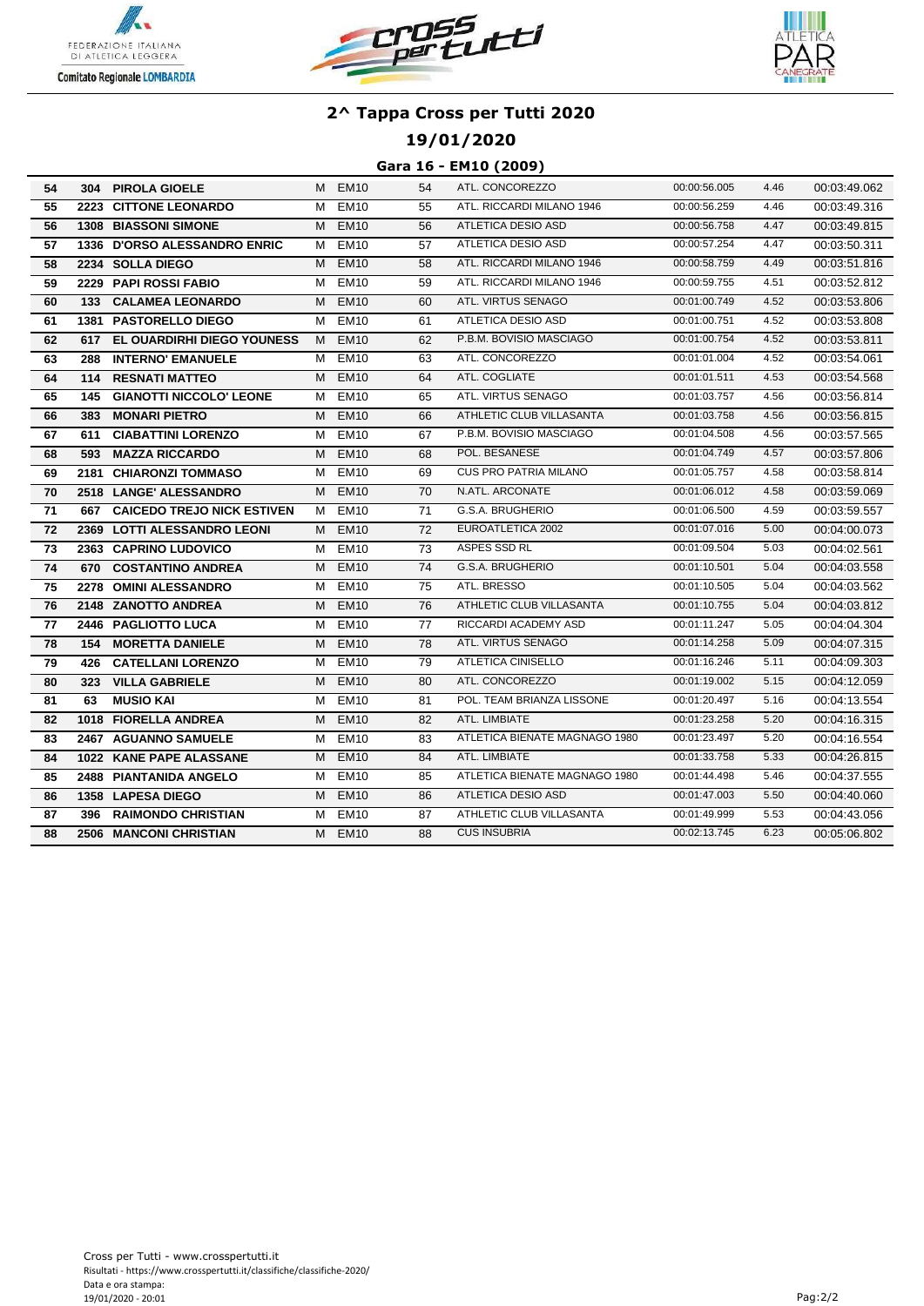# 2^ Tappa Cross per Tutti 2020

## 19/01/2020

### Gara 16 - EM10 (2009)

| | | | | | | | | | |
|---|---|---|---|---|---|---|---|---|---|
| 54 | 304 | **PIROLA GIOELE** | M | EM10 | 54 | ATL. CONCOREZZO | 00:00:56.005 | 4.46 | 00:03:49.062 |
| 55 | 2223 | **CITTONE LEONARDO** | M | EM10 | 55 | ATL. RICCARDI MILANO 1946 | 00:00:56.259 | 4.46 | 00:03:49.316 |
| 56 | 1308 | **BIASSONI SIMONE** | M | EM10 | 56 | ATLETICA DESIO ASD | 00:00:56.758 | 4.47 | 00:03:49.815 |
| 57 | 1336 | **D'ORSO ALESSANDRO ENRIC** | M | EM10 | 57 | ATLETICA DESIO ASD | 00:00:57.254 | 4.47 | 00:03:50.311 |
| 58 | 2234 | **SOLLA DIEGO** | M | EM10 | 58 | ATL. RICCARDI MILANO 1946 | 00:00:58.759 | 4.49 | 00:03:51.816 |
| 59 | 2229 | **PAPI ROSSI FABIO** | M | EM10 | 59 | ATL. RICCARDI MILANO 1946 | 00:00:59.755 | 4.51 | 00:03:52.812 |
| 60 | 133 | **CALAMEA LEONARDO** | M | EM10 | 60 | ATL. VIRTUS SENAGO | 00:01:00.749 | 4.52 | 00:03:53.806 |
| 61 | 1381 | **PASTORELLO DIEGO** | M | EM10 | 61 | ATLETICA DESIO ASD | 00:01:00.751 | 4.52 | 00:03:53.808 |
| 62 | 617 | **EL OUARDIRHI DIEGO YOUNESS** | M | EM10 | 62 | P.B.M. BOVISIO MASCIAGO | 00:01:00.754 | 4.52 | 00:03:53.811 |
| 63 | 288 | **INTERNO' EMANUELE** | M | EM10 | 63 | ATL. CONCOREZZO | 00:01:01.004 | 4.52 | 00:03:54.061 |
| 64 | 114 | **RESNATI MATTEO** | M | EM10 | 64 | ATL. COGLIATE | 00:01:01.511 | 4.53 | 00:03:54.568 |
| 65 | 145 | **GIANOTTI NICCOLO' LEONE** | M | EM10 | 65 | ATL. VIRTUS SENAGO | 00:01:03.757 | 4.56 | 00:03:56.814 |
| 66 | 383 | **MONARI PIETRO** | M | EM10 | 66 | ATHLETIC CLUB VILLASANTA | 00:01:03.758 | 4.56 | 00:03:56.815 |
| 67 | 611 | **CIABATTINI LORENZO** | M | EM10 | 67 | P.B.M. BOVISIO MASCIAGO | 00:01:04.508 | 4.56 | 00:03:57.565 |
| 68 | 593 | **MAZZA RICCARDO** | M | EM10 | 68 | POL. BESANESE | 00:01:04.749 | 4.57 | 00:03:57.806 |
| 69 | 2181 | **CHIARONZI TOMMASO** | M | EM10 | 69 | CUS PRO PATRIA MILANO | 00:01:05.757 | 4.58 | 00:03:58.814 |
| 70 | 2518 | **LANGE' ALESSANDRO** | M | EM10 | 70 | N.ATL. ARCONATE | 00:01:06.012 | 4.58 | 00:03:59.069 |
| 71 | 667 | **CAICEDO TREJO NICK ESTIVEN** | M | EM10 | 71 | G.S.A. BRUGHERIO | 00:01:06.500 | 4.59 | 00:03:59.557 |
| 72 | 2369 | **LOTTI ALESSANDRO LEONI** | M | EM10 | 72 | EUROATLETICA 2002 | 00:01:07.016 | 5.00 | 00:04:00.073 |
| 73 | 2363 | **CAPRINO LUDOVICO** | M | EM10 | 73 | ASPES SSD RL | 00:01:09.504 | 5.03 | 00:04:02.561 |
| 74 | 670 | **COSTANTINO ANDREA** | M | EM10 | 74 | G.S.A. BRUGHERIO | 00:01:10.501 | 5.04 | 00:04:03.558 |
| 75 | 2278 | **OMINI ALESSANDRO** | M | EM10 | 75 | ATL. BRESSO | 00:01:10.505 | 5.04 | 00:04:03.562 |
| 76 | 2148 | **ZANOTTO ANDREA** | M | EM10 | 76 | ATHLETIC CLUB VILLASANTA | 00:01:10.755 | 5.04 | 00:04:03.812 |
| 77 | 2446 | **PAGLIOTTO LUCA** | M | EM10 | 77 | RICCARDI ACADEMY ASD | 00:01:11.247 | 5.05 | 00:04:04.304 |
| 78 | 154 | **MORETTA DANIELE** | M | EM10 | 78 | ATL. VIRTUS SENAGO | 00:01:14.258 | 5.09 | 00:04:07.315 |
| 79 | 426 | **CATELLANI LORENZO** | M | EM10 | 79 | ATLETICA CINISELLO | 00:01:16.246 | 5.11 | 00:04:09.303 |
| 80 | 323 | **VILLA GABRIELE** | M | EM10 | 80 | ATL. CONCOREZZO | 00:01:19.002 | 5.15 | 00:04:12.059 |
| 81 | 63 | **MUSIO KAI** | M | EM10 | 81 | POL. TEAM BRIANZA LISSONE | 00:01:20.497 | 5.16 | 00:04:13.554 |
| 82 | 1018 | **FIORELLA ANDREA** | M | EM10 | 82 | ATL. LIMBIATE | 00:01:23.258 | 5.20 | 00:04:16.315 |
| 83 | 2467 | **AGUANNO SAMUELE** | M | EM10 | 83 | ATLETICA BIENATE MAGNAGO 1980 | 00:01:23.497 | 5.20 | 00:04:16.554 |
| 84 | 1022 | **KANE PAPE ALASSANE** | M | EM10 | 84 | ATL. LIMBIATE | 00:01:33.758 | 5.33 | 00:04:26.815 |
| 85 | 2488 | **PIANTANIDA ANGELO** | M | EM10 | 85 | ATLETICA BIENATE MAGNAGO 1980 | 00:01:44.498 | 5.46 | 00:04:37.555 |
| 86 | 1358 | **LAPESA DIEGO** | M | EM10 | 86 | ATLETICA DESIO ASD | 00:01:47.003 | 5.50 | 00:04:40.060 |
| 87 | 396 | **RAIMONDO CHRISTIAN** | M | EM10 | 87 | ATHLETIC CLUB VILLASANTA | 00:01:49.999 | 5.53 | 00:04:43.056 |
| 88 | 2506 | **MANCONI CHRISTIAN** | M | EM10 | 88 | CUS INSUBRIA | 00:02:13.745 | 6.23 | 00:05:06.802 |

Cross per Tutti - www.crosspertutti.it
Risultati - https://www.crosspertutti.it/classifiche/classifiche-2020/
Data e ora stampa:
19/01/2020 - 20:01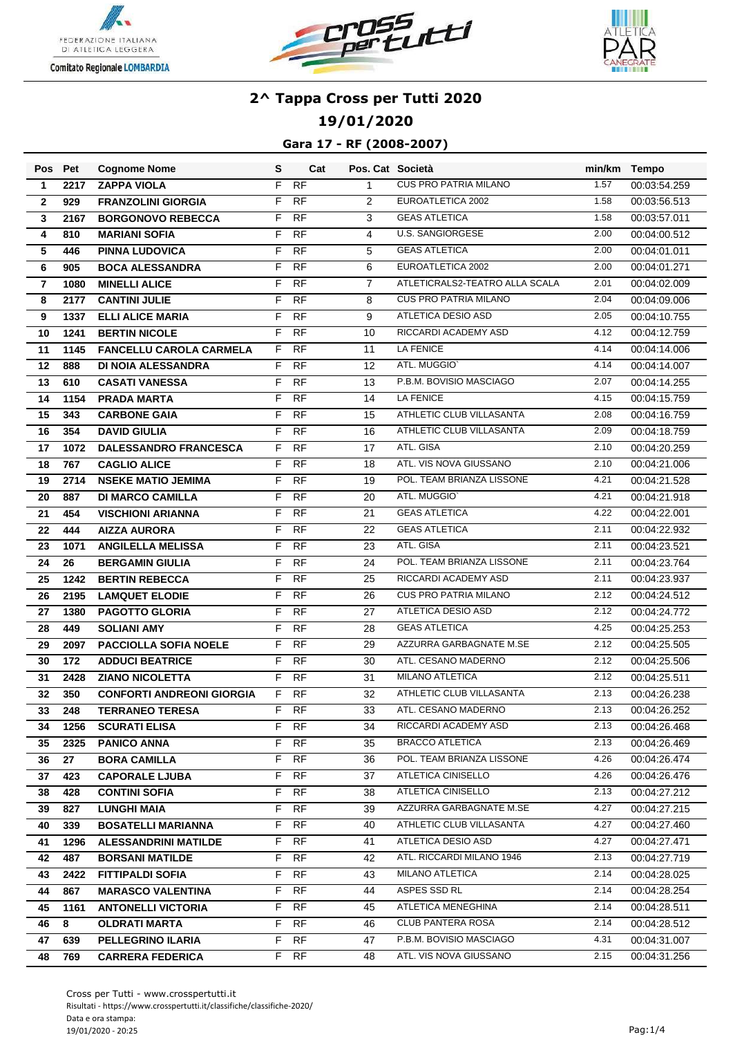# 2^ Tappa Cross per Tutti 2020

## 19/01/2020

### Gara 17 - RF (2008-2007)

| Pos | Pet | Cognome Nome | S | Cat | Pos. Cat | Società | min/km | Tempo |
|---|---|---|---|---|---|---|---|---|
| 1 | 2217 | ZAPPA VIOLA | F | RF | 1 | CUS PRO PATRIA MILANO | 1.57 | 00:03:54.259 |
| 2 | 929 | FRANZOLINI GIORGIA | F | RF | 2 | EUROATLETICA 2002 | 1.58 | 00:03:56.513 |
| 3 | 2167 | BORGONOVO REBECCA | F | RF | 3 | GEAS ATLETICA | 1.58 | 00:03:57.011 |
| 4 | 810 | MARIANI SOFIA | F | RF | 4 | U.S. SANGIORGESE | 2.00 | 00:04:00.512 |
| 5 | 446 | PINNA LUDOVICA | F | RF | 5 | GEAS ATLETICA | 2.00 | 00:04:01.011 |
| 6 | 905 | BOCA ALESSANDRA | F | RF | 6 | EUROATLETICA 2002 | 2.00 | 00:04:01.271 |
| 7 | 1080 | MINELLI ALICE | F | RF | 7 | ATLETICRALS2-TEATRO ALLA SCALA | 2.01 | 00:04:02.009 |
| 8 | 2177 | CANTINI JULIE | F | RF | 8 | CUS PRO PATRIA MILANO | 2.04 | 00:04:09.006 |
| 9 | 1337 | ELLI ALICE MARIA | F | RF | 9 | ATLETICA DESIO ASD | 2.05 | 00:04:10.755 |
| 10 | 1241 | BERTIN NICOLE | F | RF | 10 | RICCARDI ACADEMY ASD | 4.12 | 00:04:12.759 |
| 11 | 1145 | FANCELLU CAROLA CARMELA | F | RF | 11 | LA FENICE | 4.14 | 00:04:14.006 |
| 12 | 888 | DI NOIA ALESSANDRA | F | RF | 12 | ATL. MUGGIO` | 4.14 | 00:04:14.007 |
| 13 | 610 | CASATI VANESSA | F | RF | 13 | P.B.M. BOVISIO MASCIAGO | 2.07 | 00:04:14.255 |
| 14 | 1154 | PRADA MARTA | F | RF | 14 | LA FENICE | 4.15 | 00:04:15.759 |
| 15 | 343 | CARBONE GAIA | F | RF | 15 | ATHLETIC CLUB VILLASANTA | 2.08 | 00:04:16.759 |
| 16 | 354 | DAVID GIULIA | F | RF | 16 | ATHLETIC CLUB VILLASANTA | 2.09 | 00:04:18.759 |
| 17 | 1072 | DALESSANDRO FRANCESCA | F | RF | 17 | ATL. GISA | 2.10 | 00:04:20.259 |
| 18 | 767 | CAGLIO ALICE | F | RF | 18 | ATL. VIS NOVA GIUSSANO | 2.10 | 00:04:21.006 |
| 19 | 2714 | NSEKE MATIO JEMIMA | F | RF | 19 | POL. TEAM BRIANZA LISSONE | 4.21 | 00:04:21.528 |
| 20 | 887 | DI MARCO CAMILLA | F | RF | 20 | ATL. MUGGIO` | 4.21 | 00:04:21.918 |
| 21 | 454 | VISCHIONI ARIANNA | F | RF | 21 | GEAS ATLETICA | 4.22 | 00:04:22.001 |
| 22 | 444 | AIZZA AURORA | F | RF | 22 | GEAS ATLETICA | 2.11 | 00:04:22.932 |
| 23 | 1071 | ANGILELLA MELISSA | F | RF | 23 | ATL. GISA | 2.11 | 00:04:23.521 |
| 24 | 26 | BERGAMIN GIULIA | F | RF | 24 | POL. TEAM BRIANZA LISSONE | 2.11 | 00:04:23.764 |
| 25 | 1242 | BERTIN REBECCA | F | RF | 25 | RICCARDI ACADEMY ASD | 2.11 | 00:04:23.937 |
| 26 | 2195 | LAMQUET ELODIE | F | RF | 26 | CUS PRO PATRIA MILANO | 2.12 | 00:04:24.512 |
| 27 | 1380 | PAGOTTO GLORIA | F | RF | 27 | ATLETICA DESIO ASD | 2.12 | 00:04:24.772 |
| 28 | 449 | SOLIANI AMY | F | RF | 28 | GEAS ATLETICA | 4.25 | 00:04:25.253 |
| 29 | 2097 | PACCIOLLA SOFIA NOELE | F | RF | 29 | AZZURRA GARBAGNATE M.SE | 2.12 | 00:04:25.505 |
| 30 | 172 | ADDUCI BEATRICE | F | RF | 30 | ATL. CESANO MADERNO | 2.12 | 00:04:25.506 |
| 31 | 2428 | ZIANO NICOLETTA | F | RF | 31 | MILANO ATLETICA | 2.12 | 00:04:25.511 |
| 32 | 350 | CONFORTI ANDREONI GIORGIA | F | RF | 32 | ATHLETIC CLUB VILLASANTA | 2.13 | 00:04:26.238 |
| 33 | 248 | TERRANEO TERESA | F | RF | 33 | ATL. CESANO MADERNO | 2.13 | 00:04:26.252 |
| 34 | 1256 | SCURATI ELISA | F | RF | 34 | RICCARDI ACADEMY ASD | 2.13 | 00:04:26.468 |
| 35 | 2325 | PANICO ANNA | F | RF | 35 | BRACCO ATLETICA | 2.13 | 00:04:26.469 |
| 36 | 27 | BORA CAMILLA | F | RF | 36 | POL. TEAM BRIANZA LISSONE | 4.26 | 00:04:26.474 |
| 37 | 423 | CAPORALE LJUBA | F | RF | 37 | ATLETICA CINISELLO | 4.26 | 00:04:26.476 |
| 38 | 428 | CONTINI SOFIA | F | RF | 38 | ATLETICA CINISELLO | 2.13 | 00:04:27.212 |
| 39 | 827 | LUNGHI MAIA | F | RF | 39 | AZZURRA GARBAGNATE M.SE | 4.27 | 00:04:27.215 |
| 40 | 339 | BOSATELLI MARIANNA | F | RF | 40 | ATHLETIC CLUB VILLASANTA | 4.27 | 00:04:27.460 |
| 41 | 1296 | ALESSANDRINI MATILDE | F | RF | 41 | ATLETICA DESIO ASD | 4.27 | 00:04:27.471 |
| 42 | 487 | BORSANI MATILDE | F | RF | 42 | ATL. RICCARDI MILANO 1946 | 2.13 | 00:04:27.719 |
| 43 | 2422 | FITTIPALDI SOFIA | F | RF | 43 | MILANO ATLETICA | 2.14 | 00:04:28.025 |
| 44 | 867 | MARASCO VALENTINA | F | RF | 44 | ASPES SSD RL | 2.14 | 00:04:28.254 |
| 45 | 1161 | ANTONELLI VICTORIA | F | RF | 45 | ATLETICA MENEGHINA | 2.14 | 00:04:28.511 |
| 46 | 8 | OLDRATI MARTA | F | RF | 46 | CLUB PANTERA ROSA | 2.14 | 00:04:28.512 |
| 47 | 639 | PELLEGRINO ILARIA | F | RF | 47 | P.B.M. BOVISIO MASCIAGO | 4.31 | 00:04:31.007 |
| 48 | 769 | CARRERA FEDERICA | F | RF | 48 | ATL. VIS NOVA GIUSSANO | 2.15 | 00:04:31.256 |

Cross per Tutti - www.crosspertutti.it
Risultati - https://www.crosspertutti.it/classifiche/classifiche-2020/
Data e ora stampa:
19/01/2020 - 20:25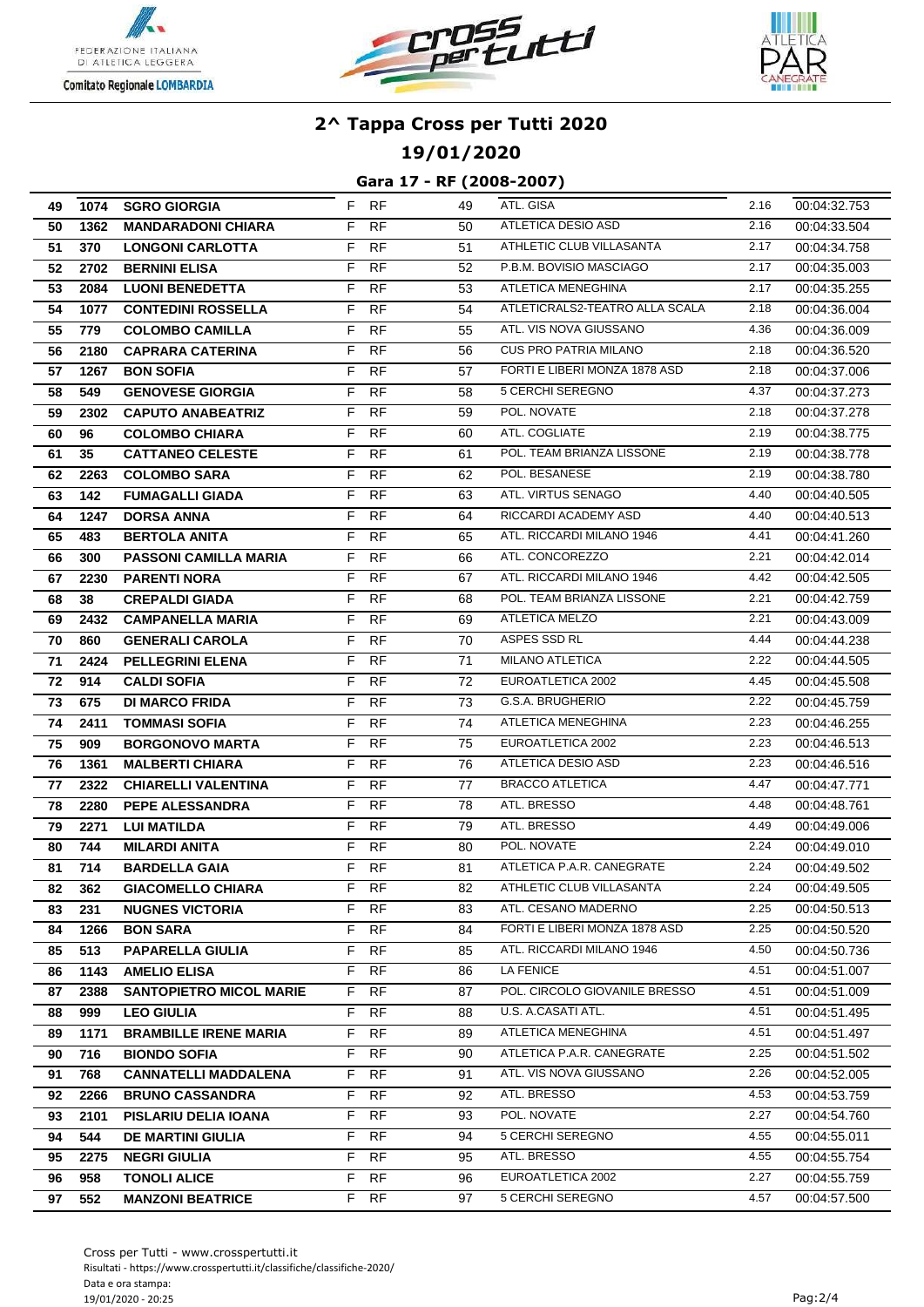## 2^ Tappa Cross per Tutti 2020

### 19/01/2020

### Gara 17 - RF (2008-2007)

| | | | | | | | | |
|---|---|---|---|---|---|---|---|---|
| 49 | 1074 | **SGRO GIORGIA** | F | RF | 49 | ATL. GISA | 2.16 | 00:04:32.753 |
| 50 | 1362 | **MANDARADONI CHIARA** | F | RF | 50 | ATLETICA DESIO ASD | 2.16 | 00:04:33.504 |
| 51 | 370 | **LONGONI CARLOTTA** | F | RF | 51 | ATHLETIC CLUB VILLASANTA | 2.17 | 00:04:34.758 |
| 52 | 2702 | **BERNINI ELISA** | F | RF | 52 | P.B.M. BOVISIO MASCIAGO | 2.17 | 00:04:35.003 |
| 53 | 2084 | **LUONI BENEDETTA** | F | RF | 53 | ATLETICA MENEGHINA | 2.17 | 00:04:35.255 |
| 54 | 1077 | **CONTEDINI ROSSELLA** | F | RF | 54 | ATLETICRALS2-TEATRO ALLA SCALA | 2.18 | 00:04:36.004 |
| 55 | 779 | **COLOMBO CAMILLA** | F | RF | 55 | ATL. VIS NOVA GIUSSANO | 4.36 | 00:04:36.009 |
| 56 | 2180 | **CAPRARA CATERINA** | F | RF | 56 | CUS PRO PATRIA MILANO | 2.18 | 00:04:36.520 |
| 57 | 1267 | **BON SOFIA** | F | RF | 57 | FORTI E LIBERI MONZA 1878 ASD | 2.18 | 00:04:37.006 |
| 58 | 549 | **GENOVESE GIORGIA** | F | RF | 58 | 5 CERCHI SEREGNO | 4.37 | 00:04:37.273 |
| 59 | 2302 | **CAPUTO ANABEATRIZ** | F | RF | 59 | POL. NOVATE | 2.18 | 00:04:37.278 |
| 60 | 96 | **COLOMBO CHIARA** | F | RF | 60 | ATL. COGLIATE | 2.19 | 00:04:38.775 |
| 61 | 35 | **CATTANEO CELESTE** | F | RF | 61 | POL. TEAM BRIANZA LISSONE | 2.19 | 00:04:38.778 |
| 62 | 2263 | **COLOMBO SARA** | F | RF | 62 | POL. BESANESE | 2.19 | 00:04:38.780 |
| 63 | 142 | **FUMAGALLI GIADA** | F | RF | 63 | ATL. VIRTUS SENAGO | 4.40 | 00:04:40.505 |
| 64 | 1247 | **DORSA ANNA** | F | RF | 64 | RICCARDI ACADEMY ASD | 4.40 | 00:04:40.513 |
| 65 | 483 | **BERTOLA ANITA** | F | RF | 65 | ATL. RICCARDI MILANO 1946 | 4.41 | 00:04:41.260 |
| 66 | 300 | **PASSONI CAMILLA MARIA** | F | RF | 66 | ATL. CONCOREZZO | 2.21 | 00:04:42.014 |
| 67 | 2230 | **PARENTI NORA** | F | RF | 67 | ATL. RICCARDI MILANO 1946 | 4.42 | 00:04:42.505 |
| 68 | 38 | **CREPALDI GIADA** | F | RF | 68 | POL. TEAM BRIANZA LISSONE | 2.21 | 00:04:42.759 |
| 69 | 2432 | **CAMPANELLA MARIA** | F | RF | 69 | ATLETICA MELZO | 2.21 | 00:04:43.009 |
| 70 | 860 | **GENERALI CAROLA** | F | RF | 70 | ASPES SSD RL | 4.44 | 00:04:44.238 |
| 71 | 2424 | **PELLEGRINI ELENA** | F | RF | 71 | MILANO ATLETICA | 2.22 | 00:04:44.505 |
| 72 | 914 | **CALDI SOFIA** | F | RF | 72 | EUROATLETICA 2002 | 4.45 | 00:04:45.508 |
| 73 | 675 | **DI MARCO FRIDA** | F | RF | 73 | G.S.A. BRUGHERIO | 2.22 | 00:04:45.759 |
| 74 | 2411 | **TOMMASI SOFIA** | F | RF | 74 | ATLETICA MENEGHINA | 2.23 | 00:04:46.255 |
| 75 | 909 | **BORGONOVO MARTA** | F | RF | 75 | EUROATLETICA 2002 | 2.23 | 00:04:46.513 |
| 76 | 1361 | **MALBERTI CHIARA** | F | RF | 76 | ATLETICA DESIO ASD | 2.23 | 00:04:46.516 |
| 77 | 2322 | **CHIARELLI VALENTINA** | F | RF | 77 | BRACCO ATLETICA | 4.47 | 00:04:47.771 |
| 78 | 2280 | **PEPE ALESSANDRA** | F | RF | 78 | ATL. BRESSO | 4.48 | 00:04:48.761 |
| 79 | 2271 | **LUI MATILDA** | F | RF | 79 | ATL. BRESSO | 4.49 | 00:04:49.006 |
| 80 | 744 | **MILARDI ANITA** | F | RF | 80 | POL. NOVATE | 2.24 | 00:04:49.010 |
| 81 | 714 | **BARDELLA GAIA** | F | RF | 81 | ATLETICA P.A.R. CANEGRATE | 2.24 | 00:04:49.502 |
| 82 | 362 | **GIACOMELLO CHIARA** | F | RF | 82 | ATHLETIC CLUB VILLASANTA | 2.24 | 00:04:49.505 |
| 83 | 231 | **NUGNES VICTORIA** | F | RF | 83 | ATL. CESANO MADERNO | 2.25 | 00:04:50.513 |
| 84 | 1266 | **BON SARA** | F | RF | 84 | FORTI E LIBERI MONZA 1878 ASD | 2.25 | 00:04:50.520 |
| 85 | 513 | **PAPARELLA GIULIA** | F | RF | 85 | ATL. RICCARDI MILANO 1946 | 4.50 | 00:04:50.736 |
| 86 | 1143 | **AMELIO ELISA** | F | RF | 86 | LA FENICE | 4.51 | 00:04:51.007 |
| 87 | 2388 | **SANTOPIETRO MICOL MARIE** | F | RF | 87 | POL. CIRCOLO GIOVANILE BRESSO | 4.51 | 00:04:51.009 |
| 88 | 999 | **LEO GIULIA** | F | RF | 88 | U.S. A.CASATI ATL. | 4.51 | 00:04:51.495 |
| 89 | 1171 | **BRAMBILLE IRENE MARIA** | F | RF | 89 | ATLETICA MENEGHINA | 4.51 | 00:04:51.497 |
| 90 | 716 | **BIONDO SOFIA** | F | RF | 90 | ATLETICA P.A.R. CANEGRATE | 2.25 | 00:04:51.502 |
| 91 | 768 | **CANNATELLI MADDALENA** | F | RF | 91 | ATL. VIS NOVA GIUSSANO | 2.26 | 00:04:52.005 |
| 92 | 2266 | **BRUNO CASSANDRA** | F | RF | 92 | ATL. BRESSO | 4.53 | 00:04:53.759 |
| 93 | 2101 | **PISLARIU DELIA IOANA** | F | RF | 93 | POL. NOVATE | 2.27 | 00:04:54.760 |
| 94 | 544 | **DE MARTINI GIULIA** | F | RF | 94 | 5 CERCHI SEREGNO | 4.55 | 00:04:55.011 |
| 95 | 2275 | **NEGRI GIULIA** | F | RF | 95 | ATL. BRESSO | 4.55 | 00:04:55.754 |
| 96 | 958 | **TONOLI ALICE** | F | RF | 96 | EUROATLETICA 2002 | 2.27 | 00:04:55.759 |
| 97 | 552 | **MANZONI BEATRICE** | F | RF | 97 | 5 CERCHI SEREGNO | 4.57 | 00:04:57.500 |

Cross per Tutti - www.crosspertutti.it
Risultati - https://www.crosspertutti.it/classifiche/classifiche-2020/
Data e ora stampa:
19/01/2020 - 20:25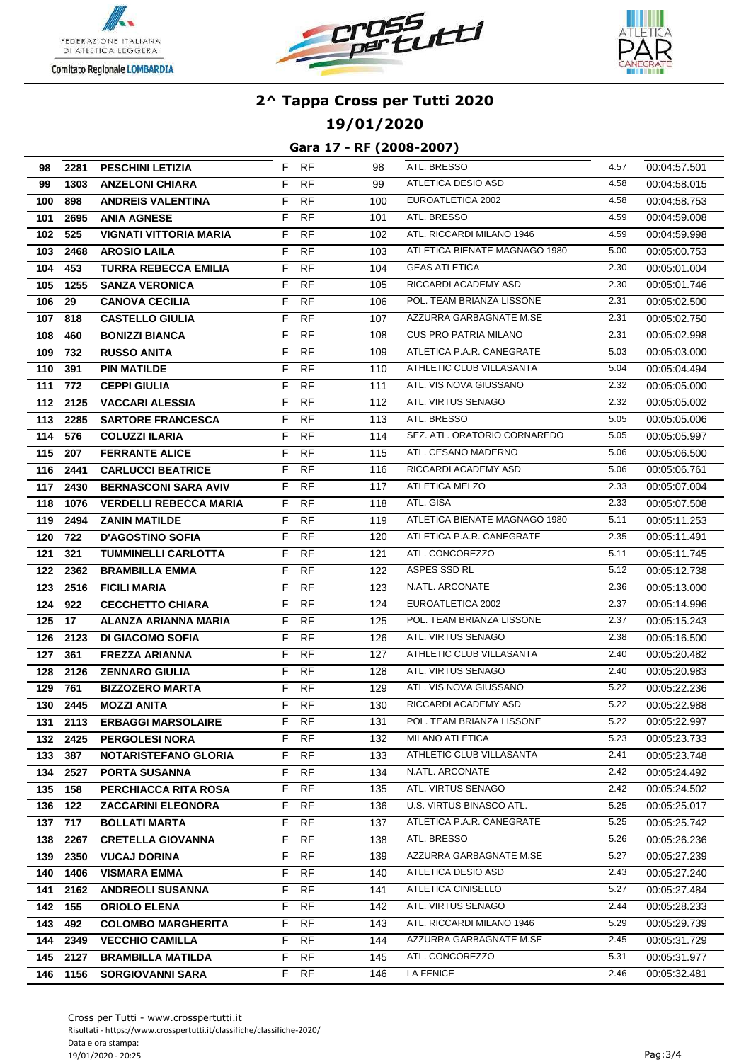## 2^ Tappa Cross per Tutti 2020

### 19/01/2020

### Gara 17 - RF (2008-2007)

| | | | | | | | | |
|---|---|---|---|---|---|---|---|---|
| 98 | 2281 | PESCHINI LETIZIA | F | RF | 98 | ATL. BRESSO | 4.57 | 00:04:57.501 |
| 99 | 1303 | ANZELONI CHIARA | F | RF | 99 | ATLETICA DESIO ASD | 4.58 | 00:04:58.015 |
| 100 | 898 | ANDREIS VALENTINA | F | RF | 100 | EUROATLETICA 2002 | 4.58 | 00:04:58.753 |
| 101 | 2695 | ANIA AGNESE | F | RF | 101 | ATL. BRESSO | 4.59 | 00:04:59.008 |
| 102 | 525 | VIGNATI VITTORIA MARIA | F | RF | 102 | ATL. RICCARDI MILANO 1946 | 4.59 | 00:04:59.998 |
| 103 | 2468 | AROSIO LAILA | F | RF | 103 | ATLETICA BIENATE MAGNAGO 1980 | 5.00 | 00:05:00.753 |
| 104 | 453 | TURRA REBECCA EMILIA | F | RF | 104 | GEAS ATLETICA | 2.30 | 00:05:01.004 |
| 105 | 1255 | SANZA VERONICA | F | RF | 105 | RICCARDI ACADEMY ASD | 2.30 | 00:05:01.746 |
| 106 | 29 | CANOVA CECILIA | F | RF | 106 | POL. TEAM BRIANZA LISSONE | 2.31 | 00:05:02.500 |
| 107 | 818 | CASTELLO GIULIA | F | RF | 107 | AZZURRA GARBAGNATE M.SE | 2.31 | 00:05:02.750 |
| 108 | 460 | BONIZZI BIANCA | F | RF | 108 | CUS PRO PATRIA MILANO | 2.31 | 00:05:02.998 |
| 109 | 732 | RUSSO ANITA | F | RF | 109 | ATLETICA P.A.R. CANEGRATE | 5.03 | 00:05:03.000 |
| 110 | 391 | PIN MATILDE | F | RF | 110 | ATHLETIC CLUB VILLASANTA | 5.04 | 00:05:04.494 |
| 111 | 772 | CEPPI GIULIA | F | RF | 111 | ATL. VIS NOVA GIUSSANO | 2.32 | 00:05:05.000 |
| 112 | 2125 | VACCARI ALESSIA | F | RF | 112 | ATL. VIRTUS SENAGO | 2.32 | 00:05:05.002 |
| 113 | 2285 | SARTORE FRANCESCA | F | RF | 113 | ATL. BRESSO | 5.05 | 00:05:05.006 |
| 114 | 576 | COLUZZI ILARIA | F | RF | 114 | SEZ. ATL. ORATORIO CORNAREDO | 5.05 | 00:05:05.997 |
| 115 | 207 | FERRANTE ALICE | F | RF | 115 | ATL. CESANO MADERNO | 5.06 | 00:05:06.500 |
| 116 | 2441 | CARLUCCI BEATRICE | F | RF | 116 | RICCARDI ACADEMY ASD | 5.06 | 00:05:06.761 |
| 117 | 2430 | BERNASCONI SARA AVIV | F | RF | 117 | ATLETICA MELZO | 2.33 | 00:05:07.004 |
| 118 | 1076 | VERDELLI REBECCA MARIA | F | RF | 118 | ATL. GISA | 2.33 | 00:05:07.508 |
| 119 | 2494 | ZANIN MATILDE | F | RF | 119 | ATLETICA BIENATE MAGNAGO 1980 | 5.11 | 00:05:11.253 |
| 120 | 722 | D'AGOSTINO SOFIA | F | RF | 120 | ATLETICA P.A.R. CANEGRATE | 2.35 | 00:05:11.491 |
| 121 | 321 | TUMMINELLI CARLOTTA | F | RF | 121 | ATL. CONCOREZZO | 5.11 | 00:05:11.745 |
| 122 | 2362 | BRAMBILLA EMMA | F | RF | 122 | ASPES SSD RL | 5.12 | 00:05:12.738 |
| 123 | 2516 | FICILI MARIA | F | RF | 123 | N.ATL. ARCONATE | 2.36 | 00:05:13.000 |
| 124 | 922 | CECCHETTO CHIARA | F | RF | 124 | EUROATLETICA 2002 | 2.37 | 00:05:14.996 |
| 125 | 17 | ALANZA ARIANNA MARIA | F | RF | 125 | POL. TEAM BRIANZA LISSONE | 2.37 | 00:05:15.243 |
| 126 | 2123 | DI GIACOMO SOFIA | F | RF | 126 | ATL. VIRTUS SENAGO | 2.38 | 00:05:16.500 |
| 127 | 361 | FREZZA ARIANNA | F | RF | 127 | ATHLETIC CLUB VILLASANTA | 2.40 | 00:05:20.482 |
| 128 | 2126 | ZENNARO GIULIA | F | RF | 128 | ATL. VIRTUS SENAGO | 2.40 | 00:05:20.983 |
| 129 | 761 | BIZZOZERO MARTA | F | RF | 129 | ATL. VIS NOVA GIUSSANO | 5.22 | 00:05:22.236 |
| 130 | 2445 | MOZZI ANITA | F | RF | 130 | RICCARDI ACADEMY ASD | 5.22 | 00:05:22.988 |
| 131 | 2113 | ERBAGGI MARSOLAIRE | F | RF | 131 | POL. TEAM BRIANZA LISSONE | 5.22 | 00:05:22.997 |
| 132 | 2425 | PERGOLESI NORA | F | RF | 132 | MILANO ATLETICA | 5.23 | 00:05:23.733 |
| 133 | 387 | NOTARISTEFANO GLORIA | F | RF | 133 | ATHLETIC CLUB VILLASANTA | 2.41 | 00:05:23.748 |
| 134 | 2527 | PORTA SUSANNA | F | RF | 134 | N.ATL. ARCONATE | 2.42 | 00:05:24.492 |
| 135 | 158 | PERCHIACCA RITA ROSA | F | RF | 135 | ATL. VIRTUS SENAGO | 2.42 | 00:05:24.502 |
| 136 | 122 | ZACCARINI ELEONORA | F | RF | 136 | U.S. VIRTUS BINASCO ATL. | 5.25 | 00:05:25.017 |
| 137 | 717 | BOLLATI MARTA | F | RF | 137 | ATLETICA P.A.R. CANEGRATE | 5.25 | 00:05:25.742 |
| 138 | 2267 | CRETELLA GIOVANNA | F | RF | 138 | ATL. BRESSO | 5.26 | 00:05:26.236 |
| 139 | 2350 | VUCAJ DORINA | F | RF | 139 | AZZURRA GARBAGNATE M.SE | 5.27 | 00:05:27.239 |
| 140 | 1406 | VISMARA EMMA | F | RF | 140 | ATLETICA DESIO ASD | 2.43 | 00:05:27.240 |
| 141 | 2162 | ANDREOLI SUSANNA | F | RF | 141 | ATLETICA CINISELLO | 5.27 | 00:05:27.484 |
| 142 | 155 | ORIOLO ELENA | F | RF | 142 | ATL. VIRTUS SENAGO | 2.44 | 00:05:28.233 |
| 143 | 492 | COLOMBO MARGHERITA | F | RF | 143 | ATL. RICCARDI MILANO 1946 | 5.29 | 00:05:29.739 |
| 144 | 2349 | VECCHIO CAMILLA | F | RF | 144 | AZZURRA GARBAGNATE M.SE | 2.45 | 00:05:31.729 |
| 145 | 2127 | BRAMBILLA MATILDA | F | RF | 145 | ATL. CONCOREZZO | 5.31 | 00:05:31.977 |
| 146 | 1156 | SORGIOVANNI SARA | F | RF | 146 | LA FENICE | 2.46 | 00:05:32.481 |

Cross per Tutti - www.crosspertutti.it
Risultati - https://www.crosspertutti.it/classifiche/classifiche-2020/
Data e ora stampa:
19/01/2020 - 20:25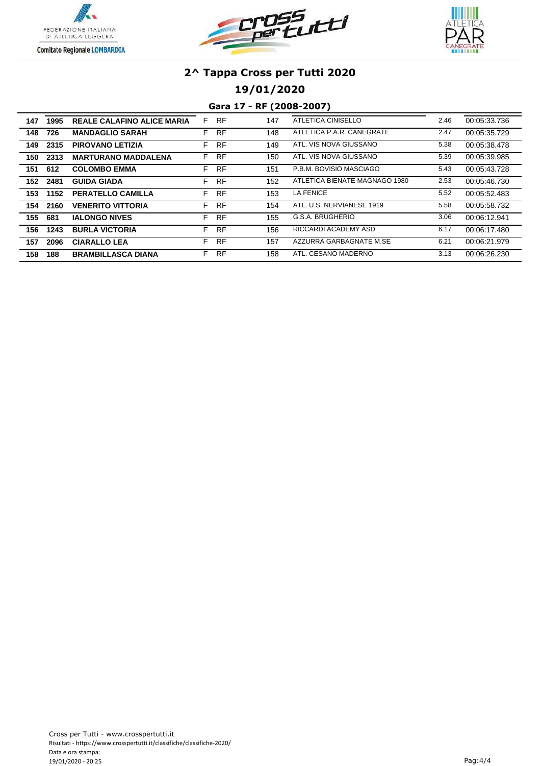## 2^ Tappa Cross per Tutti 2020

### 19/01/2020

### Gara 17 - RF (2008-2007)

| | | | | | | | | |
|---|---|---|---|---|---|---|---|---|
| 147 | 1995 | **REALE CALAFINO ALICE MARIA** | F | RF | 147 | ATLETICA CINISELLO | 2.46 | 00:05:33.736 |
| 148 | 726 | **MANDAGLIO SARAH** | F | RF | 148 | ATLETICA P.A.R. CANEGRATE | 2.47 | 00:05:35.729 |
| 149 | 2315 | **PIROVANO LETIZIA** | F | RF | 149 | ATL. VIS NOVA GIUSSANO | 5.38 | 00:05:38.478 |
| 150 | 2313 | **MARTURANO MADDALENA** | F | RF | 150 | ATL. VIS NOVA GIUSSANO | 5.39 | 00:05:39.985 |
| 151 | 612 | **COLOMBO EMMA** | F | RF | 151 | P.B.M. BOVISIO MASCIAGO | 5.43 | 00:05:43.728 |
| 152 | 2481 | **GUIDA GIADA** | F | RF | 152 | ATLETICA BIENATE MAGNAGO 1980 | 2.53 | 00:05:46.730 |
| 153 | 1152 | **PERATELLO CAMILLA** | F | RF | 153 | LA FENICE | 5.52 | 00:05:52.483 |
| 154 | 2160 | **VENERITO VITTORIA** | F | RF | 154 | ATL. U.S. NERVIANESE 1919 | 5.58 | 00:05:58.732 |
| 155 | 681 | **IALONGO NIVES** | F | RF | 155 | G.S.A. BRUGHERIO | 3.06 | 00:06:12.941 |
| 156 | 1243 | **BURLA VICTORIA** | F | RF | 156 | RICCARDI ACADEMY ASD | 6.17 | 00:06:17.480 |
| 157 | 2096 | **CIARALLO LEA** | F | RF | 157 | AZZURRA GARBAGNATE M.SE | 6.21 | 00:06:21.979 |
| 158 | 188 | **BRAMBILLASCA DIANA** | F | RF | 158 | ATL. CESANO MADERNO | 3.13 | 00:06:26.230 |

Cross per Tutti - www.crosspertutti.it
Risultati - https://www.crosspertutti.it/classifiche/classifiche-2020/
Data e ora stampa:
19/01/2020 - 20:25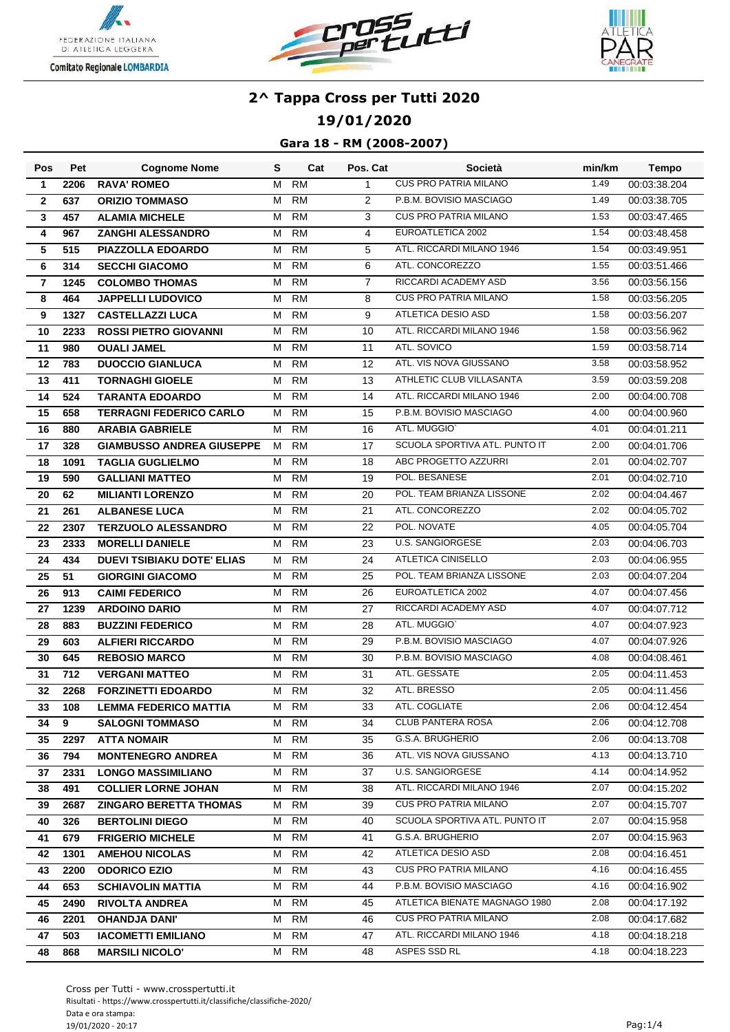# 2^ Tappa Cross per Tutti 2020

## 19/01/2020

### Gara 18 - RM (2008-2007)

| Pos | Pet | Cognome Nome | S | Cat | Pos. Cat | Società | min/km | Tempo |
|---|---|---|---|---|---|---|---|---|
| 1 | 2206 | RAVA' ROMEO | M | RM | 1 | CUS PRO PATRIA MILANO | 1.49 | 00:03:38.204 |
| 2 | 637 | ORIZIO TOMMASO | M | RM | 2 | P.B.M. BOVISIO MASCIAGO | 1.49 | 00:03:38.705 |
| 3 | 457 | ALAMIA MICHELE | M | RM | 3 | CUS PRO PATRIA MILANO | 1.53 | 00:03:47.465 |
| 4 | 967 | ZANGHI ALESSANDRO | M | RM | 4 | EUROATLETICA 2002 | 1.54 | 00:03:48.458 |
| 5 | 515 | PIAZZOLLA EDOARDO | M | RM | 5 | ATL. RICCARDI MILANO 1946 | 1.54 | 00:03:49.951 |
| 6 | 314 | SECCHI GIACOMO | M | RM | 6 | ATL. CONCOREZZO | 1.55 | 00:03:51.466 |
| 7 | 1245 | COLOMBO THOMAS | M | RM | 7 | RICCARDI ACADEMY ASD | 3.56 | 00:03:56.156 |
| 8 | 464 | JAPPELLI LUDOVICO | M | RM | 8 | CUS PRO PATRIA MILANO | 1.58 | 00:03:56.205 |
| 9 | 1327 | CASTELLAZZI LUCA | M | RM | 9 | ATLETICA DESIO ASD | 1.58 | 00:03:56.207 |
| 10 | 2233 | ROSSI PIETRO GIOVANNI | M | RM | 10 | ATL. RICCARDI MILANO 1946 | 1.58 | 00:03:56.962 |
| 11 | 980 | OUALI JAMEL | M | RM | 11 | ATL. SOVICO | 1.59 | 00:03:58.714 |
| 12 | 783 | DUOCCIO GIANLUCA | M | RM | 12 | ATL. VIS NOVA GIUSSANO | 3.58 | 00:03:58.952 |
| 13 | 411 | TORNAGHI GIOELE | M | RM | 13 | ATHLETIC CLUB VILLASANTA | 3.59 | 00:03:59.208 |
| 14 | 524 | TARANTA EDOARDO | M | RM | 14 | ATL. RICCARDI MILANO 1946 | 2.00 | 00:04:00.708 |
| 15 | 658 | TERRAGNI FEDERICO CARLO | M | RM | 15 | P.B.M. BOVISIO MASCIAGO | 4.00 | 00:04:00.960 |
| 16 | 880 | ARABIA GABRIELE | M | RM | 16 | ATL. MUGGIO` | 4.01 | 00:04:01.211 |
| 17 | 328 | GIAMBUSSO ANDREA GIUSEPPE | M | RM | 17 | SCUOLA SPORTIVA ATL. PUNTO IT | 2.00 | 00:04:01.706 |
| 18 | 1091 | TAGLIA GUGLIELMO | M | RM | 18 | ABC PROGETTO AZZURRI | 2.01 | 00:04:02.707 |
| 19 | 590 | GALLIANI MATTEO | M | RM | 19 | POL. BESANESE | 2.01 | 00:04:02.710 |
| 20 | 62 | MILIANTI LORENZO | M | RM | 20 | POL. TEAM BRIANZA LISSONE | 2.02 | 00:04:04.467 |
| 21 | 261 | ALBANESE LUCA | M | RM | 21 | ATL. CONCOREZZO | 2.02 | 00:04:05.702 |
| 22 | 2307 | TERZUOLO ALESSANDRO | M | RM | 22 | POL. NOVATE | 4.05 | 00:04:05.704 |
| 23 | 2333 | MORELLI DANIELE | M | RM | 23 | U.S. SANGIORGESE | 2.03 | 00:04:06.703 |
| 24 | 434 | DUEVI TSIBIAKU DOTE' ELIAS | M | RM | 24 | ATLETICA CINISELLO | 2.03 | 00:04:06.955 |
| 25 | 51 | GIORGINI GIACOMO | M | RM | 25 | POL. TEAM BRIANZA LISSONE | 2.03 | 00:04:07.204 |
| 26 | 913 | CAIMI FEDERICO | M | RM | 26 | EUROATLETICA 2002 | 4.07 | 00:04:07.456 |
| 27 | 1239 | ARDOINO DARIO | M | RM | 27 | RICCARDI ACADEMY ASD | 4.07 | 00:04:07.712 |
| 28 | 883 | BUZZINI FEDERICO | M | RM | 28 | ATL. MUGGIO` | 4.07 | 00:04:07.923 |
| 29 | 603 | ALFIERI RICCARDO | M | RM | 29 | P.B.M. BOVISIO MASCIAGO | 4.07 | 00:04:07.926 |
| 30 | 645 | REBOSIO MARCO | M | RM | 30 | P.B.M. BOVISIO MASCIAGO | 4.08 | 00:04:08.461 |
| 31 | 712 | VERGANI MATTEO | M | RM | 31 | ATL. GESSATE | 2.05 | 00:04:11.453 |
| 32 | 2268 | FORZINETTI EDOARDO | M | RM | 32 | ATL. BRESSO | 2.05 | 00:04:11.456 |
| 33 | 108 | LEMMA FEDERICO MATTIA | M | RM | 33 | ATL. COGLIATE | 2.06 | 00:04:12.454 |
| 34 | 9 | SALOGNI TOMMASO | M | RM | 34 | CLUB PANTERA ROSA | 2.06 | 00:04:12.708 |
| 35 | 2297 | ATTA NOMAIR | M | RM | 35 | G.S.A. BRUGHERIO | 2.06 | 00:04:13.708 |
| 36 | 794 | MONTENEGRO ANDREA | M | RM | 36 | ATL. VIS NOVA GIUSSANO | 4.13 | 00:04:13.710 |
| 37 | 2331 | LONGO MASSIMILIANO | M | RM | 37 | U.S. SANGIORGESE | 4.14 | 00:04:14.952 |
| 38 | 491 | COLLIER LORNE JOHAN | M | RM | 38 | ATL. RICCARDI MILANO 1946 | 2.07 | 00:04:15.202 |
| 39 | 2687 | ZINGARO BERETTA THOMAS | M | RM | 39 | CUS PRO PATRIA MILANO | 2.07 | 00:04:15.707 |
| 40 | 326 | BERTOLINI DIEGO | M | RM | 40 | SCUOLA SPORTIVA ATL. PUNTO IT | 2.07 | 00:04:15.958 |
| 41 | 679 | FRIGERIO MICHELE | M | RM | 41 | G.S.A. BRUGHERIO | 2.07 | 00:04:15.963 |
| 42 | 1301 | AMEHOU NICOLAS | M | RM | 42 | ATLETICA DESIO ASD | 2.08 | 00:04:16.451 |
| 43 | 2200 | ODORICO EZIO | M | RM | 43 | CUS PRO PATRIA MILANO | 4.16 | 00:04:16.455 |
| 44 | 653 | SCHIAVOLIN MATTIA | M | RM | 44 | P.B.M. BOVISIO MASCIAGO | 4.16 | 00:04:16.902 |
| 45 | 2490 | RIVOLTA ANDREA | M | RM | 45 | ATLETICA BIENATE MAGNAGO 1980 | 2.08 | 00:04:17.192 |
| 46 | 2201 | OHANDJA DANI' | M | RM | 46 | CUS PRO PATRIA MILANO | 2.08 | 00:04:17.682 |
| 47 | 503 | IACOMETTI EMILIANO | M | RM | 47 | ATL. RICCARDI MILANO 1946 | 4.18 | 00:04:18.218 |
| 48 | 868 | MARSILI NICOLO' | M | RM | 48 | ASPES SSD RL | 4.18 | 00:04:18.223 |

Cross per Tutti - www.crosspertutti.it
Risultati - https://www.crosspertutti.it/classifiche/classifiche-2020/
Data e ora stampa:
19/01/2020 - 20:17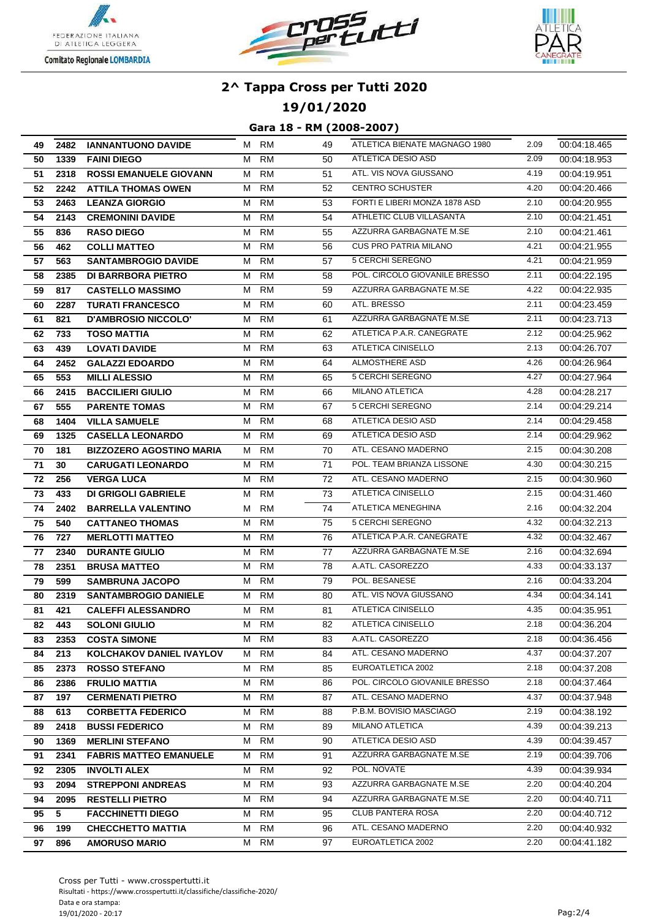# 2^ Tappa Cross per Tutti 2020

## 19/01/2020

### Gara 18 - RM (2008-2007)

| | | | | | | | | |
|---|---|---|---|---|---|---|---|---|
| 49 | 2482 | **IANNANTUONO DAVIDE** | M | RM | 49 | ATLETICA BIENATE MAGNAGO 1980 | 2.09 | 00:04:18.465 |
| 50 | 1339 | **FAINI DIEGO** | M | RM | 50 | ATLETICA DESIO ASD | 2.09 | 00:04:18.953 |
| 51 | 2318 | **ROSSI EMANUELE GIOVANN** | M | RM | 51 | ATL. VIS NOVA GIUSSANO | 4.19 | 00:04:19.951 |
| 52 | 2242 | **ATTILA THOMAS OWEN** | M | RM | 52 | CENTRO SCHUSTER | 4.20 | 00:04:20.466 |
| 53 | 2463 | **LEANZA GIORGIO** | M | RM | 53 | FORTI E LIBERI MONZA 1878 ASD | 2.10 | 00:04:20.955 |
| 54 | 2143 | **CREMONINI DAVIDE** | M | RM | 54 | ATHLETIC CLUB VILLASANTA | 2.10 | 00:04:21.451 |
| 55 | 836 | **RASO DIEGO** | M | RM | 55 | AZZURRA GARBAGNATE M.SE | 2.10 | 00:04:21.461 |
| 56 | 462 | **COLLI MATTEO** | M | RM | 56 | CUS PRO PATRIA MILANO | 4.21 | 00:04:21.955 |
| 57 | 563 | **SANTAMBROGIO DAVIDE** | M | RM | 57 | 5 CERCHI SEREGNO | 4.21 | 00:04:21.959 |
| 58 | 2385 | **DI BARRBORA PIETRO** | M | RM | 58 | POL. CIRCOLO GIOVANILE BRESSO | 2.11 | 00:04:22.195 |
| 59 | 817 | **CASTELLO MASSIMO** | M | RM | 59 | AZZURRA GARBAGNATE M.SE | 4.22 | 00:04:22.935 |
| 60 | 2287 | **TURATI FRANCESCO** | M | RM | 60 | ATL. BRESSO | 2.11 | 00:04:23.459 |
| 61 | 821 | **D'AMBROSIO NICCOLO'** | M | RM | 61 | AZZURRA GARBAGNATE M.SE | 2.11 | 00:04:23.713 |
| 62 | 733 | **TOSO MATTIA** | M | RM | 62 | ATLETICA P.A.R. CANEGRATE | 2.12 | 00:04:25.962 |
| 63 | 439 | **LOVATI DAVIDE** | M | RM | 63 | ATLETICA CINISELLO | 2.13 | 00:04:26.707 |
| 64 | 2452 | **GALAZZI EDOARDO** | M | RM | 64 | ALMOSTHERE ASD | 4.26 | 00:04:26.964 |
| 65 | 553 | **MILLI ALESSIO** | M | RM | 65 | 5 CERCHI SEREGNO | 4.27 | 00:04:27.964 |
| 66 | 2415 | **BACCILIERI GIULIO** | M | RM | 66 | MILANO ATLETICA | 4.28 | 00:04:28.217 |
| 67 | 555 | **PARENTE TOMAS** | M | RM | 67 | 5 CERCHI SEREGNO | 2.14 | 00:04:29.214 |
| 68 | 1404 | **VILLA SAMUELE** | M | RM | 68 | ATLETICA DESIO ASD | 2.14 | 00:04:29.458 |
| 69 | 1325 | **CASELLA LEONARDO** | M | RM | 69 | ATLETICA DESIO ASD | 2.14 | 00:04:29.962 |
| 70 | 181 | **BIZZOZERO AGOSTINO MARIA** | M | RM | 70 | ATL. CESANO MADERNO | 2.15 | 00:04:30.208 |
| 71 | 30 | **CARUGATI LEONARDO** | M | RM | 71 | POL. TEAM BRIANZA LISSONE | 4.30 | 00:04:30.215 |
| 72 | 256 | **VERGA LUCA** | M | RM | 72 | ATL. CESANO MADERNO | 2.15 | 00:04:30.960 |
| 73 | 433 | **DI GRIGOLI GABRIELE** | M | RM | 73 | ATLETICA CINISELLO | 2.15 | 00:04:31.460 |
| 74 | 2402 | **BARRELLA VALENTINO** | M | RM | 74 | ATLETICA MENEGHINA | 2.16 | 00:04:32.204 |
| 75 | 540 | **CATTANEO THOMAS** | M | RM | 75 | 5 CERCHI SEREGNO | 4.32 | 00:04:32.213 |
| 76 | 727 | **MERLOTTI MATTEO** | M | RM | 76 | ATLETICA P.A.R. CANEGRATE | 4.32 | 00:04:32.467 |
| 77 | 2340 | **DURANTE GIULIO** | M | RM | 77 | AZZURRA GARBAGNATE M.SE | 2.16 | 00:04:32.694 |
| 78 | 2351 | **BRUSA MATTEO** | M | RM | 78 | A.ATL. CASOREZZO | 4.33 | 00:04:33.137 |
| 79 | 599 | **SAMBRUNA JACOPO** | M | RM | 79 | POL. BESANESE | 2.16 | 00:04:33.204 |
| 80 | 2319 | **SANTAMBROGIO DANIELE** | M | RM | 80 | ATL. VIS NOVA GIUSSANO | 4.34 | 00:04:34.141 |
| 81 | 421 | **CALEFFI ALESSANDRO** | M | RM | 81 | ATLETICA CINISELLO | 4.35 | 00:04:35.951 |
| 82 | 443 | **SOLONI GIULIO** | M | RM | 82 | ATLETICA CINISELLO | 2.18 | 00:04:36.204 |
| 83 | 2353 | **COSTA SIMONE** | M | RM | 83 | A.ATL. CASOREZZO | 2.18 | 00:04:36.456 |
| 84 | 213 | **KOLCHAKOV DANIEL IVAYLOV** | M | RM | 84 | ATL. CESANO MADERNO | 4.37 | 00:04:37.207 |
| 85 | 2373 | **ROSSO STEFANO** | M | RM | 85 | EUROATLETICA 2002 | 2.18 | 00:04:37.208 |
| 86 | 2386 | **FRULIO MATTIA** | M | RM | 86 | POL. CIRCOLO GIOVANILE BRESSO | 2.18 | 00:04:37.464 |
| 87 | 197 | **CERMENATI PIETRO** | M | RM | 87 | ATL. CESANO MADERNO | 4.37 | 00:04:37.948 |
| 88 | 613 | **CORBETTA FEDERICO** | M | RM | 88 | P.B.M. BOVISIO MASCIAGO | 2.19 | 00:04:38.192 |
| 89 | 2418 | **BUSSI FEDERICO** | M | RM | 89 | MILANO ATLETICA | 4.39 | 00:04:39.213 |
| 90 | 1369 | **MERLINI STEFANO** | M | RM | 90 | ATLETICA DESIO ASD | 4.39 | 00:04:39.457 |
| 91 | 2341 | **FABRIS MATTEO EMANUELE** | M | RM | 91 | AZZURRA GARBAGNATE M.SE | 2.19 | 00:04:39.706 |
| 92 | 2305 | **INVOLTI ALEX** | M | RM | 92 | POL. NOVATE | 4.39 | 00:04:39.934 |
| 93 | 2094 | **STREPPONI ANDREAS** | M | RM | 93 | AZZURRA GARBAGNATE M.SE | 2.20 | 00:04:40.204 |
| 94 | 2095 | **RESTELLI PIETRO** | M | RM | 94 | AZZURRA GARBAGNATE M.SE | 2.20 | 00:04:40.711 |
| 95 | 5 | **FACCHINETTI DIEGO** | M | RM | 95 | CLUB PANTERA ROSA | 2.20 | 00:04:40.712 |
| 96 | 199 | **CHECCHETTO MATTIA** | M | RM | 96 | ATL. CESANO MADERNO | 2.20 | 00:04:40.932 |
| 97 | 896 | **AMORUSO MARIO** | M | RM | 97 | EUROATLETICA 2002 | 2.20 | 00:04:41.182 |

Cross per Tutti - www.crosspertutti.it
Risultati - https://www.crosspertutti.it/classifiche/classifiche-2020/
Data e ora stampa:
19/01/2020 - 20:17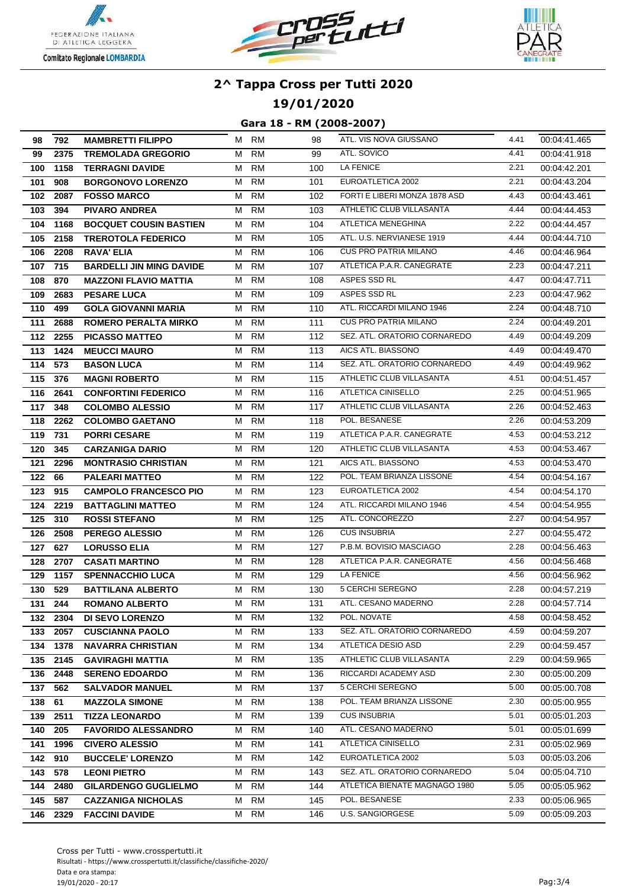# 2^ Tappa Cross per Tutti 2020

## 19/01/2020

### Gara 18 - RM (2008-2007)

| | | | | | | | | |
|---|---|---|---|---|---|---|---|---|
| 98 | 792 | MAMBRETTI FILIPPO | M | RM | 98 | ATL. VIS NOVA GIUSSANO | 4.41 | 00:04:41.465 |
| 99 | 2375 | TREMOLADA GREGORIO | M | RM | 99 | ATL. SOVICO | 4.41 | 00:04:41.918 |
| 100 | 1158 | TERRAGNI DAVIDE | M | RM | 100 | LA FENICE | 2.21 | 00:04:42.201 |
| 101 | 908 | BORGONOVO LORENZO | M | RM | 101 | EUROATLETICA 2002 | 2.21 | 00:04:43.204 |
| 102 | 2087 | FOSSO MARCO | M | RM | 102 | FORTI E LIBERI MONZA 1878 ASD | 4.43 | 00:04:43.461 |
| 103 | 394 | PIVARO ANDREA | M | RM | 103 | ATHLETIC CLUB VILLASANTA | 4.44 | 00:04:44.453 |
| 104 | 1168 | BOCQUET COUSIN BASTIEN | M | RM | 104 | ATLETICA MENEGHINA | 2.22 | 00:04:44.457 |
| 105 | 2158 | TREROTOLA FEDERICO | M | RM | 105 | ATL. U.S. NERVIANESE 1919 | 4.44 | 00:04:44.710 |
| 106 | 2208 | RAVA' ELIA | M | RM | 106 | CUS PRO PATRIA MILANO | 4.46 | 00:04:46.964 |
| 107 | 715 | BARDELLI JIN MING DAVIDE | M | RM | 107 | ATLETICA P.A.R. CANEGRATE | 2.23 | 00:04:47.211 |
| 108 | 870 | MAZZONI FLAVIO MATTIA | M | RM | 108 | ASPES SSD RL | 4.47 | 00:04:47.711 |
| 109 | 2683 | PESARE LUCA | M | RM | 109 | ASPES SSD RL | 2.23 | 00:04:47.962 |
| 110 | 499 | GOLA GIOVANNI MARIA | M | RM | 110 | ATL. RICCARDI MILANO 1946 | 2.24 | 00:04:48.710 |
| 111 | 2688 | ROMERO PERALTA MIRKO | M | RM | 111 | CUS PRO PATRIA MILANO | 2.24 | 00:04:49.201 |
| 112 | 2255 | PICASSO MATTEO | M | RM | 112 | SEZ. ATL. ORATORIO CORNAREDO | 4.49 | 00:04:49.209 |
| 113 | 1424 | MEUCCI MAURO | M | RM | 113 | AICS ATL. BIASSONO | 4.49 | 00:04:49.470 |
| 114 | 573 | BASON LUCA | M | RM | 114 | SEZ. ATL. ORATORIO CORNAREDO | 4.49 | 00:04:49.962 |
| 115 | 376 | MAGNI ROBERTO | M | RM | 115 | ATHLETIC CLUB VILLASANTA | 4.51 | 00:04:51.457 |
| 116 | 2641 | CONFORTINI FEDERICO | M | RM | 116 | ATLETICA CINISELLO | 2.25 | 00:04:51.965 |
| 117 | 348 | COLOMBO ALESSIO | M | RM | 117 | ATHLETIC CLUB VILLASANTA | 2.26 | 00:04:52.463 |
| 118 | 2262 | COLOMBO GAETANO | M | RM | 118 | POL. BESANESE | 2.26 | 00:04:53.209 |
| 119 | 731 | PORRI CESARE | M | RM | 119 | ATLETICA P.A.R. CANEGRATE | 4.53 | 00:04:53.212 |
| 120 | 345 | CARZANIGA DARIO | M | RM | 120 | ATHLETIC CLUB VILLASANTA | 4.53 | 00:04:53.467 |
| 121 | 2296 | MONTRASIO CHRISTIAN | M | RM | 121 | AICS ATL. BIASSONO | 4.53 | 00:04:53.470 |
| 122 | 66 | PALEARI MATTEO | M | RM | 122 | POL. TEAM BRIANZA LISSONE | 4.54 | 00:04:54.167 |
| 123 | 915 | CAMPOLO FRANCESCO PIO | M | RM | 123 | EUROATLETICA 2002 | 4.54 | 00:04:54.170 |
| 124 | 2219 | BATTAGLINI MATTEO | M | RM | 124 | ATL. RICCARDI MILANO 1946 | 4.54 | 00:04:54.955 |
| 125 | 310 | ROSSI STEFANO | M | RM | 125 | ATL. CONCOREZZO | 2.27 | 00:04:54.957 |
| 126 | 2508 | PEREGO ALESSIO | M | RM | 126 | CUS INSUBRIA | 2.27 | 00:04:55.472 |
| 127 | 627 | LORUSSO ELIA | M | RM | 127 | P.B.M. BOVISIO MASCIAGO | 2.28 | 00:04:56.463 |
| 128 | 2707 | CASATI MARTINO | M | RM | 128 | ATLETICA P.A.R. CANEGRATE | 4.56 | 00:04:56.468 |
| 129 | 1157 | SPENNACCHIO LUCA | M | RM | 129 | LA FENICE | 4.56 | 00:04:56.962 |
| 130 | 529 | BATTILANA ALBERTO | M | RM | 130 | 5 CERCHI SEREGNO | 2.28 | 00:04:57.219 |
| 131 | 244 | ROMANO ALBERTO | M | RM | 131 | ATL. CESANO MADERNO | 2.28 | 00:04:57.714 |
| 132 | 2304 | DI SEVO LORENZO | M | RM | 132 | POL. NOVATE | 4.58 | 00:04:58.452 |
| 133 | 2057 | CUSCIANNA PAOLO | M | RM | 133 | SEZ. ATL. ORATORIO CORNAREDO | 4.59 | 00:04:59.207 |
| 134 | 1378 | NAVARRA CHRISTIAN | M | RM | 134 | ATLETICA DESIO ASD | 2.29 | 00:04:59.457 |
| 135 | 2145 | GAVIRAGHI MATTIA | M | RM | 135 | ATHLETIC CLUB VILLASANTA | 2.29 | 00:04:59.965 |
| 136 | 2448 | SERENO EDOARDO | M | RM | 136 | RICCARDI ACADEMY ASD | 2.30 | 00:05:00.209 |
| 137 | 562 | SALVADOR MANUEL | M | RM | 137 | 5 CERCHI SEREGNO | 5.00 | 00:05:00.708 |
| 138 | 61 | MAZZOLA SIMONE | M | RM | 138 | POL. TEAM BRIANZA LISSONE | 2.30 | 00:05:00.955 |
| 139 | 2511 | TIZZA LEONARDO | M | RM | 139 | CUS INSUBRIA | 5.01 | 00:05:01.203 |
| 140 | 205 | FAVORIDO ALESSANDRO | M | RM | 140 | ATL. CESANO MADERNO | 5.01 | 00:05:01.699 |
| 141 | 1996 | CIVERO ALESSIO | M | RM | 141 | ATLETICA CINISELLO | 2.31 | 00:05:02.969 |
| 142 | 910 | BUCCELE' LORENZO | M | RM | 142 | EUROATLETICA 2002 | 5.03 | 00:05:03.206 |
| 143 | 578 | LEONI PIETRO | M | RM | 143 | SEZ. ATL. ORATORIO CORNAREDO | 5.04 | 00:05:04.710 |
| 144 | 2480 | GILARDENGO GUGLIELMO | M | RM | 144 | ATLETICA BIENATE MAGNAGO 1980 | 5.05 | 00:05:05.962 |
| 145 | 587 | CAZZANIGA NICHOLAS | M | RM | 145 | POL. BESANESE | 2.33 | 00:05:06.965 |
| 146 | 2329 | FACCINI DAVIDE | M | RM | 146 | U.S. SANGIORGESE | 5.09 | 00:05:09.203 |

Cross per Tutti - www.crosspertutti.it
Risultati - https://www.crosspertutti.it/classifiche/classifiche-2020/
Data e ora stampa:
19/01/2020 - 20:17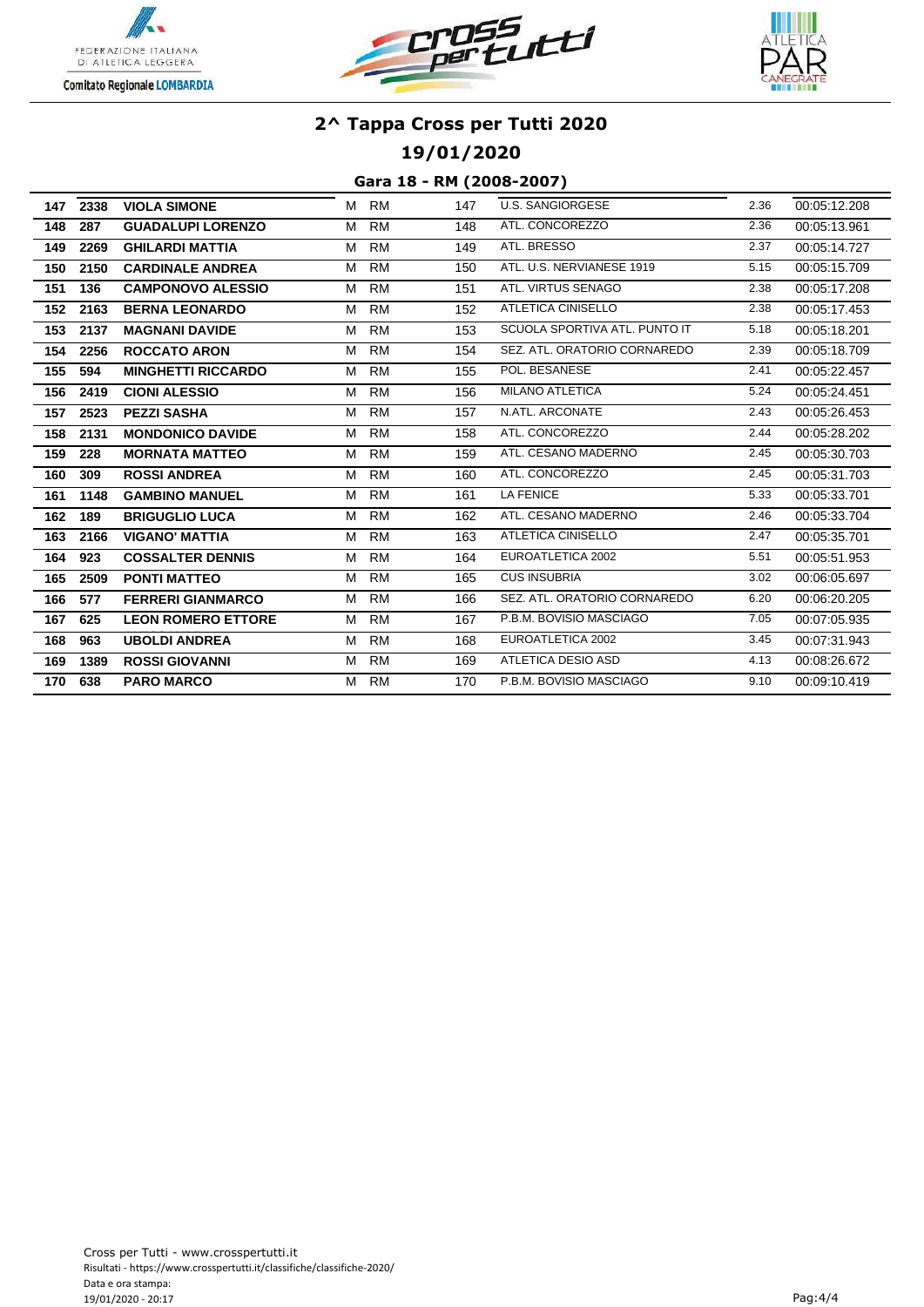# 2^ Tappa Cross per Tutti 2020

## 19/01/2020

### Gara 18 - RM (2008-2007)

| | | | | | | | | |
|---|---|---|---|---|---|---|---|---|
| 147 | 2338 | **VIOLA SIMONE** | M | RM | 147 | U.S. SANGIORGESE | 2.36 | 00:05:12.208 |
| 148 | 287 | **GUADALUPI LORENZO** | M | RM | 148 | ATL. CONCOREZZO | 2.36 | 00:05:13.961 |
| 149 | 2269 | **GHILARDI MATTIA** | M | RM | 149 | ATL. BRESSO | 2.37 | 00:05:14.727 |
| 150 | 2150 | **CARDINALE ANDREA** | M | RM | 150 | ATL. U.S. NERVIANESE 1919 | 5.15 | 00:05:15.709 |
| 151 | 136 | **CAMPONOVO ALESSIO** | M | RM | 151 | ATL. VIRTUS SENAGO | 2.38 | 00:05:17.208 |
| 152 | 2163 | **BERNA LEONARDO** | M | RM | 152 | ATLETICA CINISELLO | 2.38 | 00:05:17.453 |
| 153 | 2137 | **MAGNANI DAVIDE** | M | RM | 153 | SCUOLA SPORTIVA ATL. PUNTO IT | 5.18 | 00:05:18.201 |
| 154 | 2256 | **ROCCATO ARON** | M | RM | 154 | SEZ. ATL. ORATORIO CORNAREDO | 2.39 | 00:05:18.709 |
| 155 | 594 | **MINGHETTI RICCARDO** | M | RM | 155 | POL. BESANESE | 2.41 | 00:05:22.457 |
| 156 | 2419 | **CIONI ALESSIO** | M | RM | 156 | MILANO ATLETICA | 5.24 | 00:05:24.451 |
| 157 | 2523 | **PEZZI SASHA** | M | RM | 157 | N.ATL. ARCONATE | 2.43 | 00:05:26.453 |
| 158 | 2131 | **MONDONICO DAVIDE** | M | RM | 158 | ATL. CONCOREZZO | 2.44 | 00:05:28.202 |
| 159 | 228 | **MORNATA MATTEO** | M | RM | 159 | ATL. CESANO MADERNO | 2.45 | 00:05:30.703 |
| 160 | 309 | **ROSSI ANDREA** | M | RM | 160 | ATL. CONCOREZZO | 2.45 | 00:05:31.703 |
| 161 | 1148 | **GAMBINO MANUEL** | M | RM | 161 | LA FENICE | 5.33 | 00:05:33.701 |
| 162 | 189 | **BRIGUGLIO LUCA** | M | RM | 162 | ATL. CESANO MADERNO | 2.46 | 00:05:33.704 |
| 163 | 2166 | **VIGANO' MATTIA** | M | RM | 163 | ATLETICA CINISELLO | 2.47 | 00:05:35.701 |
| 164 | 923 | **COSSALTER DENNIS** | M | RM | 164 | EUROATLETICA 2002 | 5.51 | 00:05:51.953 |
| 165 | 2509 | **PONTI MATTEO** | M | RM | 165 | CUS INSUBRIA | 3.02 | 00:06:05.697 |
| 166 | 577 | **FERRERI GIANMARCO** | M | RM | 166 | SEZ. ATL. ORATORIO CORNAREDO | 6.20 | 00:06:20.205 |
| 167 | 625 | **LEON ROMERO ETTORE** | M | RM | 167 | P.B.M. BOVISIO MASCIAGO | 7.05 | 00:07:05.935 |
| 168 | 963 | **UBOLDI ANDREA** | M | RM | 168 | EUROATLETICA 2002 | 3.45 | 00:07:31.943 |
| 169 | 1389 | **ROSSI GIOVANNI** | M | RM | 169 | ATLETICA DESIO ASD | 4.13 | 00:08:26.672 |
| 170 | 638 | **PARO MARCO** | M | RM | 170 | P.B.M. BOVISIO MASCIAGO | 9.10 | 00:09:10.419 |

Cross per Tutti - www.crosspertutti.it
Risultati - https://www.crosspertutti.it/classifiche/classifiche-2020/
Data e ora stampa:
19/01/2020 - 20:17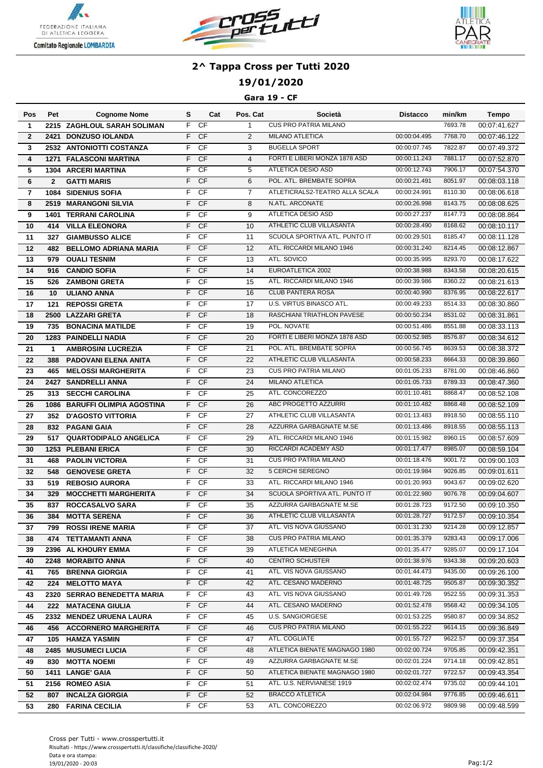# 2^ Tappa Cross per Tutti 2020

## 19/01/2020

### Gara 19 - CF

| Pos | Pet | Cognome Nome | S | Cat | Pos. Cat | Società | Distacco | min/km | Tempo |
|---|---|---|---|---|---|---|---|---|---|
| 1 | 2215 | ZAGHLOUL SARAH SOLIMAN | F | CF | 1 | CUS PRO PATRIA MILANO | | 7693.78 | 00:07:41.627 |
| 2 | 2421 | DONZUSO IOLANDA | F | CF | 2 | MILANO ATLETICA | 00:00:04.495 | 7768.70 | 00:07:46.122 |
| 3 | 2532 | ANTONIOTTI COSTANZA | F | CF | 3 | BUGELLA SPORT | 00:00:07.745 | 7822.87 | 00:07:49.372 |
| 4 | 1271 | FALASCONI MARTINA | F | CF | 4 | FORTI E LIBERI MONZA 1878 ASD | 00:00:11.243 | 7881.17 | 00:07:52.870 |
| 5 | 1304 | ARCERI MARTINA | F | CF | 5 | ATLETICA DESIO ASD | 00:00:12.743 | 7906.17 | 00:07:54.370 |
| 6 | 2 | GATTI MARIS | F | CF | 6 | POL. ATL. BREMBATE SOPRA | 00:00:21.491 | 8051.97 | 00:08:03.118 |
| 7 | 1084 | SIDENIUS SOFIA | F | CF | 7 | ATLETICRALS2-TEATRO ALLA SCALA | 00:00:24.991 | 8110.30 | 00:08:06.618 |
| 8 | 2519 | MARANGONI SILVIA | F | CF | 8 | N.ATL. ARCONATE | 00:00:26.998 | 8143.75 | 00:08:08.625 |
| 9 | 1401 | TERRANI CAROLINA | F | CF | 9 | ATLETICA DESIO ASD | 00:00:27.237 | 8147.73 | 00:08:08.864 |
| 10 | 414 | VILLA ELEONORA | F | CF | 10 | ATHLETIC CLUB VILLASANTA | 00:00:28.490 | 8168.62 | 00:08:10.117 |
| 11 | 327 | GIAMBUSSO ALICE | F | CF | 11 | SCUOLA SPORTIVA ATL. PUNTO IT | 00:00:29.501 | 8185.47 | 00:08:11.128 |
| 12 | 482 | BELLOMO ADRIANA MARIA | F | CF | 12 | ATL. RICCARDI MILANO 1946 | 00:00:31.240 | 8214.45 | 00:08:12.867 |
| 13 | 979 | OUALI TESNIM | F | CF | 13 | ATL. SOVICO | 00:00:35.995 | 8293.70 | 00:08:17.622 |
| 14 | 916 | CANDIO SOFIA | F | CF | 14 | EUROATLETICA 2002 | 00:00:38.988 | 8343.58 | 00:08:20.615 |
| 15 | 526 | ZAMBONI GRETA | F | CF | 15 | ATL. RICCARDI MILANO 1946 | 00:00:39.986 | 8360.22 | 00:08:21.613 |
| 16 | 10 | ULIANO ANNA | F | CF | 16 | CLUB PANTERA ROSA | 00:00:40.990 | 8376.95 | 00:08:22.617 |
| 17 | 121 | REPOSSI GRETA | F | CF | 17 | U.S. VIRTUS BINASCO ATL. | 00:00:49.233 | 8514.33 | 00:08:30.860 |
| 18 | 2500 | LAZZARI GRETA | F | CF | 18 | RASCHIANI TRIATHLON PAVESE | 00:00:50.234 | 8531.02 | 00:08:31.861 |
| 19 | 735 | BONACINA MATILDE | F | CF | 19 | POL. NOVATE | 00:00:51.486 | 8551.88 | 00:08:33.113 |
| 20 | 1283 | PAINDELLI NADIA | F | CF | 20 | FORTI E LIBERI MONZA 1878 ASD | 00:00:52.985 | 8576.87 | 00:08:34.612 |
| 21 | 1 | AMBROSINI LUCREZIA | F | CF | 21 | POL. ATL. BREMBATE SOPRA | 00:00:56.745 | 8639.53 | 00:08:38.372 |
| 22 | 388 | PADOVANI ELENA ANITA | F | CF | 22 | ATHLETIC CLUB VILLASANTA | 00:00:58.233 | 8664.33 | 00:08:39.860 |
| 23 | 465 | MELOSSI MARGHERITA | F | CF | 23 | CUS PRO PATRIA MILANO | 00:01:05.233 | 8781.00 | 00:08:46.860 |
| 24 | 2427 | SANDRELLI ANNA | F | CF | 24 | MILANO ATLETICA | 00:01:05.733 | 8789.33 | 00:08:47.360 |
| 25 | 313 | SECCHI CAROLINA | F | CF | 25 | ATL. CONCOREZZO | 00:01:10.481 | 8868.47 | 00:08:52.108 |
| 26 | 1086 | BARUFFI OLIMPIA AGOSTINA | F | CF | 26 | ABC PROGETTO AZZURRI | 00:01:10.482 | 8868.48 | 00:08:52.109 |
| 27 | 352 | D'AGOSTO VITTORIA | F | CF | 27 | ATHLETIC CLUB VILLASANTA | 00:01:13.483 | 8918.50 | 00:08:55.110 |
| 28 | 832 | PAGANI GAIA | F | CF | 28 | AZZURRA GARBAGNATE M.SE | 00:01:13.486 | 8918.55 | 00:08:55.113 |
| 29 | 517 | QUARTODIPALO ANGELICA | F | CF | 29 | ATL. RICCARDI MILANO 1946 | 00:01:15.982 | 8960.15 | 00:08:57.609 |
| 30 | 1253 | PLEBANI ERICA | F | CF | 30 | RICCARDI ACADEMY ASD | 00:01:17.477 | 8985.07 | 00:08:59.104 |
| 31 | 468 | PAOLIN VICTORIA | F | CF | 31 | CUS PRO PATRIA MILANO | 00:01:18.476 | 9001.72 | 00:09:00.103 |
| 32 | 548 | GENOVESE GRETA | F | CF | 32 | 5 CERCHI SEREGNO | 00:01:19.984 | 9026.85 | 00:09:01.611 |
| 33 | 519 | REBOSIO AURORA | F | CF | 33 | ATL. RICCARDI MILANO 1946 | 00:01:20.993 | 9043.67 | 00:09:02.620 |
| 34 | 329 | MOCCHETTI MARGHERITA | F | CF | 34 | SCUOLA SPORTIVA ATL. PUNTO IT | 00:01:22.980 | 9076.78 | 00:09:04.607 |
| 35 | 837 | ROCCASALVO SARA | F | CF | 35 | AZZURRA GARBAGNATE M.SE | 00:01:28.723 | 9172.50 | 00:09:10.350 |
| 36 | 384 | MOTTA SERENA | F | CF | 36 | ATHLETIC CLUB VILLASANTA | 00:01:28.727 | 9172.57 | 00:09:10.354 |
| 37 | 799 | ROSSI IRENE MARIA | F | CF | 37 | ATL. VIS NOVA GIUSSANO | 00:01:31.230 | 9214.28 | 00:09:12.857 |
| 38 | 474 | TETTAMANTI ANNA | F | CF | 38 | CUS PRO PATRIA MILANO | 00:01:35.379 | 9283.43 | 00:09:17.006 |
| 39 | 2396 | AL KHOURY EMMA | F | CF | 39 | ATLETICA MENEGHINA | 00:01:35.477 | 9285.07 | 00:09:17.104 |
| 40 | 2248 | MORABITO ANNA | F | CF | 40 | CENTRO SCHUSTER | 00:01:38.976 | 9343.38 | 00:09:20.603 |
| 41 | 765 | BRENNA GIORGIA | F | CF | 41 | ATL. VIS NOVA GIUSSANO | 00:01:44.473 | 9435.00 | 00:09:26.100 |
| 42 | 224 | MELOTTO MAYA | F | CF | 42 | ATL. CESANO MADERNO | 00:01:48.725 | 9505.87 | 00:09:30.352 |
| 43 | 2320 | SERRAO BENEDETTA MARIA | F | CF | 43 | ATL. VIS NOVA GIUSSANO | 00:01:49.726 | 9522.55 | 00:09:31.353 |
| 44 | 222 | MATACENA GIULIA | F | CF | 44 | ATL. CESANO MADERNO | 00:01:52.478 | 9568.42 | 00:09:34.105 |
| 45 | 2332 | MENDEZ URUENA LAURA | F | CF | 45 | U.S. SANGIORGESE | 00:01:53.225 | 9580.87 | 00:09:34.852 |
| 46 | 456 | ACCORNERO MARGHERITA | F | CF | 46 | CUS PRO PATRIA MILANO | 00:01:55.222 | 9614.15 | 00:09:36.849 |
| 47 | 105 | HAMZA YASMIN | F | CF | 47 | ATL. COGLIATE | 00:01:55.727 | 9622.57 | 00:09:37.354 |
| 48 | 2485 | MUSUMECI LUCIA | F | CF | 48 | ATLETICA BIENATE MAGNAGO 1980 | 00:02:00.724 | 9705.85 | 00:09:42.351 |
| 49 | 830 | MOTTA NOEMI | F | CF | 49 | AZZURRA GARBAGNATE M.SE | 00:02:01.224 | 9714.18 | 00:09:42.851 |
| 50 | 1411 | LANGE' GAIA | F | CF | 50 | ATLETICA BIENATE MAGNAGO 1980 | 00:02:01.727 | 9722.57 | 00:09:43.354 |
| 51 | 2156 | ROMEO ASIA | F | CF | 51 | ATL. U.S. NERVIANESE 1919 | 00:02:02.474 | 9735.02 | 00:09:44.101 |
| 52 | 807 | INCALZA GIORGIA | F | CF | 52 | BRACCO ATLETICA | 00:02:04.984 | 9776.85 | 00:09:46.611 |
| 53 | 280 | FARINA CECILIA | F | CF | 53 | ATL. CONCOREZZO | 00:02:06.972 | 9809.98 | 00:09:48.599 |

Cross per Tutti - www.crosspertutti.it
Risultati - https://www.crosspertutti.it/classifiche/classifiche-2020/
Data e ora stampa:
19/01/2020 - 20:03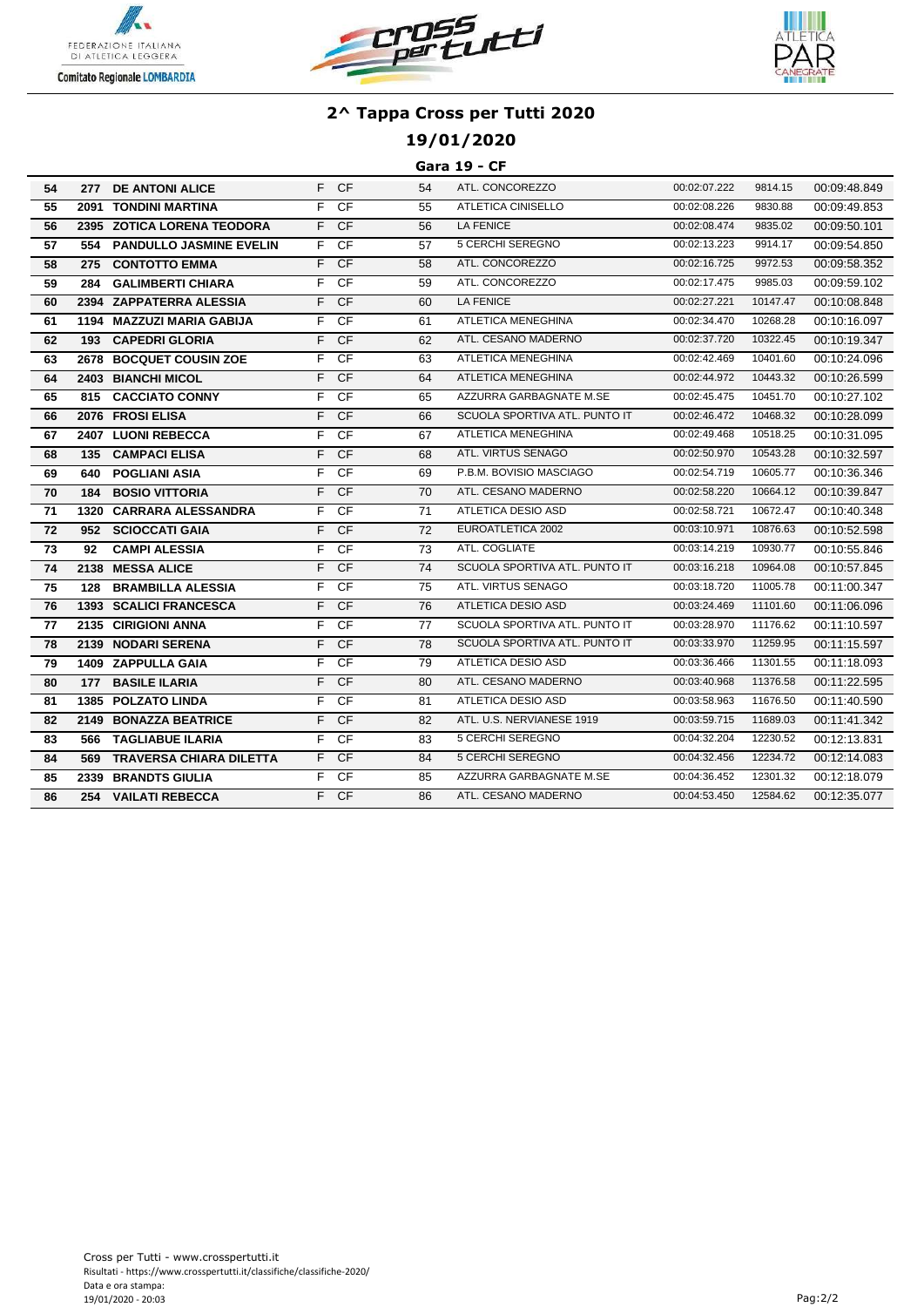## 2^ Tappa Cross per Tutti 2020

### 19/01/2020

### Gara 19 - CF

| | | | | | | | | | |
|---|---|---|---|---|---|---|---|---|---|
| 54 | 277 | DE ANTONI ALICE | F | CF | 54 | ATL. CONCOREZZO | 00:02:07.222 | 9814.15 | 00:09:48.849 |
| 55 | 2091 | TONDINI MARTINA | F | CF | 55 | ATLETICA CINISELLO | 00:02:08.226 | 9830.88 | 00:09:49.853 |
| 56 | 2395 | ZOTICA LORENA TEODORA | F | CF | 56 | LA FENICE | 00:02:08.474 | 9835.02 | 00:09:50.101 |
| 57 | 554 | PANDULLO JASMINE EVELIN | F | CF | 57 | 5 CERCHI SEREGNO | 00:02:13.223 | 9914.17 | 00:09:54.850 |
| 58 | 275 | CONTOTTO EMMA | F | CF | 58 | ATL. CONCOREZZO | 00:02:16.725 | 9972.53 | 00:09:58.352 |
| 59 | 284 | GALIMBERTI CHIARA | F | CF | 59 | ATL. CONCOREZZO | 00:02:17.475 | 9985.03 | 00:09:59.102 |
| 60 | 2394 | ZAPPATERRA ALESSIA | F | CF | 60 | LA FENICE | 00:02:27.221 | 10147.47 | 00:10:08.848 |
| 61 | 1194 | MAZZUZI MARIA GABIJA | F | CF | 61 | ATLETICA MENEGHINA | 00:02:34.470 | 10268.28 | 00:10:16.097 |
| 62 | 193 | CAPEDRI GLORIA | F | CF | 62 | ATL. CESANO MADERNO | 00:02:37.720 | 10322.45 | 00:10:19.347 |
| 63 | 2678 | BOCQUET COUSIN ZOE | F | CF | 63 | ATLETICA MENEGHINA | 00:02:42.469 | 10401.60 | 00:10:24.096 |
| 64 | 2403 | BIANCHI MICOL | F | CF | 64 | ATLETICA MENEGHINA | 00:02:44.972 | 10443.32 | 00:10:26.599 |
| 65 | 815 | CACCIATO CONNY | F | CF | 65 | AZZURRA GARBAGNATE M.SE | 00:02:45.475 | 10451.70 | 00:10:27.102 |
| 66 | 2076 | FROSI ELISA | F | CF | 66 | SCUOLA SPORTIVA ATL. PUNTO IT | 00:02:46.472 | 10468.32 | 00:10:28.099 |
| 67 | 2407 | LUONI REBECCA | F | CF | 67 | ATLETICA MENEGHINA | 00:02:49.468 | 10518.25 | 00:10:31.095 |
| 68 | 135 | CAMPACI ELISA | F | CF | 68 | ATL. VIRTUS SENAGO | 00:02:50.970 | 10543.28 | 00:10:32.597 |
| 69 | 640 | POGLIANI ASIA | F | CF | 69 | P.B.M. BOVISIO MASCIAGO | 00:02:54.719 | 10605.77 | 00:10:36.346 |
| 70 | 184 | BOSIO VITTORIA | F | CF | 70 | ATL. CESANO MADERNO | 00:02:58.220 | 10664.12 | 00:10:39.847 |
| 71 | 1320 | CARRARA ALESSANDRA | F | CF | 71 | ATLETICA DESIO ASD | 00:02:58.721 | 10672.47 | 00:10:40.348 |
| 72 | 952 | SCIOCCATI GAIA | F | CF | 72 | EUROATLETICA 2002 | 00:03:10.971 | 10876.63 | 00:10:52.598 |
| 73 | 92 | CAMPI ALESSIA | F | CF | 73 | ATL. COGLIATE | 00:03:14.219 | 10930.77 | 00:10:55.846 |
| 74 | 2138 | MESSA ALICE | F | CF | 74 | SCUOLA SPORTIVA ATL. PUNTO IT | 00:03:16.218 | 10964.08 | 00:10:57.845 |
| 75 | 128 | BRAMBILLA ALESSIA | F | CF | 75 | ATL. VIRTUS SENAGO | 00:03:18.720 | 11005.78 | 00:11:00.347 |
| 76 | 1393 | SCALICI FRANCESCA | F | CF | 76 | ATLETICA DESIO ASD | 00:03:24.469 | 11101.60 | 00:11:06.096 |
| 77 | 2135 | CIRIGIONI ANNA | F | CF | 77 | SCUOLA SPORTIVA ATL. PUNTO IT | 00:03:28.970 | 11176.62 | 00:11:10.597 |
| 78 | 2139 | NODARI SERENA | F | CF | 78 | SCUOLA SPORTIVA ATL. PUNTO IT | 00:03:33.970 | 11259.95 | 00:11:15.597 |
| 79 | 1409 | ZAPPULLA GAIA | F | CF | 79 | ATLETICA DESIO ASD | 00:03:36.466 | 11301.55 | 00:11:18.093 |
| 80 | 177 | BASILE ILARIA | F | CF | 80 | ATL. CESANO MADERNO | 00:03:40.968 | 11376.58 | 00:11:22.595 |
| 81 | 1385 | POLZATO LINDA | F | CF | 81 | ATLETICA DESIO ASD | 00:03:58.963 | 11676.50 | 00:11:40.590 |
| 82 | 2149 | BONAZZA BEATRICE | F | CF | 82 | ATL. U.S. NERVIANESE 1919 | 00:03:59.715 | 11689.03 | 00:11:41.342 |
| 83 | 566 | TAGLIABUE ILARIA | F | CF | 83 | 5 CERCHI SEREGNO | 00:04:32.204 | 12230.52 | 00:12:13.831 |
| 84 | 569 | TRAVERSA CHIARA DILETTA | F | CF | 84 | 5 CERCHI SEREGNO | 00:04:32.456 | 12234.72 | 00:12:14.083 |
| 85 | 2339 | BRANDTS GIULIA | F | CF | 85 | AZZURRA GARBAGNATE M.SE | 00:04:36.452 | 12301.32 | 00:12:18.079 |
| 86 | 254 | VAILATI REBECCA | F | CF | 86 | ATL. CESANO MADERNO | 00:04:53.450 | 12584.62 | 00:12:35.077 |

Cross per Tutti - www.crosspertutti.it
Risultati - https://www.crosspertutti.it/classifiche/classifiche-2020/
Data e ora stampa:
19/01/2020 - 20:03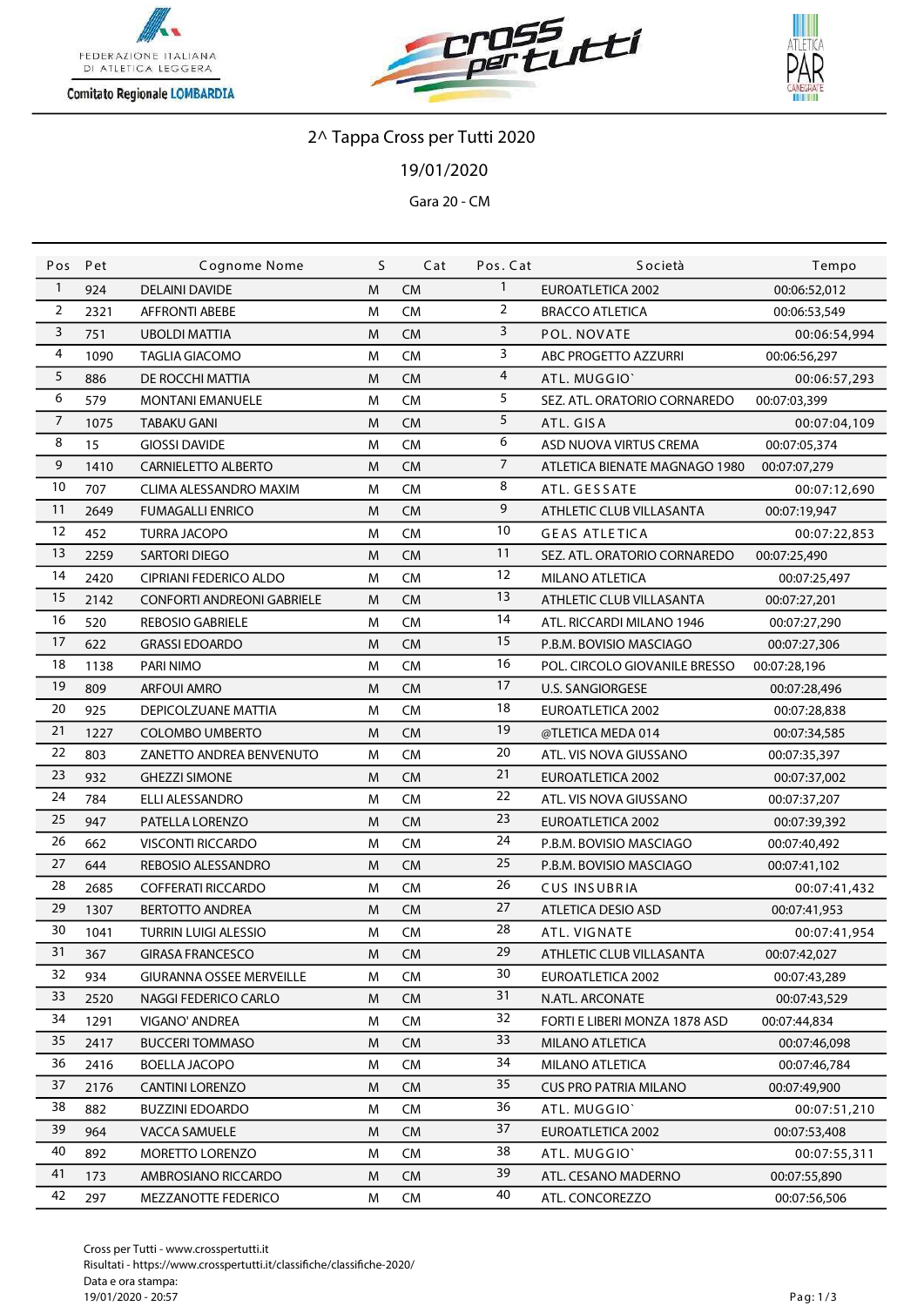FEDERAZIONE ITALIANA DI ATLETICA LEGGERA

Comitato Regionale LOMBARDIA

# 2^ Tappa Cross per Tutti 2020

19/01/2020

Gara 20 - CM

| Pos | Pet | Cognome Nome | S | Cat | Pos. Cat | Società | Tempo |
|---|---|---|---|---|---|---|---|
| 1 | 924 | DELAINI DAVIDE | M | CM | 1 | EUROATLETICA 2002 | 00:06:52,012 |
| 2 | 2321 | AFFRONTI ABEBE | M | CM | 2 | BRACCO ATLETICA | 00:06:53,549 |
| 3 | 751 | UBOLDI MATTIA | M | CM | 3 | POL. NOVATE | 00:06:54,994 |
| 4 | 1090 | TAGLIA GIACOMO | M | CM | 3 | ABC PROGETTO AZZURRI | 00:06:56,297 |
| 5 | 886 | DE ROCCHI MATTIA | M | CM | 4 | ATL. MUGGIO` | 00:06:57,293 |
| 6 | 579 | MONTANI EMANUELE | M | CM | 5 | SEZ. ATL. ORATORIO CORNAREDO | 00:07:03,399 |
| 7 | 1075 | TABAKU GANI | M | CM | 5 | ATL. GISA | 00:07:04,109 |
| 8 | 15 | GIOSSI DAVIDE | M | CM | 6 | ASD NUOVA VIRTUS CREMA | 00:07:05,374 |
| 9 | 1410 | CARNIELETTO ALBERTO | M | CM | 7 | ATLETICA BIENATE MAGNAGO 1980 | 00:07:07,279 |
| 10 | 707 | CLIMA ALESSANDRO MAXIM | M | CM | 8 | ATL. GESSATE | 00:07:12,690 |
| 11 | 2649 | FUMAGALLI ENRICO | M | CM | 9 | ATHLETIC CLUB VILLASANTA | 00:07:19,947 |
| 12 | 452 | TURRA JACOPO | M | CM | 10 | GEAS ATLETICA | 00:07:22,853 |
| 13 | 2259 | SARTORI DIEGO | M | CM | 11 | SEZ. ATL. ORATORIO CORNAREDO | 00:07:25,490 |
| 14 | 2420 | CIPRIANI FEDERICO ALDO | M | CM | 12 | MILANO ATLETICA | 00:07:25,497 |
| 15 | 2142 | CONFORTI ANDREONI GABRIELE | M | CM | 13 | ATHLETIC CLUB VILLASANTA | 00:07:27,201 |
| 16 | 520 | REBOSIO GABRIELE | M | CM | 14 | ATL. RICCARDI MILANO 1946 | 00:07:27,290 |
| 17 | 622 | GRASSI EDOARDO | M | CM | 15 | P.B.M. BOVISIO MASCIAGO | 00:07:27,306 |
| 18 | 1138 | PARI NIMO | M | CM | 16 | POL. CIRCOLO GIOVANILE BRESSO | 00:07:28,196 |
| 19 | 809 | ARFOUI AMRO | M | CM | 17 | U.S. SANGIORGESE | 00:07:28,496 |
| 20 | 925 | DEPICOLZUANE MATTIA | M | CM | 18 | EUROATLETICA 2002 | 00:07:28,838 |
| 21 | 1227 | COLOMBO UMBERTO | M | CM | 19 | @TLETICA MEDA 014 | 00:07:34,585 |
| 22 | 803 | ZANETTO ANDREA BENVENUTO | M | CM | 20 | ATL. VIS NOVA GIUSSANO | 00:07:35,397 |
| 23 | 932 | GHEZZI SIMONE | M | CM | 21 | EUROATLETICA 2002 | 00:07:37,002 |
| 24 | 784 | ELLI ALESSANDRO | M | CM | 22 | ATL. VIS NOVA GIUSSANO | 00:07:37,207 |
| 25 | 947 | PATELLA LORENZO | M | CM | 23 | EUROATLETICA 2002 | 00:07:39,392 |
| 26 | 662 | VISCONTI RICCARDO | M | CM | 24 | P.B.M. BOVISIO MASCIAGO | 00:07:40,492 |
| 27 | 644 | REBOSIO ALESSANDRO | M | CM | 25 | P.B.M. BOVISIO MASCIAGO | 00:07:41,102 |
| 28 | 2685 | COFFERATI RICCARDO | M | CM | 26 | CUS INSUBRIA | 00:07:41,432 |
| 29 | 1307 | BERTOTTO ANDREA | M | CM | 27 | ATLETICA DESIO ASD | 00:07:41,953 |
| 30 | 1041 | TURRIN LUIGI ALESSIO | M | CM | 28 | ATL. VIGNATE | 00:07:41,954 |
| 31 | 367 | GIRASA FRANCESCO | M | CM | 29 | ATHLETIC CLUB VILLASANTA | 00:07:42,027 |
| 32 | 934 | GIURANNA OSSEE MERVEILLE | M | CM | 30 | EUROATLETICA 2002 | 00:07:43,289 |
| 33 | 2520 | NAGGI FEDERICO CARLO | M | CM | 31 | N.ATL. ARCONATE | 00:07:43,529 |
| 34 | 1291 | VIGANO' ANDREA | M | CM | 32 | FORTI E LIBERI MONZA 1878 ASD | 00:07:44,834 |
| 35 | 2417 | BUCCERI TOMMASO | M | CM | 33 | MILANO ATLETICA | 00:07:46,098 |
| 36 | 2416 | BOELLA JACOPO | M | CM | 34 | MILANO ATLETICA | 00:07:46,784 |
| 37 | 2176 | CANTINI LORENZO | M | CM | 35 | CUS PRO PATRIA MILANO | 00:07:49,900 |
| 38 | 882 | BUZZINI EDOARDO | M | CM | 36 | ATL. MUGGIO` | 00:07:51,210 |
| 39 | 964 | VACCA SAMUELE | M | CM | 37 | EUROATLETICA 2002 | 00:07:53,408 |
| 40 | 892 | MORETTO LORENZO | M | CM | 38 | ATL. MUGGIO` | 00:07:55,311 |
| 41 | 173 | AMBROSIANO RICCARDO | M | CM | 39 | ATL. CESANO MADERNO | 00:07:55,890 |
| 42 | 297 | MEZZANOTTE FEDERICO | M | CM | 40 | ATL. CONCOREZZO | 00:07:56,506 |

Cross per Tutti - www.crosspertutti.it
Risultati - https://www.crosspertutti.it/classifiche/classifiche-2020/
Data e ora stampa:
19/01/2020 - 20:57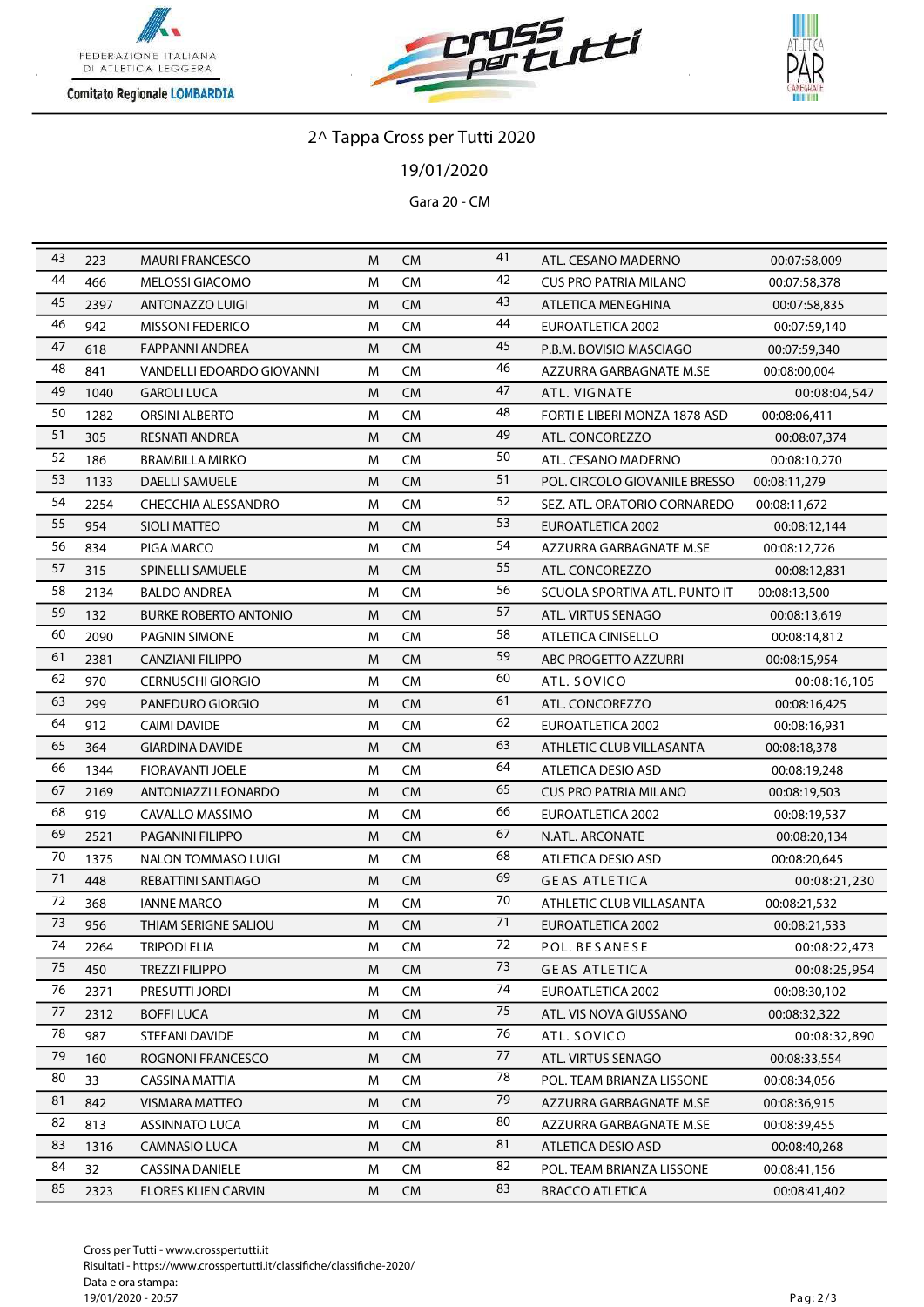2^ Tappa Cross per Tutti 2020

19/01/2020

Gara 20 - CM

| | | | | | | | |
|---|---|---|---|---|---|---|---|
| 43 | 223 | MAURI FRANCESCO | M | CM | 41 | ATL. CESANO MADERNO | 00:07:58,009 |
| 44 | 466 | MELOSSI GIACOMO | M | CM | 42 | CUS PRO PATRIA MILANO | 00:07:58,378 |
| 45 | 2397 | ANTONAZZO LUIGI | M | CM | 43 | ATLETICA MENEGHINA | 00:07:58,835 |
| 46 | 942 | MISSONI FEDERICO | M | CM | 44 | EUROATLETICA 2002 | 00:07:59,140 |
| 47 | 618 | FAPPANNI ANDREA | M | CM | 45 | P.B.M. BOVISIO MASCIAGO | 00:07:59,340 |
| 48 | 841 | VANDELLI EDOARDO GIOVANNI | M | CM | 46 | AZZURRA GARBAGNATE M.SE | 00:08:00,004 |
| 49 | 1040 | GAROLI LUCA | M | CM | 47 | ATL. VIGNATE | 00:08:04,547 |
| 50 | 1282 | ORSINI ALBERTO | M | CM | 48 | FORTI E LIBERI MONZA 1878 ASD | 00:08:06,411 |
| 51 | 305 | RESNATI ANDREA | M | CM | 49 | ATL. CONCOREZZO | 00:08:07,374 |
| 52 | 186 | BRAMBILLA MIRKO | M | CM | 50 | ATL. CESANO MADERNO | 00:08:10,270 |
| 53 | 1133 | DAELLI SAMUELE | M | CM | 51 | POL. CIRCOLO GIOVANILE BRESSO | 00:08:11,279 |
| 54 | 2254 | CHECCHIA ALESSANDRO | M | CM | 52 | SEZ. ATL. ORATORIO CORNAREDO | 00:08:11,672 |
| 55 | 954 | SIOLI MATTEO | M | CM | 53 | EUROATLETICA 2002 | 00:08:12,144 |
| 56 | 834 | PIGA MARCO | M | CM | 54 | AZZURRA GARBAGNATE M.SE | 00:08:12,726 |
| 57 | 315 | SPINELLI SAMUELE | M | CM | 55 | ATL. CONCOREZZO | 00:08:12,831 |
| 58 | 2134 | BALDO ANDREA | M | CM | 56 | SCUOLA SPORTIVA ATL. PUNTO IT | 00:08:13,500 |
| 59 | 132 | BURKE ROBERTO ANTONIO | M | CM | 57 | ATL. VIRTUS SENAGO | 00:08:13,619 |
| 60 | 2090 | PAGNIN SIMONE | M | CM | 58 | ATLETICA CINISELLO | 00:08:14,812 |
| 61 | 2381 | CANZIANI FILIPPO | M | CM | 59 | ABC PROGETTO AZZURRI | 00:08:15,954 |
| 62 | 970 | CERNUSCHI GIORGIO | M | CM | 60 | ATL. SOVICO | 00:08:16,105 |
| 63 | 299 | PANEDURO GIORGIO | M | CM | 61 | ATL. CONCOREZZO | 00:08:16,425 |
| 64 | 912 | CAIMI DAVIDE | M | CM | 62 | EUROATLETICA 2002 | 00:08:16,931 |
| 65 | 364 | GIARDINA DAVIDE | M | CM | 63 | ATHLETIC CLUB VILLASANTA | 00:08:18,378 |
| 66 | 1344 | FIORAVANTI JOELE | M | CM | 64 | ATLETICA DESIO ASD | 00:08:19,248 |
| 67 | 2169 | ANTONIAZZI LEONARDO | M | CM | 65 | CUS PRO PATRIA MILANO | 00:08:19,503 |
| 68 | 919 | CAVALLO MASSIMO | M | CM | 66 | EUROATLETICA 2002 | 00:08:19,537 |
| 69 | 2521 | PAGANINI FILIPPO | M | CM | 67 | N.ATL. ARCONATE | 00:08:20,134 |
| 70 | 1375 | NALON TOMMASO LUIGI | M | CM | 68 | ATLETICA DESIO ASD | 00:08:20,645 |
| 71 | 448 | REBATTINI SANTIAGO | M | CM | 69 | GEAS ATLETICA | 00:08:21,230 |
| 72 | 368 | IANNE MARCO | M | CM | 70 | ATHLETIC CLUB VILLASANTA | 00:08:21,532 |
| 73 | 956 | THIAM SERIGNE SALIOU | M | CM | 71 | EUROATLETICA 2002 | 00:08:21,533 |
| 74 | 2264 | TRIPODI ELIA | M | CM | 72 | POL. BESANESE | 00:08:22,473 |
| 75 | 450 | TREZZI FILIPPO | M | CM | 73 | GEAS ATLETICA | 00:08:25,954 |
| 76 | 2371 | PRESUTTI JORDI | M | CM | 74 | EUROATLETICA 2002 | 00:08:30,102 |
| 77 | 2312 | BOFFI LUCA | M | CM | 75 | ATL. VIS NOVA GIUSSANO | 00:08:32,322 |
| 78 | 987 | STEFANI DAVIDE | M | CM | 76 | ATL. SOVICO | 00:08:32,890 |
| 79 | 160 | ROGNONI FRANCESCO | M | CM | 77 | ATL. VIRTUS SENAGO | 00:08:33,554 |
| 80 | 33 | CASSINA MATTIA | M | CM | 78 | POL. TEAM BRIANZA LISSONE | 00:08:34,056 |
| 81 | 842 | VISMARA MATTEO | M | CM | 79 | AZZURRA GARBAGNATE M.SE | 00:08:36,915 |
| 82 | 813 | ASSINNATO LUCA | M | CM | 80 | AZZURRA GARBAGNATE M.SE | 00:08:39,455 |
| 83 | 1316 | CAMNASIO LUCA | M | CM | 81 | ATLETICA DESIO ASD | 00:08:40,268 |
| 84 | 32 | CASSINA DANIELE | M | CM | 82 | POL. TEAM BRIANZA LISSONE | 00:08:41,156 |
| 85 | 2323 | FLORES KLIEN CARVIN | M | CM | 83 | BRACCO ATLETICA | 00:08:41,402 |

Cross per Tutti - www.crosspertutti.it
Risultati - https://www.crosspertutti.it/classifiche/classifiche-2020/
Data e ora stampa:
19/01/2020 - 20:57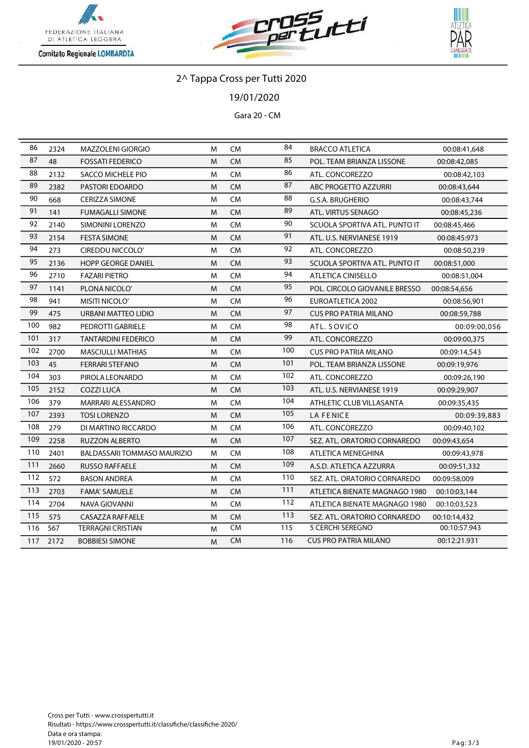## 2^ Tappa Cross per Tutti 2020

19/01/2020

Gara 20 - CM

| | | | | | | | |
|---|---|---|---|---|---|---|---|
| 86 | 2324 | MAZZOLENI GIORGIO | M | CM | 84 | BRACCO ATLETICA | 00:08:41,648 |
| 87 | 48 | FOSSATI FEDERICO | M | CM | 85 | POL. TEAM BRIANZA LISSONE | 00:08:42,085 |
| 88 | 2132 | SACCO MICHELE PIO | M | CM | 86 | ATL. CONCOREZZO | 00:08:42,103 |
| 89 | 2382 | PASTORI EDOARDO | M | CM | 87 | ABC PROGETTO AZZURRI | 00:08:43,644 |
| 90 | 668 | CERIZZA SIMONE | M | CM | 88 | G.S.A. BRUGHERIO | 00:08:43,744 |
| 91 | 141 | FUMAGALLI SIMONE | M | CM | 89 | ATL. VIRTUS SENAGO | 00:08:45,236 |
| 92 | 2140 | SIMONINI LORENZO | M | CM | 90 | SCUOLA SPORTIVA ATL. PUNTO IT | 00:08:45,466 |
| 93 | 2154 | FESTA SIMONE | M | CM | 91 | ATL. U.S. NERVIANESE 1919 | 00:08:45:973 |
| 94 | 273 | CIREDDU NICCOLO' | M | CM | 92 | ATL. CONCOREZZO | 00:08:50,239 |
| 95 | 2136 | HOPP GEORGE DANIEL | M | CM | 93 | SCUOLA SPORTIVA ATL. PUNTO IT | 00:08:51,000 |
| 96 | 2710 | FAZARI PIETRO | M | CM | 94 | ATLETICA CINISELLO | 00:08:51,004 |
| 97 | 1141 | PLONA NICOLO' | M | CM | 95 | POL. CIRCOLO GIOVANILE BRESSO | 00:08:54,656 |
| 98 | 941 | MISITI NICOLO' | M | CM | 96 | EUROATLETICA 2002 | 00:08:56,901 |
| 99 | 475 | URBANI MATTEO LIDIO | M | CM | 97 | CUS PRO PATRIA MILANO | 00:08:59,788 |
| 100 | 982 | PEDROTTI GABRIELE | M | CM | 98 | ATL. SOVICO | 00:09:00,056 |
| 101 | 317 | TANTARDINI FEDERICO | M | CM | 99 | ATL. CONCOREZZO | 00:09:00,375 |
| 102 | 2700 | MASCIULLI MATHIAS | M | CM | 100 | CUS PRO PATRIA MILANO | 00:09:14,543 |
| 103 | 45 | FERRARI STEFANO | M | CM | 101 | POL. TEAM BRIANZA LISSONE | 00:09:19,976 |
| 104 | 303 | PIROLA LEONARDO | M | CM | 102 | ATL. CONCOREZZO | 00:09:26,190 |
| 105 | 2152 | COZZI LUCA | M | CM | 103 | ATL. U.S. NERVIANESE 1919 | 00:09:29,907 |
| 106 | 379 | MARRARI ALESSANDRO | M | CM | 104 | ATHLETIC CLUB VILLASANTA | 00:09:35,435 |
| 107 | 2393 | TOSI LORENZO | M | CM | 105 | LA FENICE | 00:09:39,883 |
| 108 | 279 | DI MARTINO RICCARDO | M | CM | 106 | ATL. CONCOREZZO | 00:09:40,102 |
| 109 | 2258 | RUZZON ALBERTO | M | CM | 107 | SEZ. ATL. ORATORIO CORNAREDO | 00:09:43,654 |
| 110 | 2401 | BALDASSARI TOMMASO MAURIZIO | M | CM | 108 | ATLETICA MENEGHINA | 00:09:43,978 |
| 111 | 2660 | RUSSO RAFFAELE | M | CM | 109 | A.S.D. ATLETICA AZZURRA | 00:09:51,332 |
| 112 | 572 | BASON ANDREA | M | CM | 110 | SEZ. ATL. ORATORIO CORNAREDO | 00:09:58,009 |
| 113 | 2703 | FAMA' SAMUELE | M | CM | 111 | ATLETICA BIENATE MAGNAGO 1980 | 00:10:03,144 |
| 114 | 2704 | NAVA GIOVANNI | M | CM | 112 | ATLETICA BIENATE MAGNAGO 1980 | 00:10:03,523 |
| 115 | 575 | CASAZZA RAFFAELE | M | CM | 113 | SEZ. ATL. ORATORIO CORNAREDO | 00:10:14,432 |
| 116 | 567 | TERRAGNI CRISTIAN | M | CM | 115 | 5 CERCHI SEREGNO | 00:10:57.943 |
| 117 | 2172 | BOBBIESI SIMONE | M | CM | 116 | CUS PRO PATRIA MILANO | 00:12:21.931 |

Cross per Tutti - www.crosspertutti.it
Risultati - https://www.crosspertutti.it/classifiche/classifiche-2020/
Data e ora stampa:
19/01/2020 - 20:57